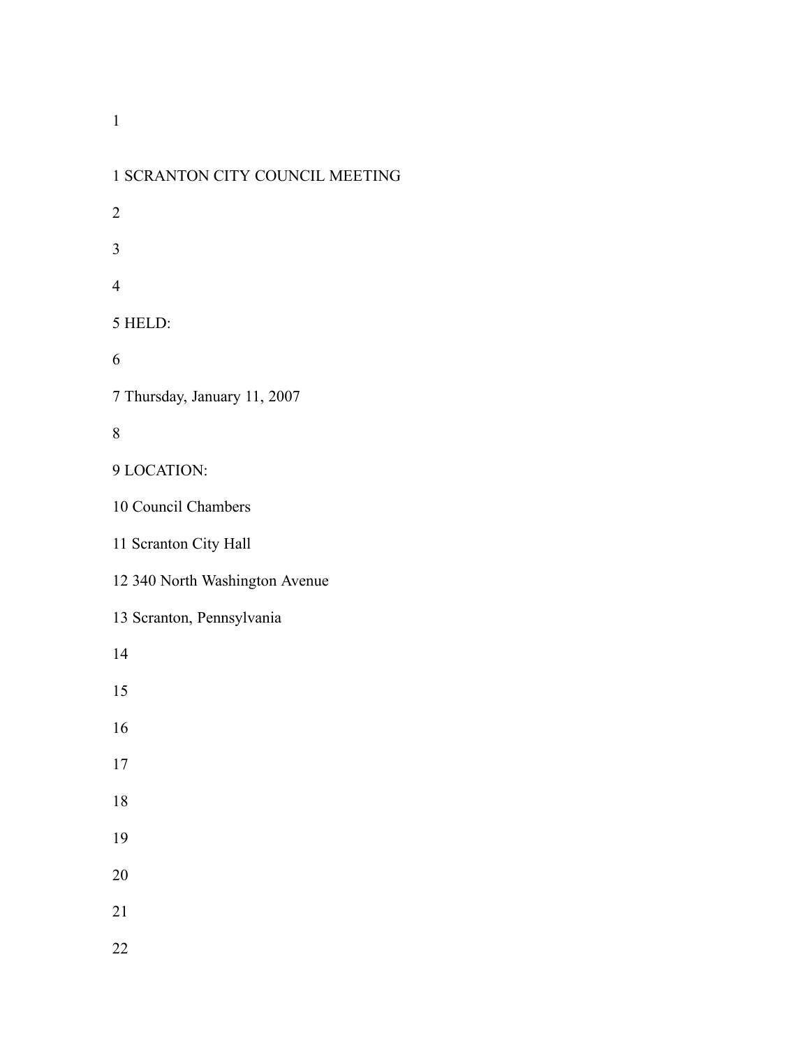1 SCRANTON CITY COUNCIL MEETING

2

3

4

5 HELD:

6

7 Thursday, January 11, 2007

8

9 LOCATION:

10 Council Chambers

11 Scranton City Hall

12 340 North Washington Avenue

13 Scranton, Pennsylvania

14

15

16

17

18

19

20

21

22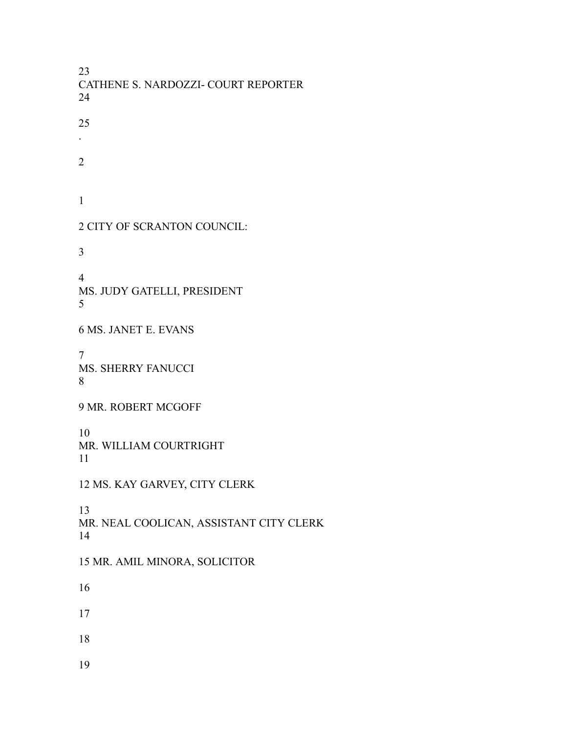CATHENE S. NARDOZZI- COURT REPORTER

CITY OF SCRANTON COUNCIL:

MS. JUDY GATELLI, PRESIDENT

MS. JANET E. EVANS

MS. SHERRY FANUCCI

MR. ROBERT MCGOFF

MR. WILLIAM COURTRIGHT

MS. KAY GARVEY, CITY CLERK

MR. NEAL COOLICAN, ASSISTANT CITY CLERK

MR. AMIL MINORA, SOLICITOR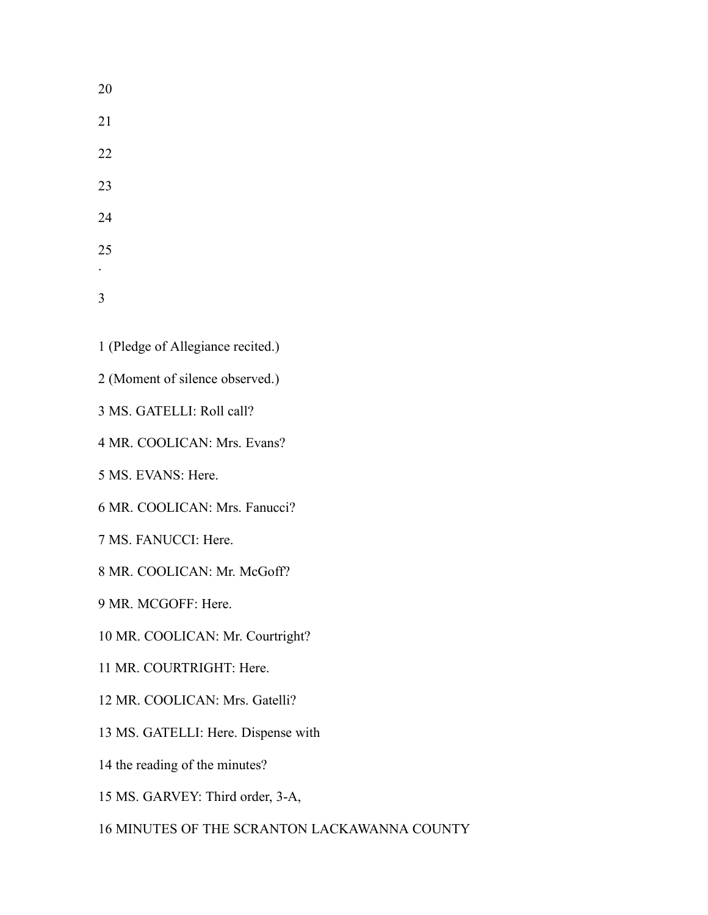20

21

22

23

24

25

1 (Pledge of Allegiance recited.)

2 (Moment of silence observed.)

3 MS. GATELLI: Roll call?

4 MR. COOLICAN: Mrs. Evans?

5 MS. EVANS: Here.

6 MR. COOLICAN: Mrs. Fanucci?

7 MS. FANUCCI: Here.

8 MR. COOLICAN: Mr. McGoff?

9 MR. MCGOFF: Here.

10 MR. COOLICAN: Mr. Courtright?

11 MR. COURTRIGHT: Here.

12 MR. COOLICAN: Mrs. Gatelli?

13 MS. GATELLI: Here. Dispense with

14 the reading of the minutes?

15 MS. GARVEY: Third order, 3-A,

16 MINUTES OF THE SCRANTON LACKAWANNA COUNTY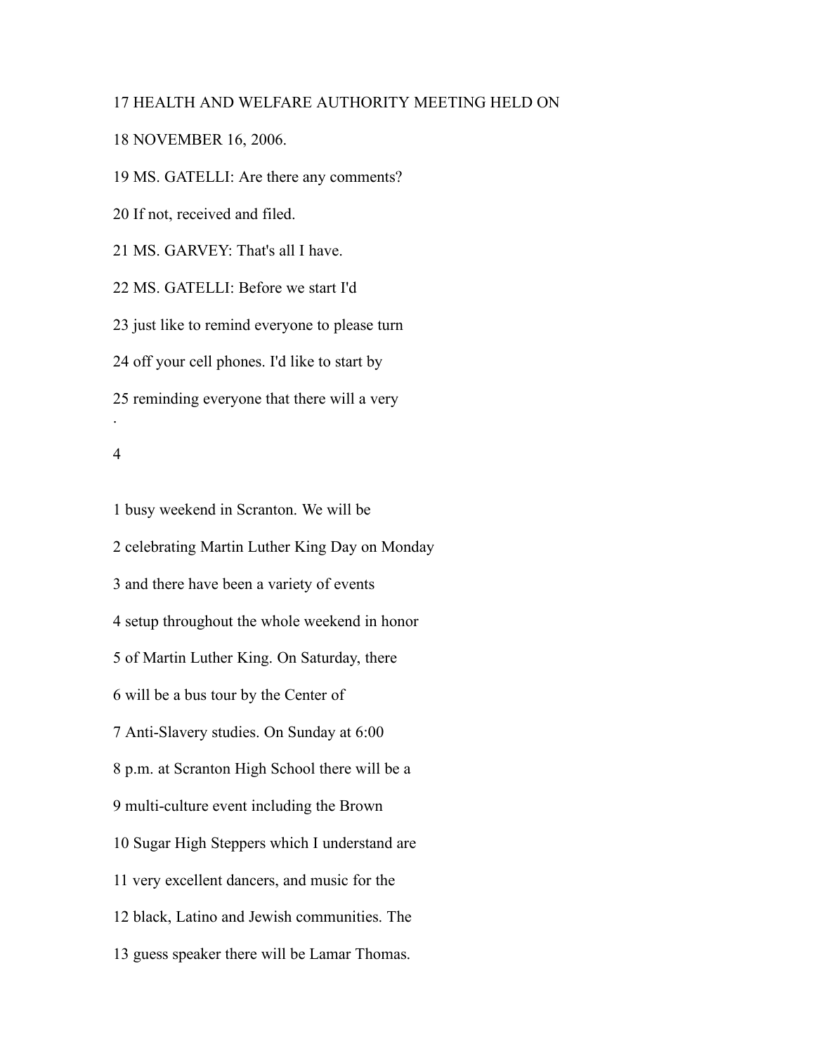17 HEALTH AND WELFARE AUTHORITY MEETING HELD ON

18 NOVEMBER 16, 2006.

19 MS. GATELLI: Are there any comments?

20 If not, received and filed.

21 MS. GARVEY: That's all I have.

22 MS. GATELLI: Before we start I'd

23 just like to remind everyone to please turn

24 off your cell phones. I'd like to start by

25 reminding everyone that there will a very

.

1 busy weekend in Scranton. We will be

2 celebrating Martin Luther King Day on Monday

3 and there have been a variety of events

4 setup throughout the whole weekend in honor

5 of Martin Luther King. On Saturday, there

6 will be a bus tour by the Center of

7 Anti-Slavery studies. On Sunday at 6:00

8 p.m. at Scranton High School there will be a

9 multi-culture event including the Brown

10 Sugar High Steppers which I understand are

11 very excellent dancers, and music for the

12 black, Latino and Jewish communities. The

13 guess speaker there will be Lamar Thomas.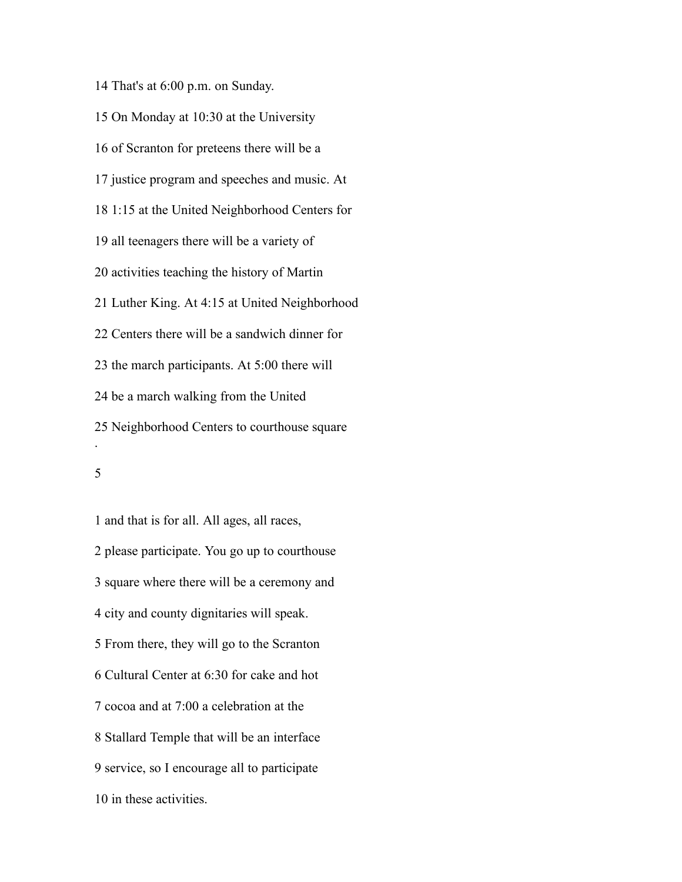14 That's at 6:00 p.m. on Sunday.

15 On Monday at 10:30 at the University

16 of Scranton for preteens there will be a

17 justice program and speeches and music. At

18 1:15 at the United Neighborhood Centers for

19 all teenagers there will be a variety of

20 activities teaching the history of Martin

21 Luther King. At 4:15 at United Neighborhood

22 Centers there will be a sandwich dinner for

23 the march participants. At 5:00 there will

24 be a march walking from the United

25 Neighborhood Centers to courthouse square

.

1 and that is for all. All ages, all races,

2 please participate. You go up to courthouse

3 square where there will be a ceremony and

4 city and county dignitaries will speak.

5 From there, they will go to the Scranton

6 Cultural Center at 6:30 for cake and hot

7 cocoa and at 7:00 a celebration at the

8 Stallard Temple that will be an interface

9 service, so I encourage all to participate

10 in these activities.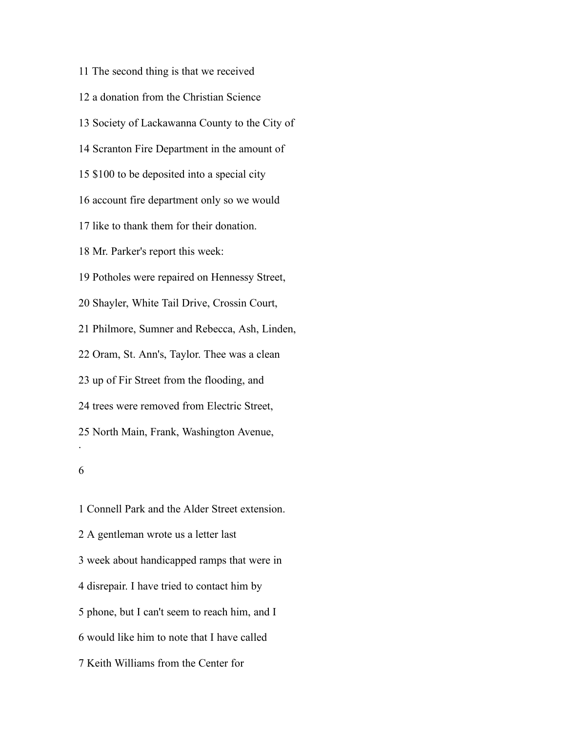11 The second thing is that we received

12 a donation from the Christian Science

13 Society of Lackawanna County to the City of

14 Scranton Fire Department in the amount of

15 $100 to be deposited into a special city

16 account fire department only so we would

17 like to thank them for their donation.

18 Mr. Parker's report this week:

19 Potholes were repaired on Hennessy Street,

20 Shayler, White Tail Drive, Crossin Court,

21 Philmore, Sumner and Rebecca, Ash, Linden,

22 Oram, St. Ann's, Taylor. Thee was a clean

23 up of Fir Street from the flooding, and

24 trees were removed from Electric Street,

25 North Main, Frank, Washington Avenue,

.

1 Connell Park and the Alder Street extension.

2 A gentleman wrote us a letter last

3 week about handicapped ramps that were in

4 disrepair. I have tried to contact him by

5 phone, but I can't seem to reach him, and I

6 would like him to note that I have called

7 Keith Williams from the Center for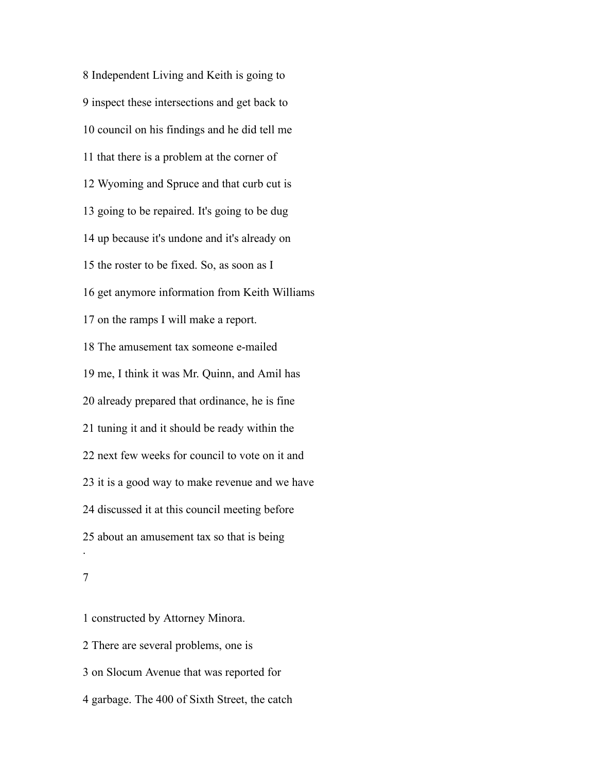8 Independent Living and Keith is going to

9 inspect these intersections and get back to

10 council on his findings and he did tell me

11 that there is a problem at the corner of

12 Wyoming and Spruce and that curb cut is

13 going to be repaired. It's going to be dug

14 up because it's undone and it's already on

15 the roster to be fixed. So, as soon as I

16 get anymore information from Keith Williams

17 on the ramps I will make a report.

18 The amusement tax someone e-mailed

19 me, I think it was Mr. Quinn, and Amil has

20 already prepared that ordinance, he is fine

21 tuning it and it should be ready within the

22 next few weeks for council to vote on it and

23 it is a good way to make revenue and we have

24 discussed it at this council meeting before

25 about an amusement tax so that is being

.

7

1 constructed by Attorney Minora.

2 There are several problems, one is

3 on Slocum Avenue that was reported for

4 garbage. The 400 of Sixth Street, the catch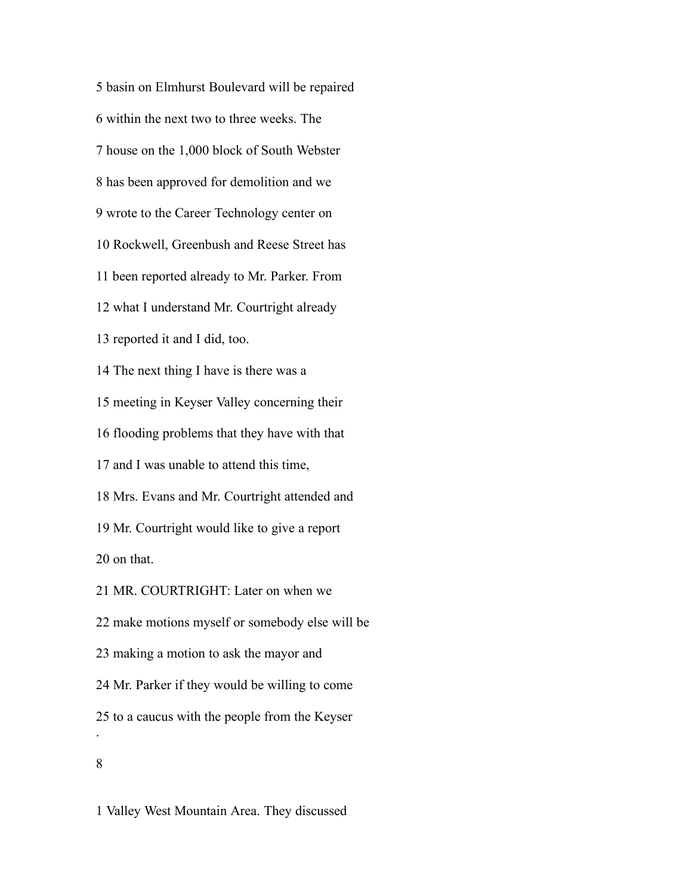5 basin on Elmhurst Boulevard will be repaired

6 within the next two to three weeks. The

7 house on the 1,000 block of South Webster

8 has been approved for demolition and we

9 wrote to the Career Technology center on

10 Rockwell, Greenbush and Reese Street has

11 been reported already to Mr. Parker. From

12 what I understand Mr. Courtright already

13 reported it and I did, too.

14 The next thing I have is there was a

15 meeting in Keyser Valley concerning their

16 flooding problems that they have with that

17 and I was unable to attend this time,

18 Mrs. Evans and Mr. Courtright attended and

19 Mr. Courtright would like to give a report

20 on that.

21 MR. COURTRIGHT: Later on when we

22 make motions myself or somebody else will be

23 making a motion to ask the mayor and

24 Mr. Parker if they would be willing to come

25 to a caucus with the people from the Keyser

1 Valley West Mountain Area. They discussed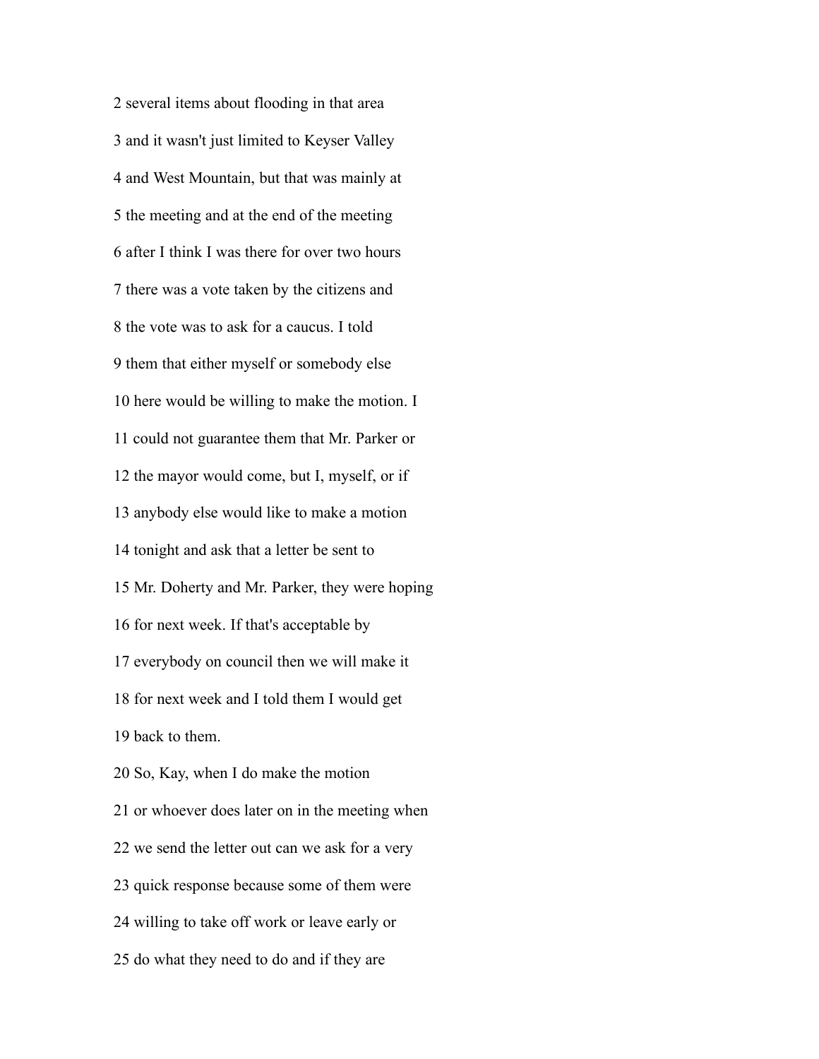2 several items about flooding in that area

3 and it wasn't just limited to Keyser Valley

4 and West Mountain, but that was mainly at

5 the meeting and at the end of the meeting

6 after I think I was there for over two hours

7 there was a vote taken by the citizens and

8 the vote was to ask for a caucus. I told

9 them that either myself or somebody else

10 here would be willing to make the motion. I

11 could not guarantee them that Mr. Parker or

12 the mayor would come, but I, myself, or if

13 anybody else would like to make a motion

14 tonight and ask that a letter be sent to

15 Mr. Doherty and Mr. Parker, they were hoping

16 for next week. If that's acceptable by

17 everybody on council then we will make it

18 for next week and I told them I would get

19 back to them.

20 So, Kay, when I do make the motion

21 or whoever does later on in the meeting when

22 we send the letter out can we ask for a very

23 quick response because some of them were

24 willing to take off work or leave early or

25 do what they need to do and if they are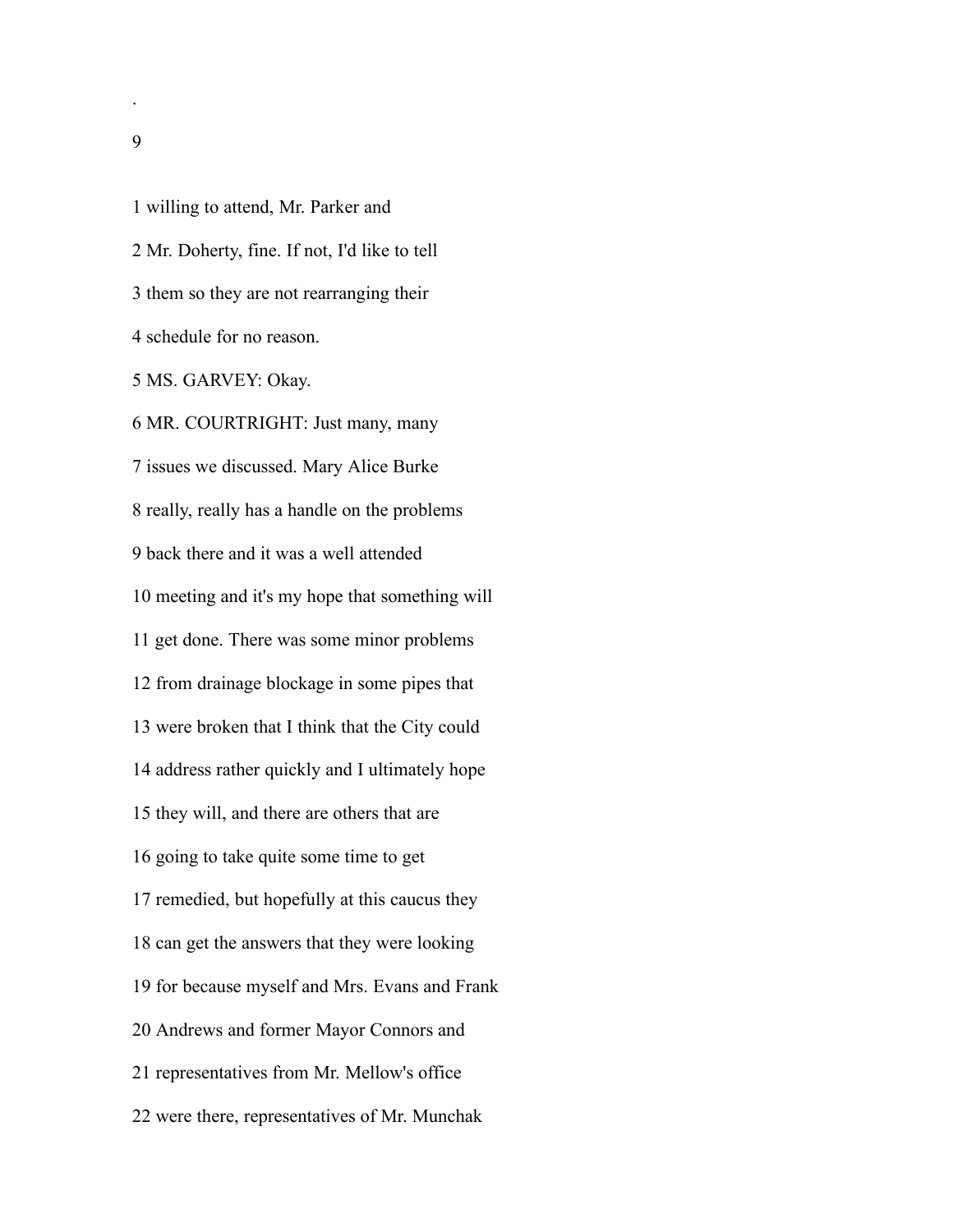1 willing to attend, Mr. Parker and

2 Mr. Doherty, fine. If not, I'd like to tell

3 them so they are not rearranging their

4 schedule for no reason.

5 MS. GARVEY: Okay.

6 MR. COURTRIGHT: Just many, many

7 issues we discussed. Mary Alice Burke

8 really, really has a handle on the problems

9 back there and it was a well attended

10 meeting and it's my hope that something will

11 get done. There was some minor problems

12 from drainage blockage in some pipes that

13 were broken that I think that the City could

14 address rather quickly and I ultimately hope

15 they will, and there are others that are

16 going to take quite some time to get

17 remedied, but hopefully at this caucus they

18 can get the answers that they were looking

19 for because myself and Mrs. Evans and Frank

20 Andrews and former Mayor Connors and

21 representatives from Mr. Mellow's office

22 were there, representatives of Mr. Munchak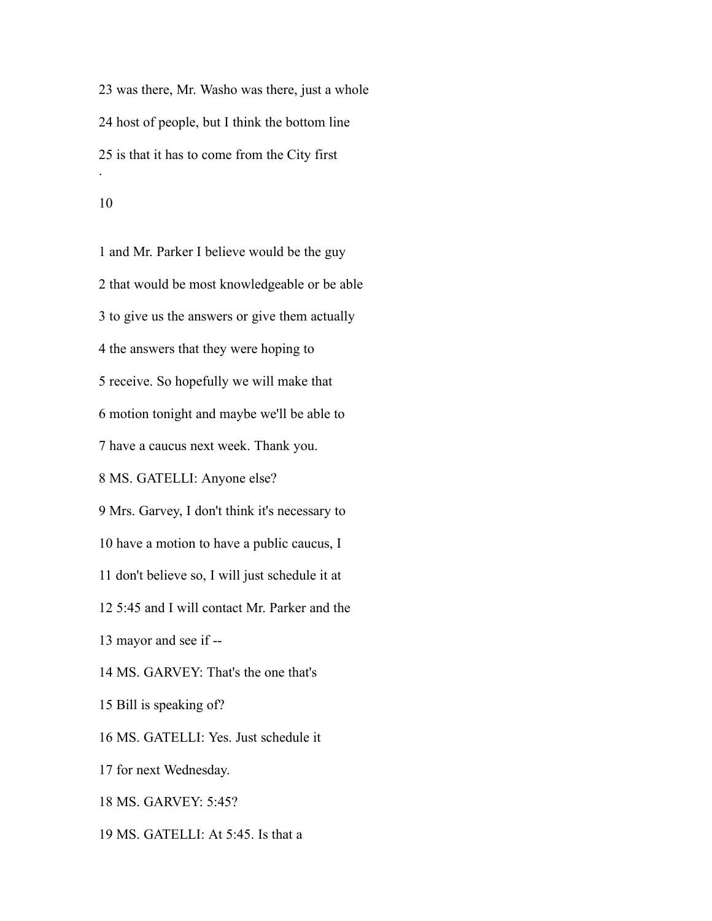23 was there, Mr. Washo was there, just a whole

24 host of people, but I think the bottom line

25 is that it has to come from the City first

.

1 and Mr. Parker I believe would be the guy

2 that would be most knowledgeable or be able

3 to give us the answers or give them actually

4 the answers that they were hoping to

5 receive. So hopefully we will make that

6 motion tonight and maybe we'll be able to

7 have a caucus next week. Thank you.

8 MS. GATELLI: Anyone else?

9 Mrs. Garvey, I don't think it's necessary to

10 have a motion to have a public caucus, I

11 don't believe so, I will just schedule it at

12 5:45 and I will contact Mr. Parker and the

13 mayor and see if --

14 MS. GARVEY: That's the one that's

15 Bill is speaking of?

16 MS. GATELLI: Yes. Just schedule it

17 for next Wednesday.

18 MS. GARVEY: 5:45?

19 MS. GATELLI: At 5:45. Is that a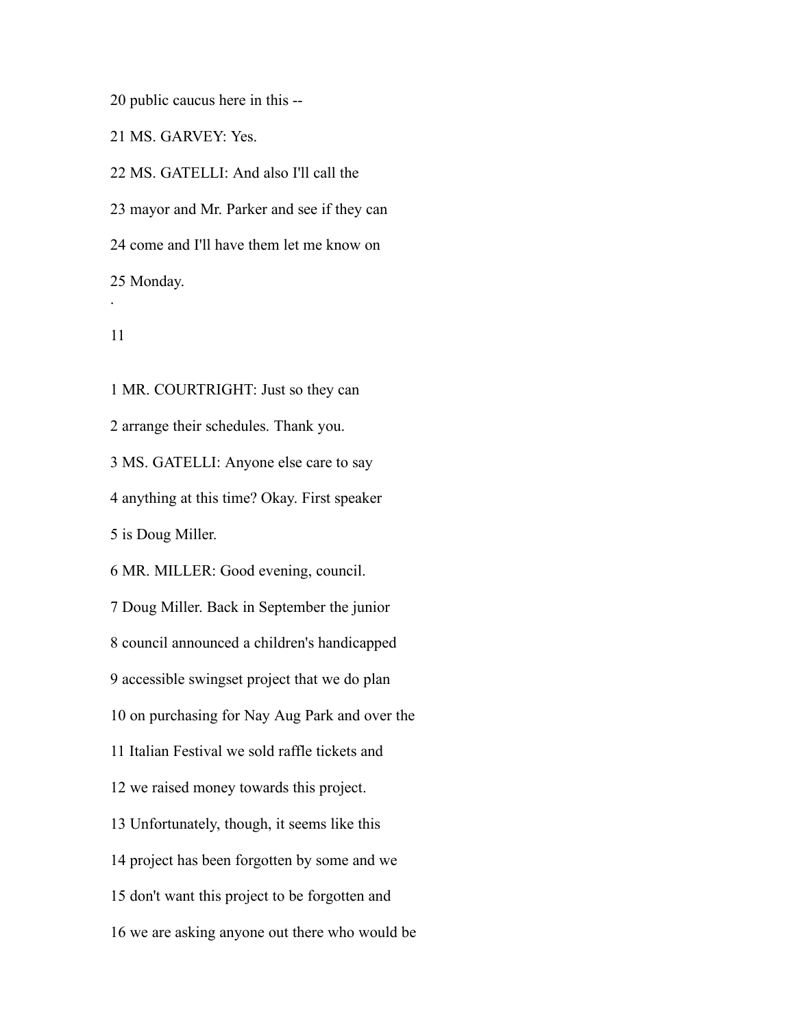20 public caucus here in this --

21 MS. GARVEY: Yes.

22 MS. GATELLI: And also I'll call the

23 mayor and Mr. Parker and see if they can

24 come and I'll have them let me know on

25 Monday.

1 MR. COURTRIGHT: Just so they can

2 arrange their schedules. Thank you.

3 MS. GATELLI: Anyone else care to say

4 anything at this time? Okay. First speaker

5 is Doug Miller.

6 MR. MILLER: Good evening, council.

7 Doug Miller. Back in September the junior

8 council announced a children's handicapped

9 accessible swingset project that we do plan

10 on purchasing for Nay Aug Park and over the

11 Italian Festival we sold raffle tickets and

12 we raised money towards this project.

13 Unfortunately, though, it seems like this

14 project has been forgotten by some and we

15 don't want this project to be forgotten and

16 we are asking anyone out there who would be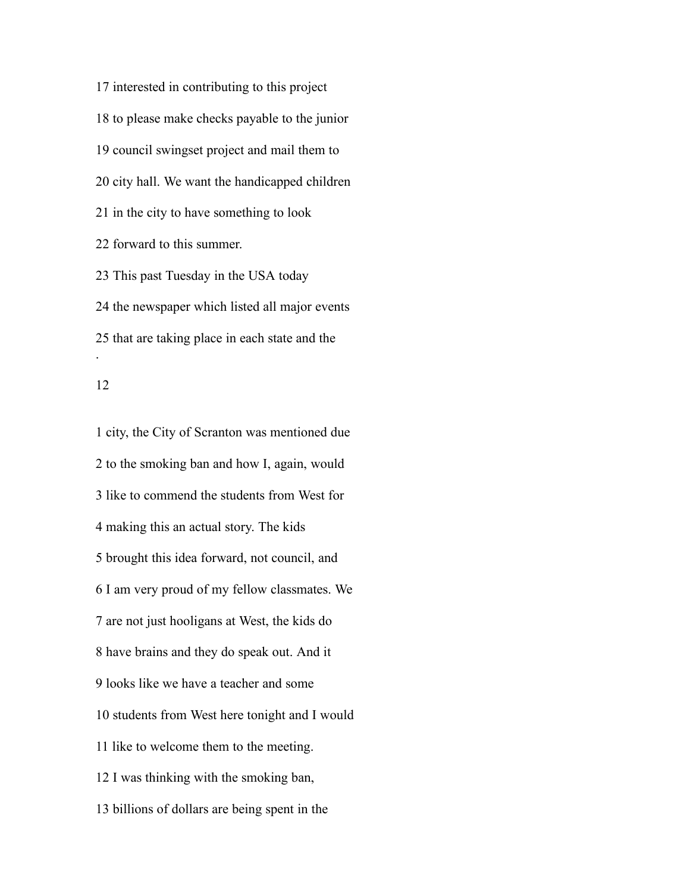17 interested in contributing to this project

18 to please make checks payable to the junior

19 council swingset project and mail them to

20 city hall. We want the handicapped children

21 in the city to have something to look

22 forward to this summer.

23 This past Tuesday in the USA today

24 the newspaper which listed all major events

25 that are taking place in each state and the

1 city, the City of Scranton was mentioned due

2 to the smoking ban and how I, again, would

3 like to commend the students from West for

4 making this an actual story. The kids

5 brought this idea forward, not council, and

6 I am very proud of my fellow classmates. We

7 are not just hooligans at West, the kids do

8 have brains and they do speak out. And it

9 looks like we have a teacher and some

10 students from West here tonight and I would

11 like to welcome them to the meeting.

12 I was thinking with the smoking ban,

13 billions of dollars are being spent in the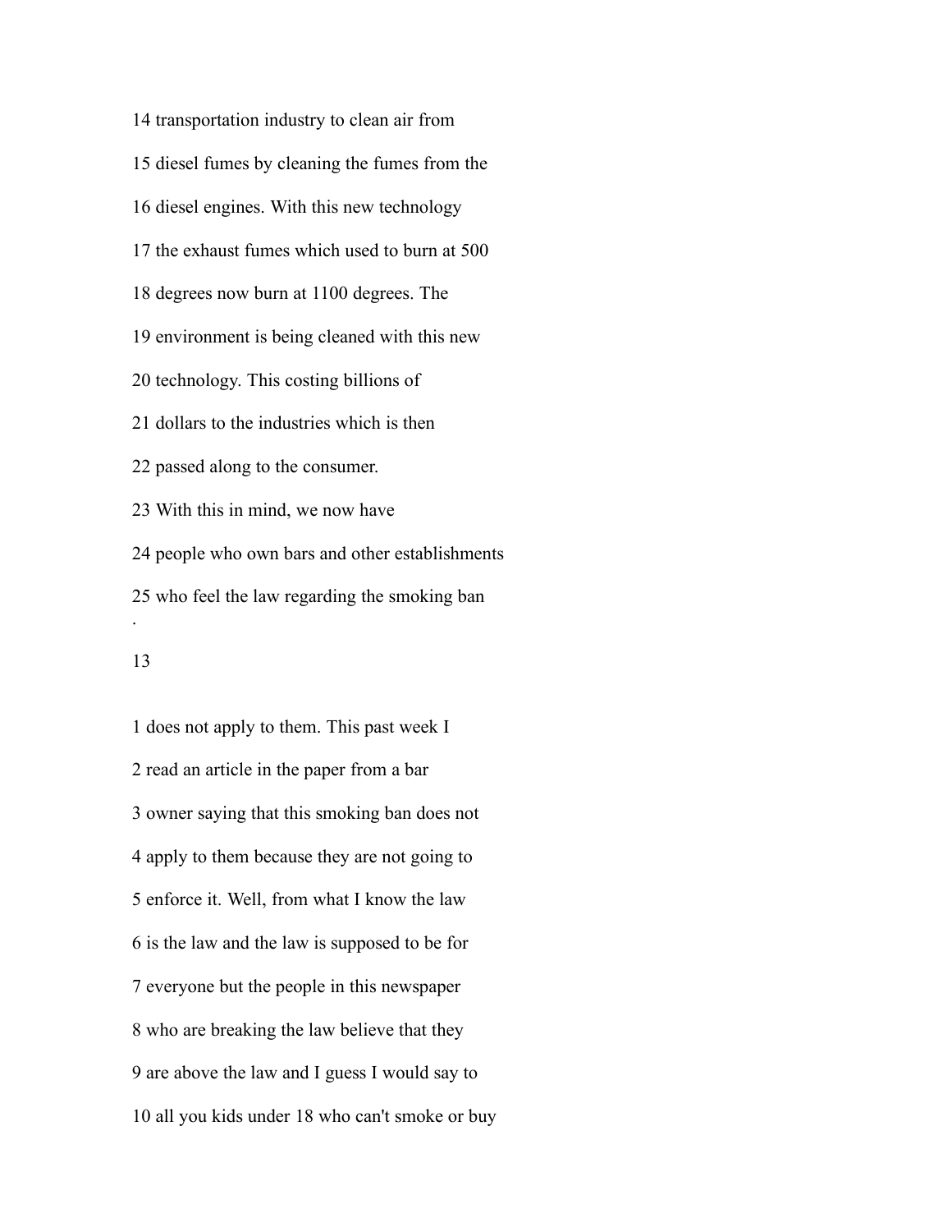14 transportation industry to clean air from

15 diesel fumes by cleaning the fumes from the

16 diesel engines. With this new technology

17 the exhaust fumes which used to burn at 500

18 degrees now burn at 1100 degrees. The

19 environment is being cleaned with this new

20 technology. This costing billions of

21 dollars to the industries which is then

22 passed along to the consumer.

23 With this in mind, we now have

24 people who own bars and other establishments

25 who feel the law regarding the smoking ban

1 does not apply to them. This past week I

2 read an article in the paper from a bar

3 owner saying that this smoking ban does not

4 apply to them because they are not going to

5 enforce it. Well, from what I know the law

6 is the law and the law is supposed to be for

7 everyone but the people in this newspaper

8 who are breaking the law believe that they

9 are above the law and I guess I would say to

10 all you kids under 18 who can't smoke or buy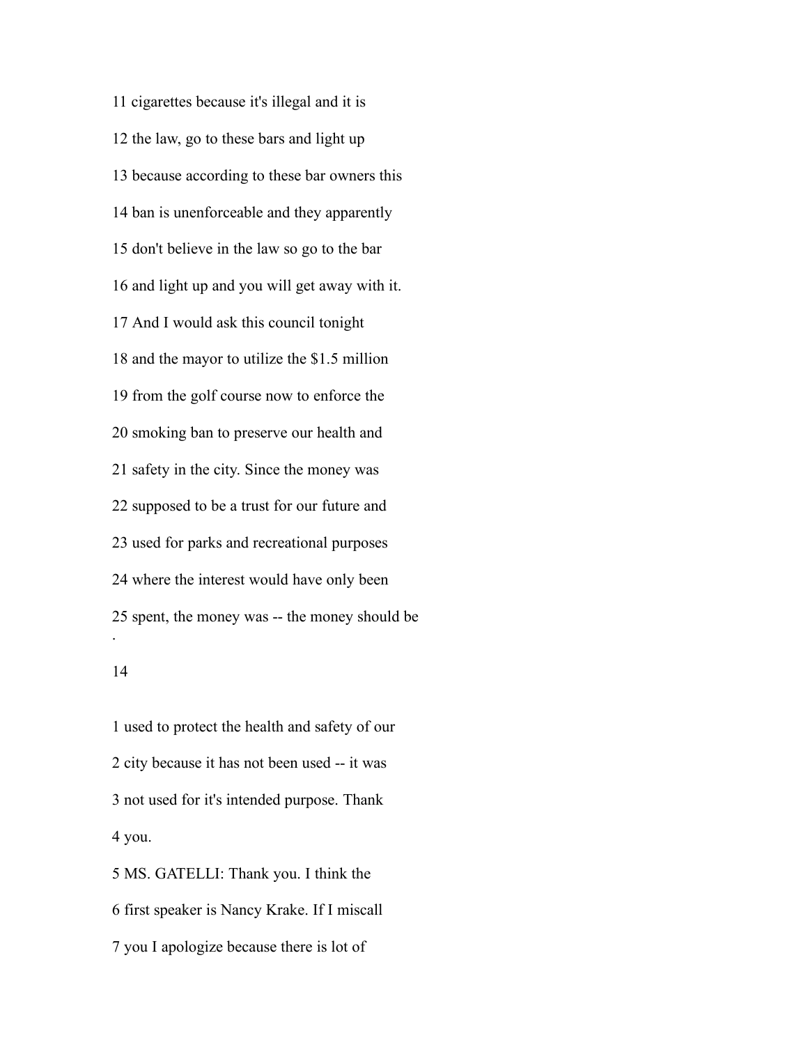11 cigarettes because it's illegal and it is

12 the law, go to these bars and light up

13 because according to these bar owners this

14 ban is unenforceable and they apparently

15 don't believe in the law so go to the bar

16 and light up and you will get away with it.

17 And I would ask this council tonight

18 and the mayor to utilize the $1.5 million

19 from the golf course now to enforce the

20 smoking ban to preserve our health and

21 safety in the city. Since the money was

22 supposed to be a trust for our future and

23 used for parks and recreational purposes

24 where the interest would have only been

25 spent, the money was -- the money should be

1 used to protect the health and safety of our

2 city because it has not been used -- it was

3 not used for it's intended purpose. Thank

4 you.

5 MS. GATELLI: Thank you. I think the

6 first speaker is Nancy Krake. If I miscall

7 you I apologize because there is lot of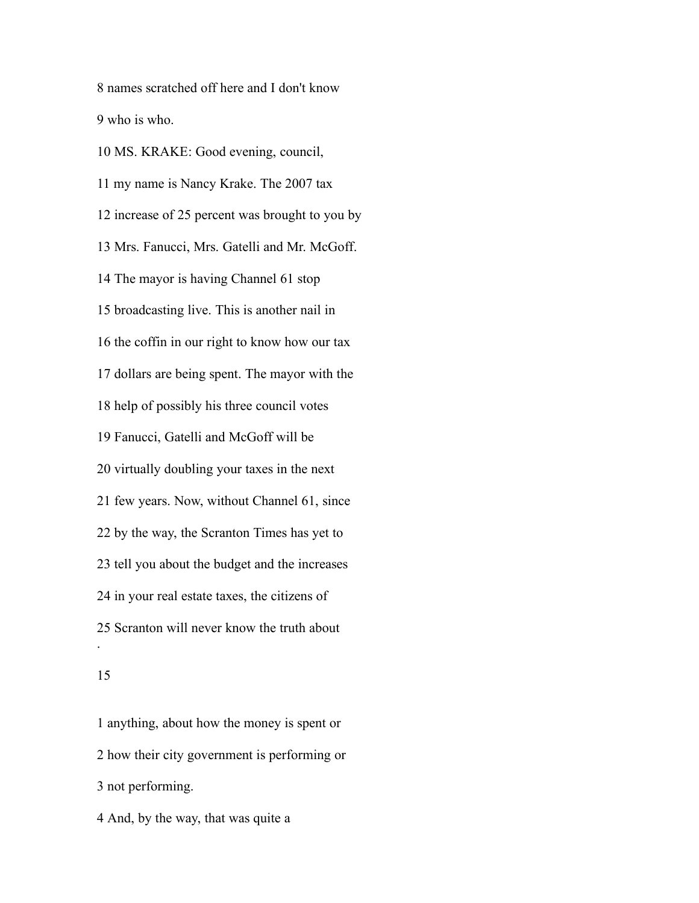8 names scratched off here and I don't know

9 who is who.

10 MS. KRAKE: Good evening, council,

11 my name is Nancy Krake. The 2007 tax

12 increase of 25 percent was brought to you by

13 Mrs. Fanucci, Mrs. Gatelli and Mr. McGoff.

14 The mayor is having Channel 61 stop

15 broadcasting live. This is another nail in

16 the coffin in our right to know how our tax

17 dollars are being spent. The mayor with the

18 help of possibly his three council votes

19 Fanucci, Gatelli and McGoff will be

20 virtually doubling your taxes in the next

21 few years. Now, without Channel 61, since

22 by the way, the Scranton Times has yet to

23 tell you about the budget and the increases

24 in your real estate taxes, the citizens of

25 Scranton will never know the truth about

1 anything, about how the money is spent or

2 how their city government is performing or

3 not performing.

4 And, by the way, that was quite a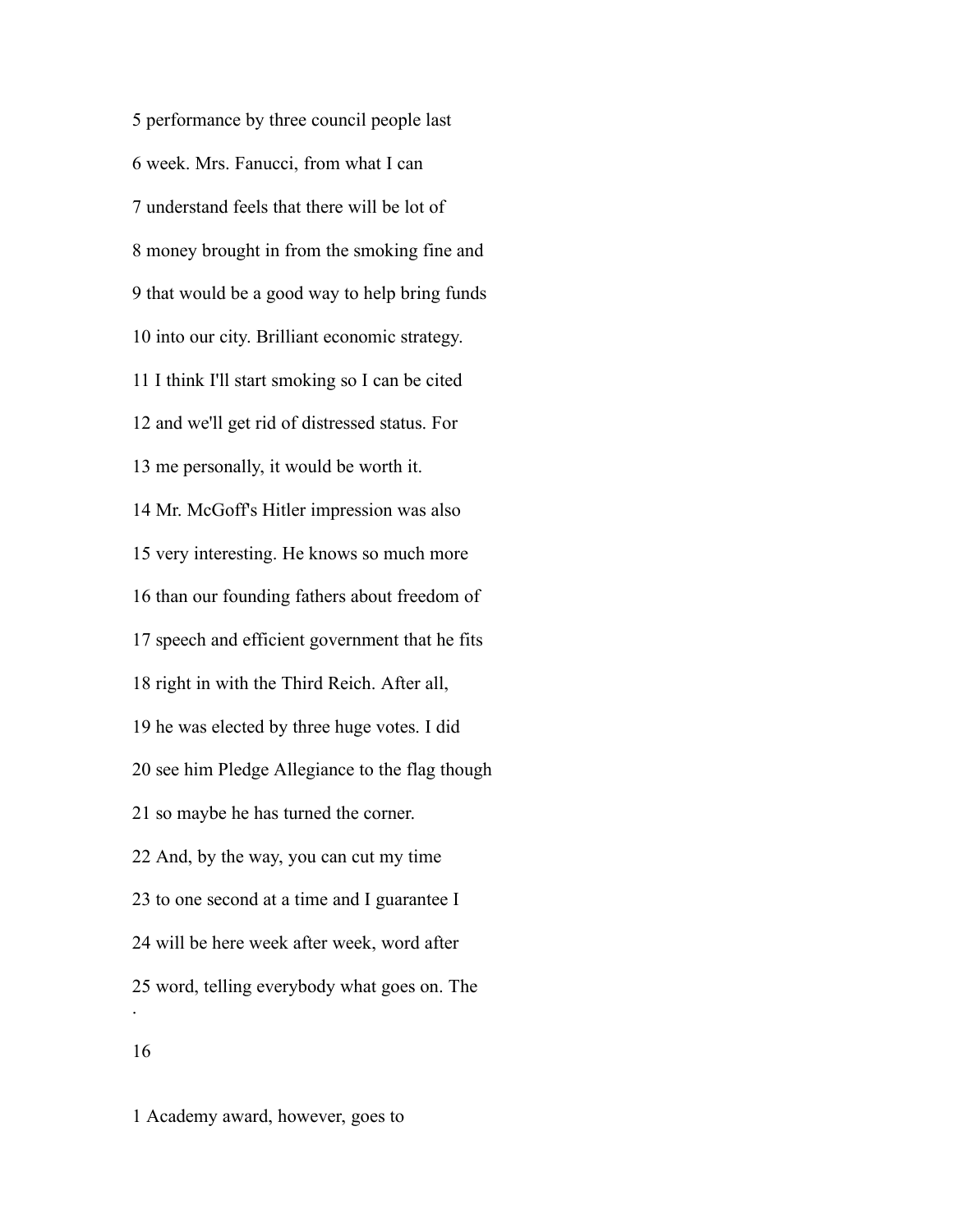5 performance by three council people last

6 week. Mrs. Fanucci, from what I can

7 understand feels that there will be lot of

8 money brought in from the smoking fine and

9 that would be a good way to help bring funds

10 into our city. Brilliant economic strategy.

11 I think I'll start smoking so I can be cited

12 and we'll get rid of distressed status. For

13 me personally, it would be worth it.

14 Mr. McGoff's Hitler impression was also

15 very interesting. He knows so much more

16 than our founding fathers about freedom of

17 speech and efficient government that he fits

18 right in with the Third Reich. After all,

19 he was elected by three huge votes. I did

20 see him Pledge Allegiance to the flag though

21 so maybe he has turned the corner.

22 And, by the way, you can cut my time

23 to one second at a time and I guarantee I

24 will be here week after week, word after

25 word, telling everybody what goes on. The

1 Academy award, however, goes to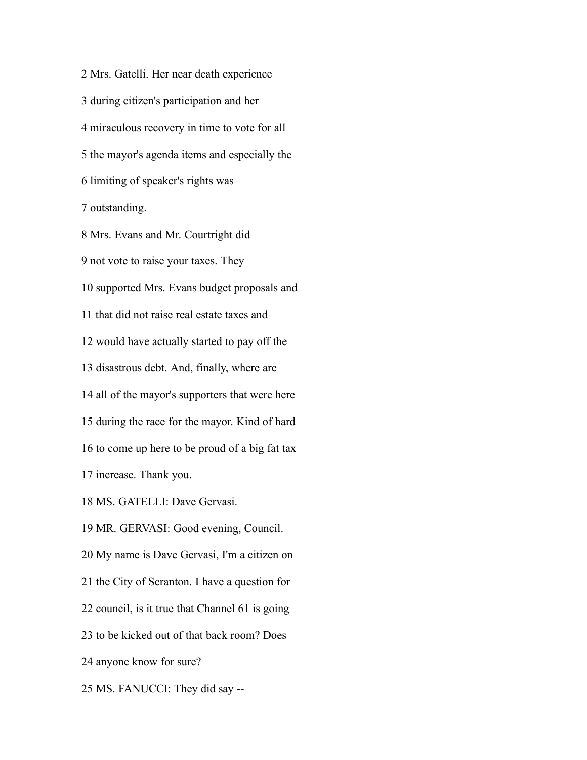2 Mrs. Gatelli. Her near death experience

3 during citizen's participation and her

4 miraculous recovery in time to vote for all

5 the mayor's agenda items and especially the

6 limiting of speaker's rights was

7 outstanding.

8 Mrs. Evans and Mr. Courtright did

9 not vote to raise your taxes. They

10 supported Mrs. Evans budget proposals and

11 that did not raise real estate taxes and

12 would have actually started to pay off the

13 disastrous debt. And, finally, where are

14 all of the mayor's supporters that were here

15 during the race for the mayor. Kind of hard

16 to come up here to be proud of a big fat tax

17 increase. Thank you.

18 MS. GATELLI: Dave Gervasi.

19 MR. GERVASI: Good evening, Council.

20 My name is Dave Gervasi, I'm a citizen on

21 the City of Scranton. I have a question for

22 council, is it true that Channel 61 is going

23 to be kicked out of that back room? Does

24 anyone know for sure?

25 MS. FANUCCI: They did say --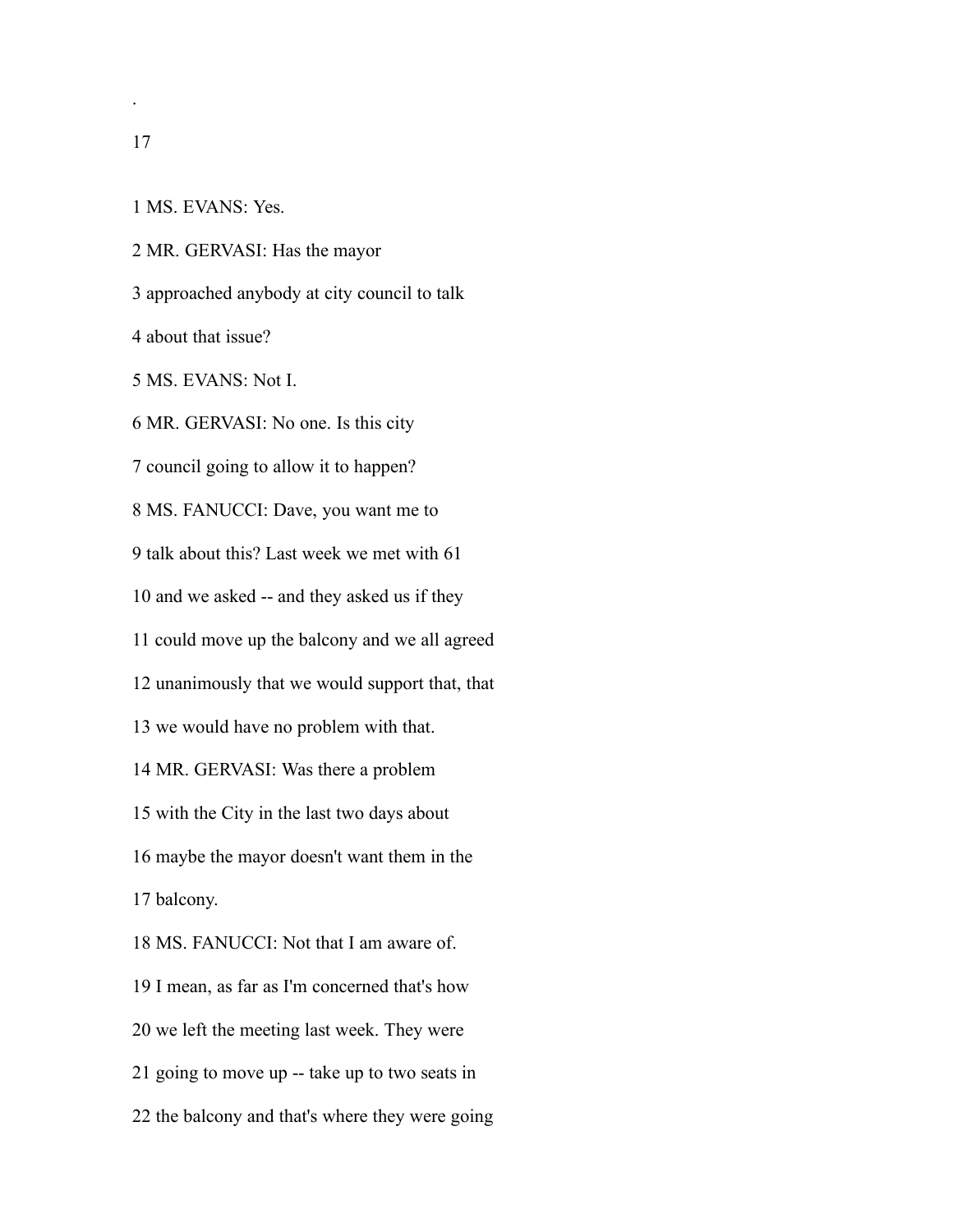1 MS. EVANS: Yes.

2 MR. GERVASI: Has the mayor

3 approached anybody at city council to talk

4 about that issue?

5 MS. EVANS: Not I.

6 MR. GERVASI: No one. Is this city

7 council going to allow it to happen?

8 MS. FANUCCI: Dave, you want me to

9 talk about this? Last week we met with 61

10 and we asked -- and they asked us if they

11 could move up the balcony and we all agreed

12 unanimously that we would support that, that

13 we would have no problem with that.

14 MR. GERVASI: Was there a problem

15 with the City in the last two days about

16 maybe the mayor doesn't want them in the

17 balcony.

18 MS. FANUCCI: Not that I am aware of.

19 I mean, as far as I'm concerned that's how

20 we left the meeting last week. They were

21 going to move up -- take up to two seats in

22 the balcony and that's where they were going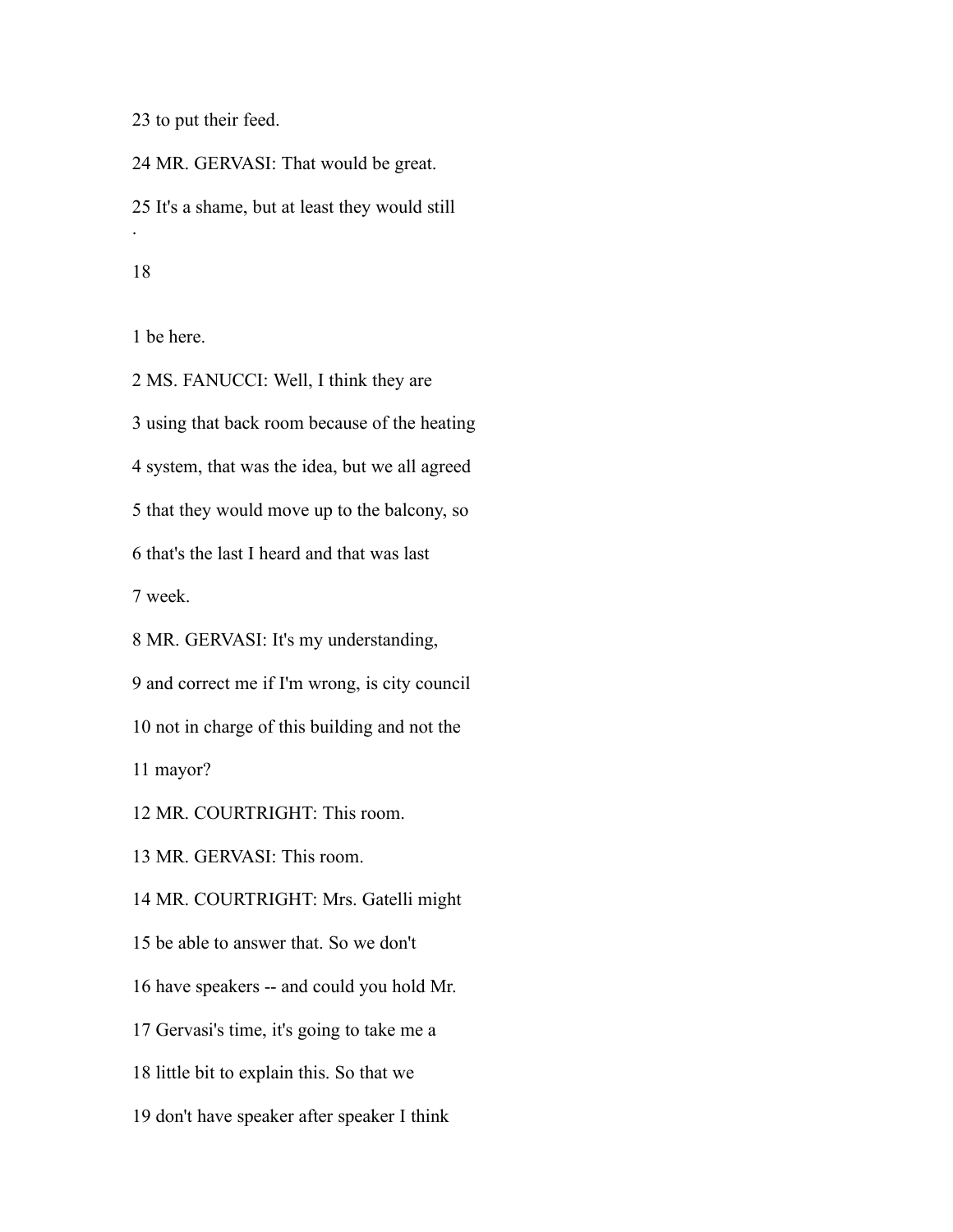23 to put their feed.

24 MR. GERVASI: That would be great.

25 It's a shame, but at least they would still

1 be here.

2 MS. FANUCCI: Well, I think they are

3 using that back room because of the heating

4 system, that was the idea, but we all agreed

5 that they would move up to the balcony, so

6 that's the last I heard and that was last

7 week.

8 MR. GERVASI: It's my understanding,

9 and correct me if I'm wrong, is city council

10 not in charge of this building and not the

11 mayor?

12 MR. COURTRIGHT: This room.

13 MR. GERVASI: This room.

14 MR. COURTRIGHT: Mrs. Gatelli might

15 be able to answer that. So we don't

16 have speakers -- and could you hold Mr.

17 Gervasi's time, it's going to take me a

18 little bit to explain this. So that we

19 don't have speaker after speaker I think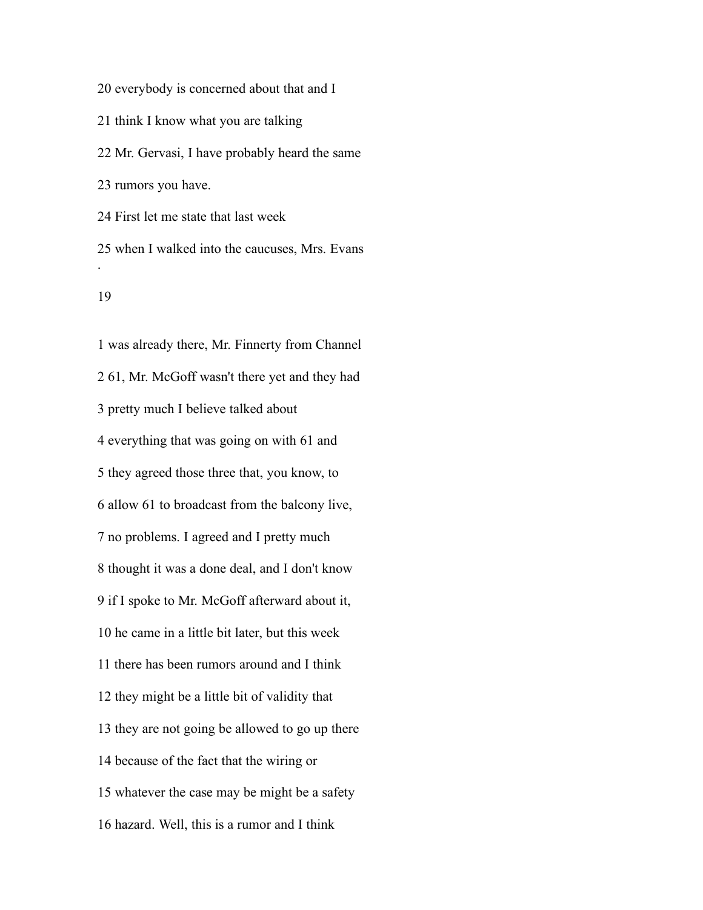20 everybody is concerned about that and I

21 think I know what you are talking

22 Mr. Gervasi, I have probably heard the same

23 rumors you have.

24 First let me state that last week

25 when I walked into the caucuses, Mrs. Evans

.

1 was already there, Mr. Finnerty from Channel

2 61, Mr. McGoff wasn't there yet and they had

3 pretty much I believe talked about

4 everything that was going on with 61 and

5 they agreed those three that, you know, to

6 allow 61 to broadcast from the balcony live,

7 no problems. I agreed and I pretty much

8 thought it was a done deal, and I don't know

9 if I spoke to Mr. McGoff afterward about it,

10 he came in a little bit later, but this week

11 there has been rumors around and I think

12 they might be a little bit of validity that

13 they are not going be allowed to go up there

14 because of the fact that the wiring or

15 whatever the case may be might be a safety

16 hazard. Well, this is a rumor and I think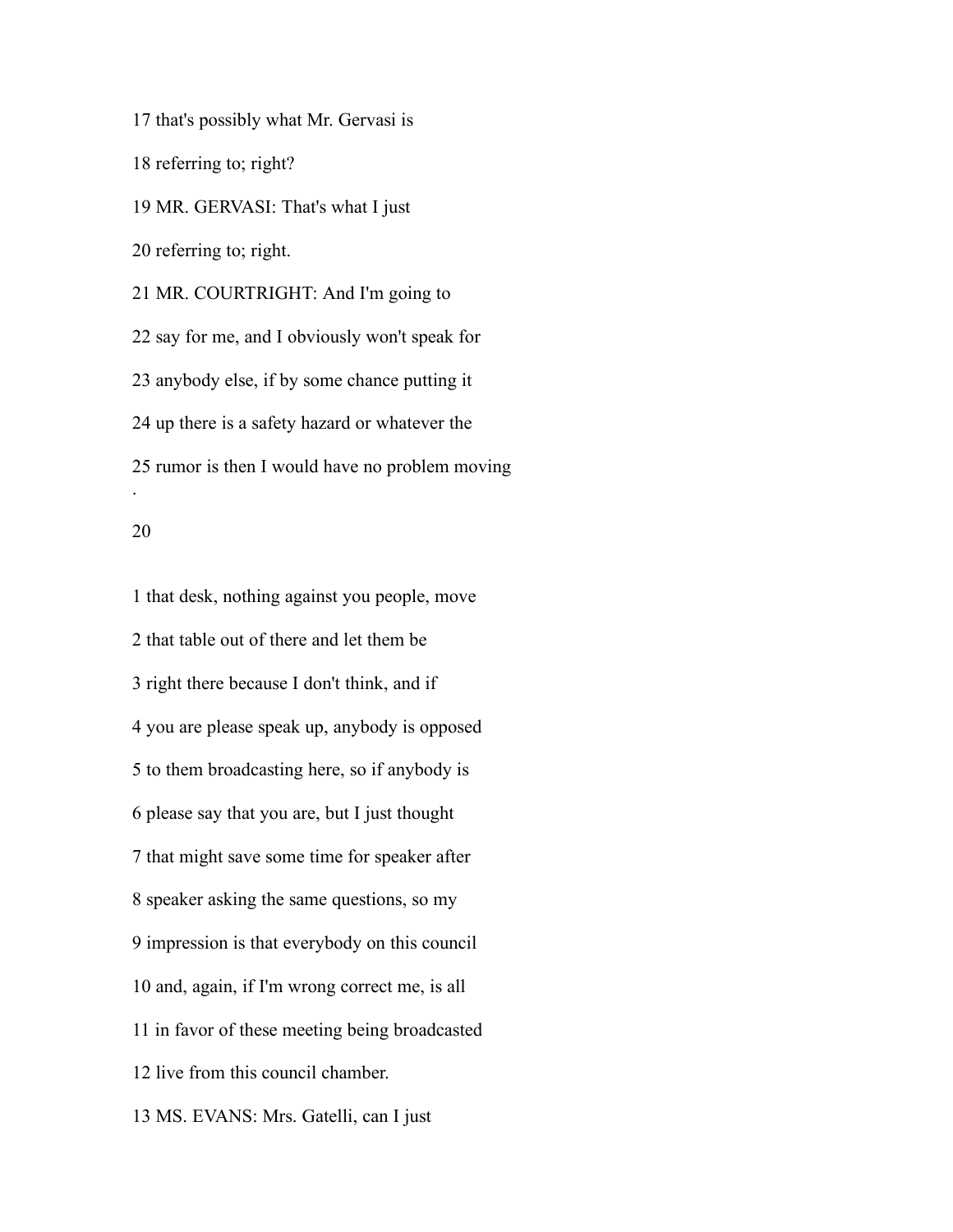17 that's possibly what Mr. Gervasi is

18 referring to; right?

19 MR. GERVASI: That's what I just

20 referring to; right.

21 MR. COURTRIGHT: And I'm going to

22 say for me, and I obviously won't speak for

23 anybody else, if by some chance putting it

24 up there is a safety hazard or whatever the

25 rumor is then I would have no problem moving

1 that desk, nothing against you people, move

2 that table out of there and let them be

3 right there because I don't think, and if

4 you are please speak up, anybody is opposed

5 to them broadcasting here, so if anybody is

6 please say that you are, but I just thought

7 that might save some time for speaker after

8 speaker asking the same questions, so my

9 impression is that everybody on this council

10 and, again, if I'm wrong correct me, is all

11 in favor of these meeting being broadcasted

12 live from this council chamber.

13 MS. EVANS: Mrs. Gatelli, can I just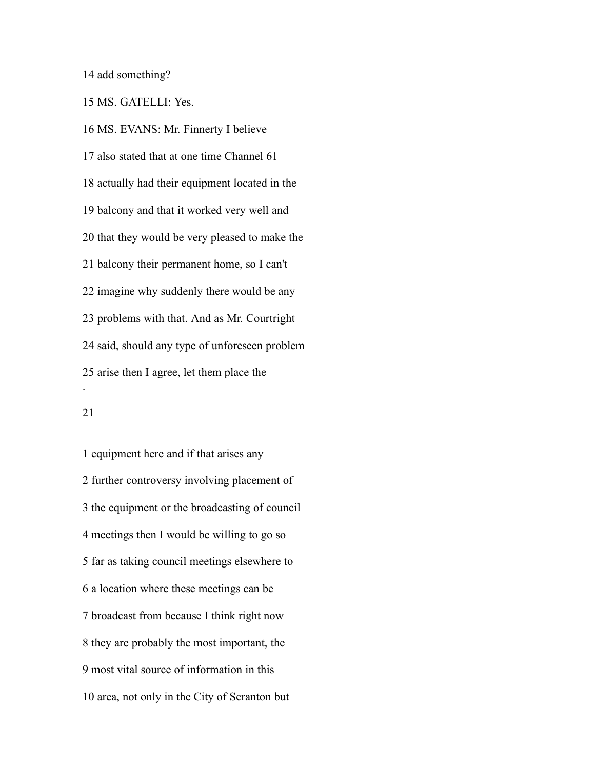14 add something?

15 MS. GATELLI: Yes.

16 MS. EVANS: Mr. Finnerty I believe

17 also stated that at one time Channel 61

18 actually had their equipment located in the

19 balcony and that it worked very well and

20 that they would be very pleased to make the

21 balcony their permanent home, so I can't

22 imagine why suddenly there would be any

23 problems with that. And as Mr. Courtright

24 said, should any type of unforeseen problem

25 arise then I agree, let them place the

1 equipment here and if that arises any

2 further controversy involving placement of

3 the equipment or the broadcasting of council

4 meetings then I would be willing to go so

5 far as taking council meetings elsewhere to

6 a location where these meetings can be

7 broadcast from because I think right now

8 they are probably the most important, the

9 most vital source of information in this

10 area, not only in the City of Scranton but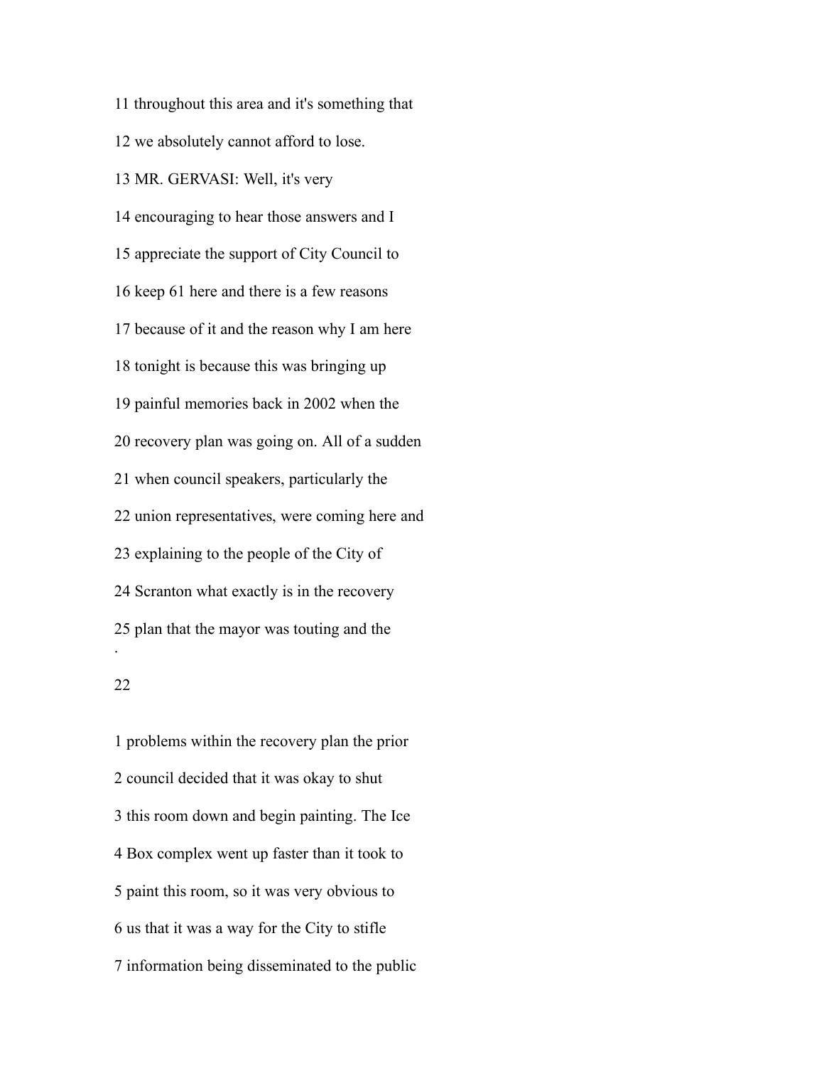11 throughout this area and it's something that

12 we absolutely cannot afford to lose.

13 MR. GERVASI: Well, it's very

14 encouraging to hear those answers and I

15 appreciate the support of City Council to

16 keep 61 here and there is a few reasons

17 because of it and the reason why I am here

18 tonight is because this was bringing up

19 painful memories back in 2002 when the

20 recovery plan was going on. All of a sudden

21 when council speakers, particularly the

22 union representatives, were coming here and

23 explaining to the people of the City of

24 Scranton what exactly is in the recovery

25 plan that the mayor was touting and the

1 problems within the recovery plan the prior

2 council decided that it was okay to shut

3 this room down and begin painting. The Ice

4 Box complex went up faster than it took to

5 paint this room, so it was very obvious to

6 us that it was a way for the City to stifle

7 information being disseminated to the public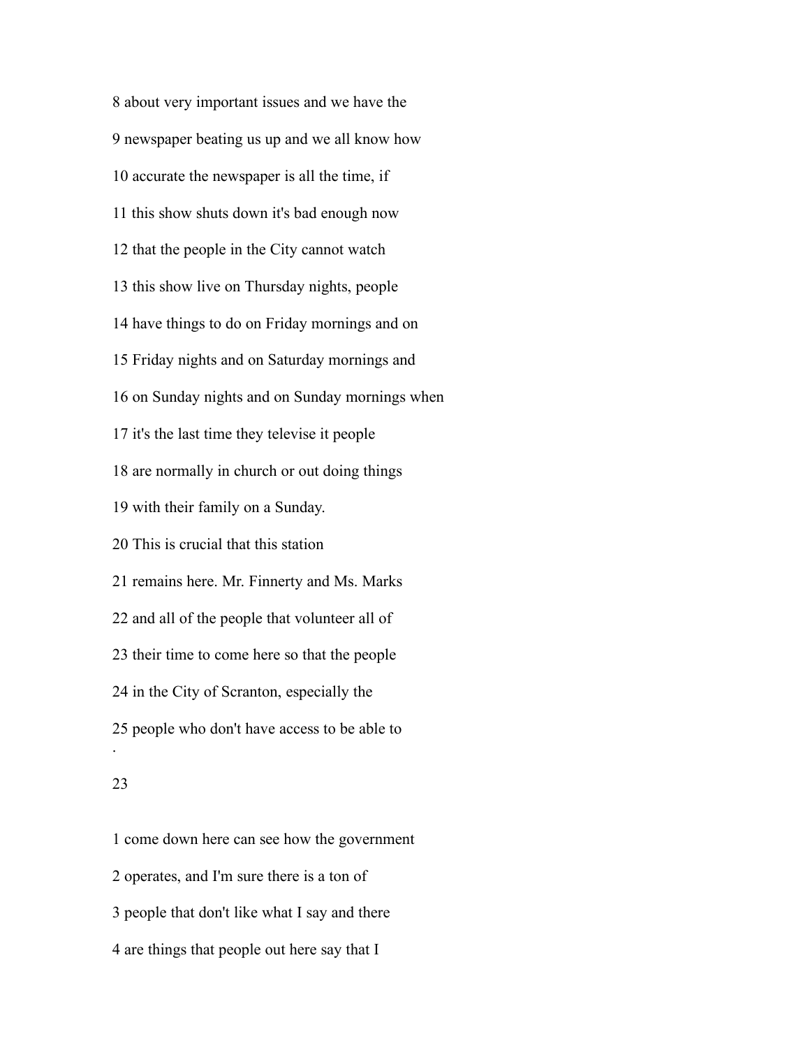8 about very important issues and we have the

9 newspaper beating us up and we all know how

10 accurate the newspaper is all the time, if

11 this show shuts down it's bad enough now

12 that the people in the City cannot watch

13 this show live on Thursday nights, people

14 have things to do on Friday mornings and on

15 Friday nights and on Saturday mornings and

16 on Sunday nights and on Sunday mornings when

17 it's the last time they televise it people

18 are normally in church or out doing things

19 with their family on a Sunday.

20 This is crucial that this station

21 remains here. Mr. Finnerty and Ms. Marks

22 and all of the people that volunteer all of

23 their time to come here so that the people

24 in the City of Scranton, especially the

25 people who don't have access to be able to

1 come down here can see how the government

2 operates, and I'm sure there is a ton of

3 people that don't like what I say and there

4 are things that people out here say that I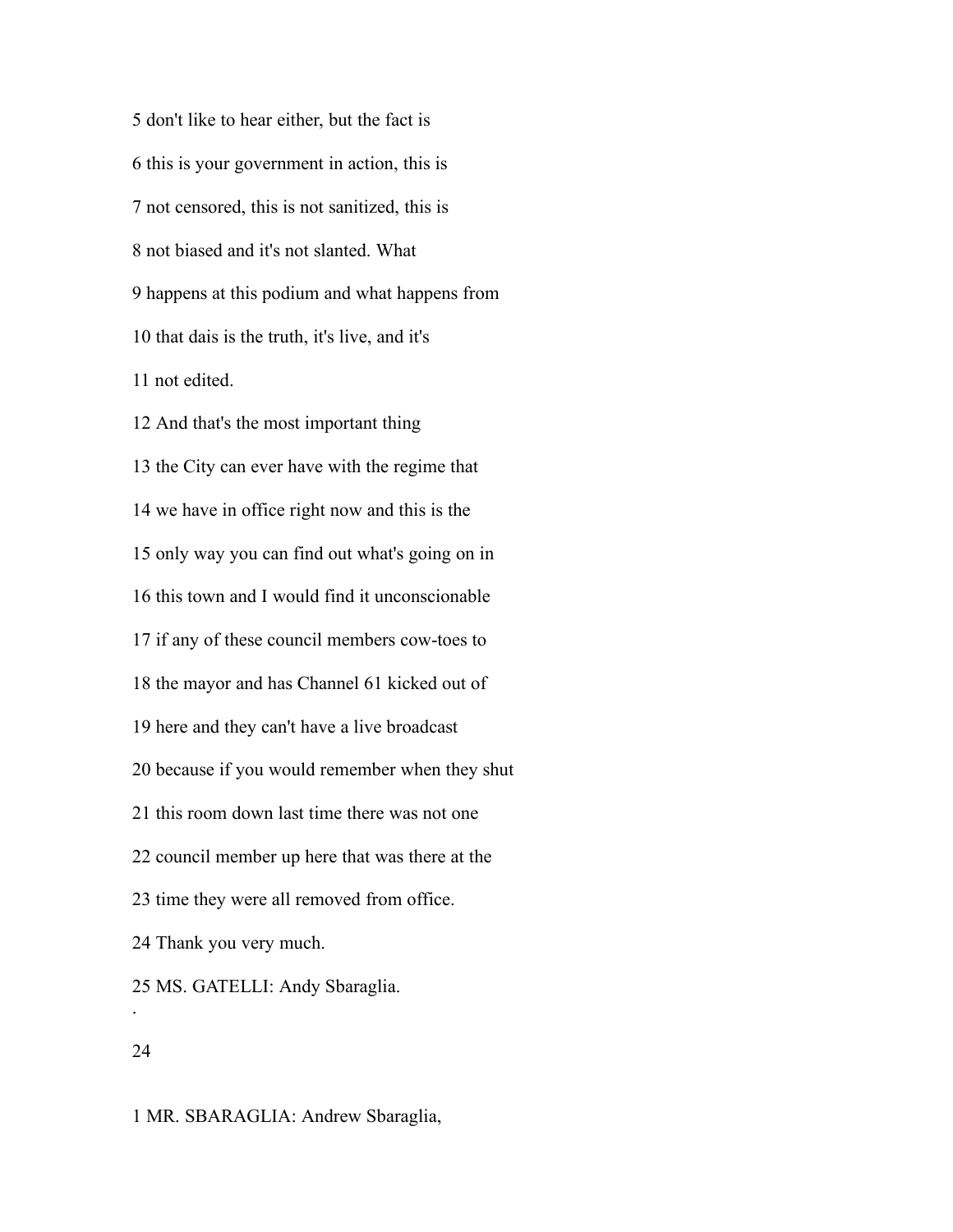5 don't like to hear either, but the fact is

6 this is your government in action, this is

7 not censored, this is not sanitized, this is

8 not biased and it's not slanted. What

9 happens at this podium and what happens from

10 that dais is the truth, it's live, and it's

11 not edited.

12 And that's the most important thing

13 the City can ever have with the regime that

14 we have in office right now and this is the

15 only way you can find out what's going on in

16 this town and I would find it unconscionable

17 if any of these council members cow-toes to

18 the mayor and has Channel 61 kicked out of

19 here and they can't have a live broadcast

20 because if you would remember when they shut

21 this room down last time there was not one

22 council member up here that was there at the

23 time they were all removed from office.

24 Thank you very much.

25 MS. GATELLI: Andy Sbaraglia.

1 MR. SBARAGLIA: Andrew Sbaraglia,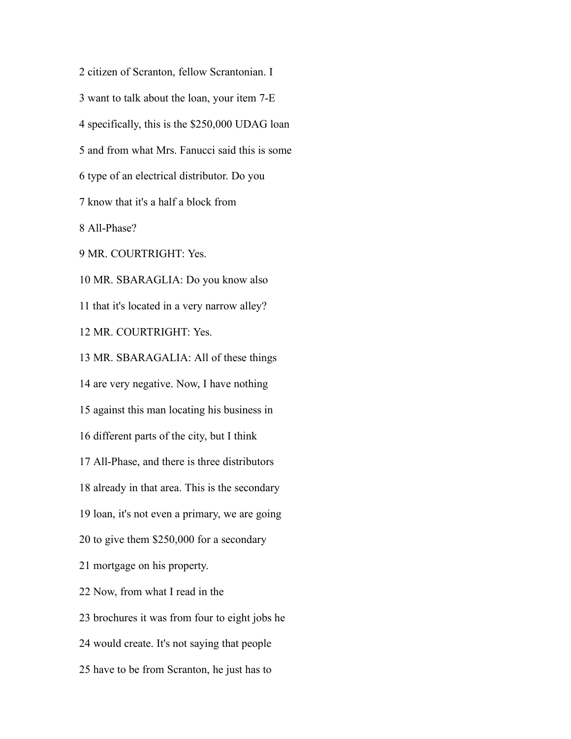2 citizen of Scranton, fellow Scrantonian. I

3 want to talk about the loan, your item 7-E

4 specifically, this is the $250,000 UDAG loan

5 and from what Mrs. Fanucci said this is some

6 type of an electrical distributor. Do you

7 know that it's a half a block from

8 All-Phase?

9 MR. COURTRIGHT: Yes.

10 MR. SBARAGLIA: Do you know also

11 that it's located in a very narrow alley?

12 MR. COURTRIGHT: Yes.

13 MR. SBARAGALIA: All of these things

14 are very negative. Now, I have nothing

15 against this man locating his business in

16 different parts of the city, but I think

17 All-Phase, and there is three distributors

18 already in that area. This is the secondary

19 loan, it's not even a primary, we are going

20 to give them $250,000 for a secondary

21 mortgage on his property.

22 Now, from what I read in the

23 brochures it was from four to eight jobs he

24 would create. It's not saying that people

25 have to be from Scranton, he just has to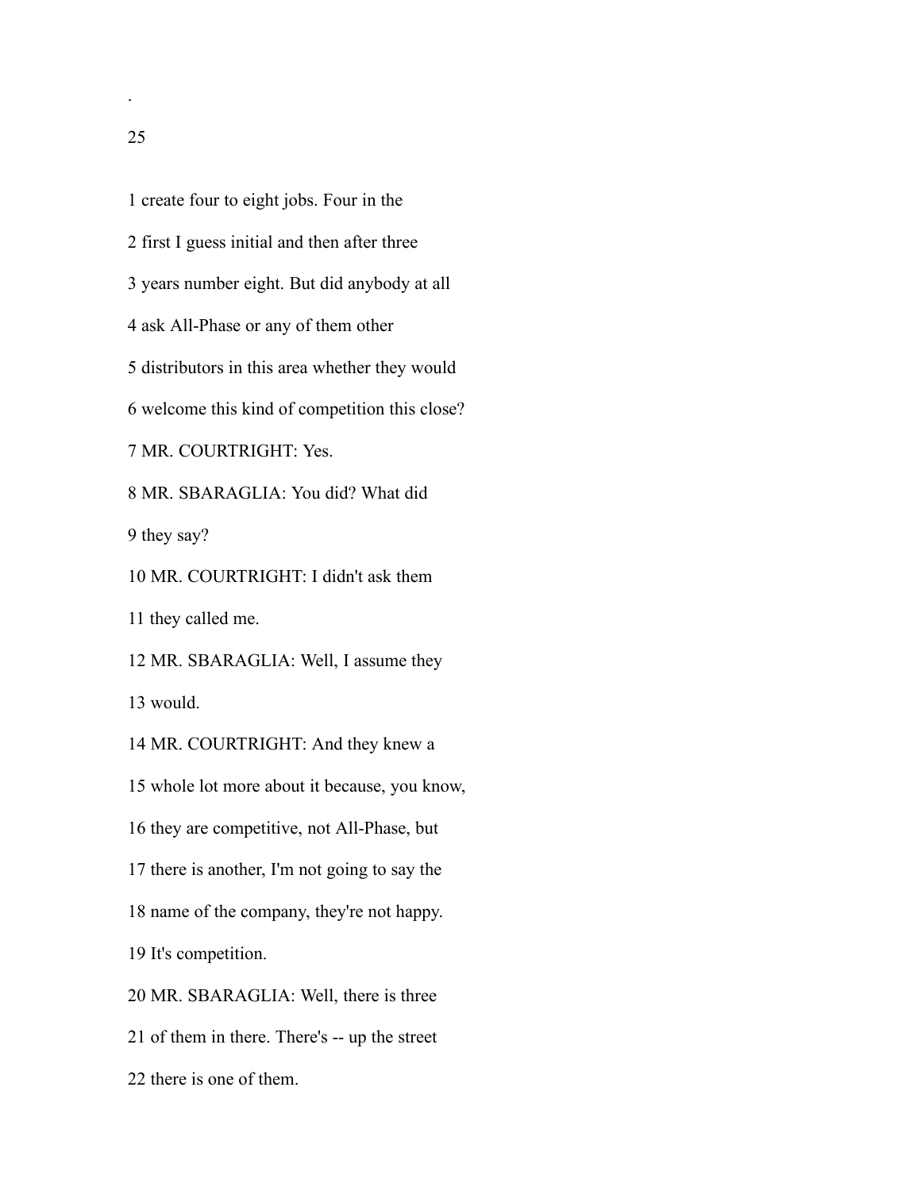1 create four to eight jobs. Four in the

2 first I guess initial and then after three

3 years number eight. But did anybody at all

4 ask All-Phase or any of them other

5 distributors in this area whether they would

6 welcome this kind of competition this close?

7 MR. COURTRIGHT: Yes.

8 MR. SBARAGLIA: You did? What did

9 they say?

10 MR. COURTRIGHT: I didn't ask them

11 they called me.

12 MR. SBARAGLIA: Well, I assume they

13 would.

14 MR. COURTRIGHT: And they knew a

15 whole lot more about it because, you know,

16 they are competitive, not All-Phase, but

17 there is another, I'm not going to say the

18 name of the company, they're not happy.

19 It's competition.

20 MR. SBARAGLIA: Well, there is three

21 of them in there. There's -- up the street

22 there is one of them.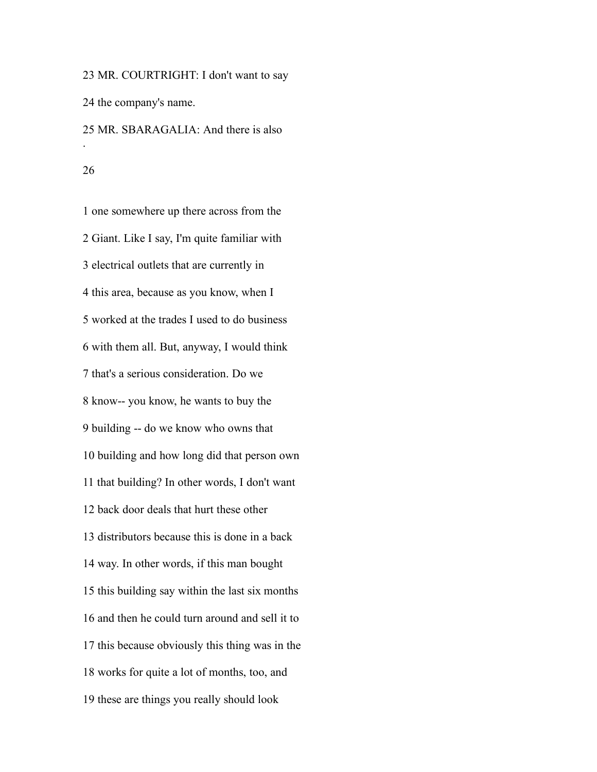23 MR. COURTRIGHT: I don't want to say

24 the company's name.

25 MR. SBARAGALIA: And there is also

1 one somewhere up there across from the

2 Giant. Like I say, I'm quite familiar with

3 electrical outlets that are currently in

4 this area, because as you know, when I

5 worked at the trades I used to do business

6 with them all. But, anyway, I would think

7 that's a serious consideration. Do we

8 know-- you know, he wants to buy the

9 building -- do we know who owns that

10 building and how long did that person own

11 that building? In other words, I don't want

12 back door deals that hurt these other

13 distributors because this is done in a back

14 way. In other words, if this man bought

15 this building say within the last six months

16 and then he could turn around and sell it to

17 this because obviously this thing was in the

18 works for quite a lot of months, too, and

19 these are things you really should look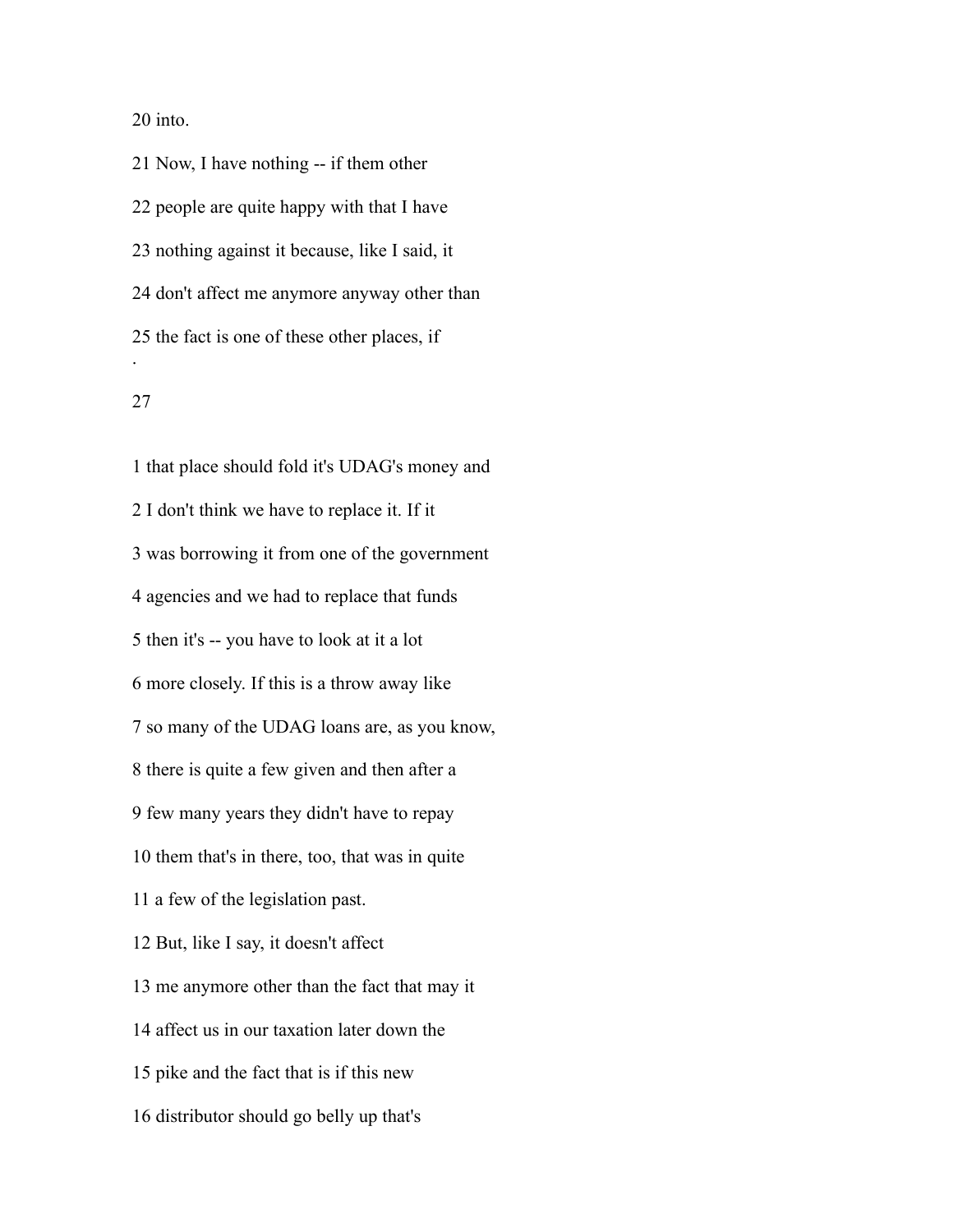20 into.

21 Now, I have nothing -- if them other

22 people are quite happy with that I have

23 nothing against it because, like I said, it

24 don't affect me anymore anyway other than

25 the fact is one of these other places, if

1 that place should fold it's UDAG's money and

2 I don't think we have to replace it. If it

3 was borrowing it from one of the government

4 agencies and we had to replace that funds

5 then it's -- you have to look at it a lot

6 more closely. If this is a throw away like

7 so many of the UDAG loans are, as you know,

8 there is quite a few given and then after a

9 few many years they didn't have to repay

10 them that's in there, too, that was in quite

11 a few of the legislation past.

12 But, like I say, it doesn't affect

13 me anymore other than the fact that may it

14 affect us in our taxation later down the

15 pike and the fact that is if this new

16 distributor should go belly up that's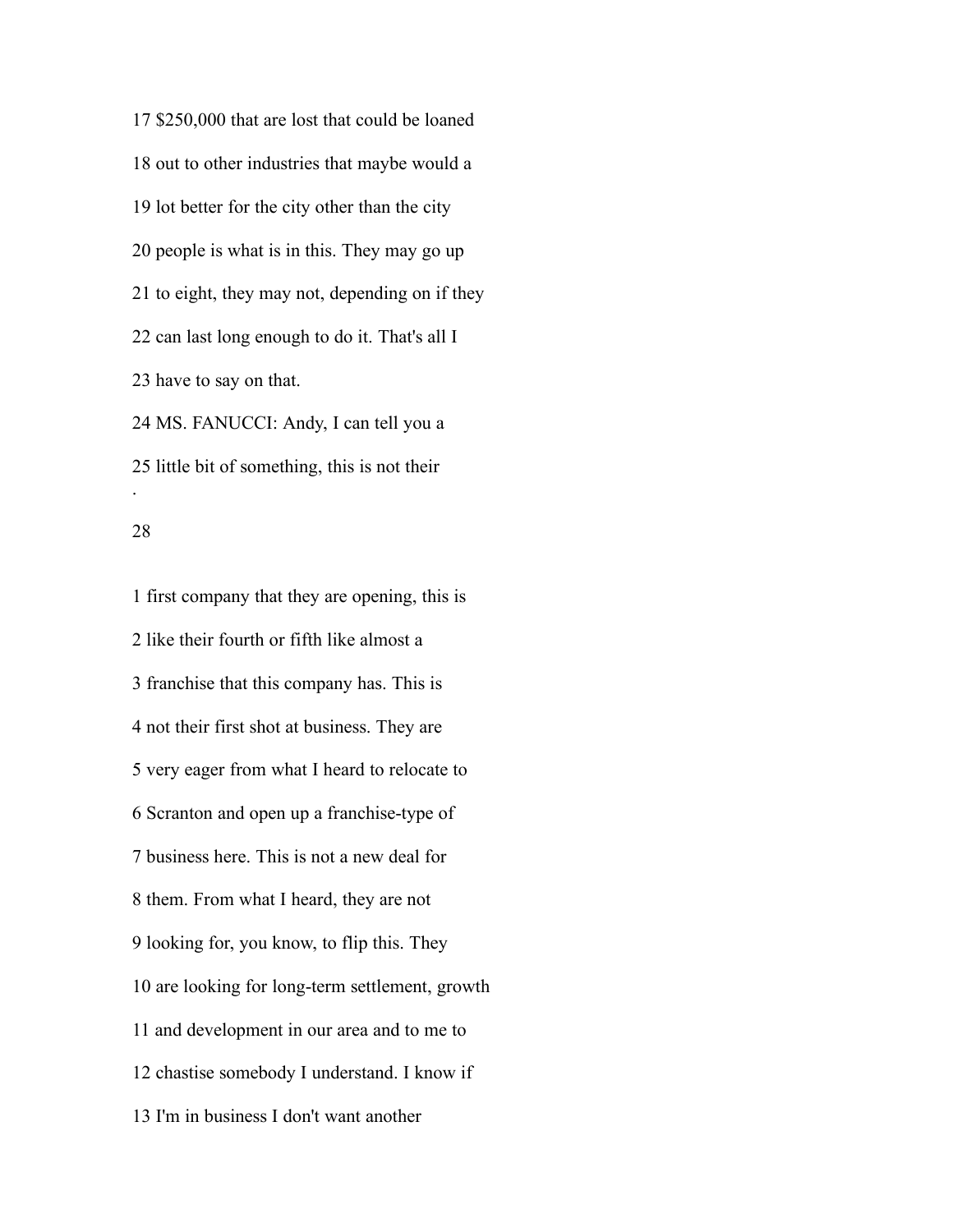17 $250,000 that are lost that could be loaned

18 out to other industries that maybe would a

19 lot better for the city other than the city

20 people is what is in this. They may go up

21 to eight, they may not, depending on if they

22 can last long enough to do it. That's all I

23 have to say on that.

24 MS. FANUCCI: Andy, I can tell you a

25 little bit of something, this is not their

1 first company that they are opening, this is

2 like their fourth or fifth like almost a

3 franchise that this company has. This is

4 not their first shot at business. They are

5 very eager from what I heard to relocate to

6 Scranton and open up a franchise-type of

7 business here. This is not a new deal for

8 them. From what I heard, they are not

9 looking for, you know, to flip this. They

10 are looking for long-term settlement, growth

11 and development in our area and to me to

12 chastise somebody I understand. I know if

13 I'm in business I don't want another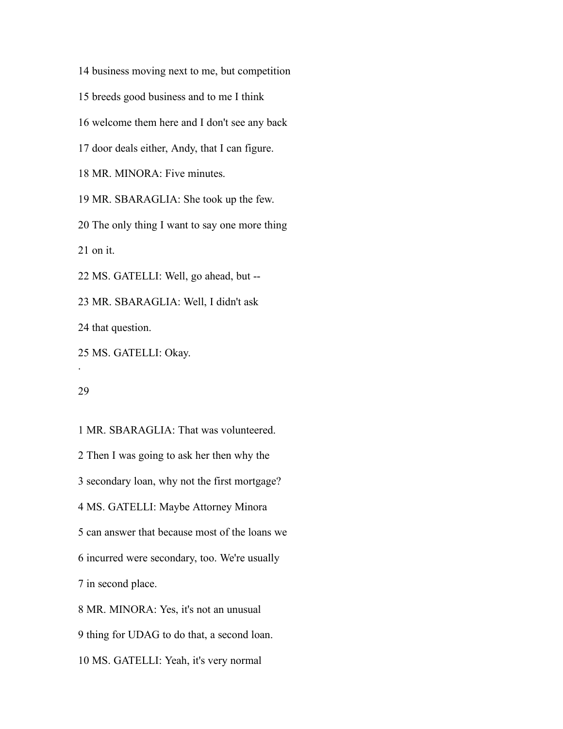14 business moving next to me, but competition

15 breeds good business and to me I think

16 welcome them here and I don't see any back

17 door deals either, Andy, that I can figure.

18 MR. MINORA: Five minutes.

19 MR. SBARAGLIA: She took up the few.

20 The only thing I want to say one more thing

21 on it.

22 MS. GATELLI: Well, go ahead, but --

23 MR. SBARAGLIA: Well, I didn't ask

24 that question.

25 MS. GATELLI: Okay.

1 MR. SBARAGLIA: That was volunteered.

2 Then I was going to ask her then why the

3 secondary loan, why not the first mortgage?

4 MS. GATELLI: Maybe Attorney Minora

5 can answer that because most of the loans we

6 incurred were secondary, too. We're usually

7 in second place.

8 MR. MINORA: Yes, it's not an unusual

9 thing for UDAG to do that, a second loan.

10 MS. GATELLI: Yeah, it's very normal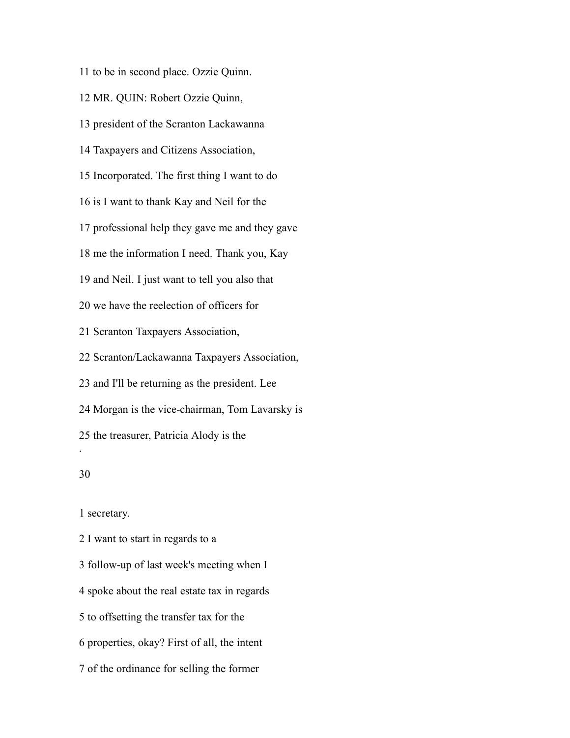11 to be in second place. Ozzie Quinn.

12 MR. QUIN: Robert Ozzie Quinn,

13 president of the Scranton Lackawanna

14 Taxpayers and Citizens Association,

15 Incorporated. The first thing I want to do

16 is I want to thank Kay and Neil for the

17 professional help they gave me and they gave

18 me the information I need. Thank you, Kay

19 and Neil. I just want to tell you also that

20 we have the reelection of officers for

21 Scranton Taxpayers Association,

22 Scranton/Lackawanna Taxpayers Association,

23 and I'll be returning as the president. Lee

24 Morgan is the vice-chairman, Tom Lavarsky is

25 the treasurer, Patricia Alody is the

1 secretary.

2 I want to start in regards to a

3 follow-up of last week's meeting when I

4 spoke about the real estate tax in regards

5 to offsetting the transfer tax for the

6 properties, okay? First of all, the intent

7 of the ordinance for selling the former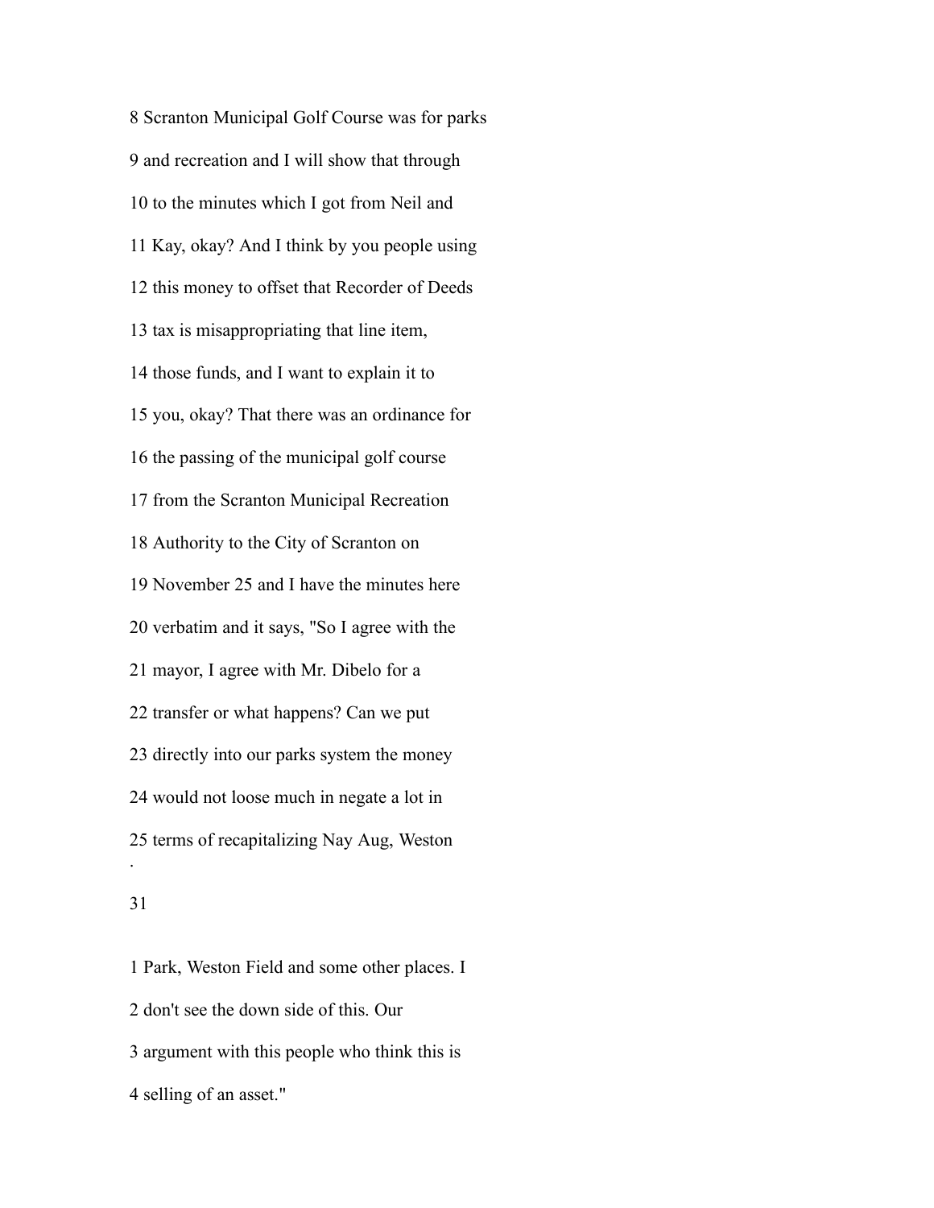8 Scranton Municipal Golf Course was for parks

9 and recreation and I will show that through

10 to the minutes which I got from Neil and

11 Kay, okay? And I think by you people using

12 this money to offset that Recorder of Deeds

13 tax is misappropriating that line item,

14 those funds, and I want to explain it to

15 you, okay? That there was an ordinance for

16 the passing of the municipal golf course

17 from the Scranton Municipal Recreation

18 Authority to the City of Scranton on

19 November 25 and I have the minutes here

20 verbatim and it says, "So I agree with the

21 mayor, I agree with Mr. Dibelo for a

22 transfer or what happens? Can we put

23 directly into our parks system the money

24 would not loose much in negate a lot in

25 terms of recapitalizing Nay Aug, Weston

1 Park, Weston Field and some other places. I

2 don't see the down side of this. Our

3 argument with this people who think this is

4 selling of an asset."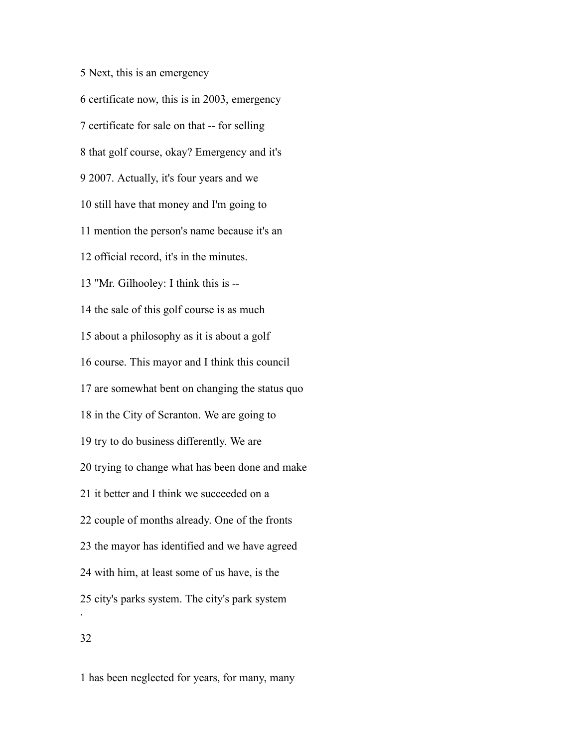5 Next, this is an emergency

6 certificate now, this is in 2003, emergency

7 certificate for sale on that -- for selling

8 that golf course, okay? Emergency and it's

9 2007. Actually, it's four years and we

10 still have that money and I'm going to

11 mention the person's name because it's an

12 official record, it's in the minutes.

13 "Mr. Gilhooley: I think this is --

14 the sale of this golf course is as much

15 about a philosophy as it is about a golf

16 course. This mayor and I think this council

17 are somewhat bent on changing the status quo

18 in the City of Scranton. We are going to

19 try to do business differently. We are

20 trying to change what has been done and make

21 it better and I think we succeeded on a

22 couple of months already. One of the fronts

23 the mayor has identified and we have agreed

24 with him, at least some of us have, is the

25 city's parks system. The city's park system

1 has been neglected for years, for many, many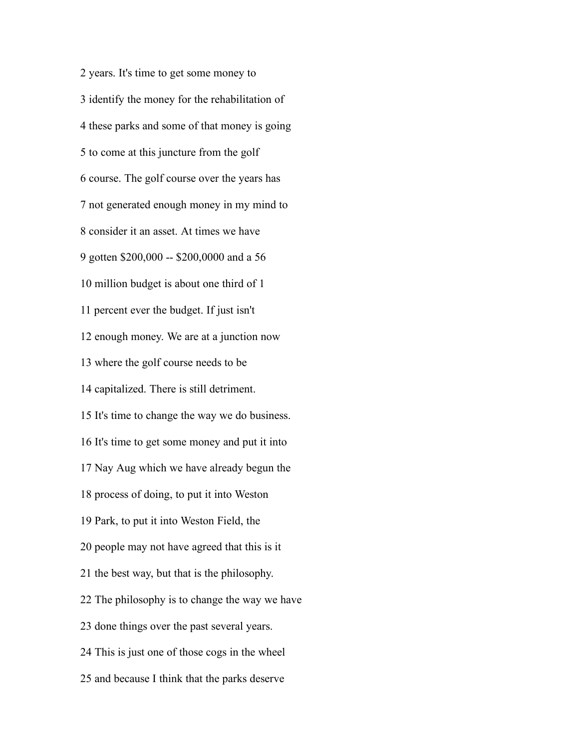2 years. It's time to get some money to

3 identify the money for the rehabilitation of

4 these parks and some of that money is going

5 to come at this juncture from the golf

6 course. The golf course over the years has

7 not generated enough money in my mind to

8 consider it an asset. At times we have

9 gotten $200,000 -- $200,0000 and a 56

10 million budget is about one third of 1

11 percent ever the budget. If just isn't

12 enough money. We are at a junction now

13 where the golf course needs to be

14 capitalized. There is still detriment.

15 It's time to change the way we do business.

16 It's time to get some money and put it into

17 Nay Aug which we have already begun the

18 process of doing, to put it into Weston

19 Park, to put it into Weston Field, the

20 people may not have agreed that this is it

21 the best way, but that is the philosophy.

22 The philosophy is to change the way we have

23 done things over the past several years.

24 This is just one of those cogs in the wheel

25 and because I think that the parks deserve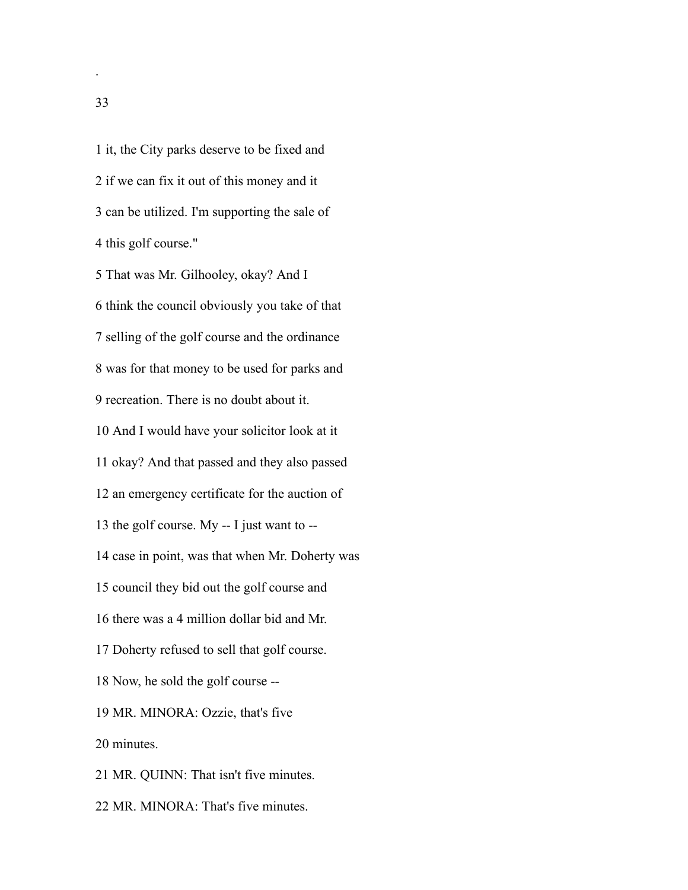1 it, the City parks deserve to be fixed and

2 if we can fix it out of this money and it

3 can be utilized. I'm supporting the sale of

4 this golf course."

5 That was Mr. Gilhooley, okay? And I

6 think the council obviously you take of that

7 selling of the golf course and the ordinance

8 was for that money to be used for parks and

9 recreation. There is no doubt about it.

10 And I would have your solicitor look at it

11 okay? And that passed and they also passed

12 an emergency certificate for the auction of

13 the golf course. My -- I just want to --

14 case in point, was that when Mr. Doherty was

15 council they bid out the golf course and

16 there was a 4 million dollar bid and Mr.

17 Doherty refused to sell that golf course.

18 Now, he sold the golf course --

19 MR. MINORA: Ozzie, that's five

20 minutes.

21 MR. QUINN: That isn't five minutes.

22 MR. MINORA: That's five minutes.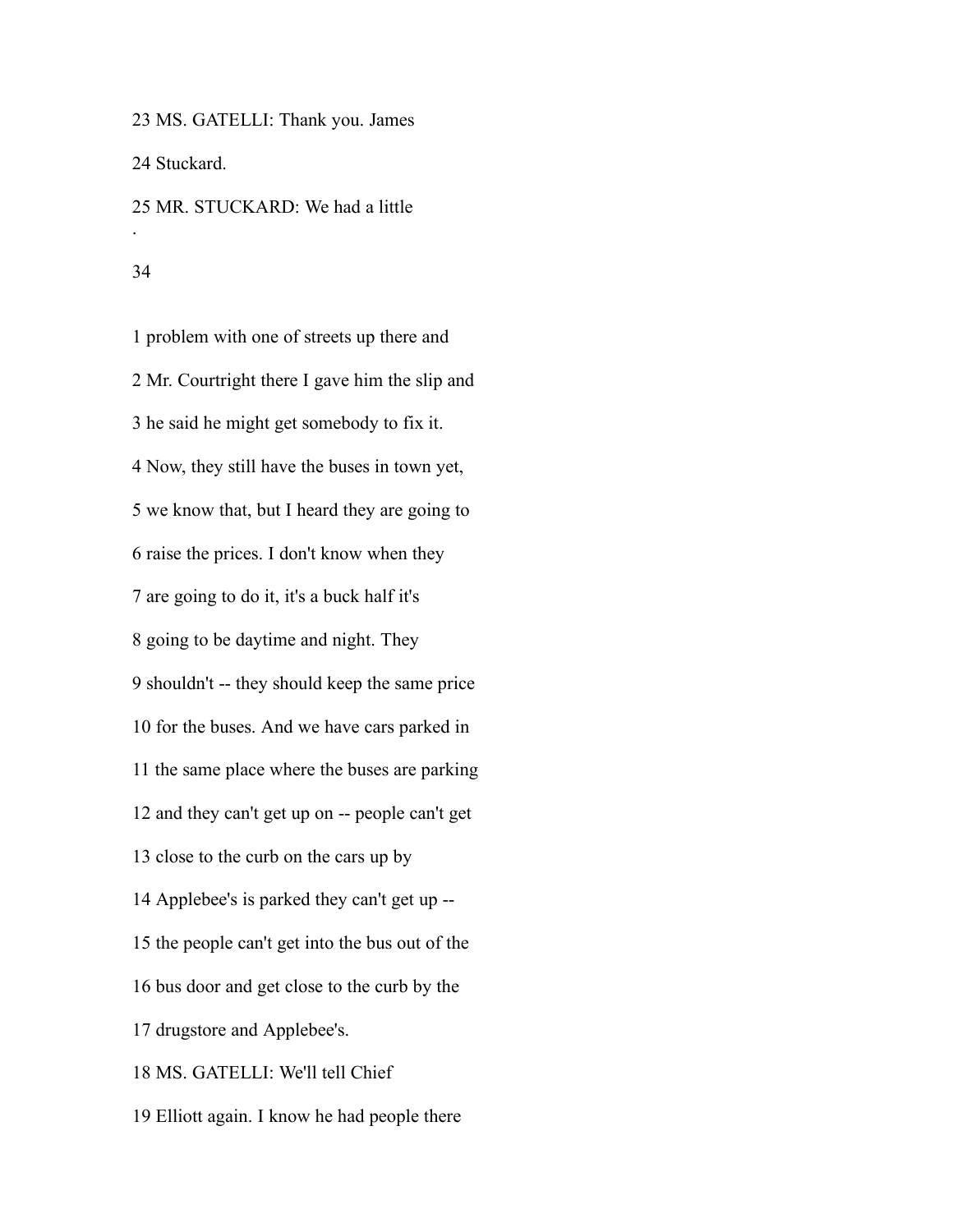23 MS. GATELLI: Thank you. James

24 Stuckard.

25 MR. STUCKARD: We had a little

.

1 problem with one of streets up there and

2 Mr. Courtright there I gave him the slip and

3 he said he might get somebody to fix it.

4 Now, they still have the buses in town yet,

5 we know that, but I heard they are going to

6 raise the prices. I don't know when they

7 are going to do it, it's a buck half it's

8 going to be daytime and night. They

9 shouldn't -- they should keep the same price

10 for the buses. And we have cars parked in

11 the same place where the buses are parking

12 and they can't get up on -- people can't get

13 close to the curb on the cars up by

14 Applebee's is parked they can't get up --

15 the people can't get into the bus out of the

16 bus door and get close to the curb by the

17 drugstore and Applebee's.

18 MS. GATELLI: We'll tell Chief

19 Elliott again. I know he had people there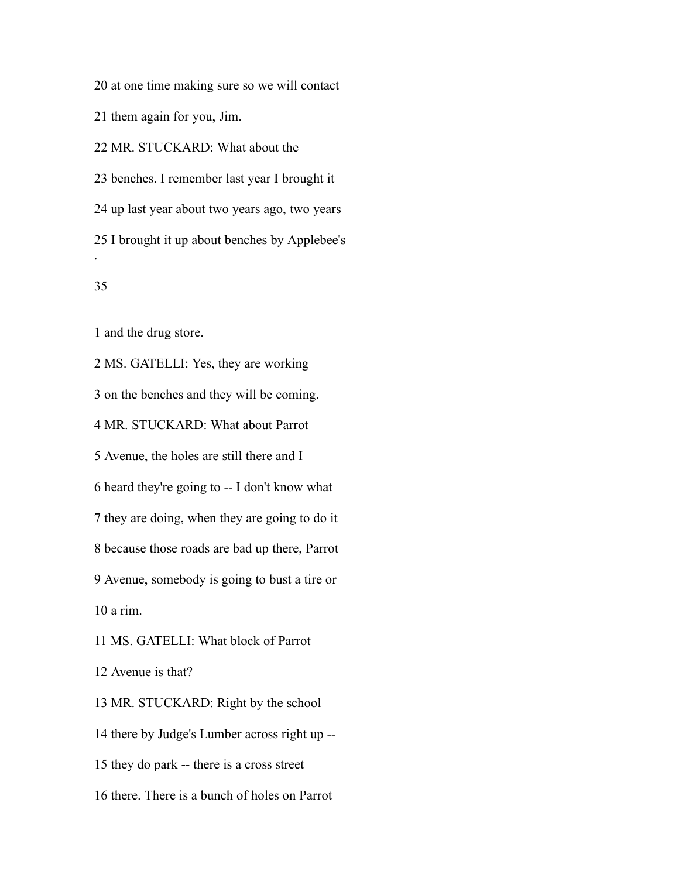20 at one time making sure so we will contact

21 them again for you, Jim.

22 MR. STUCKARD: What about the

23 benches. I remember last year I brought it

24 up last year about two years ago, two years

25 I brought it up about benches by Applebee's

1 and the drug store.

2 MS. GATELLI: Yes, they are working

3 on the benches and they will be coming.

4 MR. STUCKARD: What about Parrot

5 Avenue, the holes are still there and I

6 heard they're going to -- I don't know what

7 they are doing, when they are going to do it

8 because those roads are bad up there, Parrot

9 Avenue, somebody is going to bust a tire or

10 a rim.

11 MS. GATELLI: What block of Parrot

12 Avenue is that?

13 MR. STUCKARD: Right by the school

14 there by Judge's Lumber across right up --

15 they do park -- there is a cross street

16 there. There is a bunch of holes on Parrot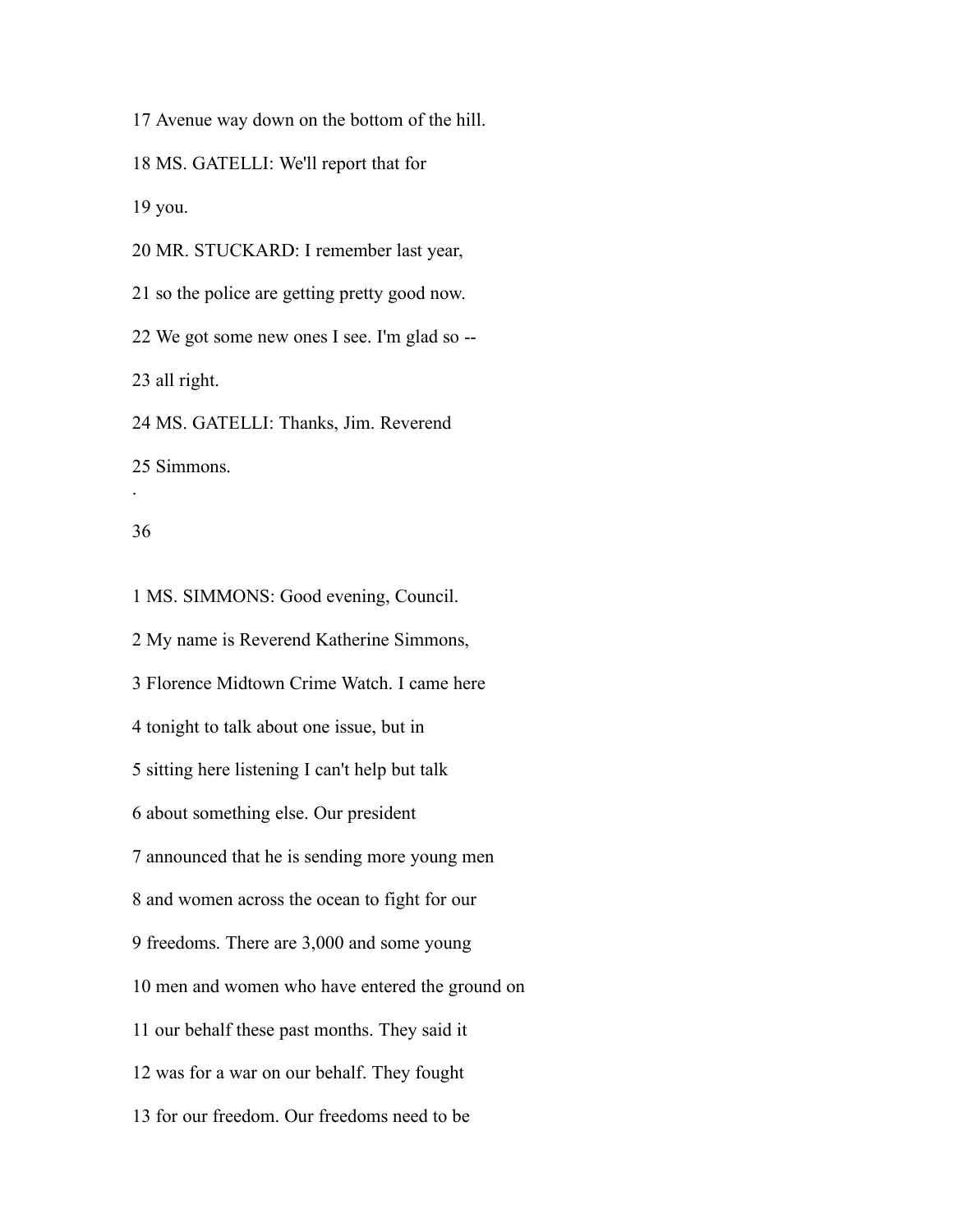17 Avenue way down on the bottom of the hill.

18 MS. GATELLI: We'll report that for

19 you.

20 MR. STUCKARD: I remember last year,

21 so the police are getting pretty good now.

22 We got some new ones I see. I'm glad so --

23 all right.

24 MS. GATELLI: Thanks, Jim. Reverend

25 Simmons.

1 MS. SIMMONS: Good evening, Council.

2 My name is Reverend Katherine Simmons,

3 Florence Midtown Crime Watch. I came here

4 tonight to talk about one issue, but in

5 sitting here listening I can't help but talk

6 about something else. Our president

7 announced that he is sending more young men

8 and women across the ocean to fight for our

9 freedoms. There are 3,000 and some young

10 men and women who have entered the ground on

11 our behalf these past months. They said it

12 was for a war on our behalf. They fought

13 for our freedom. Our freedoms need to be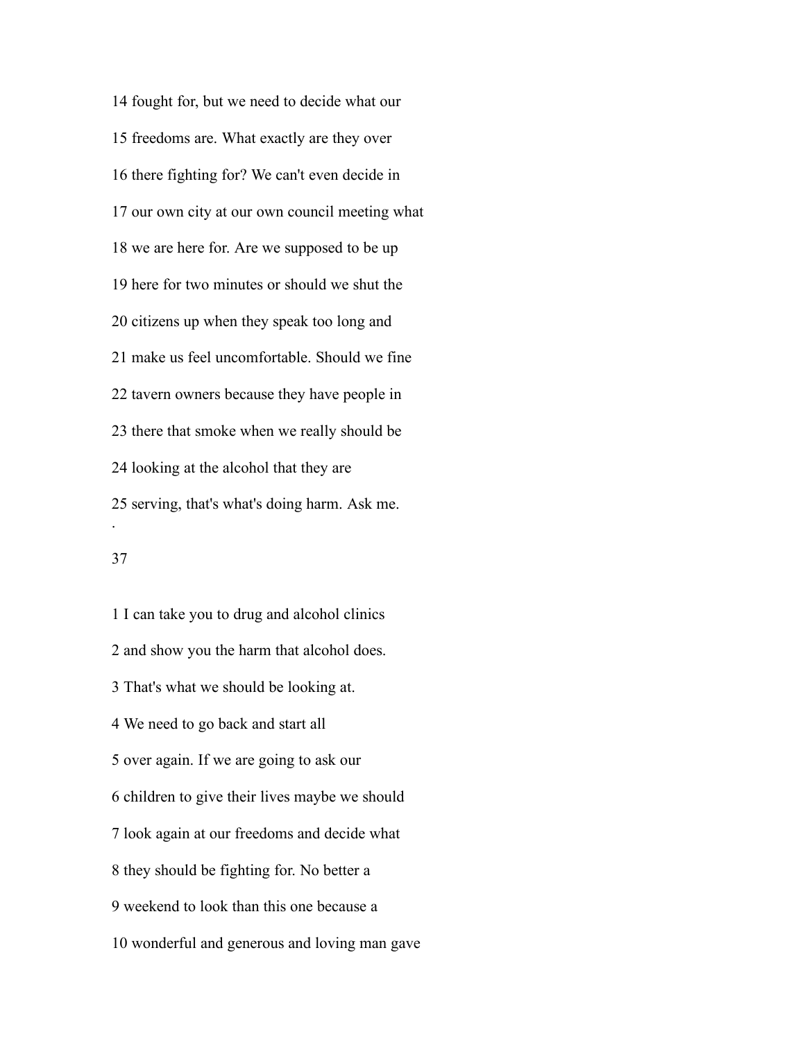14 fought for, but we need to decide what our

15 freedoms are. What exactly are they over

16 there fighting for? We can't even decide in

17 our own city at our own council meeting what

18 we are here for. Are we supposed to be up

19 here for two minutes or should we shut the

20 citizens up when they speak too long and

21 make us feel uncomfortable. Should we fine

22 tavern owners because they have people in

23 there that smoke when we really should be

24 looking at the alcohol that they are

25 serving, that's what's doing harm. Ask me.

1 I can take you to drug and alcohol clinics

2 and show you the harm that alcohol does.

3 That's what we should be looking at.

4 We need to go back and start all

5 over again. If we are going to ask our

6 children to give their lives maybe we should

7 look again at our freedoms and decide what

8 they should be fighting for. No better a

9 weekend to look than this one because a

10 wonderful and generous and loving man gave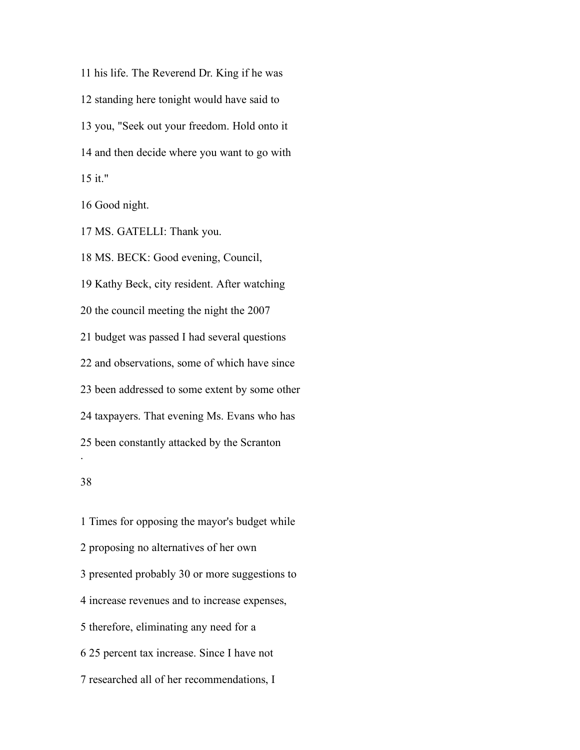11 his life. The Reverend Dr. King if he was

12 standing here tonight would have said to

13 you, "Seek out your freedom. Hold onto it

14 and then decide where you want to go with

15 it."

16 Good night.

17 MS. GATELLI: Thank you.

18 MS. BECK: Good evening, Council,

19 Kathy Beck, city resident. After watching

20 the council meeting the night the 2007

21 budget was passed I had several questions

22 and observations, some of which have since

23 been addressed to some extent by some other

24 taxpayers. That evening Ms. Evans who has

25 been constantly attacked by the Scranton

1 Times for opposing the mayor's budget while

2 proposing no alternatives of her own

3 presented probably 30 or more suggestions to

4 increase revenues and to increase expenses,

5 therefore, eliminating any need for a

6 25 percent tax increase. Since I have not

7 researched all of her recommendations, I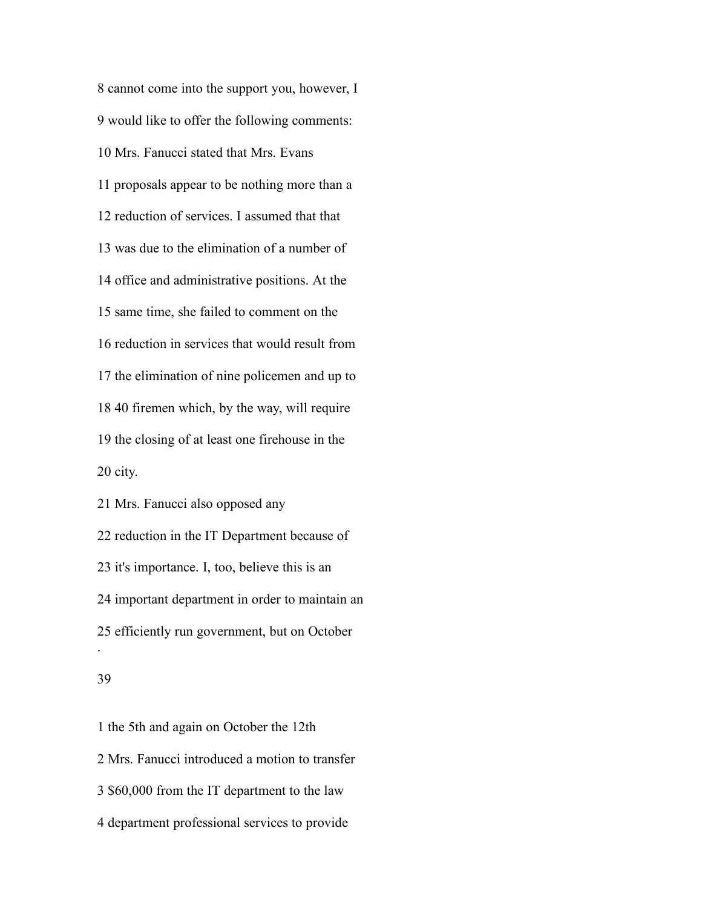8 cannot come into the support you, however, I

9 would like to offer the following comments:

10 Mrs. Fanucci stated that Mrs. Evans

11 proposals appear to be nothing more than a

12 reduction of services. I assumed that that

13 was due to the elimination of a number of

14 office and administrative positions. At the

15 same time, she failed to comment on the

16 reduction in services that would result from

17 the elimination of nine policemen and up to

18 40 firemen which, by the way, will require

19 the closing of at least one firehouse in the

20 city.

21 Mrs. Fanucci also opposed any

22 reduction in the IT Department because of

23 it's importance. I, too, believe this is an

24 important department in order to maintain an

25 efficiently run government, but on October

1 the 5th and again on October the 12th

2 Mrs. Fanucci introduced a motion to transfer

3 $60,000 from the IT department to the law

4 department professional services to provide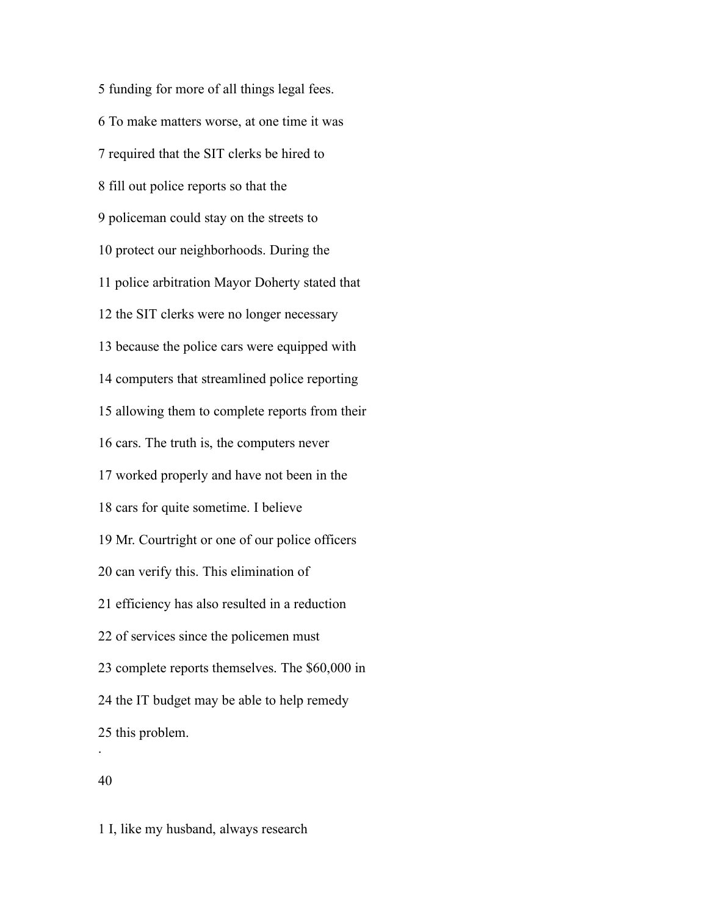5 funding for more of all things legal fees.

6 To make matters worse, at one time it was

7 required that the SIT clerks be hired to

8 fill out police reports so that the

9 policeman could stay on the streets to

10 protect our neighborhoods. During the

11 police arbitration Mayor Doherty stated that

12 the SIT clerks were no longer necessary

13 because the police cars were equipped with

14 computers that streamlined police reporting

15 allowing them to complete reports from their

16 cars. The truth is, the computers never

17 worked properly and have not been in the

18 cars for quite sometime. I believe

19 Mr. Courtright or one of our police officers

20 can verify this. This elimination of

21 efficiency has also resulted in a reduction

22 of services since the policemen must

23 complete reports themselves. The $60,000 in

24 the IT budget may be able to help remedy

25 this problem.

.

40

1 I, like my husband, always research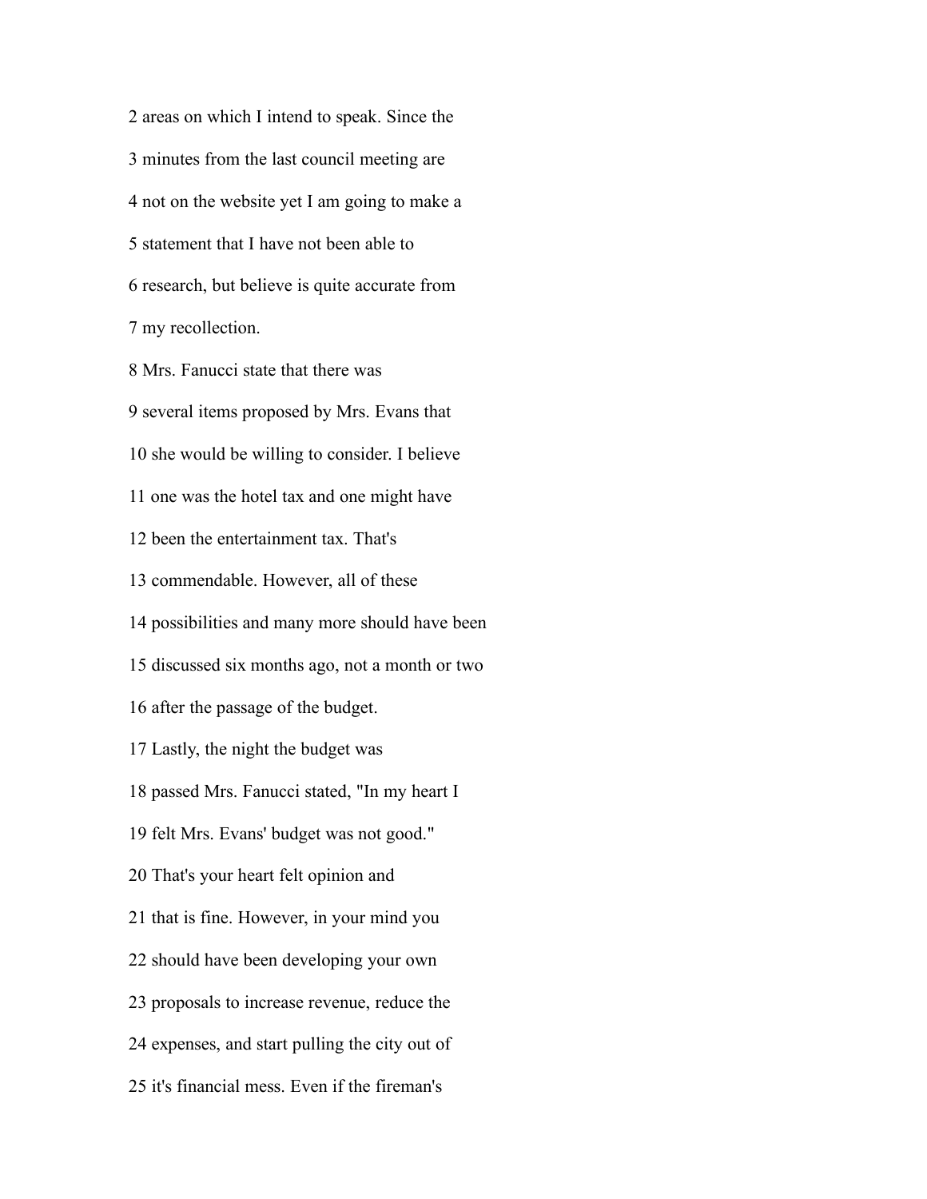2 areas on which I intend to speak. Since the

3 minutes from the last council meeting are

4 not on the website yet I am going to make a

5 statement that I have not been able to

6 research, but believe is quite accurate from

7 my recollection.

8 Mrs. Fanucci state that there was

9 several items proposed by Mrs. Evans that

10 she would be willing to consider. I believe

11 one was the hotel tax and one might have

12 been the entertainment tax. That's

13 commendable. However, all of these

14 possibilities and many more should have been

15 discussed six months ago, not a month or two

16 after the passage of the budget.

17 Lastly, the night the budget was

18 passed Mrs. Fanucci stated, "In my heart I

19 felt Mrs. Evans' budget was not good."

20 That's your heart felt opinion and

21 that is fine. However, in your mind you

22 should have been developing your own

23 proposals to increase revenue, reduce the

24 expenses, and start pulling the city out of

25 it's financial mess. Even if the fireman's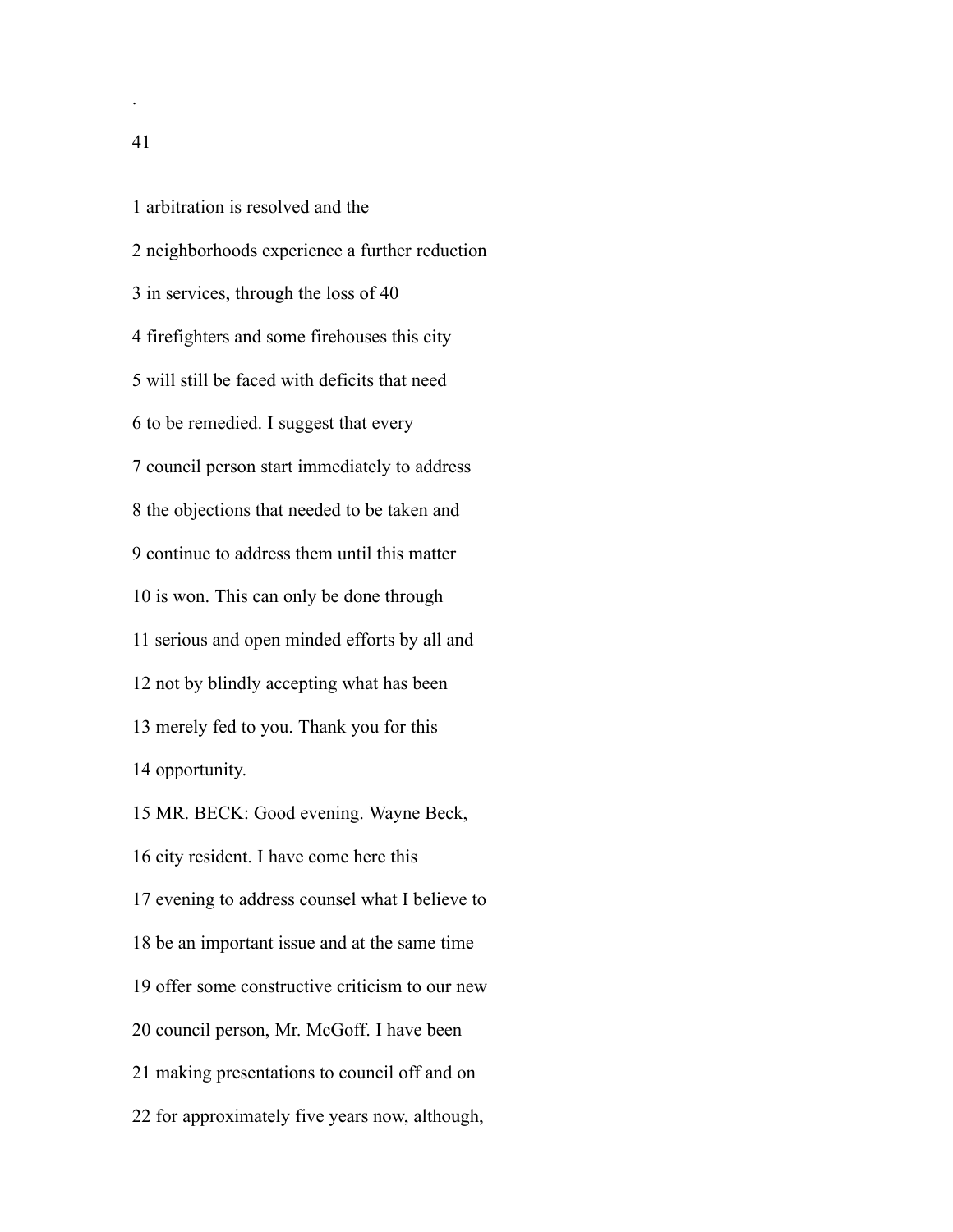1 arbitration is resolved and the

2 neighborhoods experience a further reduction

3 in services, through the loss of 40

4 firefighters and some firehouses this city

5 will still be faced with deficits that need

6 to be remedied. I suggest that every

7 council person start immediately to address

8 the objections that needed to be taken and

9 continue to address them until this matter

10 is won. This can only be done through

11 serious and open minded efforts by all and

12 not by blindly accepting what has been

13 merely fed to you. Thank you for this

14 opportunity.

15 MR. BECK: Good evening. Wayne Beck,

16 city resident. I have come here this

17 evening to address counsel what I believe to

18 be an important issue and at the same time

19 offer some constructive criticism to our new

20 council person, Mr. McGoff. I have been

21 making presentations to council off and on

22 for approximately five years now, although,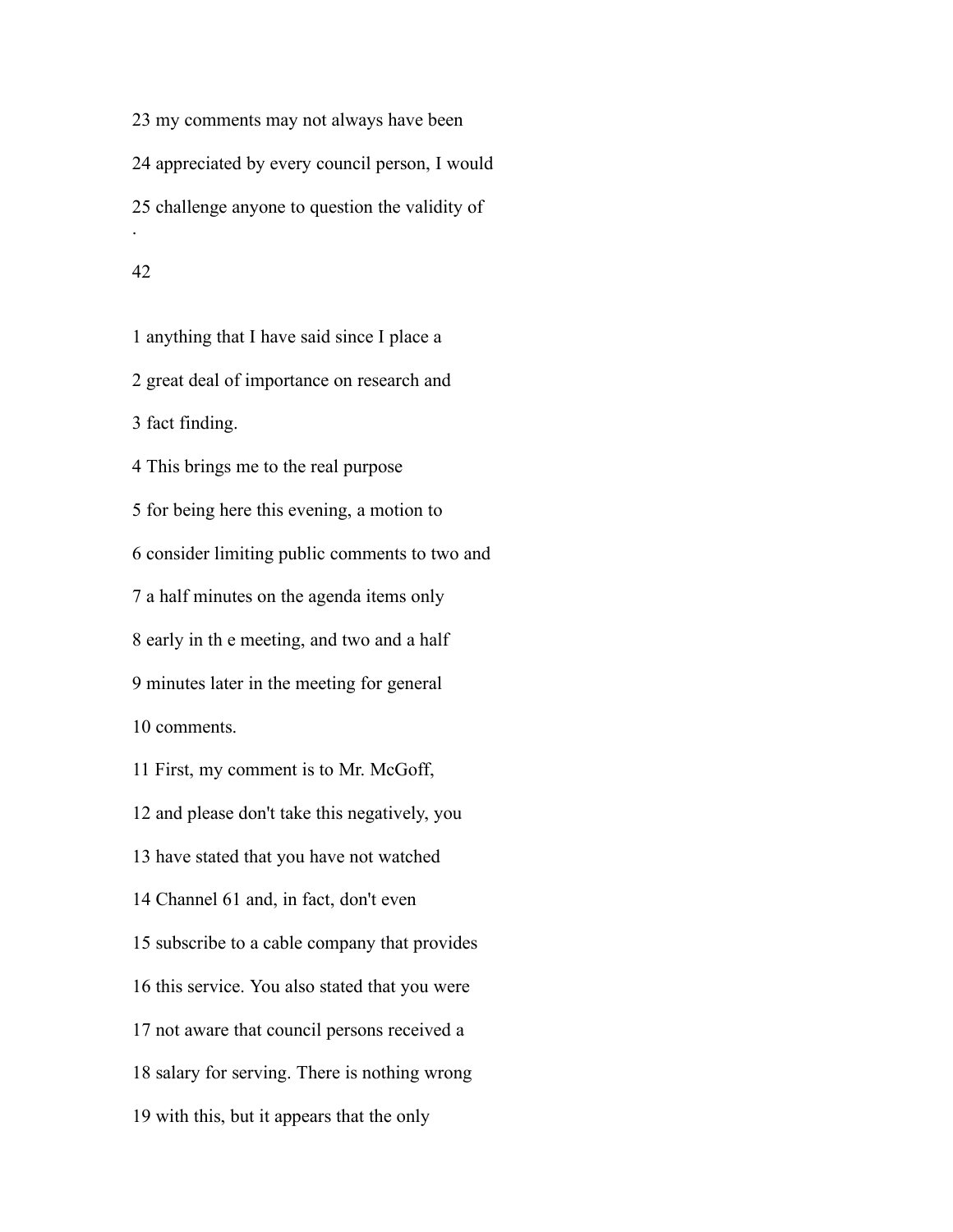23 my comments may not always have been

24 appreciated by every council person, I would

25 challenge anyone to question the validity of

1 anything that I have said since I place a

2 great deal of importance on research and

3 fact finding.

4 This brings me to the real purpose

5 for being here this evening, a motion to

6 consider limiting public comments to two and

7 a half minutes on the agenda items only

8 early in th e meeting, and two and a half

9 minutes later in the meeting for general

10 comments.

11 First, my comment is to Mr. McGoff,

12 and please don't take this negatively, you

13 have stated that you have not watched

14 Channel 61 and, in fact, don't even

15 subscribe to a cable company that provides

16 this service. You also stated that you were

17 not aware that council persons received a

18 salary for serving. There is nothing wrong

19 with this, but it appears that the only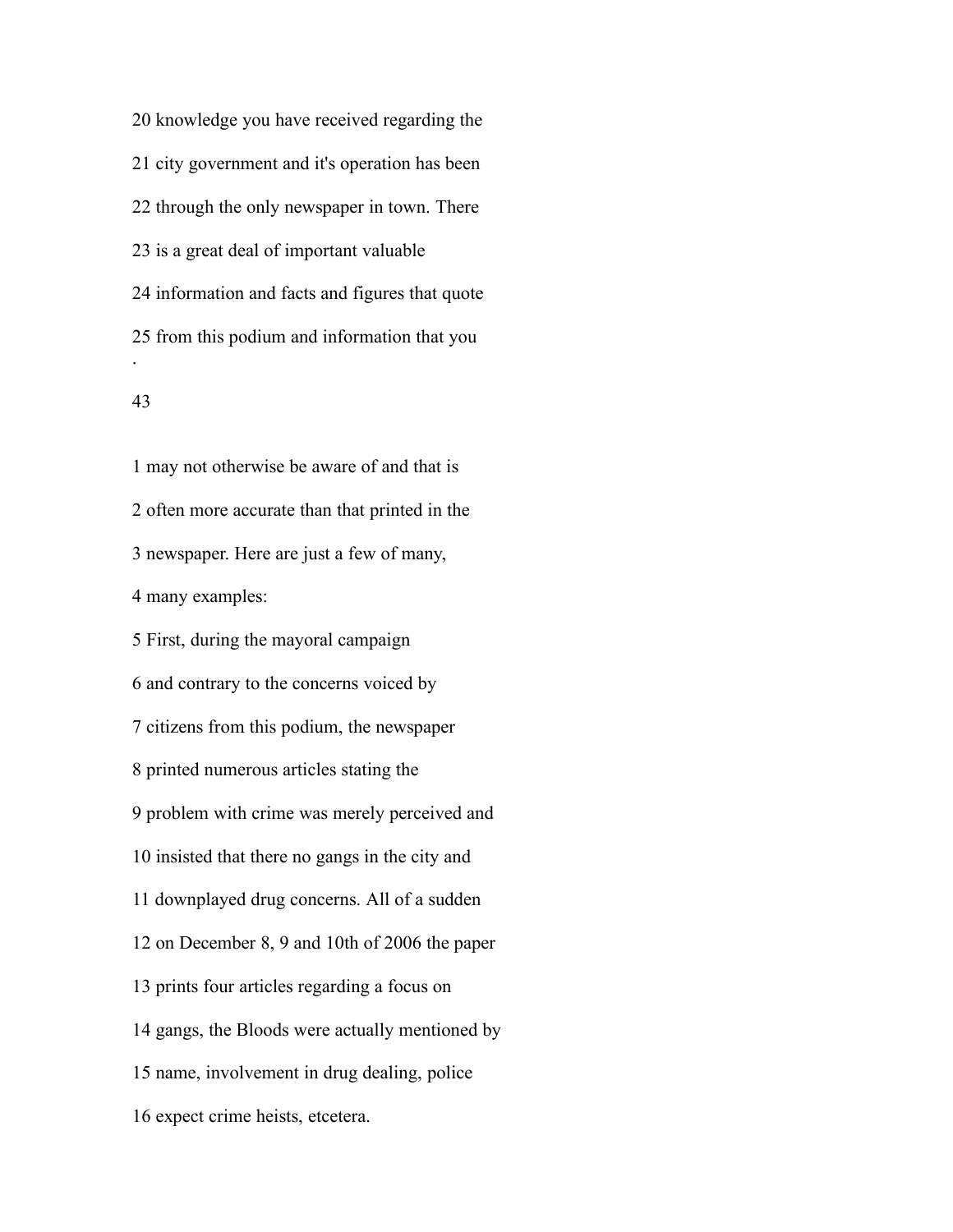20 knowledge you have received regarding the

21 city government and it's operation has been

22 through the only newspaper in town. There

23 is a great deal of important valuable

24 information and facts and figures that quote

25 from this podium and information that you

1 may not otherwise be aware of and that is

2 often more accurate than that printed in the

3 newspaper. Here are just a few of many,

4 many examples:

5 First, during the mayoral campaign

6 and contrary to the concerns voiced by

7 citizens from this podium, the newspaper

8 printed numerous articles stating the

9 problem with crime was merely perceived and

10 insisted that there no gangs in the city and

11 downplayed drug concerns. All of a sudden

12 on December 8, 9 and 10th of 2006 the paper

13 prints four articles regarding a focus on

14 gangs, the Bloods were actually mentioned by

15 name, involvement in drug dealing, police

16 expect crime heists, etcetera.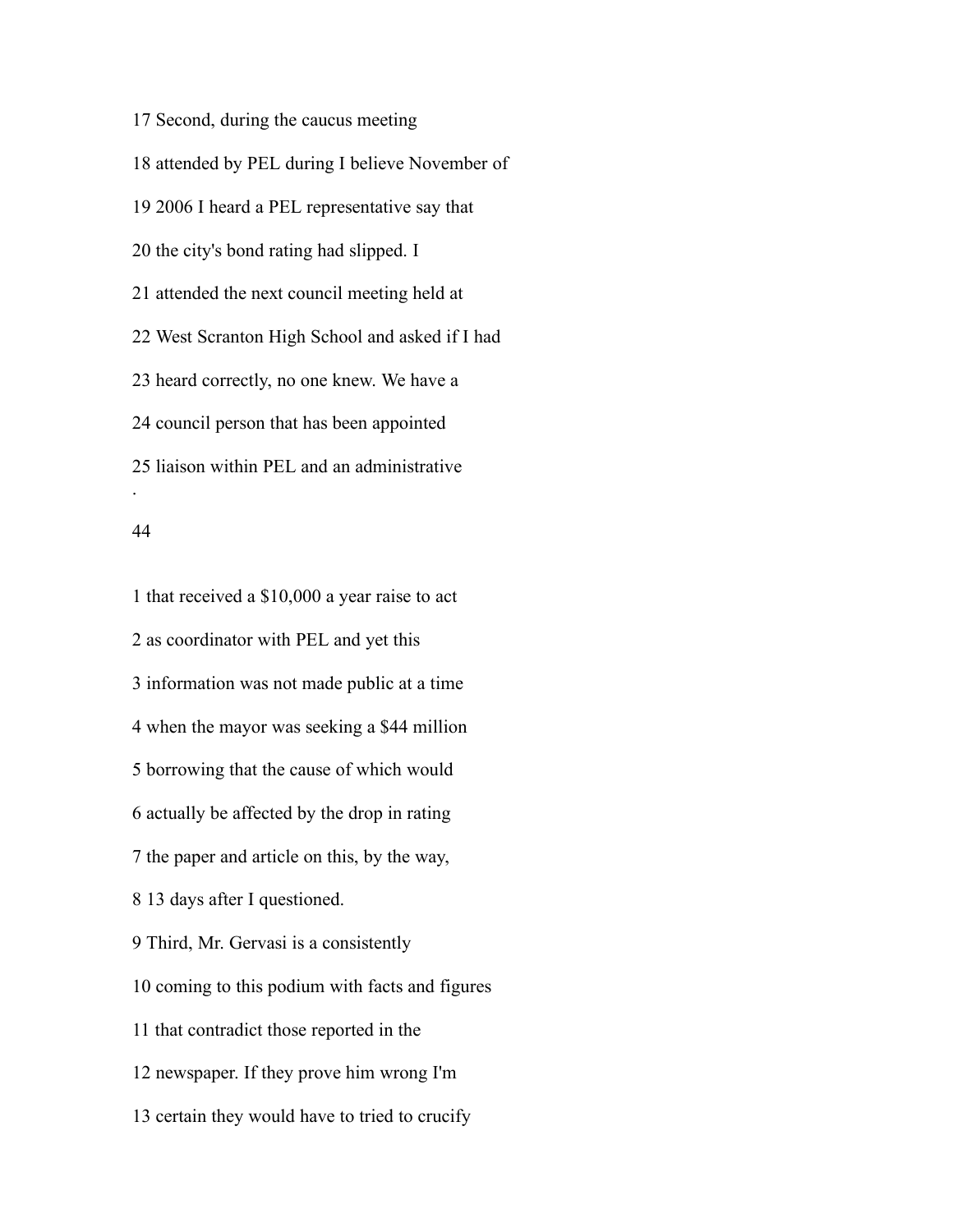17 Second, during the caucus meeting

18 attended by PEL during I believe November of

19 2006 I heard a PEL representative say that

20 the city's bond rating had slipped. I

21 attended the next council meeting held at

22 West Scranton High School and asked if I had

23 heard correctly, no one knew. We have a

24 council person that has been appointed

25 liaison within PEL and an administrative

.

1 that received a $10,000 a year raise to act

2 as coordinator with PEL and yet this

3 information was not made public at a time

4 when the mayor was seeking a $44 million

5 borrowing that the cause of which would

6 actually be affected by the drop in rating

7 the paper and article on this, by the way,

8 13 days after I questioned.

9 Third, Mr. Gervasi is a consistently

10 coming to this podium with facts and figures

11 that contradict those reported in the

12 newspaper. If they prove him wrong I'm

13 certain they would have to tried to crucify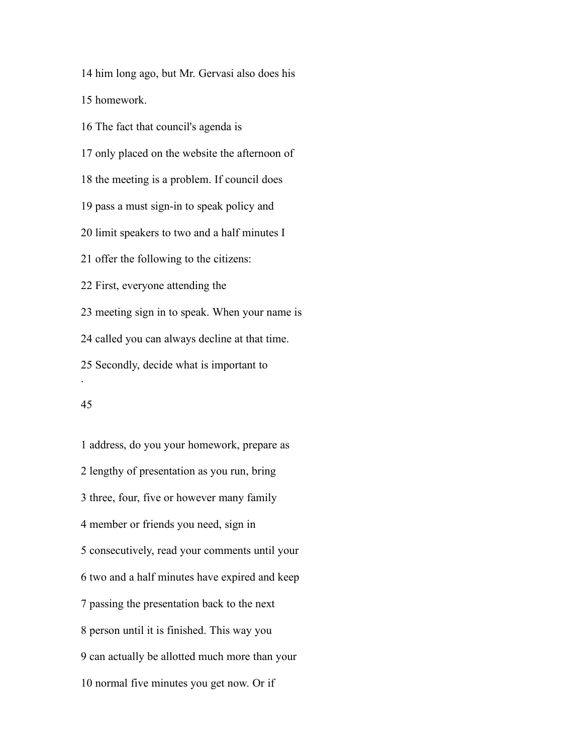14 him long ago, but Mr. Gervasi also does his

15 homework.

16 The fact that council's agenda is

17 only placed on the website the afternoon of

18 the meeting is a problem. If council does

19 pass a must sign-in to speak policy and

20 limit speakers to two and a half minutes I

21 offer the following to the citizens:

22 First, everyone attending the

23 meeting sign in to speak. When your name is

24 called you can always decline at that time.

25 Secondly, decide what is important to

1 address, do you your homework, prepare as

2 lengthy of presentation as you run, bring

3 three, four, five or however many family

4 member or friends you need, sign in

5 consecutively, read your comments until your

6 two and a half minutes have expired and keep

7 passing the presentation back to the next

8 person until it is finished. This way you

9 can actually be allotted much more than your

10 normal five minutes you get now. Or if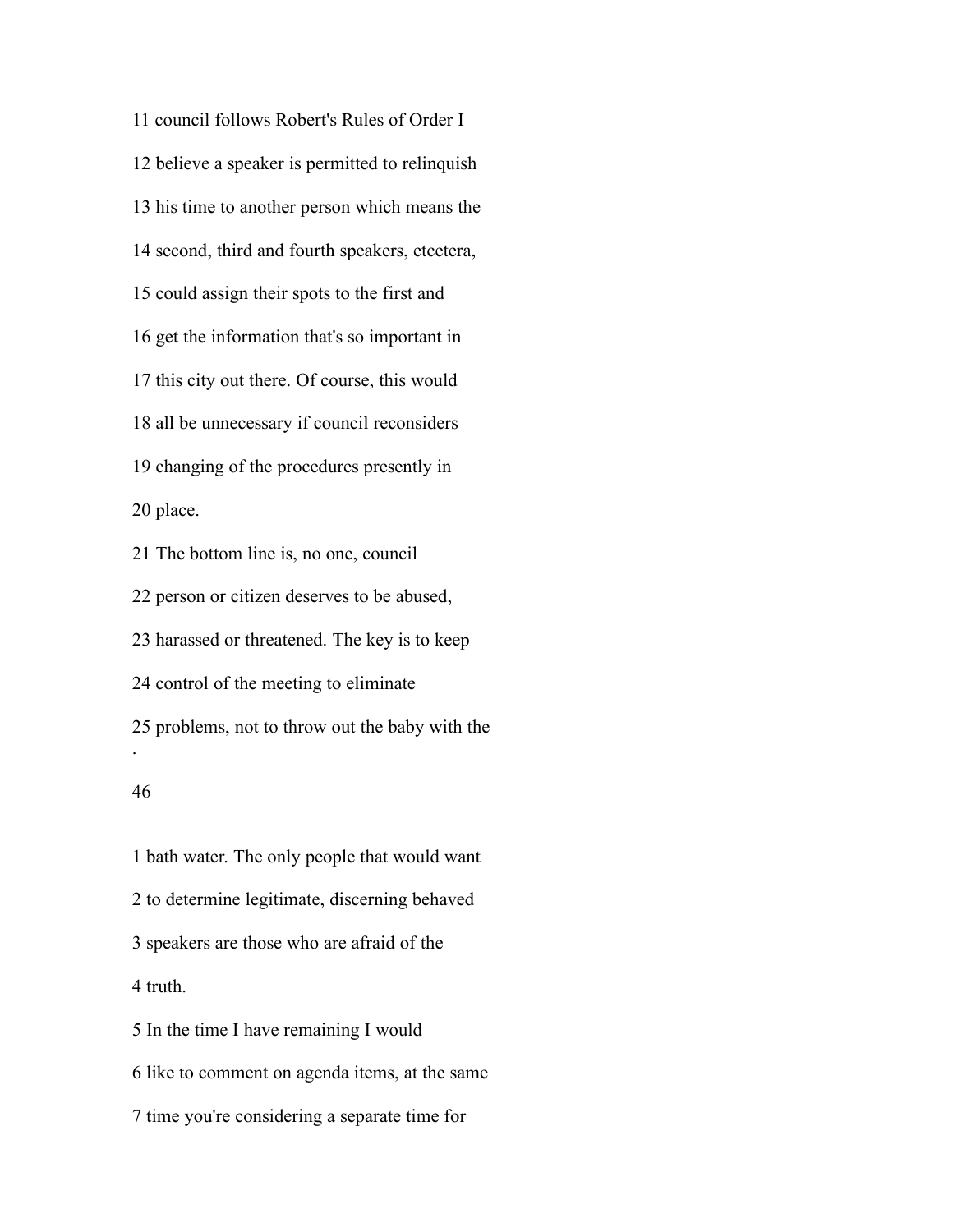11 council follows Robert's Rules of Order I

12 believe a speaker is permitted to relinquish

13 his time to another person which means the

14 second, third and fourth speakers, etcetera,

15 could assign their spots to the first and

16 get the information that's so important in

17 this city out there. Of course, this would

18 all be unnecessary if council reconsiders

19 changing of the procedures presently in

20 place.

21 The bottom line is, no one, council

22 person or citizen deserves to be abused,

23 harassed or threatened. The key is to keep

24 control of the meeting to eliminate

25 problems, not to throw out the baby with the

1 bath water. The only people that would want

2 to determine legitimate, discerning behaved

3 speakers are those who are afraid of the

4 truth.

5 In the time I have remaining I would

6 like to comment on agenda items, at the same

7 time you're considering a separate time for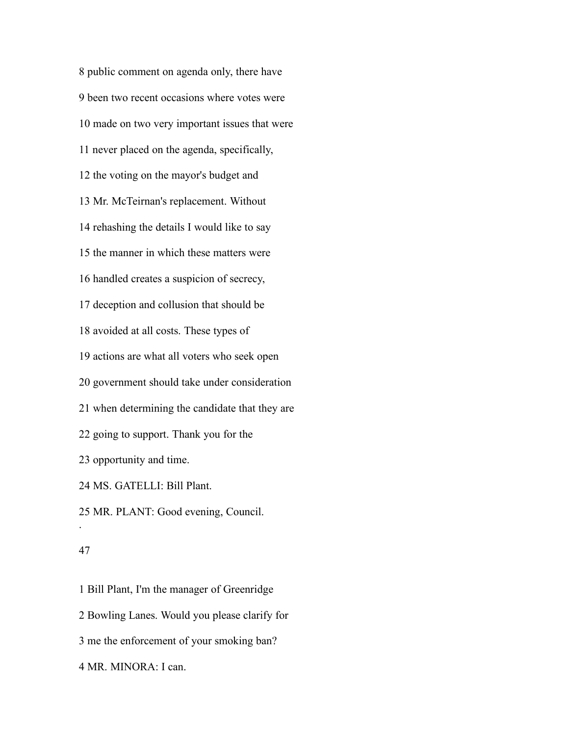8 public comment on agenda only, there have

9 been two recent occasions where votes were

10 made on two very important issues that were

11 never placed on the agenda, specifically,

12 the voting on the mayor's budget and

13 Mr. McTeirnan's replacement. Without

14 rehashing the details I would like to say

15 the manner in which these matters were

16 handled creates a suspicion of secrecy,

17 deception and collusion that should be

18 avoided at all costs. These types of

19 actions are what all voters who seek open

20 government should take under consideration

21 when determining the candidate that they are

22 going to support. Thank you for the

23 opportunity and time.

24 MS. GATELLI: Bill Plant.

25 MR. PLANT: Good evening, Council.

1 Bill Plant, I'm the manager of Greenridge

2 Bowling Lanes. Would you please clarify for

3 me the enforcement of your smoking ban?

4 MR. MINORA: I can.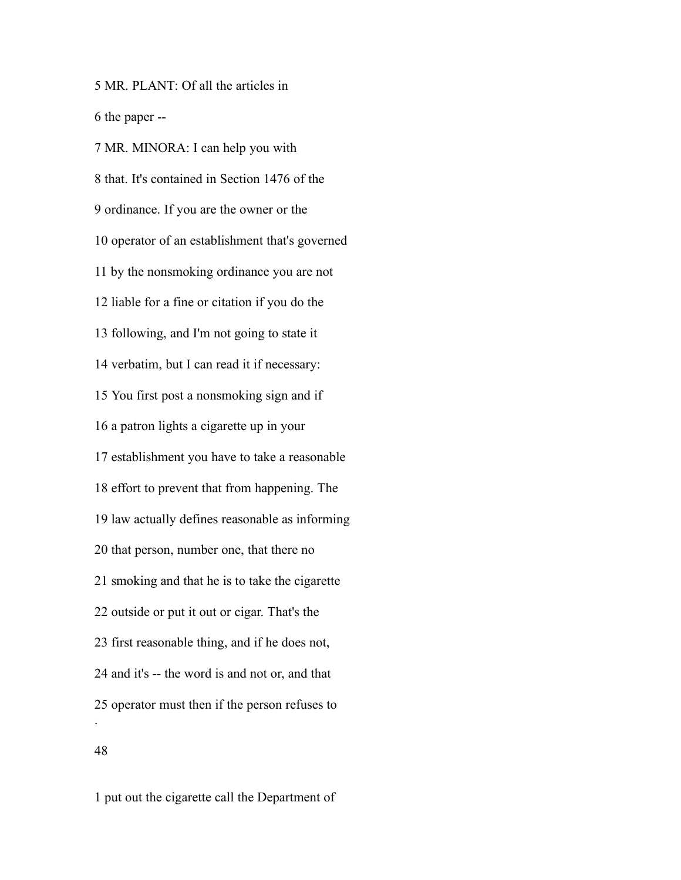5 MR. PLANT: Of all the articles in

6 the paper --

7 MR. MINORA: I can help you with

8 that. It's contained in Section 1476 of the

9 ordinance. If you are the owner or the

10 operator of an establishment that's governed

11 by the nonsmoking ordinance you are not

12 liable for a fine or citation if you do the

13 following, and I'm not going to state it

14 verbatim, but I can read it if necessary:

15 You first post a nonsmoking sign and if

16 a patron lights a cigarette up in your

17 establishment you have to take a reasonable

18 effort to prevent that from happening. The

19 law actually defines reasonable as informing

20 that person, number one, that there no

21 smoking and that he is to take the cigarette

22 outside or put it out or cigar. That's the

23 first reasonable thing, and if he does not,

24 and it's -- the word is and not or, and that

25 operator must then if the person refuses to

1 put out the cigarette call the Department of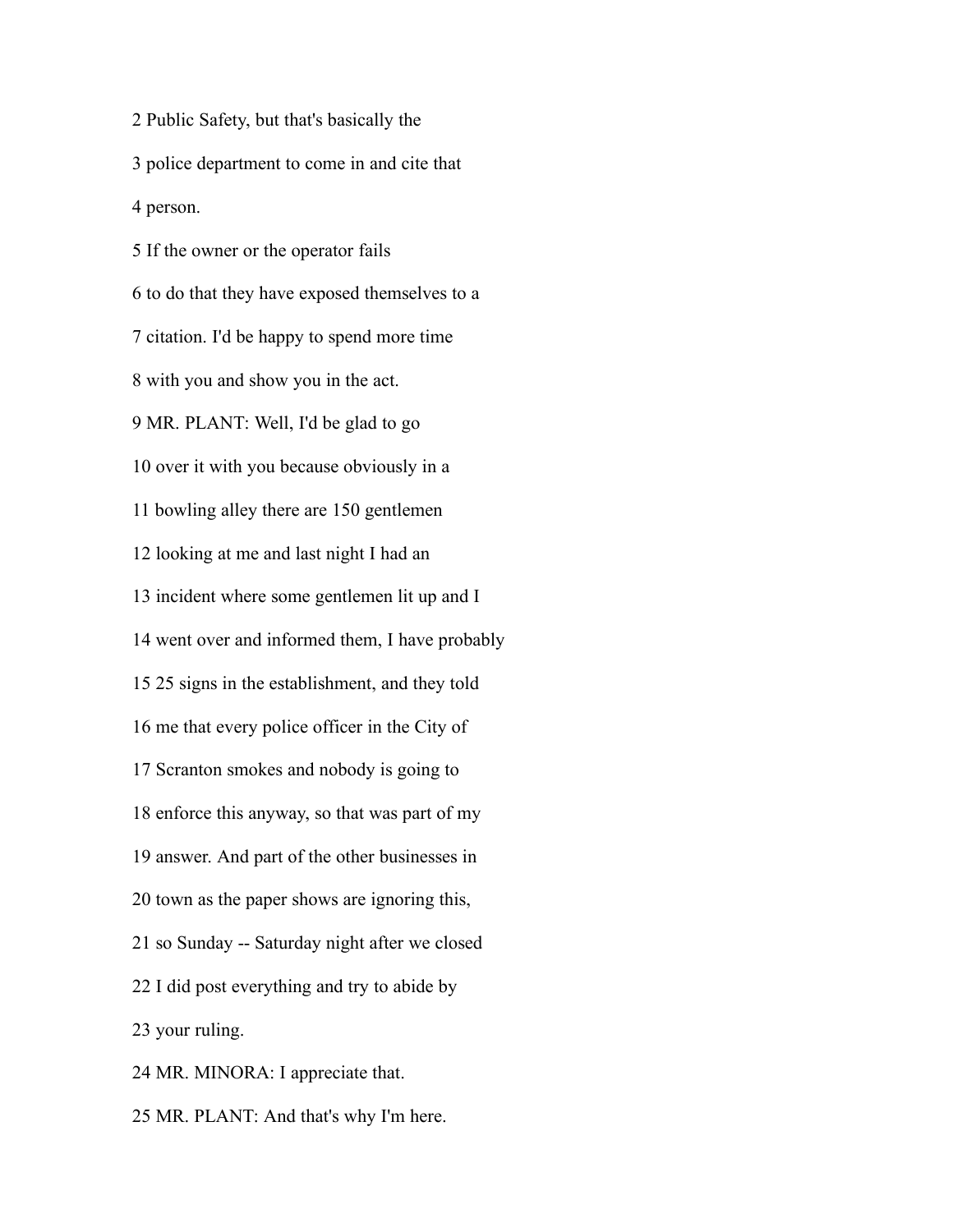2 Public Safety, but that's basically the

3 police department to come in and cite that

4 person.

5 If the owner or the operator fails

6 to do that they have exposed themselves to a

7 citation. I'd be happy to spend more time

8 with you and show you in the act.

9 MR. PLANT: Well, I'd be glad to go

10 over it with you because obviously in a

11 bowling alley there are 150 gentlemen

12 looking at me and last night I had an

13 incident where some gentlemen lit up and I

14 went over and informed them, I have probably

15 25 signs in the establishment, and they told

16 me that every police officer in the City of

17 Scranton smokes and nobody is going to

18 enforce this anyway, so that was part of my

19 answer. And part of the other businesses in

20 town as the paper shows are ignoring this,

21 so Sunday -- Saturday night after we closed

22 I did post everything and try to abide by

23 your ruling.

24 MR. MINORA: I appreciate that.

25 MR. PLANT: And that's why I'm here.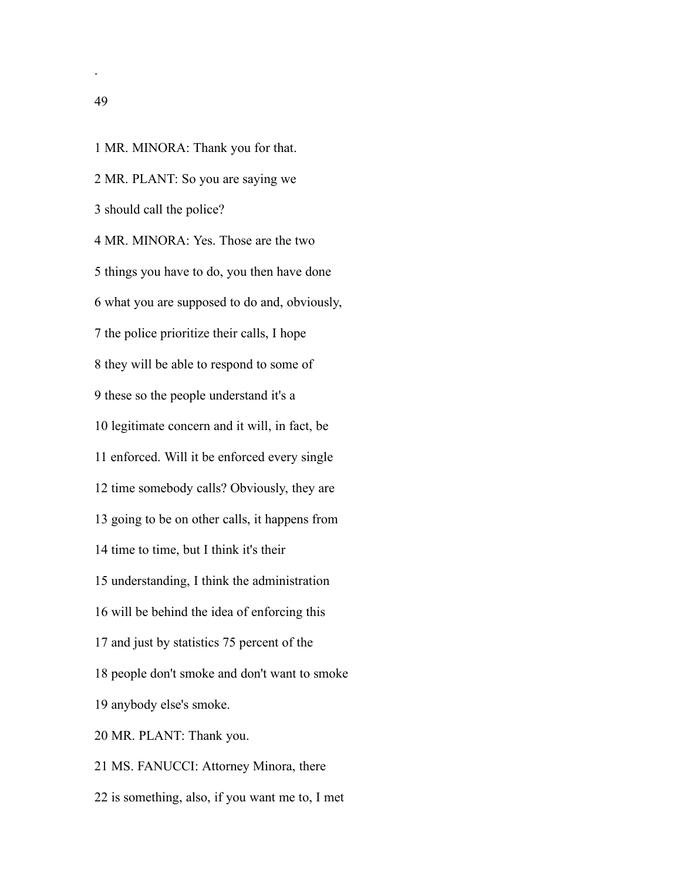1 MR. MINORA: Thank you for that.

2 MR. PLANT: So you are saying we

3 should call the police?

4 MR. MINORA: Yes. Those are the two

5 things you have to do, you then have done

6 what you are supposed to do and, obviously,

7 the police prioritize their calls, I hope

8 they will be able to respond to some of

9 these so the people understand it's a

10 legitimate concern and it will, in fact, be

11 enforced. Will it be enforced every single

12 time somebody calls? Obviously, they are

13 going to be on other calls, it happens from

14 time to time, but I think it's their

15 understanding, I think the administration

16 will be behind the idea of enforcing this

17 and just by statistics 75 percent of the

18 people don't smoke and don't want to smoke

19 anybody else's smoke.

20 MR. PLANT: Thank you.

21 MS. FANUCCI: Attorney Minora, there

22 is something, also, if you want me to, I met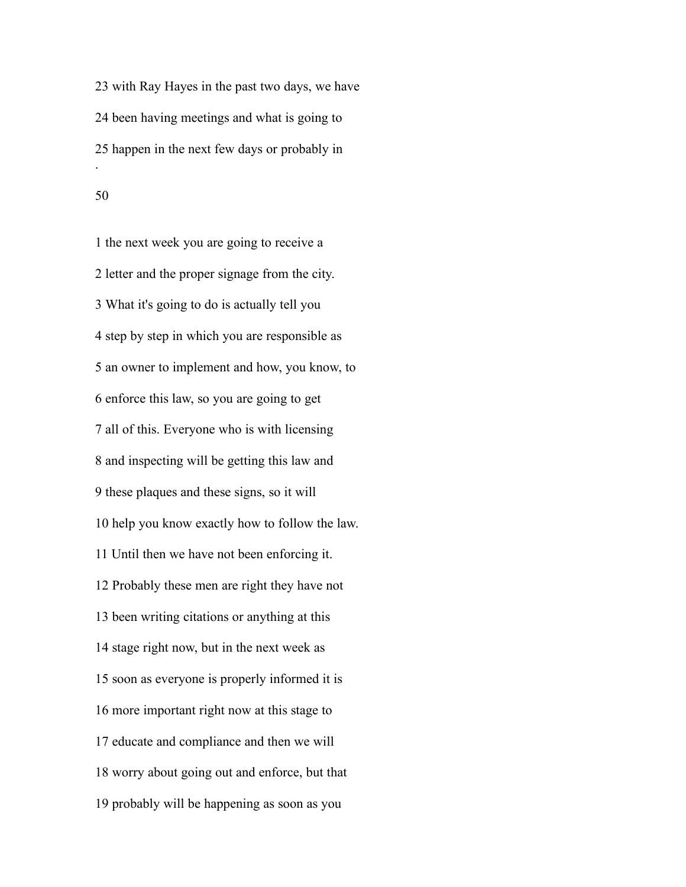23 with Ray Hayes in the past two days, we have

24 been having meetings and what is going to

25 happen in the next few days or probably in

1 the next week you are going to receive a

2 letter and the proper signage from the city.

3 What it's going to do is actually tell you

4 step by step in which you are responsible as

5 an owner to implement and how, you know, to

6 enforce this law, so you are going to get

7 all of this. Everyone who is with licensing

8 and inspecting will be getting this law and

9 these plaques and these signs, so it will

10 help you know exactly how to follow the law.

11 Until then we have not been enforcing it.

12 Probably these men are right they have not

13 been writing citations or anything at this

14 stage right now, but in the next week as

15 soon as everyone is properly informed it is

16 more important right now at this stage to

17 educate and compliance and then we will

18 worry about going out and enforce, but that

19 probably will be happening as soon as you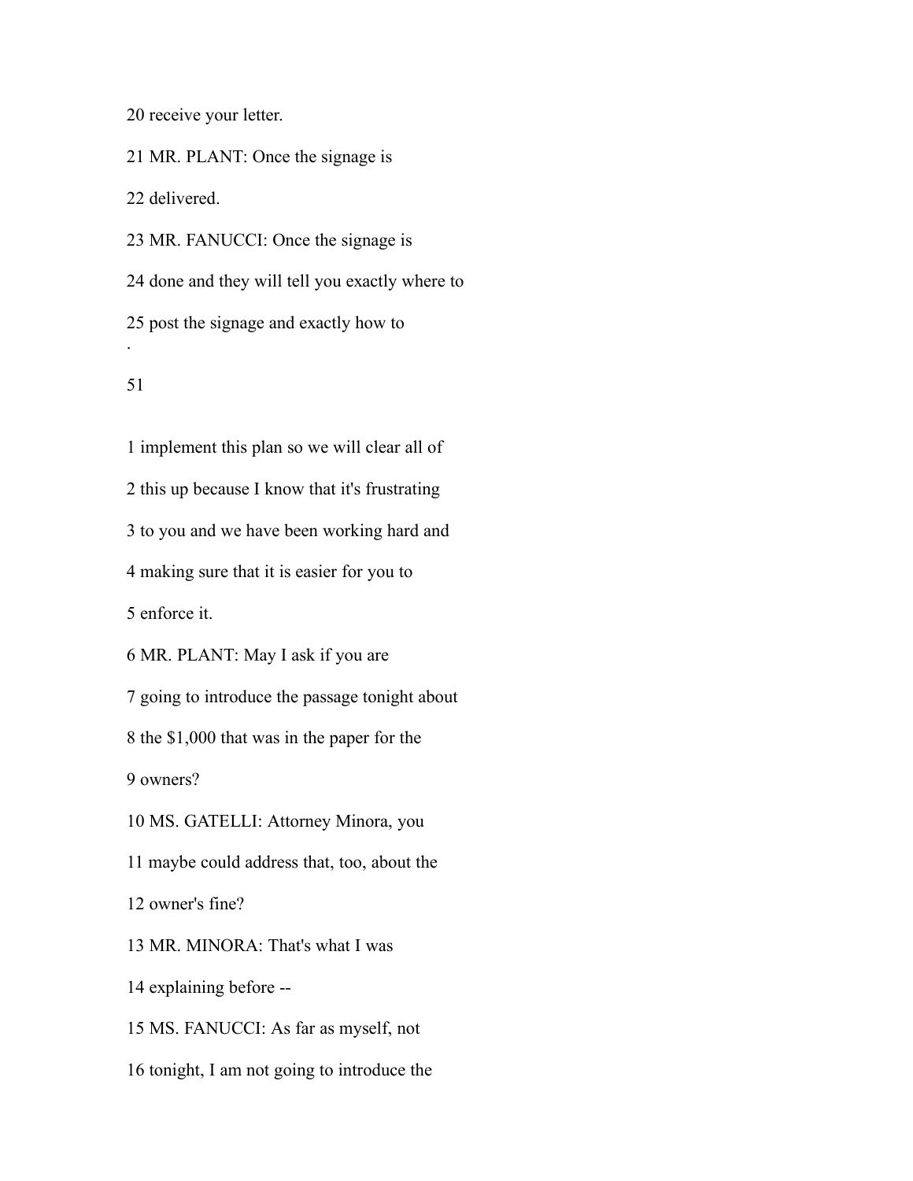20 receive your letter.

21 MR. PLANT: Once the signage is

22 delivered.

23 MR. FANUCCI: Once the signage is

24 done and they will tell you exactly where to

25 post the signage and exactly how to

.

51

1 implement this plan so we will clear all of

2 this up because I know that it's frustrating

3 to you and we have been working hard and

4 making sure that it is easier for you to

5 enforce it.

6 MR. PLANT: May I ask if you are

7 going to introduce the passage tonight about

8 the $1,000 that was in the paper for the

9 owners?

10 MS. GATELLI: Attorney Minora, you

11 maybe could address that, too, about the

12 owner's fine?

13 MR. MINORA: That's what I was

14 explaining before --

15 MS. FANUCCI: As far as myself, not

16 tonight, I am not going to introduce the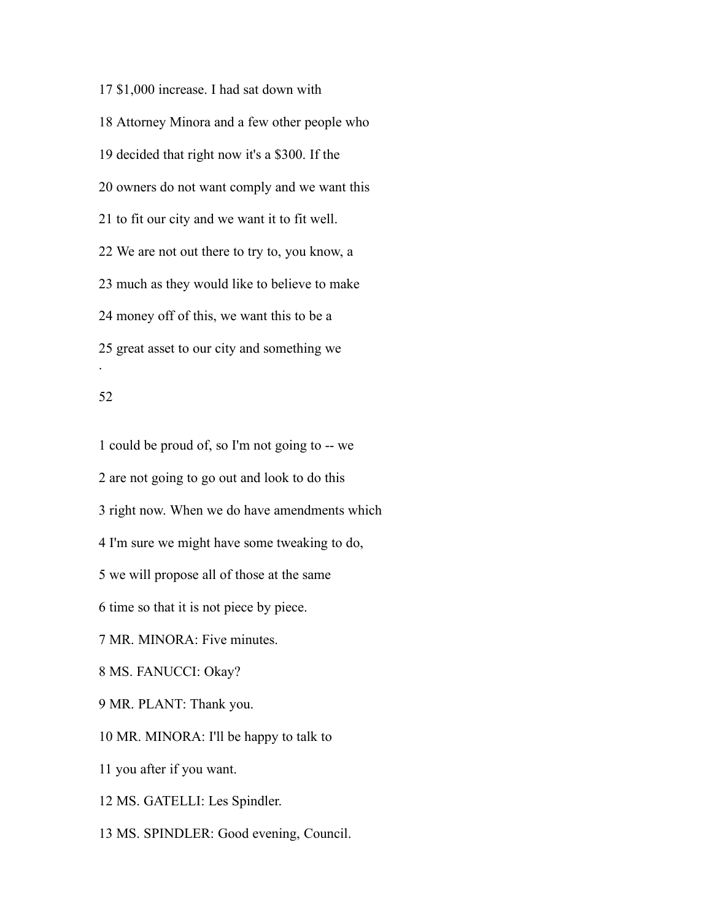17 $1,000 increase. I had sat down with

18 Attorney Minora and a few other people who

19 decided that right now it's a $300. If the

20 owners do not want comply and we want this

21 to fit our city and we want it to fit well.

22 We are not out there to try to, you know, a

23 much as they would like to believe to make

24 money off of this, we want this to be a

25 great asset to our city and something we

1 could be proud of, so I'm not going to -- we

2 are not going to go out and look to do this

3 right now. When we do have amendments which

4 I'm sure we might have some tweaking to do,

5 we will propose all of those at the same

6 time so that it is not piece by piece.

7 MR. MINORA: Five minutes.

8 MS. FANUCCI: Okay?

9 MR. PLANT: Thank you.

10 MR. MINORA: I'll be happy to talk to

11 you after if you want.

12 MS. GATELLI: Les Spindler.

13 MS. SPINDLER: Good evening, Council.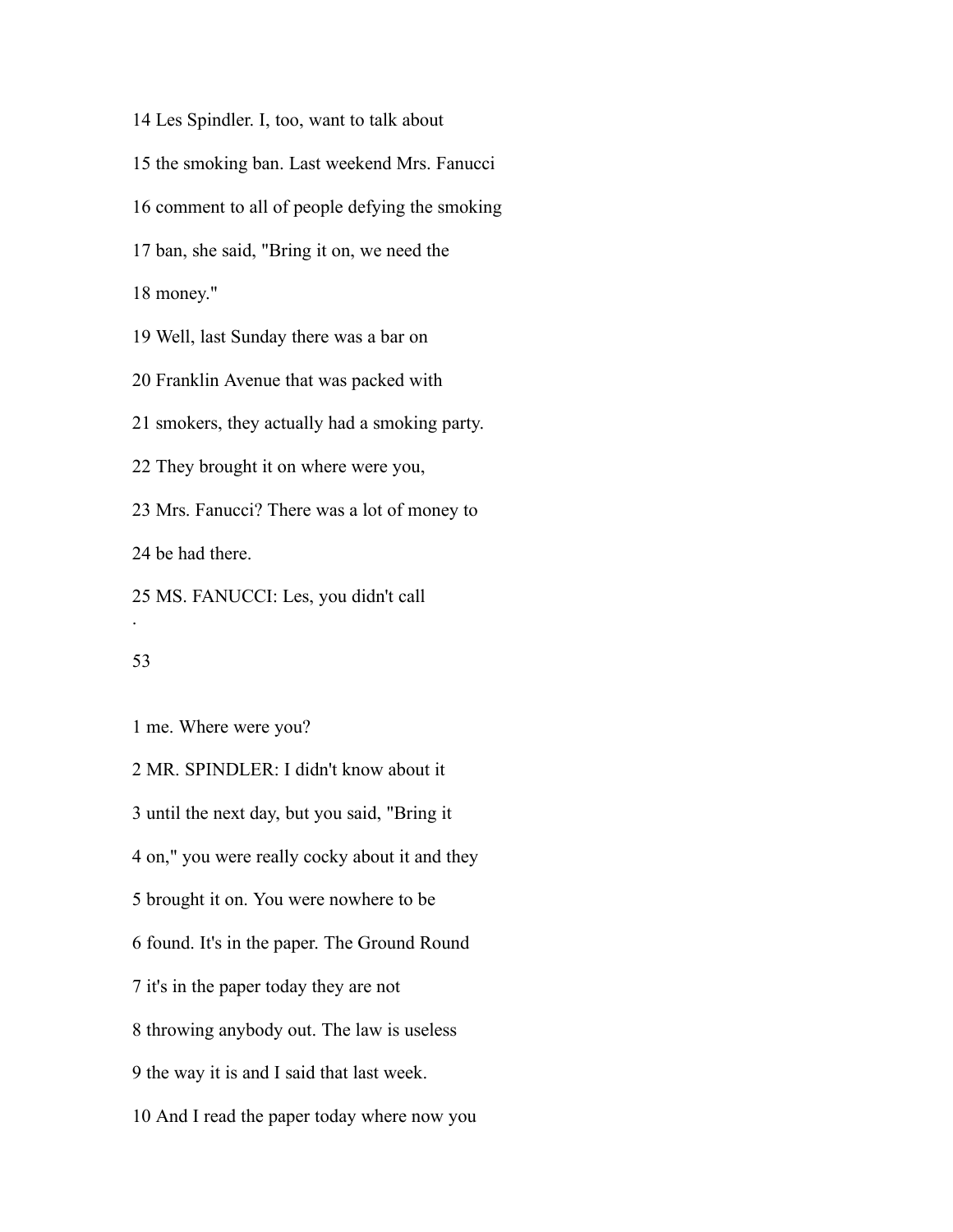14 Les Spindler. I, too, want to talk about

15 the smoking ban. Last weekend Mrs. Fanucci

16 comment to all of people defying the smoking

17 ban, she said, "Bring it on, we need the

18 money."

19 Well, last Sunday there was a bar on

20 Franklin Avenue that was packed with

21 smokers, they actually had a smoking party.

22 They brought it on where were you,

23 Mrs. Fanucci? There was a lot of money to

24 be had there.

25 MS. FANUCCI: Les, you didn't call

.

53

1 me. Where were you?

2 MR. SPINDLER: I didn't know about it

3 until the next day, but you said, "Bring it

4 on," you were really cocky about it and they

5 brought it on. You were nowhere to be

6 found. It's in the paper. The Ground Round

7 it's in the paper today they are not

8 throwing anybody out. The law is useless

9 the way it is and I said that last week.

10 And I read the paper today where now you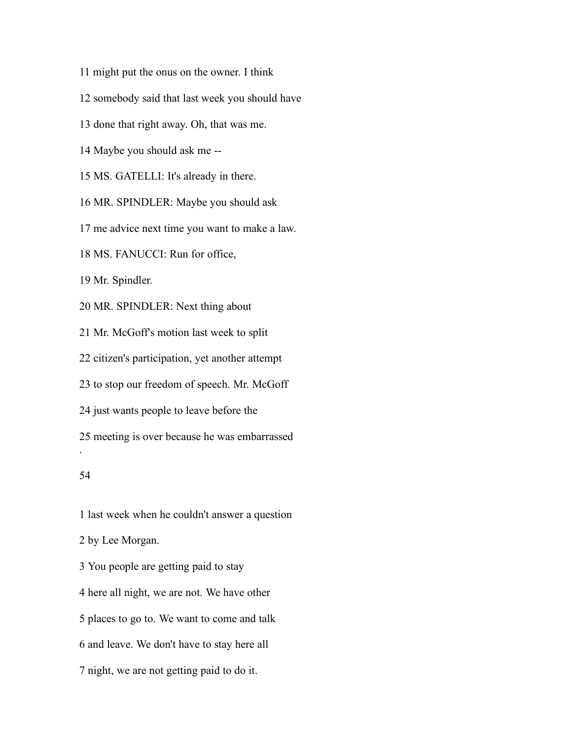11 might put the onus on the owner. I think

12 somebody said that last week you should have

13 done that right away. Oh, that was me.

14 Maybe you should ask me --

15 MS. GATELLI: It's already in there.

16 MR. SPINDLER: Maybe you should ask

17 me advice next time you want to make a law.

18 MS. FANUCCI: Run for office,

19 Mr. Spindler.

20 MR. SPINDLER: Next thing about

21 Mr. McGoff's motion last week to split

22 citizen's participation, yet another attempt

23 to stop our freedom of speech. Mr. McGoff

24 just wants people to leave before the

25 meeting is over because he was embarrassed

1 last week when he couldn't answer a question

2 by Lee Morgan.

3 You people are getting paid to stay

4 here all night, we are not. We have other

5 places to go to. We want to come and talk

6 and leave. We don't have to stay here all

7 night, we are not getting paid to do it.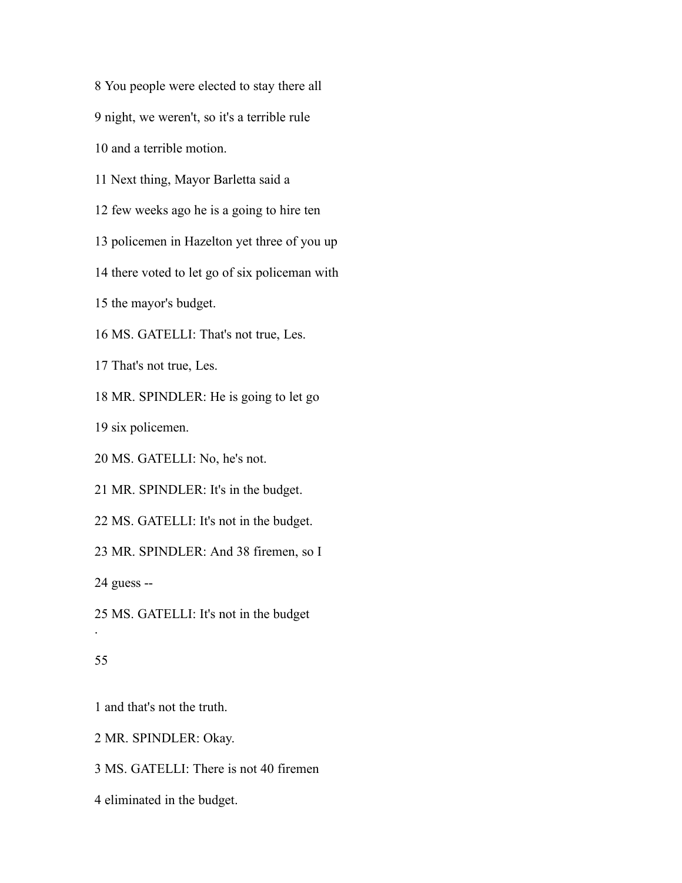8 You people were elected to stay there all

9 night, we weren't, so it's a terrible rule

10 and a terrible motion.

11 Next thing, Mayor Barletta said a

12 few weeks ago he is a going to hire ten

13 policemen in Hazelton yet three of you up

14 there voted to let go of six policeman with

15 the mayor's budget.

16 MS. GATELLI: That's not true, Les.

17 That's not true, Les.

18 MR. SPINDLER: He is going to let go

19 six policemen.

20 MS. GATELLI: No, he's not.

21 MR. SPINDLER: It's in the budget.

22 MS. GATELLI: It's not in the budget.

23 MR. SPINDLER: And 38 firemen, so I

24 guess --

25 MS. GATELLI: It's not in the budget

1 and that's not the truth.

2 MR. SPINDLER: Okay.

3 MS. GATELLI: There is not 40 firemen

4 eliminated in the budget.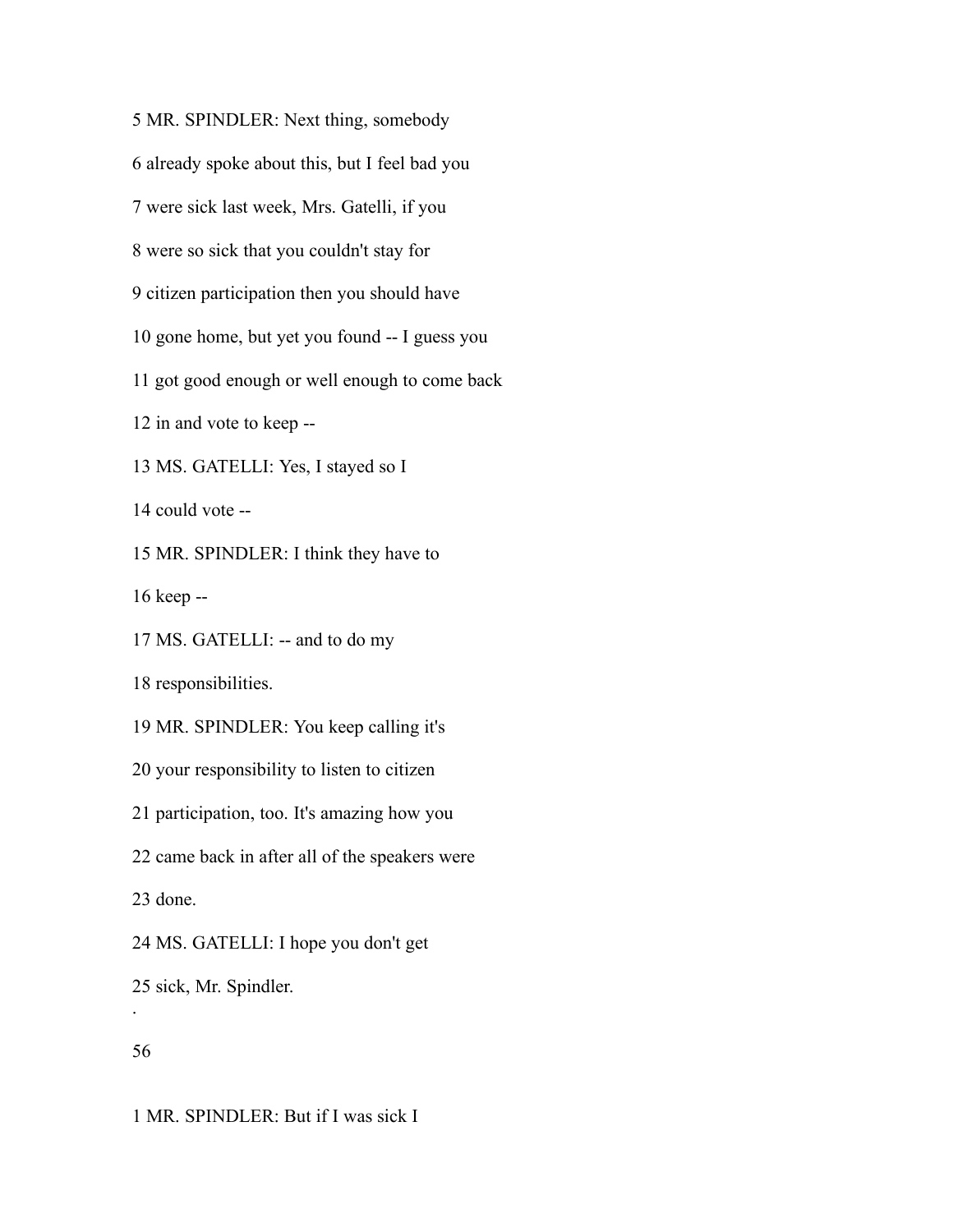5 MR. SPINDLER: Next thing, somebody

6 already spoke about this, but I feel bad you

7 were sick last week, Mrs. Gatelli, if you

8 were so sick that you couldn't stay for

9 citizen participation then you should have

10 gone home, but yet you found -- I guess you

11 got good enough or well enough to come back

12 in and vote to keep --

13 MS. GATELLI: Yes, I stayed so I

14 could vote --

15 MR. SPINDLER: I think they have to

16 keep --

17 MS. GATELLI: -- and to do my

18 responsibilities.

19 MR. SPINDLER: You keep calling it's

20 your responsibility to listen to citizen

21 participation, too. It's amazing how you

22 came back in after all of the speakers were

23 done.

24 MS. GATELLI: I hope you don't get

25 sick, Mr. Spindler.

1 MR. SPINDLER: But if I was sick I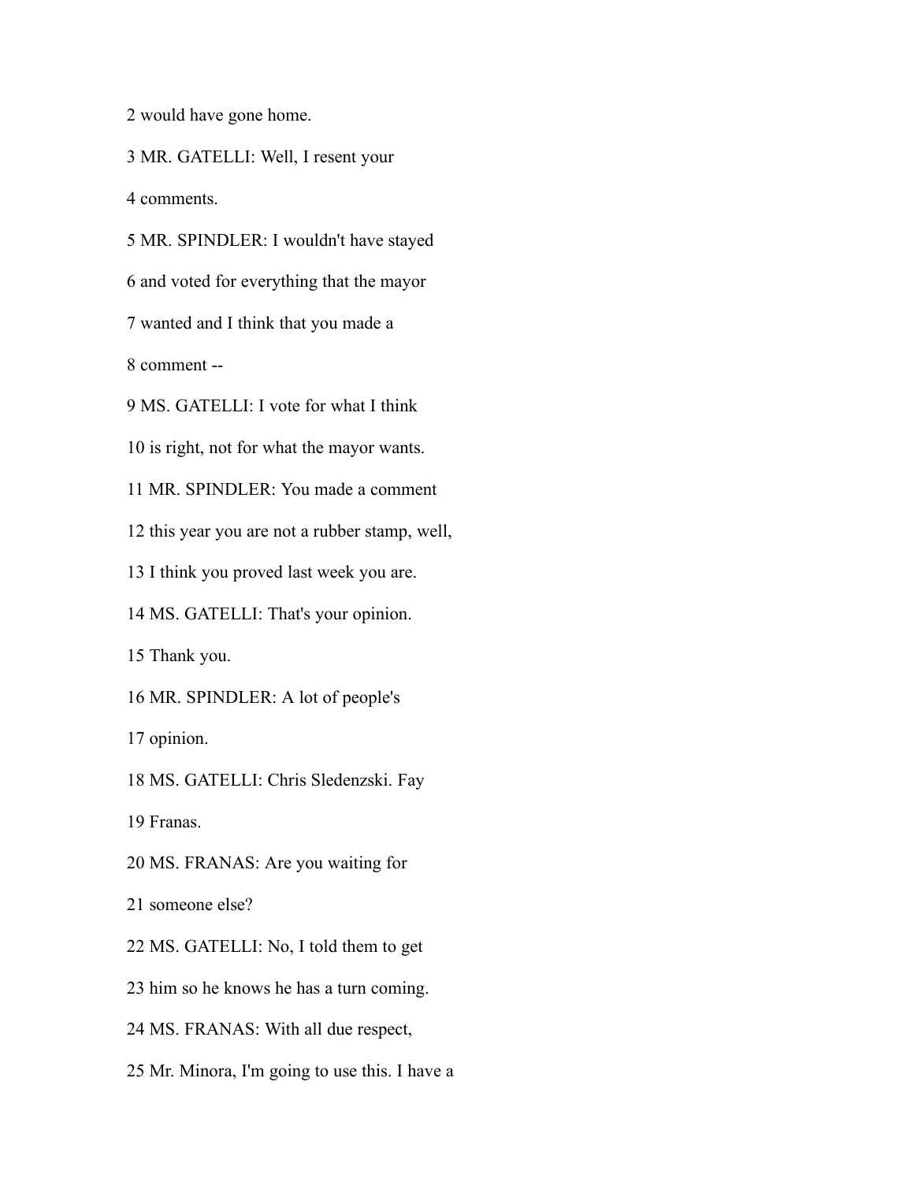2 would have gone home.

3 MR. GATELLI: Well, I resent your

4 comments.

5 MR. SPINDLER: I wouldn't have stayed

6 and voted for everything that the mayor

7 wanted and I think that you made a

8 comment --

9 MS. GATELLI: I vote for what I think

10 is right, not for what the mayor wants.

11 MR. SPINDLER: You made a comment

12 this year you are not a rubber stamp, well,

13 I think you proved last week you are.

14 MS. GATELLI: That's your opinion.

15 Thank you.

16 MR. SPINDLER: A lot of people's

17 opinion.

18 MS. GATELLI: Chris Sledenzski. Fay

19 Franas.

20 MS. FRANAS: Are you waiting for

21 someone else?

22 MS. GATELLI: No, I told them to get

23 him so he knows he has a turn coming.

24 MS. FRANAS: With all due respect,

25 Mr. Minora, I'm going to use this. I have a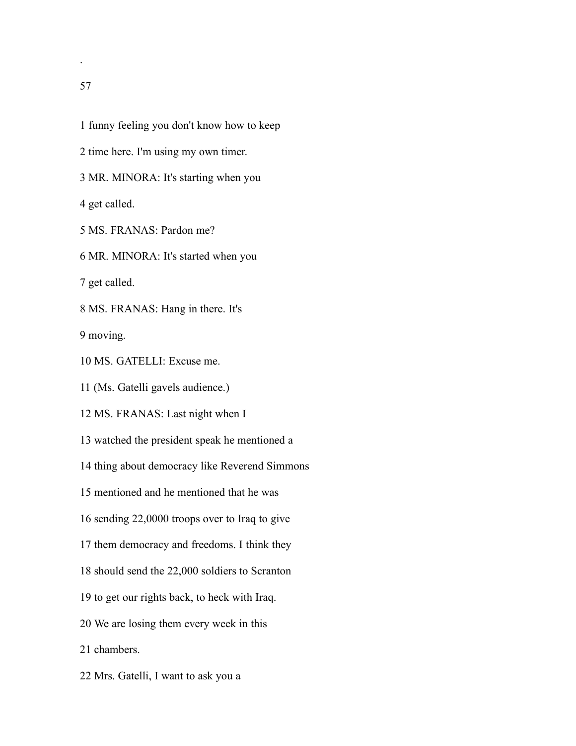1 funny feeling you don't know how to keep

2 time here. I'm using my own timer.

3 MR. MINORA: It's starting when you

4 get called.

5 MS. FRANAS: Pardon me?

6 MR. MINORA: It's started when you

7 get called.

8 MS. FRANAS: Hang in there. It's

9 moving.

10 MS. GATELLI: Excuse me.

11 (Ms. Gatelli gavels audience.)

12 MS. FRANAS: Last night when I

13 watched the president speak he mentioned a

14 thing about democracy like Reverend Simmons

15 mentioned and he mentioned that he was

16 sending 22,0000 troops over to Iraq to give

17 them democracy and freedoms. I think they

18 should send the 22,000 soldiers to Scranton

19 to get our rights back, to heck with Iraq.

20 We are losing them every week in this

21 chambers.

22 Mrs. Gatelli, I want to ask you a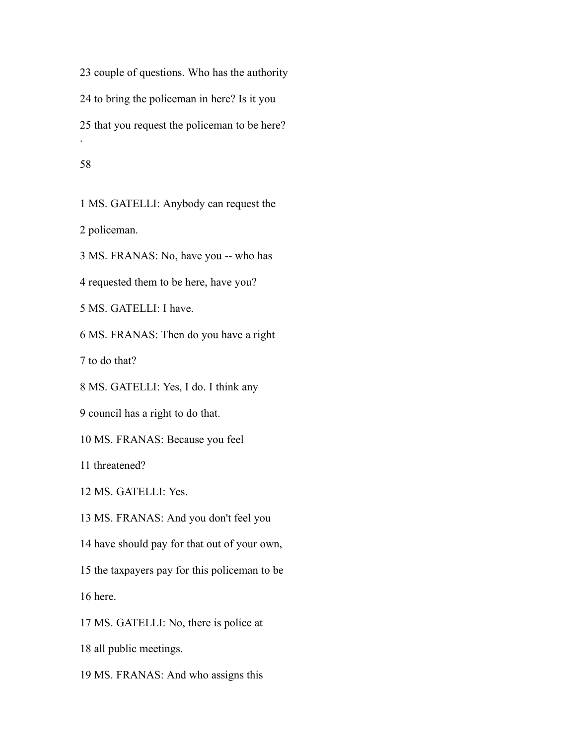23 couple of questions. Who has the authority

24 to bring the policeman in here? Is it you

25 that you request the policeman to be here?

.

1 MS. GATELLI: Anybody can request the

2 policeman.

3 MS. FRANAS: No, have you -- who has

4 requested them to be here, have you?

5 MS. GATELLI: I have.

6 MS. FRANAS: Then do you have a right

7 to do that?

8 MS. GATELLI: Yes, I do. I think any

9 council has a right to do that.

10 MS. FRANAS: Because you feel

11 threatened?

12 MS. GATELLI: Yes.

13 MS. FRANAS: And you don't feel you

14 have should pay for that out of your own,

15 the taxpayers pay for this policeman to be

16 here.

17 MS. GATELLI: No, there is police at

18 all public meetings.

19 MS. FRANAS: And who assigns this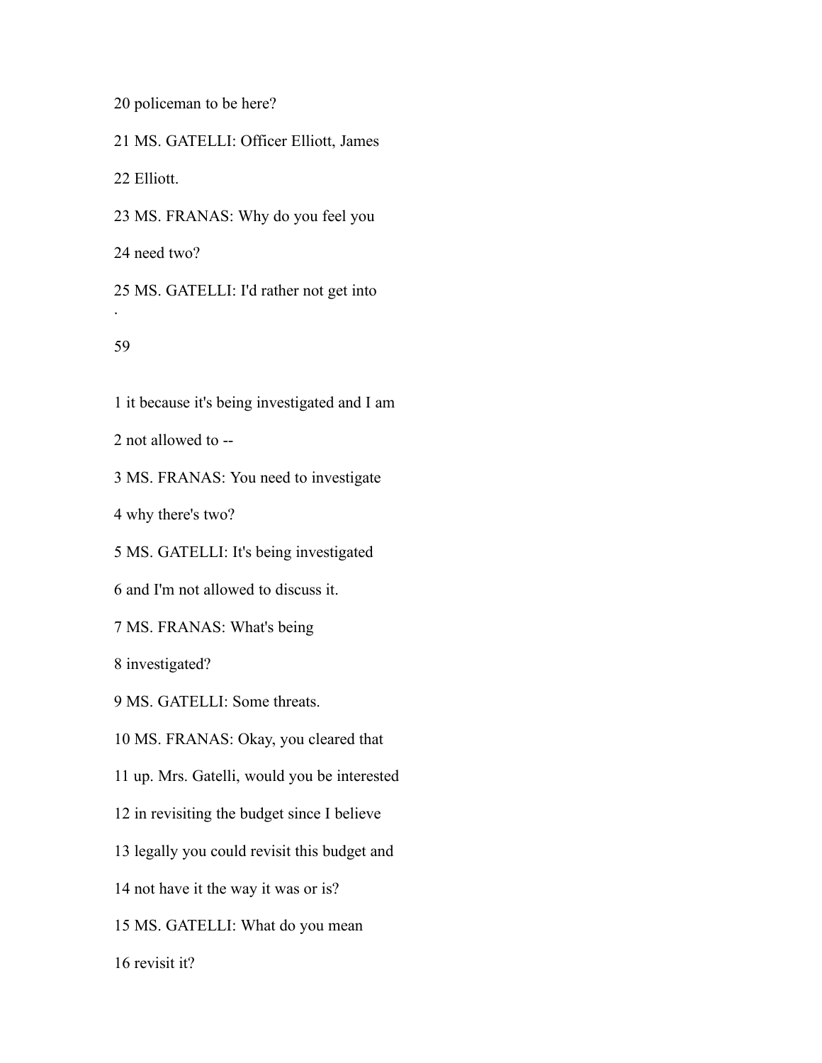20 policeman to be here?

21 MS. GATELLI: Officer Elliott, James

22 Elliott.

23 MS. FRANAS: Why do you feel you

24 need two?

25 MS. GATELLI: I'd rather not get into

.

59

1 it because it's being investigated and I am

2 not allowed to --

3 MS. FRANAS: You need to investigate

4 why there's two?

5 MS. GATELLI: It's being investigated

6 and I'm not allowed to discuss it.

7 MS. FRANAS: What's being

8 investigated?

9 MS. GATELLI: Some threats.

10 MS. FRANAS: Okay, you cleared that

11 up. Mrs. Gatelli, would you be interested

12 in revisiting the budget since I believe

13 legally you could revisit this budget and

14 not have it the way it was or is?

15 MS. GATELLI: What do you mean

16 revisit it?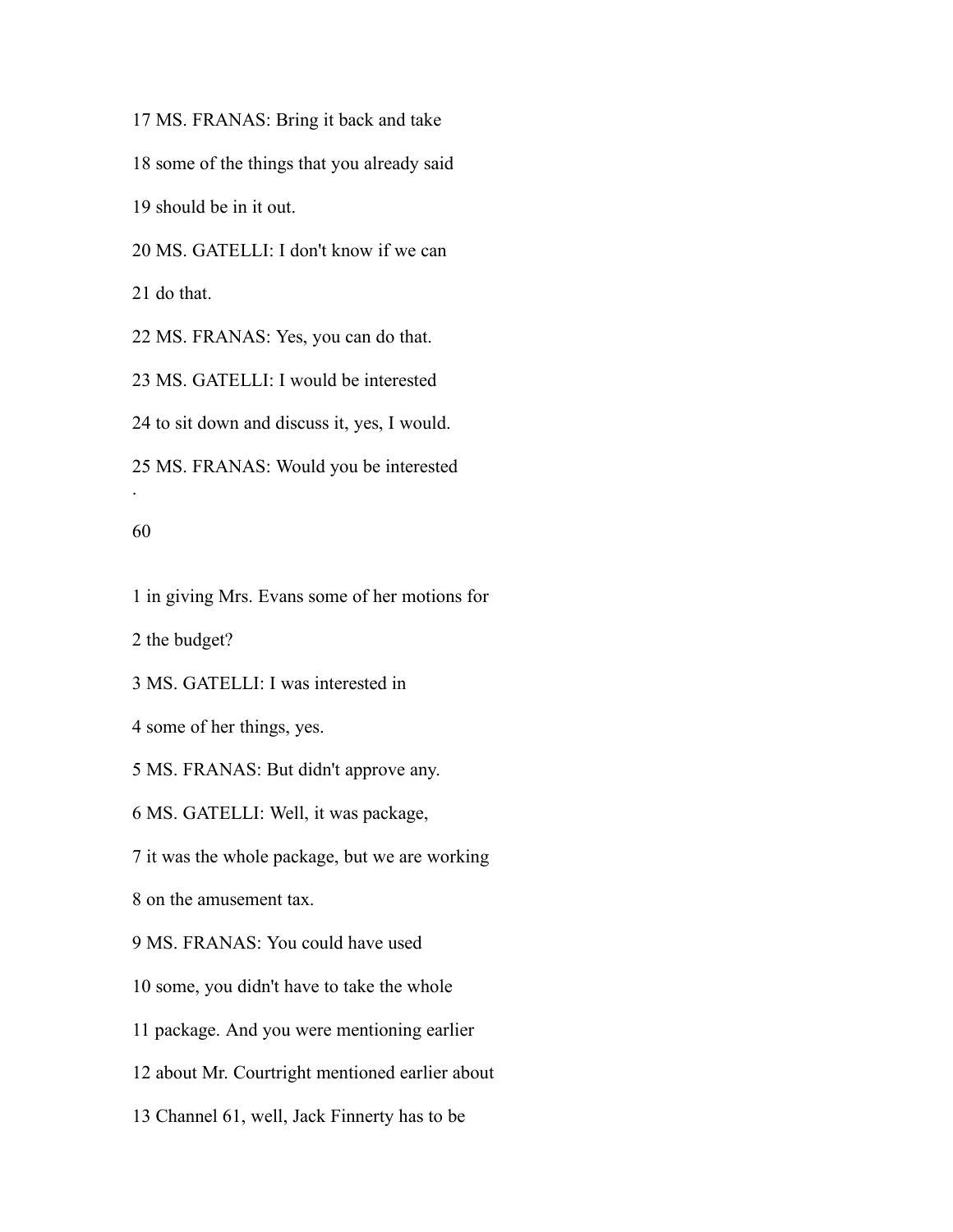17 MS. FRANAS: Bring it back and take

18 some of the things that you already said

19 should be in it out.

20 MS. GATELLI: I don't know if we can

21 do that.

22 MS. FRANAS: Yes, you can do that.

23 MS. GATELLI: I would be interested

24 to sit down and discuss it, yes, I would.

25 MS. FRANAS: Would you be interested

1 in giving Mrs. Evans some of her motions for

2 the budget?

3 MS. GATELLI: I was interested in

4 some of her things, yes.

5 MS. FRANAS: But didn't approve any.

6 MS. GATELLI: Well, it was package,

7 it was the whole package, but we are working

8 on the amusement tax.

9 MS. FRANAS: You could have used

10 some, you didn't have to take the whole

11 package. And you were mentioning earlier

12 about Mr. Courtright mentioned earlier about

13 Channel 61, well, Jack Finnerty has to be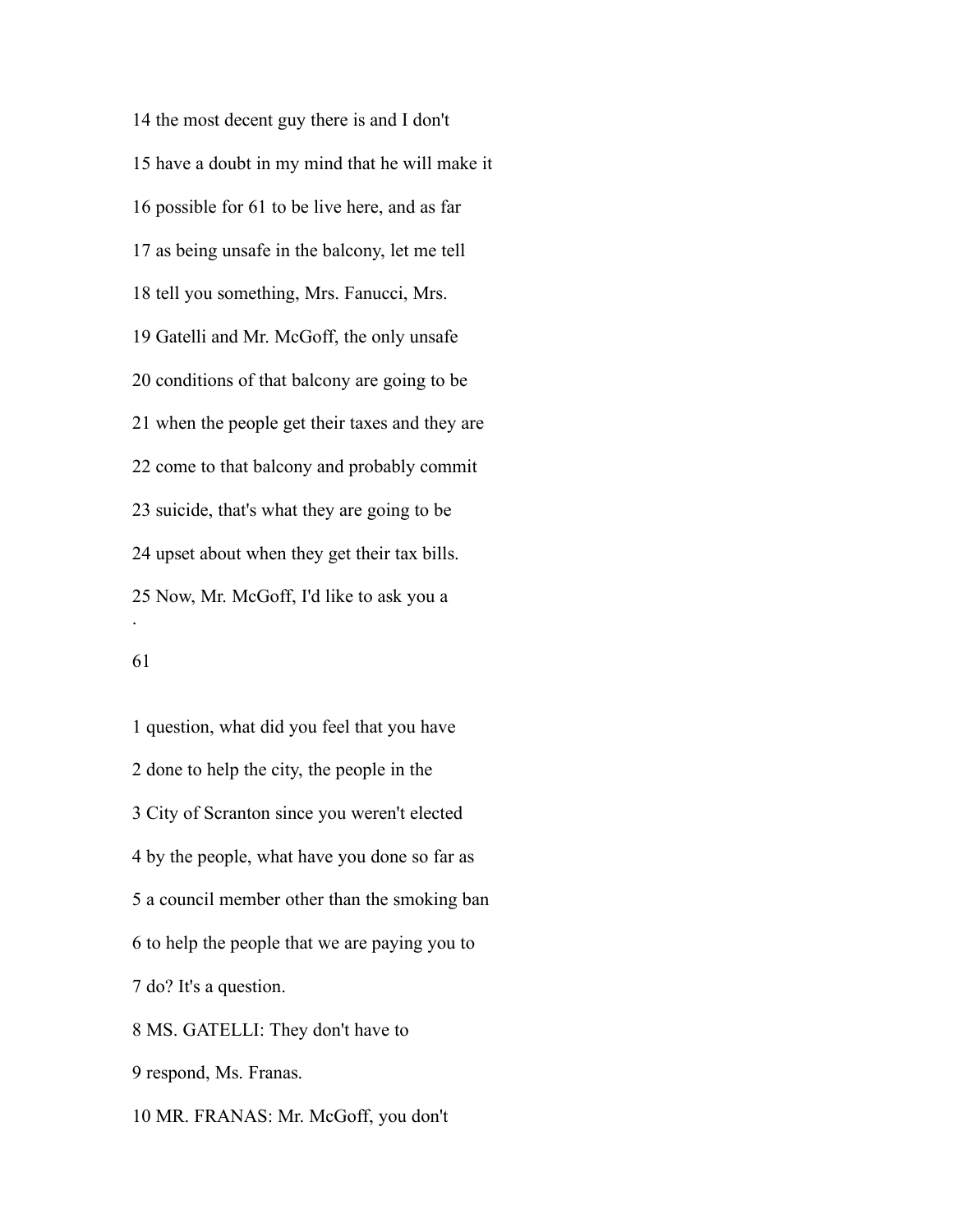14 the most decent guy there is and I don't

15 have a doubt in my mind that he will make it

16 possible for 61 to be live here, and as far

17 as being unsafe in the balcony, let me tell

18 tell you something, Mrs. Fanucci, Mrs.

19 Gatelli and Mr. McGoff, the only unsafe

20 conditions of that balcony are going to be

21 when the people get their taxes and they are

22 come to that balcony and probably commit

23 suicide, that's what they are going to be

24 upset about when they get their tax bills.

25 Now, Mr. McGoff, I'd like to ask you a

.

61

1 question, what did you feel that you have

2 done to help the city, the people in the

3 City of Scranton since you weren't elected

4 by the people, what have you done so far as

5 a council member other than the smoking ban

6 to help the people that we are paying you to

7 do? It's a question.

8 MS. GATELLI: They don't have to

9 respond, Ms. Franas.

10 MR. FRANAS: Mr. McGoff, you don't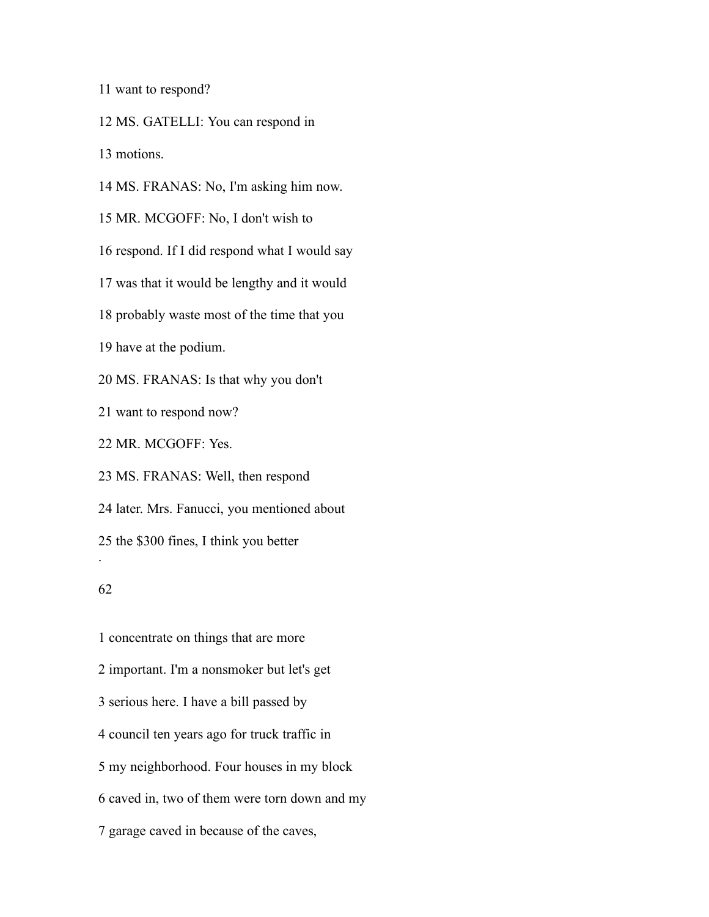11 want to respond?

12 MS. GATELLI: You can respond in

13 motions.

14 MS. FRANAS: No, I'm asking him now.

15 MR. MCGOFF: No, I don't wish to

16 respond. If I did respond what I would say

17 was that it would be lengthy and it would

18 probably waste most of the time that you

19 have at the podium.

20 MS. FRANAS: Is that why you don't

21 want to respond now?

22 MR. MCGOFF: Yes.

23 MS. FRANAS: Well, then respond

24 later. Mrs. Fanucci, you mentioned about

25 the $300 fines, I think you better

1 concentrate on things that are more

2 important. I'm a nonsmoker but let's get

3 serious here. I have a bill passed by

4 council ten years ago for truck traffic in

5 my neighborhood. Four houses in my block

6 caved in, two of them were torn down and my

7 garage caved in because of the caves,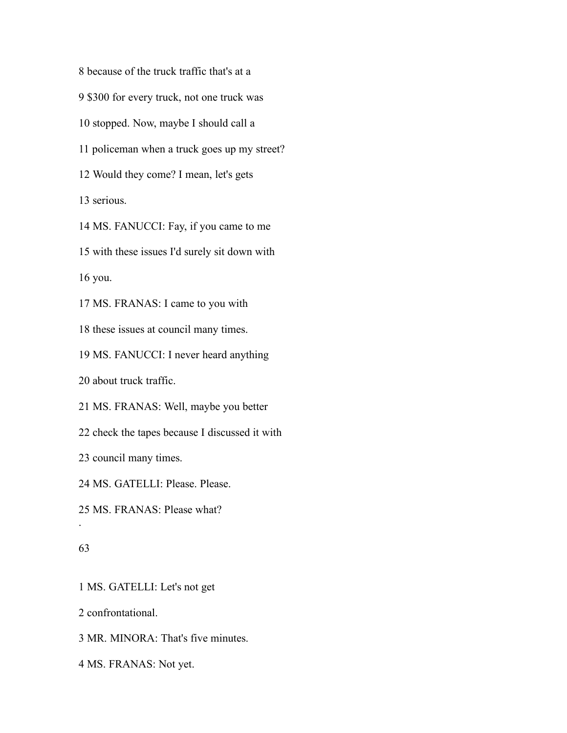8 because of the truck traffic that's at a

9 $300 for every truck, not one truck was

10 stopped. Now, maybe I should call a

11 policeman when a truck goes up my street?

12 Would they come? I mean, let's gets

13 serious.

14 MS. FANUCCI: Fay, if you came to me

15 with these issues I'd surely sit down with

16 you.

17 MS. FRANAS: I came to you with

18 these issues at council many times.

19 MS. FANUCCI: I never heard anything

20 about truck traffic.

21 MS. FRANAS: Well, maybe you better

22 check the tapes because I discussed it with

23 council many times.

24 MS. GATELLI: Please. Please.

25 MS. FRANAS: Please what?

1 MS. GATELLI: Let's not get

2 confrontational.

3 MR. MINORA: That's five minutes.

4 MS. FRANAS: Not yet.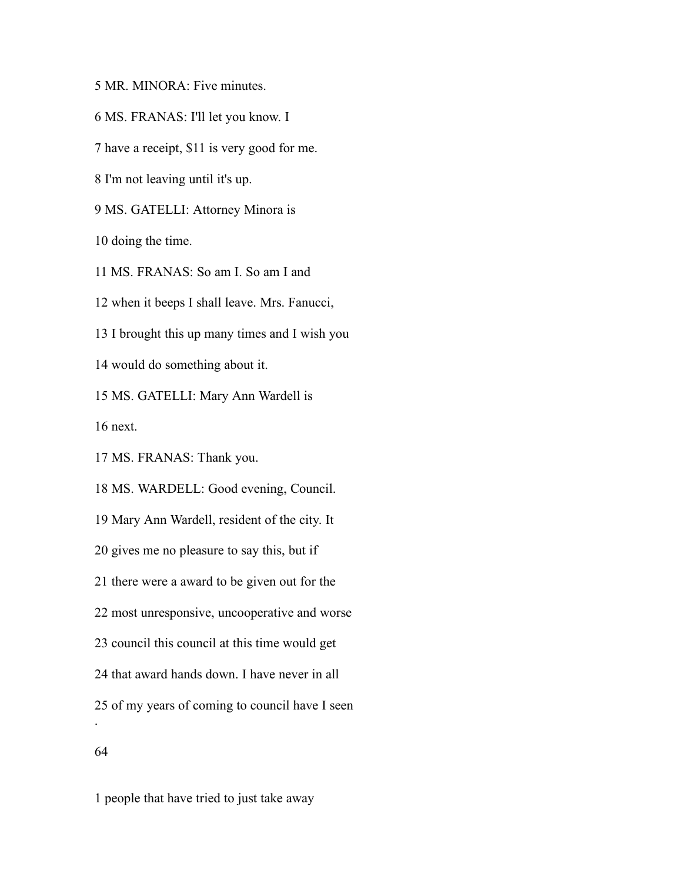5 MR. MINORA: Five minutes.

6 MS. FRANAS: I'll let you know. I

7 have a receipt, $11 is very good for me.

8 I'm not leaving until it's up.

9 MS. GATELLI: Attorney Minora is

10 doing the time.

11 MS. FRANAS: So am I. So am I and

12 when it beeps I shall leave. Mrs. Fanucci,

13 I brought this up many times and I wish you

14 would do something about it.

15 MS. GATELLI: Mary Ann Wardell is

16 next.

17 MS. FRANAS: Thank you.

18 MS. WARDELL: Good evening, Council.

19 Mary Ann Wardell, resident of the city. It

20 gives me no pleasure to say this, but if

21 there were a award to be given out for the

22 most unresponsive, uncooperative and worse

23 council this council at this time would get

24 that award hands down. I have never in all

25 of my years of coming to council have I seen

1 people that have tried to just take away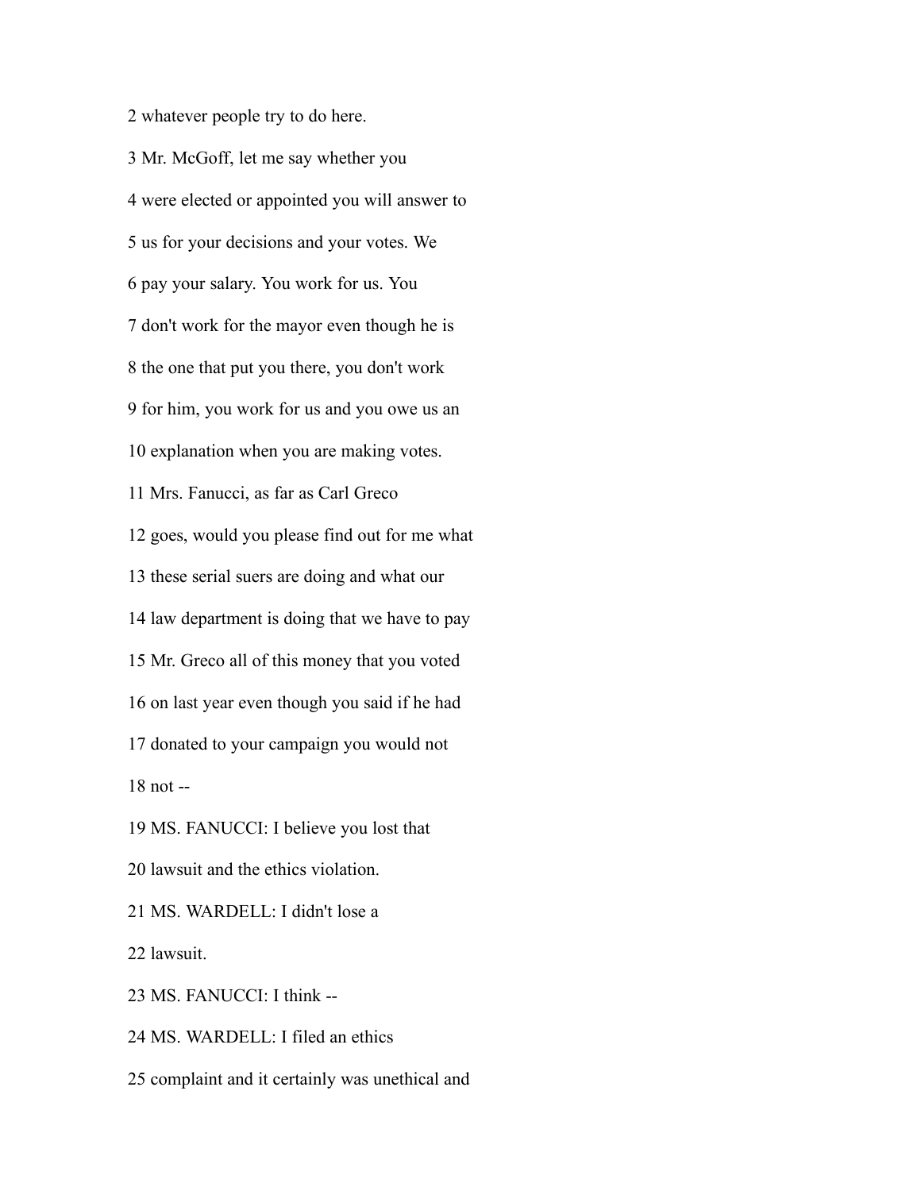2 whatever people try to do here.

3 Mr. McGoff, let me say whether you

4 were elected or appointed you will answer to

5 us for your decisions and your votes. We

6 pay your salary. You work for us. You

7 don't work for the mayor even though he is

8 the one that put you there, you don't work

9 for him, you work for us and you owe us an

10 explanation when you are making votes.

11 Mrs. Fanucci, as far as Carl Greco

12 goes, would you please find out for me what

13 these serial suers are doing and what our

14 law department is doing that we have to pay

15 Mr. Greco all of this money that you voted

16 on last year even though you said if he had

17 donated to your campaign you would not

18 not --

19 MS. FANUCCI: I believe you lost that

20 lawsuit and the ethics violation.

21 MS. WARDELL: I didn't lose a

22 lawsuit.

23 MS. FANUCCI: I think --

24 MS. WARDELL: I filed an ethics

25 complaint and it certainly was unethical and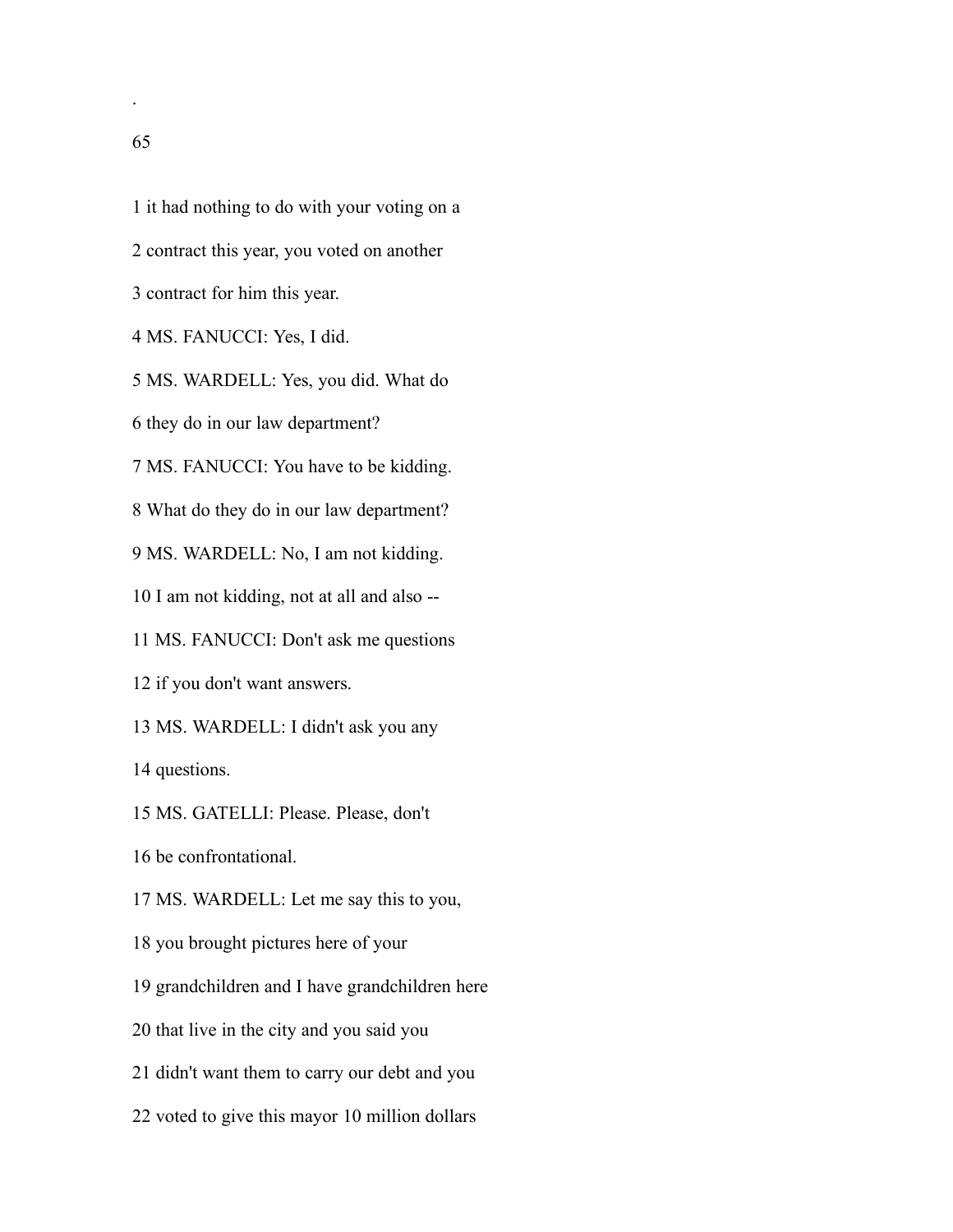1 it had nothing to do with your voting on a

2 contract this year, you voted on another

3 contract for him this year.

4 MS. FANUCCI: Yes, I did.

5 MS. WARDELL: Yes, you did. What do

6 they do in our law department?

7 MS. FANUCCI: You have to be kidding.

8 What do they do in our law department?

9 MS. WARDELL: No, I am not kidding.

10 I am not kidding, not at all and also --

11 MS. FANUCCI: Don't ask me questions

12 if you don't want answers.

13 MS. WARDELL: I didn't ask you any

14 questions.

15 MS. GATELLI: Please. Please, don't

16 be confrontational.

17 MS. WARDELL: Let me say this to you,

18 you brought pictures here of your

19 grandchildren and I have grandchildren here

20 that live in the city and you said you

21 didn't want them to carry our debt and you

22 voted to give this mayor 10 million dollars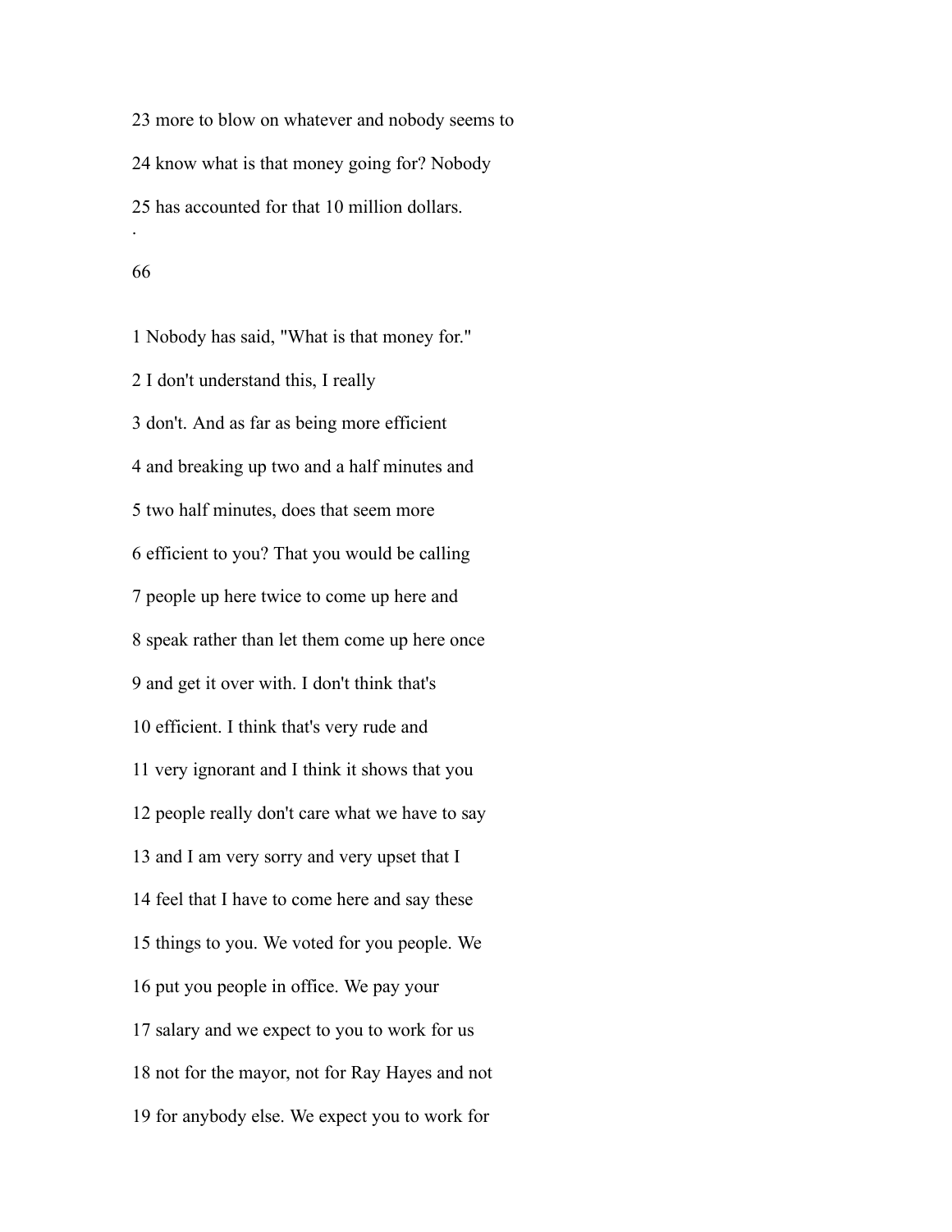23 more to blow on whatever and nobody seems to

24 know what is that money going for? Nobody

25 has accounted for that 10 million dollars.

1 Nobody has said, "What is that money for."

2 I don't understand this, I really

3 don't. And as far as being more efficient

4 and breaking up two and a half minutes and

5 two half minutes, does that seem more

6 efficient to you? That you would be calling

7 people up here twice to come up here and

8 speak rather than let them come up here once

9 and get it over with. I don't think that's

10 efficient. I think that's very rude and

11 very ignorant and I think it shows that you

12 people really don't care what we have to say

13 and I am very sorry and very upset that I

14 feel that I have to come here and say these

15 things to you. We voted for you people. We

16 put you people in office. We pay your

17 salary and we expect to you to work for us

18 not for the mayor, not for Ray Hayes and not

19 for anybody else. We expect you to work for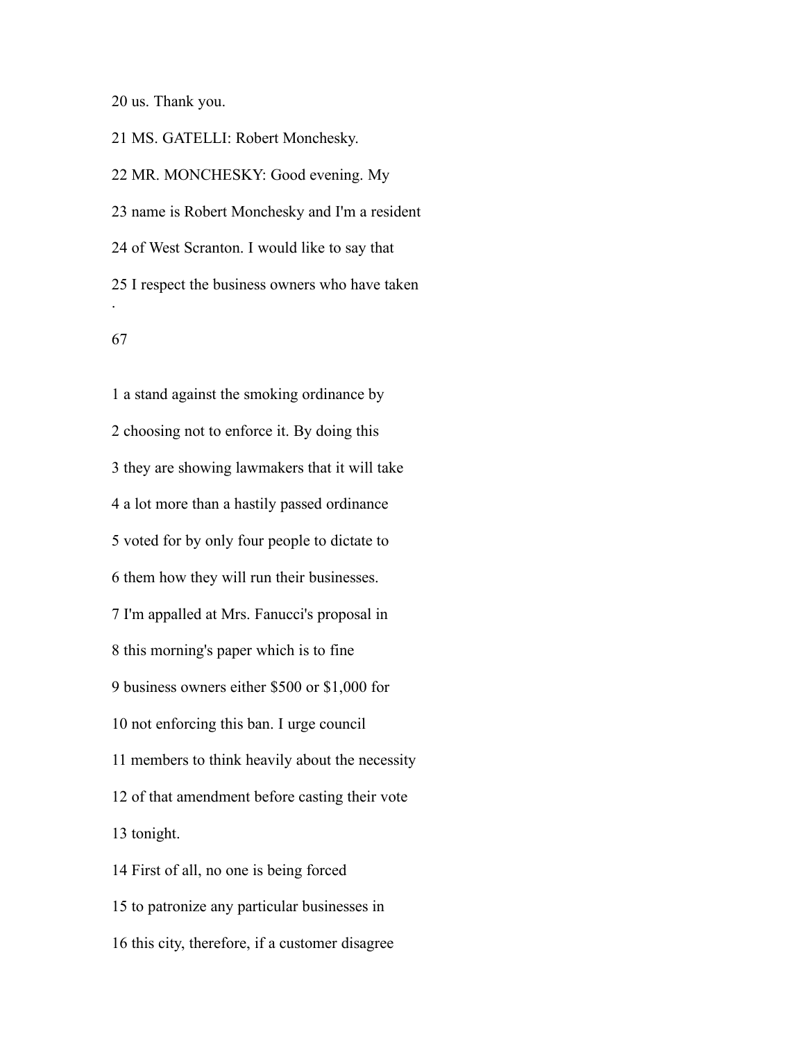20 us. Thank you.

21 MS. GATELLI: Robert Monchesky.

22 MR. MONCHESKY: Good evening. My

23 name is Robert Monchesky and I'm a resident

24 of West Scranton. I would like to say that

25 I respect the business owners who have taken

1 a stand against the smoking ordinance by

2 choosing not to enforce it. By doing this

3 they are showing lawmakers that it will take

4 a lot more than a hastily passed ordinance

5 voted for by only four people to dictate to

6 them how they will run their businesses.

7 I'm appalled at Mrs. Fanucci's proposal in

8 this morning's paper which is to fine

9 business owners either $500 or $1,000 for

10 not enforcing this ban. I urge council

11 members to think heavily about the necessity

12 of that amendment before casting their vote

13 tonight.

14 First of all, no one is being forced

15 to patronize any particular businesses in

16 this city, therefore, if a customer disagree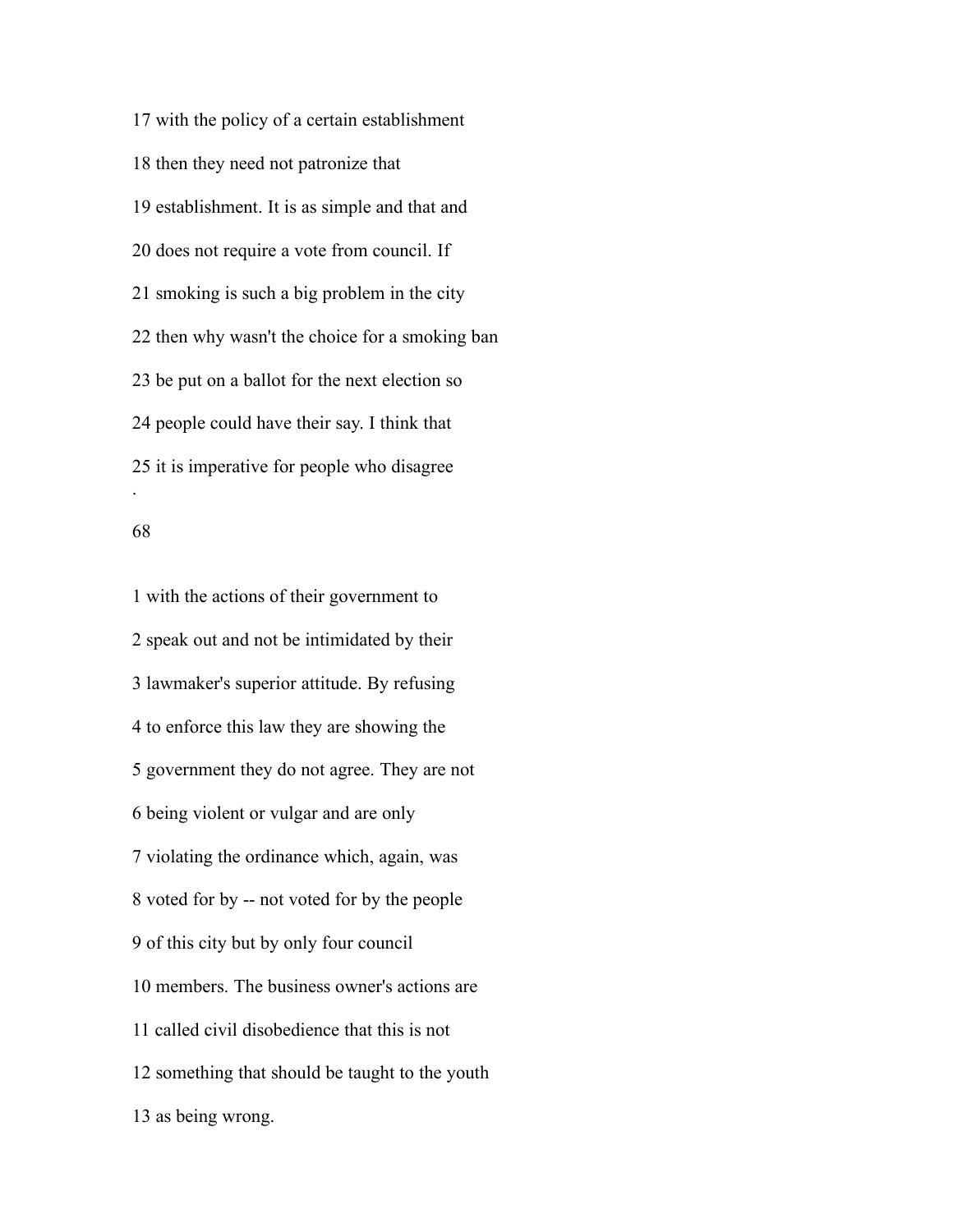17 with the policy of a certain establishment

18 then they need not patronize that

19 establishment. It is as simple and that and

20 does not require a vote from council. If

21 smoking is such a big problem in the city

22 then why wasn't the choice for a smoking ban

23 be put on a ballot for the next election so

24 people could have their say. I think that

25 it is imperative for people who disagree

1 with the actions of their government to

2 speak out and not be intimidated by their

3 lawmaker's superior attitude. By refusing

4 to enforce this law they are showing the

5 government they do not agree. They are not

6 being violent or vulgar and are only

7 violating the ordinance which, again, was

8 voted for by -- not voted for by the people

9 of this city but by only four council

10 members. The business owner's actions are

11 called civil disobedience that this is not

12 something that should be taught to the youth

13 as being wrong.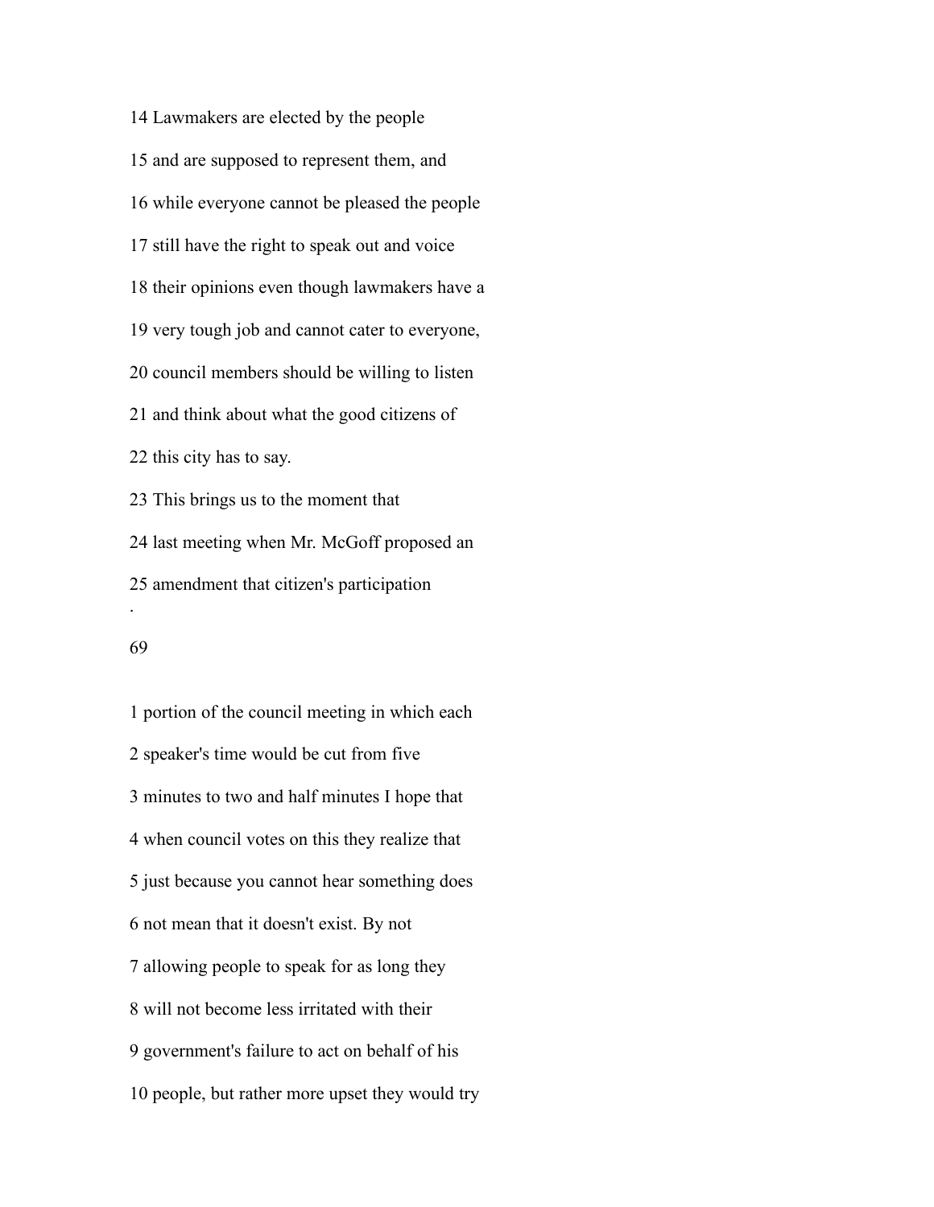14 Lawmakers are elected by the people

15 and are supposed to represent them, and

16 while everyone cannot be pleased the people

17 still have the right to speak out and voice

18 their opinions even though lawmakers have a

19 very tough job and cannot cater to everyone,

20 council members should be willing to listen

21 and think about what the good citizens of

22 this city has to say.

23 This brings us to the moment that

24 last meeting when Mr. McGoff proposed an

25 amendment that citizen's participation

.

69

1 portion of the council meeting in which each

2 speaker's time would be cut from five

3 minutes to two and half minutes I hope that

4 when council votes on this they realize that

5 just because you cannot hear something does

6 not mean that it doesn't exist. By not

7 allowing people to speak for as long they

8 will not become less irritated with their

9 government's failure to act on behalf of his

10 people, but rather more upset they would try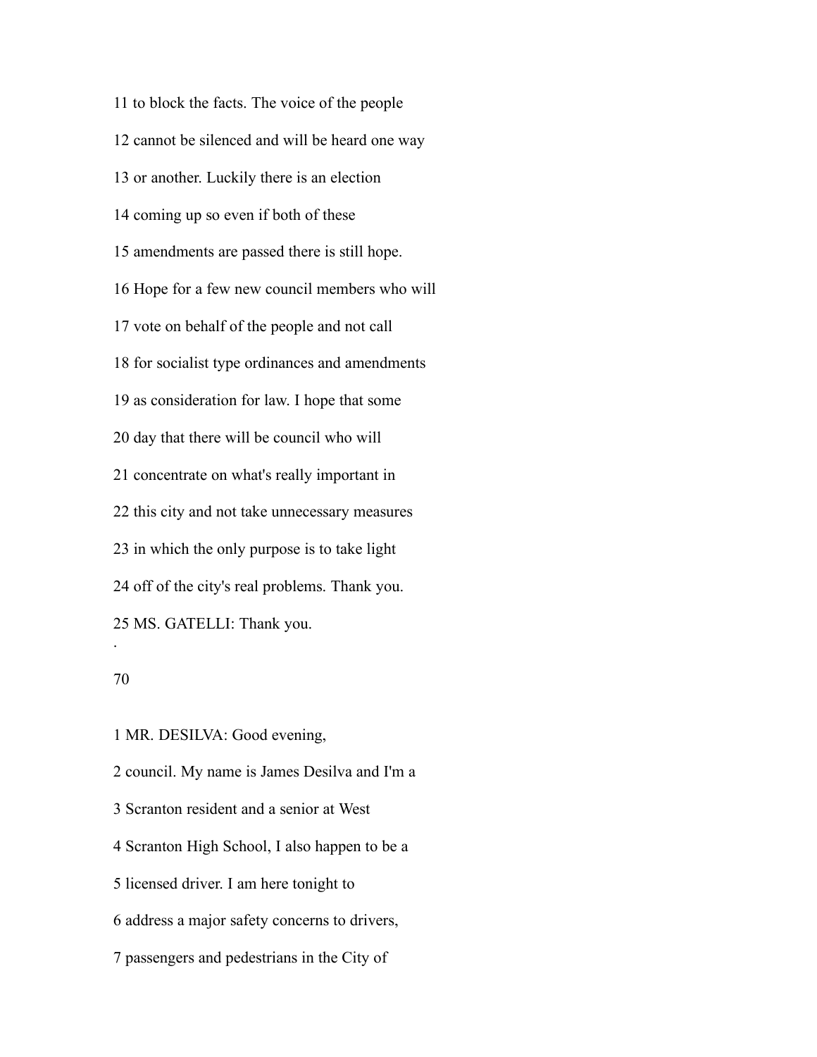11 to block the facts. The voice of the people

12 cannot be silenced and will be heard one way

13 or another. Luckily there is an election

14 coming up so even if both of these

15 amendments are passed there is still hope.

16 Hope for a few new council members who will

17 vote on behalf of the people and not call

18 for socialist type ordinances and amendments

19 as consideration for law. I hope that some

20 day that there will be council who will

21 concentrate on what's really important in

22 this city and not take unnecessary measures

23 in which the only purpose is to take light

24 off of the city's real problems. Thank you.

25 MS. GATELLI: Thank you.

1 MR. DESILVA: Good evening,

2 council. My name is James Desilva and I'm a

3 Scranton resident and a senior at West

4 Scranton High School, I also happen to be a

5 licensed driver. I am here tonight to

6 address a major safety concerns to drivers,

7 passengers and pedestrians in the City of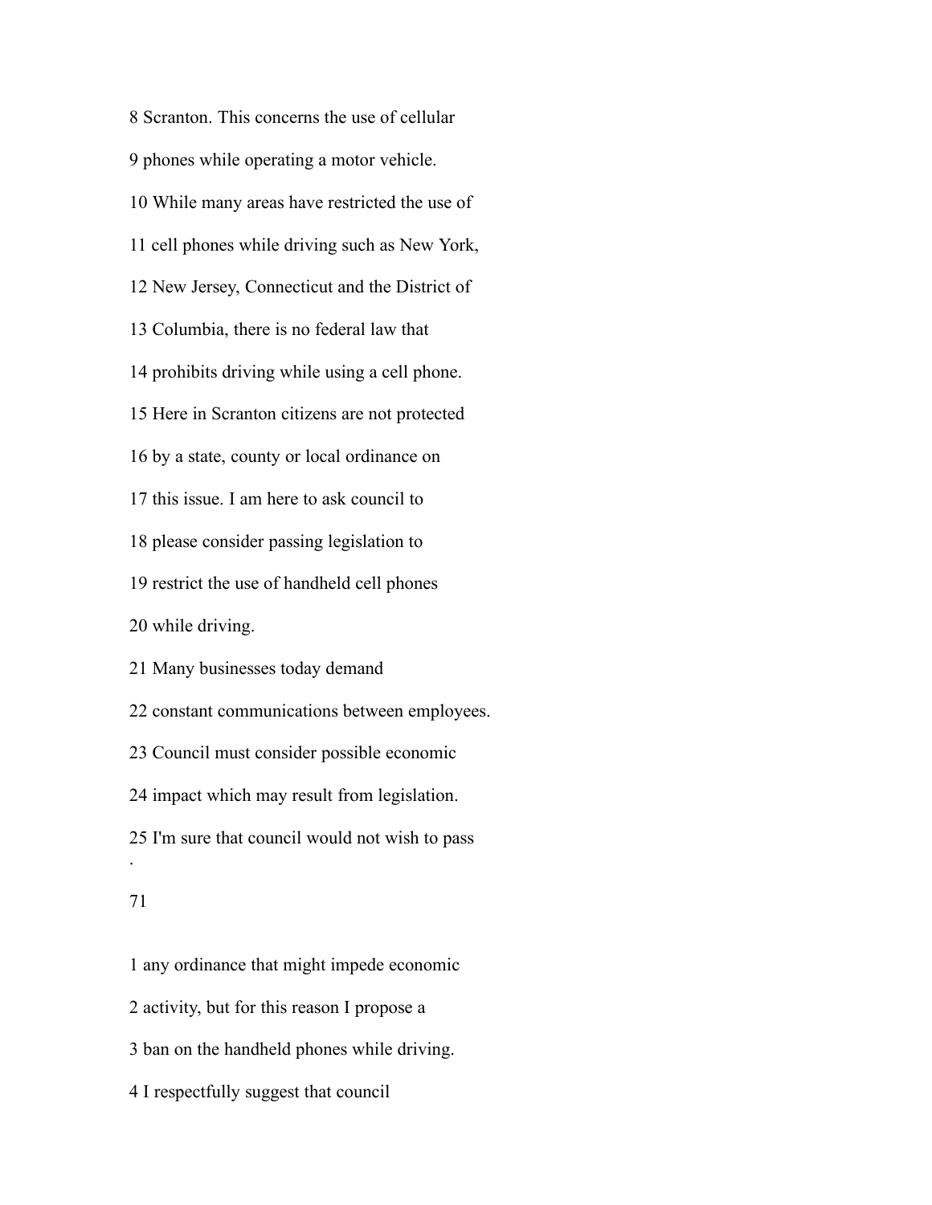8 Scranton. This concerns the use of cellular

9 phones while operating a motor vehicle.

10 While many areas have restricted the use of

11 cell phones while driving such as New York,

12 New Jersey, Connecticut and the District of

13 Columbia, there is no federal law that

14 prohibits driving while using a cell phone.

15 Here in Scranton citizens are not protected

16 by a state, county or local ordinance on

17 this issue. I am here to ask council to

18 please consider passing legislation to

19 restrict the use of handheld cell phones

20 while driving.

21 Many businesses today demand

22 constant communications between employees.

23 Council must consider possible economic

24 impact which may result from legislation.

25 I'm sure that council would not wish to pass

1 any ordinance that might impede economic

2 activity, but for this reason I propose a

3 ban on the handheld phones while driving.

4 I respectfully suggest that council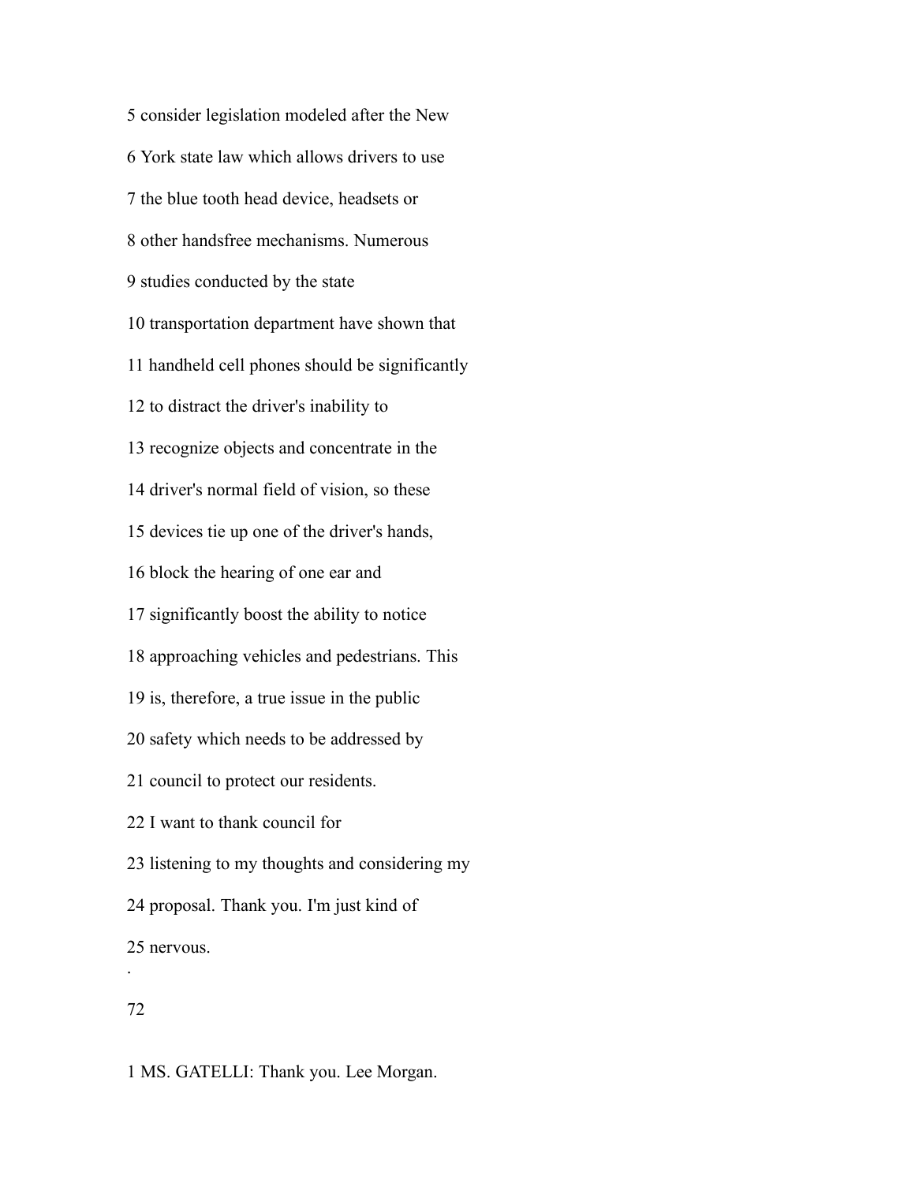5 consider legislation modeled after the New

6 York state law which allows drivers to use

7 the blue tooth head device, headsets or

8 other handsfree mechanisms. Numerous

9 studies conducted by the state

10 transportation department have shown that

11 handheld cell phones should be significantly

12 to distract the driver's inability to

13 recognize objects and concentrate in the

14 driver's normal field of vision, so these

15 devices tie up one of the driver's hands,

16 block the hearing of one ear and

17 significantly boost the ability to notice

18 approaching vehicles and pedestrians. This

19 is, therefore, a true issue in the public

20 safety which needs to be addressed by

21 council to protect our residents.

22 I want to thank council for

23 listening to my thoughts and considering my

24 proposal. Thank you. I'm just kind of

25 nervous.

.

72

1 MS. GATELLI: Thank you. Lee Morgan.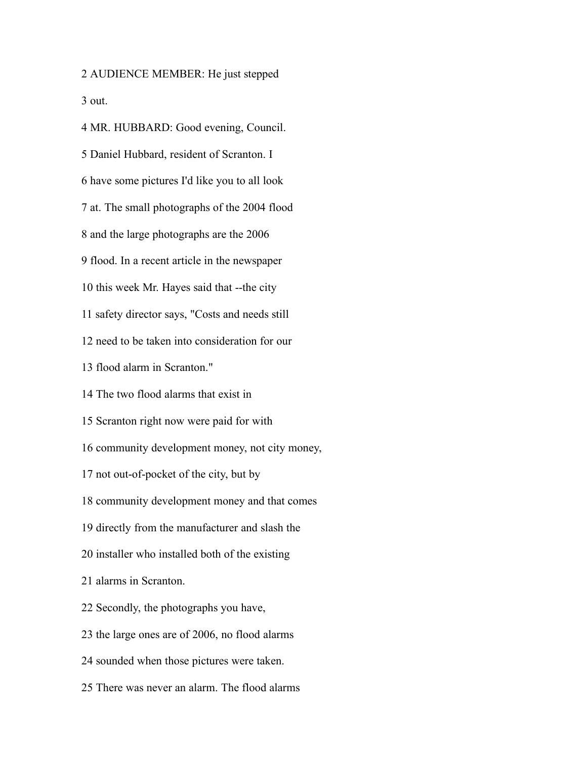2 AUDIENCE MEMBER: He just stepped

3 out.

4 MR. HUBBARD: Good evening, Council.

5 Daniel Hubbard, resident of Scranton. I

6 have some pictures I'd like you to all look

7 at. The small photographs of the 2004 flood

8 and the large photographs are the 2006

9 flood. In a recent article in the newspaper

10 this week Mr. Hayes said that --the city

11 safety director says, "Costs and needs still

12 need to be taken into consideration for our

13 flood alarm in Scranton."

14 The two flood alarms that exist in

15 Scranton right now were paid for with

16 community development money, not city money,

17 not out-of-pocket of the city, but by

18 community development money and that comes

19 directly from the manufacturer and slash the

20 installer who installed both of the existing

21 alarms in Scranton.

22 Secondly, the photographs you have,

23 the large ones are of 2006, no flood alarms

24 sounded when those pictures were taken.

25 There was never an alarm. The flood alarms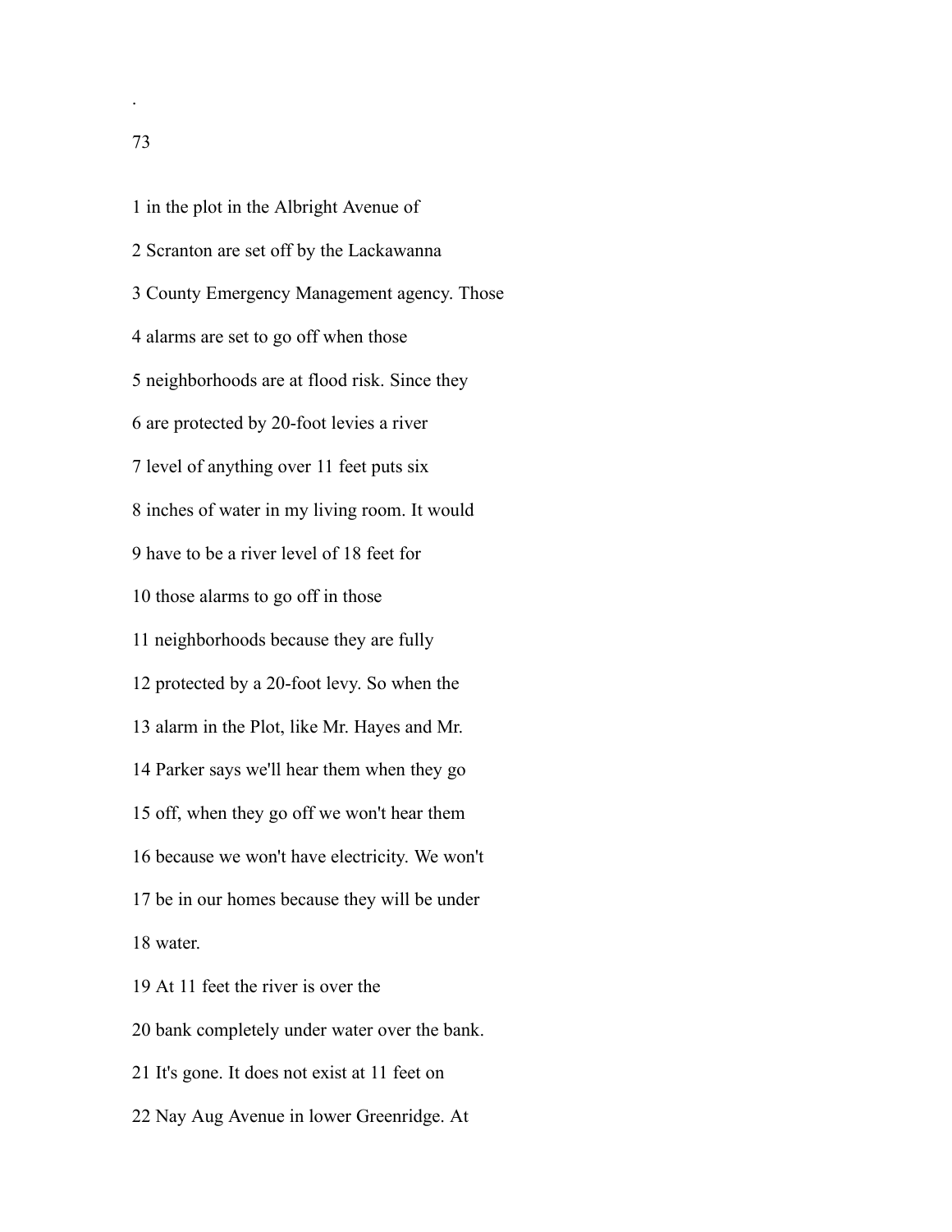1 in the plot in the Albright Avenue of

2 Scranton are set off by the Lackawanna

3 County Emergency Management agency. Those

4 alarms are set to go off when those

5 neighborhoods are at flood risk. Since they

6 are protected by 20-foot levies a river

7 level of anything over 11 feet puts six

8 inches of water in my living room. It would

9 have to be a river level of 18 feet for

10 those alarms to go off in those

11 neighborhoods because they are fully

12 protected by a 20-foot levy. So when the

13 alarm in the Plot, like Mr. Hayes and Mr.

14 Parker says we'll hear them when they go

15 off, when they go off we won't hear them

16 because we won't have electricity. We won't

17 be in our homes because they will be under

18 water.

19 At 11 feet the river is over the

20 bank completely under water over the bank.

21 It's gone. It does not exist at 11 feet on

22 Nay Aug Avenue in lower Greenridge. At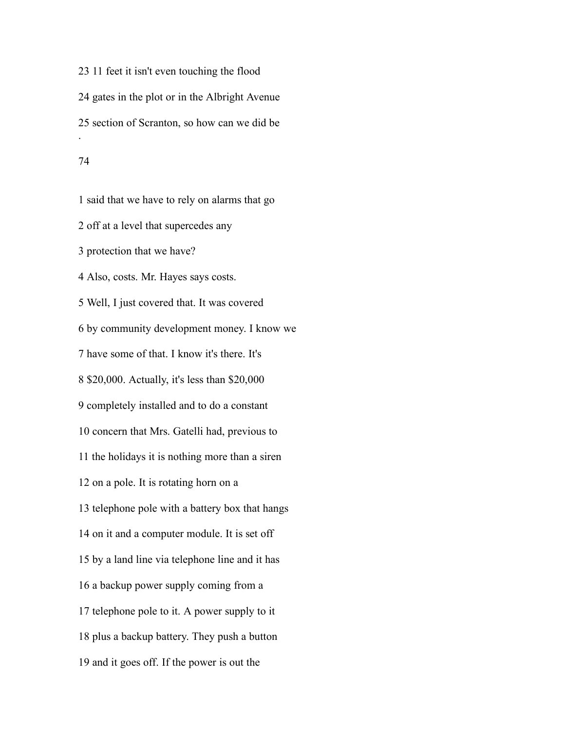23 11 feet it isn't even touching the flood

24 gates in the plot or in the Albright Avenue

25 section of Scranton, so how can we did be

1 said that we have to rely on alarms that go

2 off at a level that supercedes any

3 protection that we have?

4 Also, costs. Mr. Hayes says costs.

5 Well, I just covered that. It was covered

6 by community development money. I know we

7 have some of that. I know it's there. It's

8 $20,000. Actually, it's less than $20,000

9 completely installed and to do a constant

10 concern that Mrs. Gatelli had, previous to

11 the holidays it is nothing more than a siren

12 on a pole. It is rotating horn on a

13 telephone pole with a battery box that hangs

14 on it and a computer module. It is set off

15 by a land line via telephone line and it has

16 a backup power supply coming from a

17 telephone pole to it. A power supply to it

18 plus a backup battery. They push a button

19 and it goes off. If the power is out the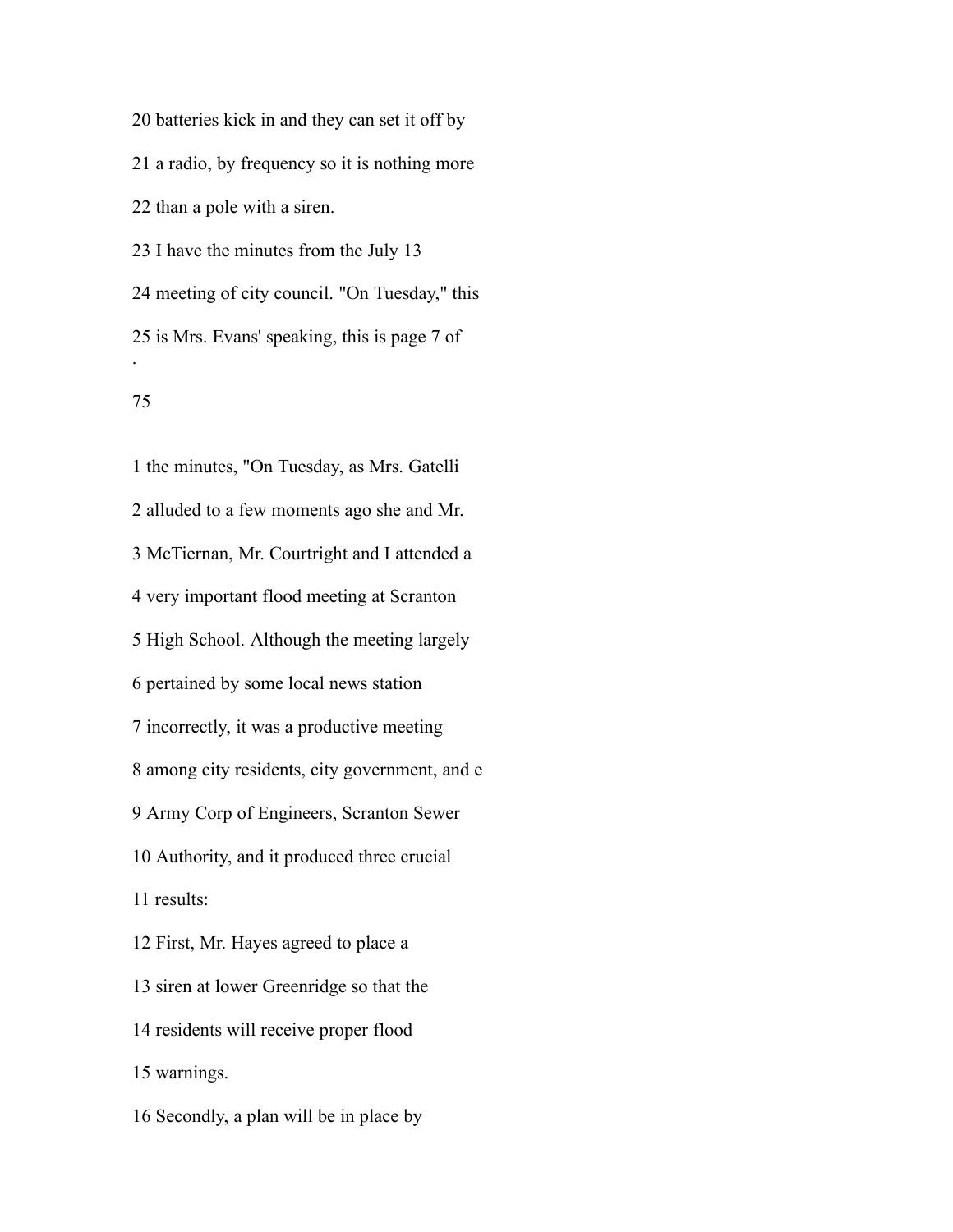20 batteries kick in and they can set it off by

21 a radio, by frequency so it is nothing more

22 than a pole with a siren.

23 I have the minutes from the July 13

24 meeting of city council. "On Tuesday," this

25 is Mrs. Evans' speaking, this is page 7 of

1 the minutes, "On Tuesday, as Mrs. Gatelli

2 alluded to a few moments ago she and Mr.

3 McTiernan, Mr. Courtright and I attended a

4 very important flood meeting at Scranton

5 High School. Although the meeting largely

6 pertained by some local news station

7 incorrectly, it was a productive meeting

8 among city residents, city government, and e

9 Army Corp of Engineers, Scranton Sewer

10 Authority, and it produced three crucial

11 results:

12 First, Mr. Hayes agreed to place a

13 siren at lower Greenridge so that the

14 residents will receive proper flood

15 warnings.

16 Secondly, a plan will be in place by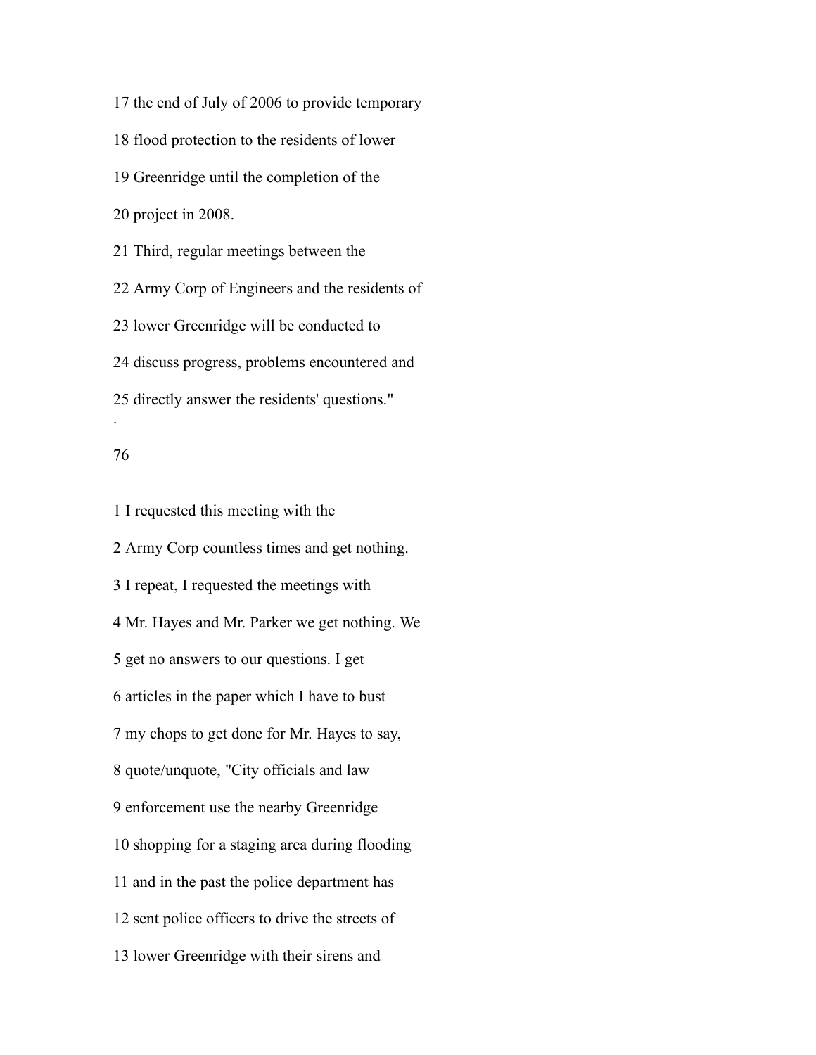17 the end of July of 2006 to provide temporary

18 flood protection to the residents of lower

19 Greenridge until the completion of the

20 project in 2008.

21 Third, regular meetings between the

22 Army Corp of Engineers and the residents of

23 lower Greenridge will be conducted to

24 discuss progress, problems encountered and

25 directly answer the residents' questions."

1 I requested this meeting with the

2 Army Corp countless times and get nothing.

3 I repeat, I requested the meetings with

4 Mr. Hayes and Mr. Parker we get nothing. We

5 get no answers to our questions. I get

6 articles in the paper which I have to bust

7 my chops to get done for Mr. Hayes to say,

8 quote/unquote, "City officials and law

9 enforcement use the nearby Greenridge

10 shopping for a staging area during flooding

11 and in the past the police department has

12 sent police officers to drive the streets of

13 lower Greenridge with their sirens and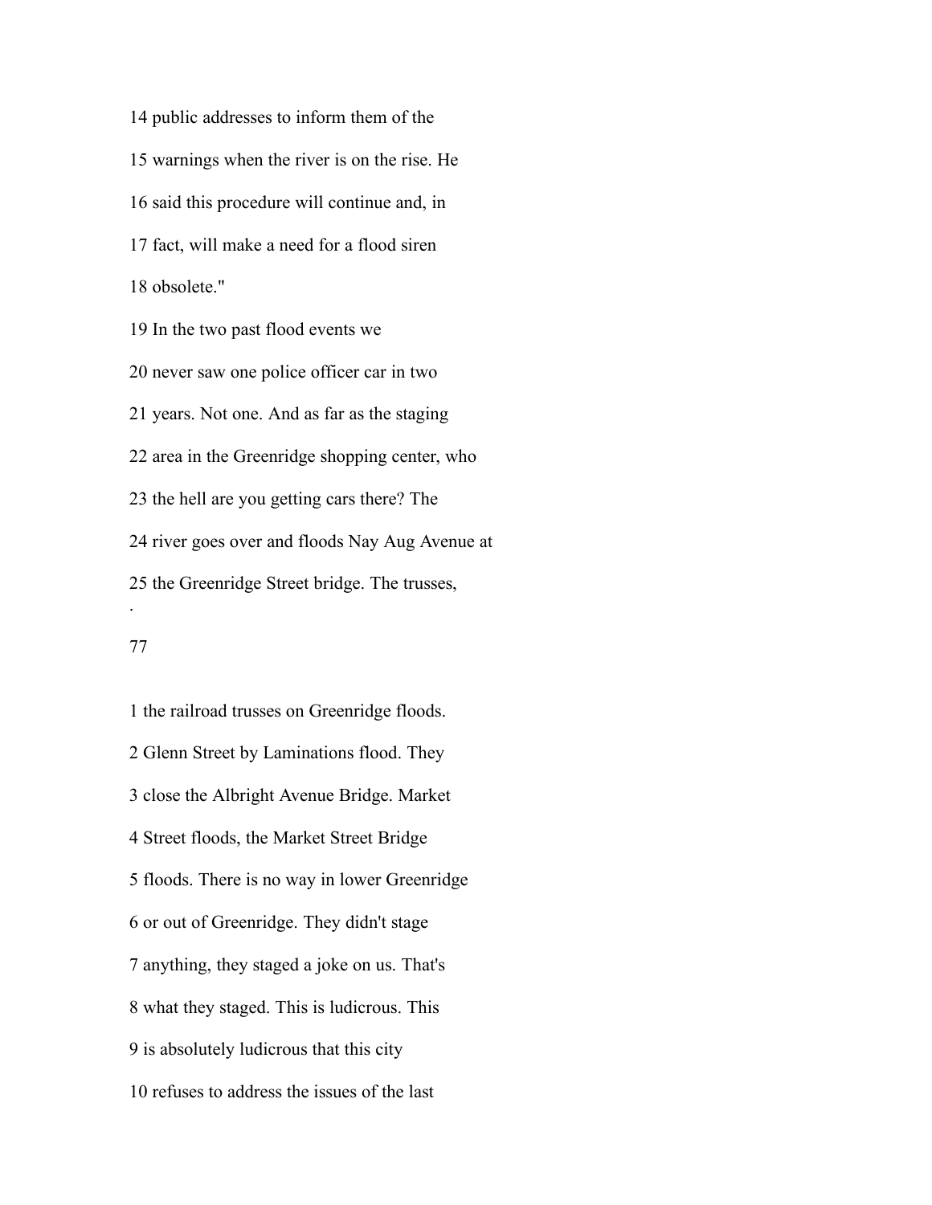14 public addresses to inform them of the

15 warnings when the river is on the rise. He

16 said this procedure will continue and, in

17 fact, will make a need for a flood siren

18 obsolete."

19 In the two past flood events we

20 never saw one police officer car in two

21 years. Not one. And as far as the staging

22 area in the Greenridge shopping center, who

23 the hell are you getting cars there? The

24 river goes over and floods Nay Aug Avenue at

25 the Greenridge Street bridge. The trusses,

1 the railroad trusses on Greenridge floods.

2 Glenn Street by Laminations flood. They

3 close the Albright Avenue Bridge. Market

4 Street floods, the Market Street Bridge

5 floods. There is no way in lower Greenridge

6 or out of Greenridge. They didn't stage

7 anything, they staged a joke on us. That's

8 what they staged. This is ludicrous. This

9 is absolutely ludicrous that this city

10 refuses to address the issues of the last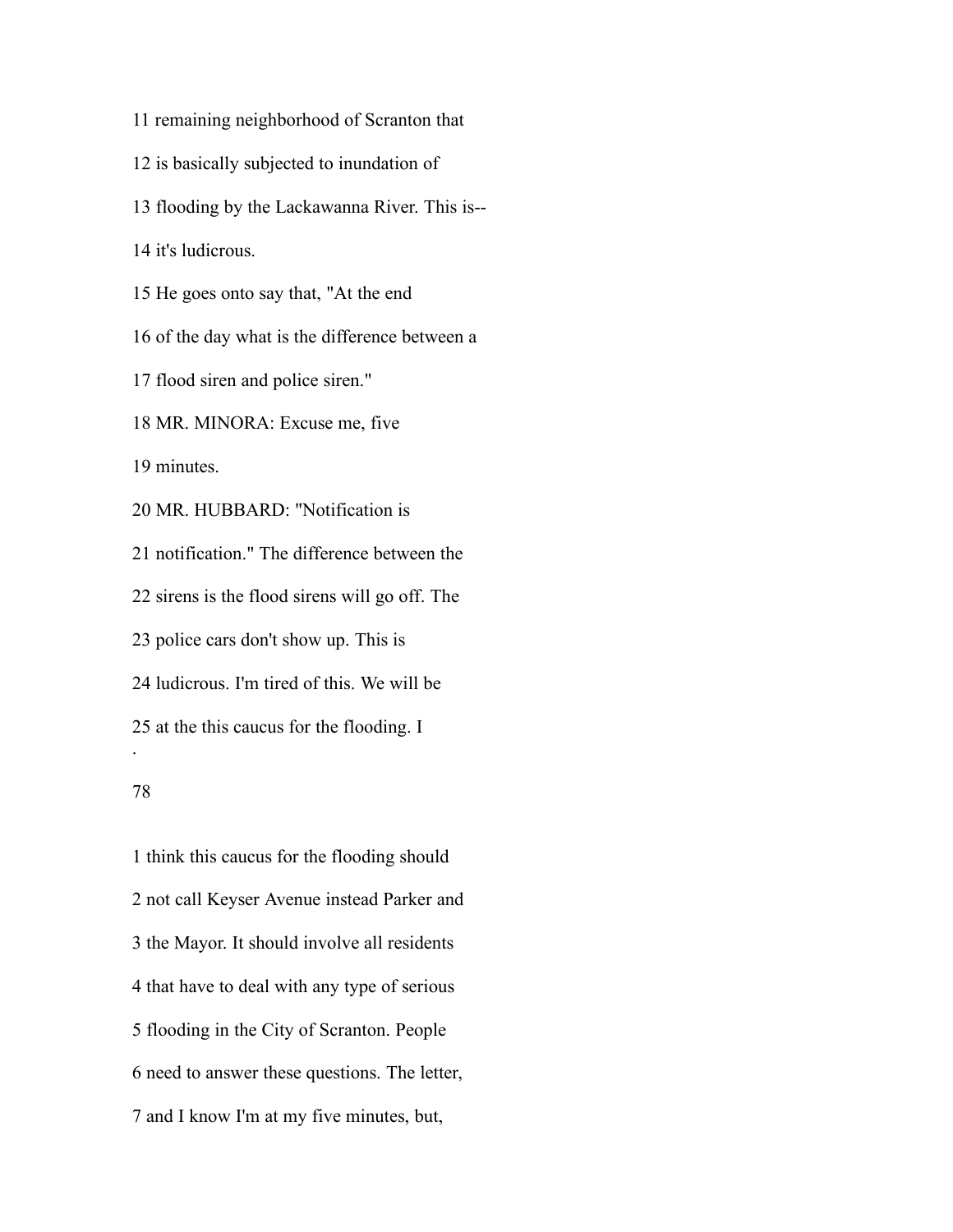11 remaining neighborhood of Scranton that

12 is basically subjected to inundation of

13 flooding by the Lackawanna River. This is--

14 it's ludicrous.

15 He goes onto say that, "At the end

16 of the day what is the difference between a

17 flood siren and police siren."

18 MR. MINORA: Excuse me, five

19 minutes.

20 MR. HUBBARD: "Notification is

21 notification." The difference between the

22 sirens is the flood sirens will go off. The

23 police cars don't show up. This is

24 ludicrous. I'm tired of this. We will be

25 at the this caucus for the flooding. I

1 think this caucus for the flooding should

2 not call Keyser Avenue instead Parker and

3 the Mayor. It should involve all residents

4 that have to deal with any type of serious

5 flooding in the City of Scranton. People

6 need to answer these questions. The letter,

7 and I know I'm at my five minutes, but,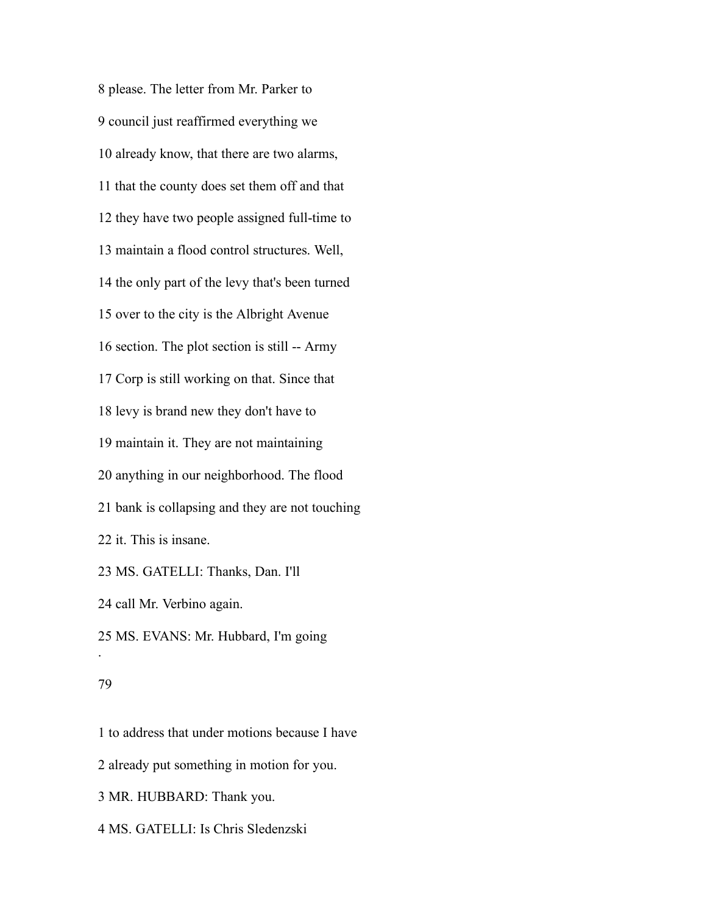8 please. The letter from Mr. Parker to

9 council just reaffirmed everything we

10 already know, that there are two alarms,

11 that the county does set them off and that

12 they have two people assigned full-time to

13 maintain a flood control structures. Well,

14 the only part of the levy that's been turned

15 over to the city is the Albright Avenue

16 section. The plot section is still -- Army

17 Corp is still working on that. Since that

18 levy is brand new they don't have to

19 maintain it. They are not maintaining

20 anything in our neighborhood. The flood

21 bank is collapsing and they are not touching

22 it. This is insane.

23 MS. GATELLI: Thanks, Dan. I'll

24 call Mr. Verbino again.

25 MS. EVANS: Mr. Hubbard, I'm going

1 to address that under motions because I have

2 already put something in motion for you.

3 MR. HUBBARD: Thank you.

4 MS. GATELLI: Is Chris Sledenzski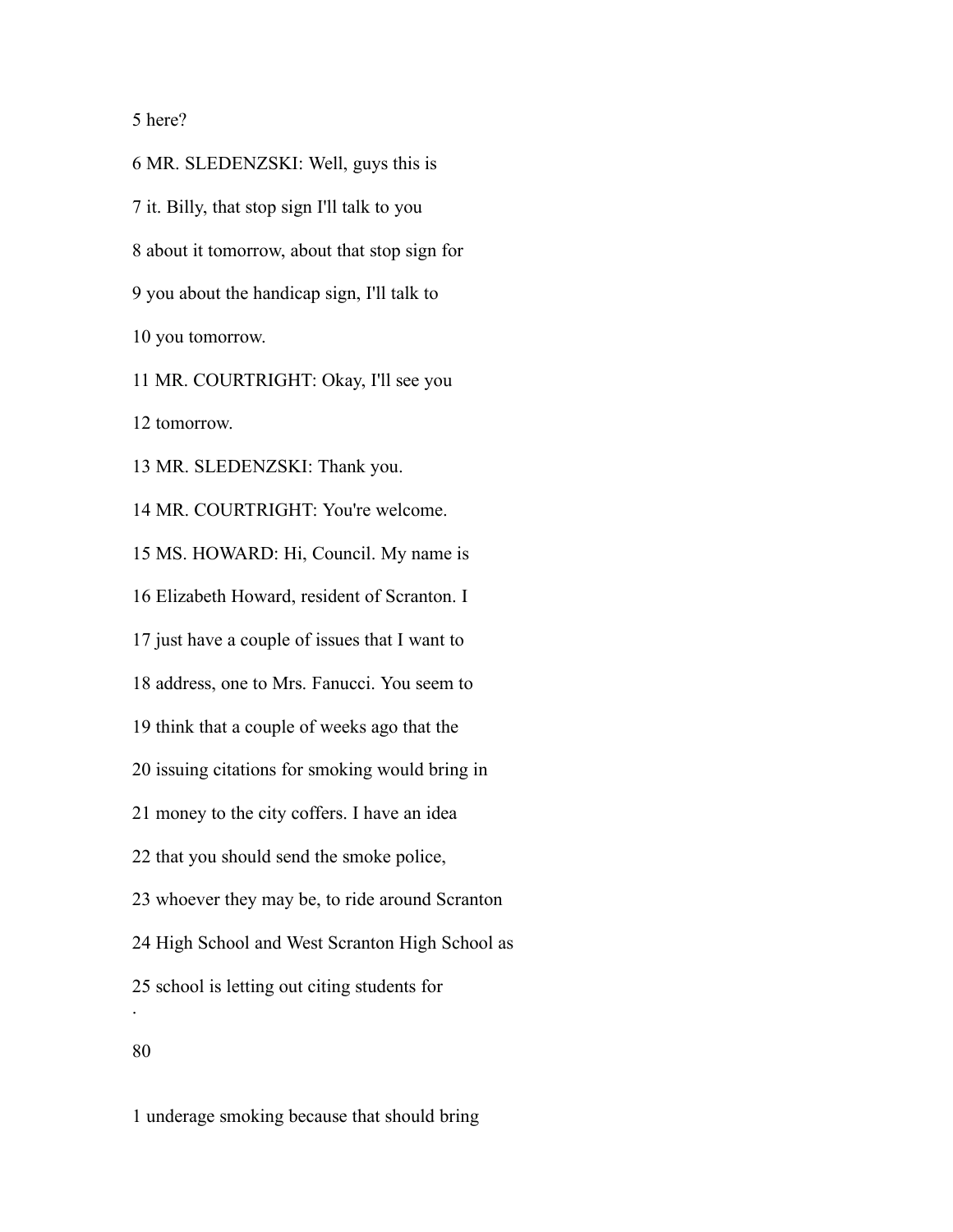5 here?

6 MR. SLEDENZSKI: Well, guys this is

7 it. Billy, that stop sign I'll talk to you

8 about it tomorrow, about that stop sign for

9 you about the handicap sign, I'll talk to

10 you tomorrow.

11 MR. COURTRIGHT: Okay, I'll see you

12 tomorrow.

13 MR. SLEDENZSKI: Thank you.

14 MR. COURTRIGHT: You're welcome.

15 MS. HOWARD: Hi, Council. My name is

16 Elizabeth Howard, resident of Scranton. I

17 just have a couple of issues that I want to

18 address, one to Mrs. Fanucci. You seem to

19 think that a couple of weeks ago that the

20 issuing citations for smoking would bring in

21 money to the city coffers. I have an idea

22 that you should send the smoke police,

23 whoever they may be, to ride around Scranton

24 High School and West Scranton High School as

25 school is letting out citing students for

1 underage smoking because that should bring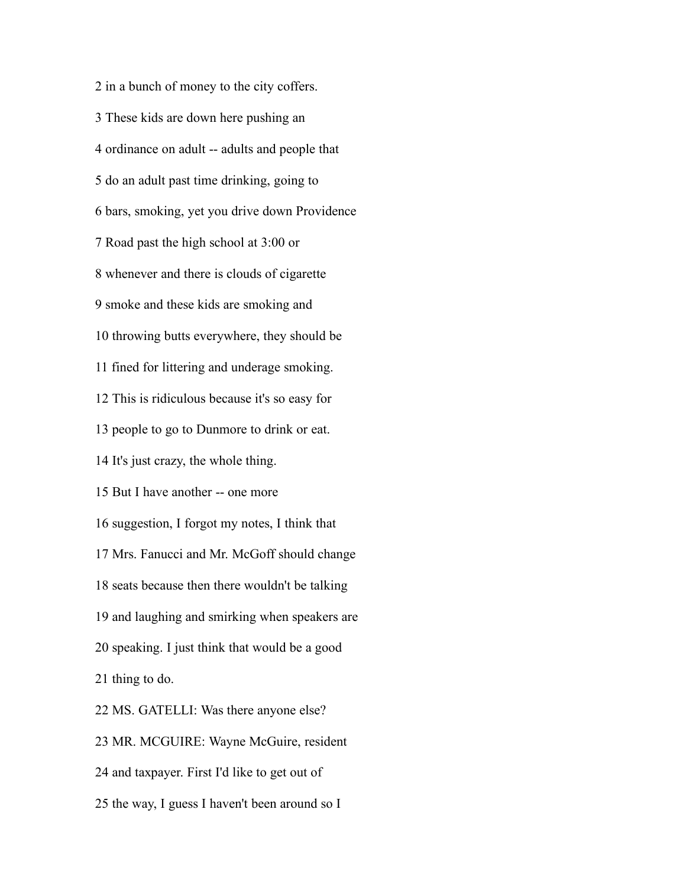2 in a bunch of money to the city coffers.

3 These kids are down here pushing an

4 ordinance on adult -- adults and people that

5 do an adult past time drinking, going to

6 bars, smoking, yet you drive down Providence

7 Road past the high school at 3:00 or

8 whenever and there is clouds of cigarette

9 smoke and these kids are smoking and

10 throwing butts everywhere, they should be

11 fined for littering and underage smoking.

12 This is ridiculous because it's so easy for

13 people to go to Dunmore to drink or eat.

14 It's just crazy, the whole thing.

15 But I have another -- one more

16 suggestion, I forgot my notes, I think that

17 Mrs. Fanucci and Mr. McGoff should change

18 seats because then there wouldn't be talking

19 and laughing and smirking when speakers are

20 speaking. I just think that would be a good

21 thing to do.

22 MS. GATELLI: Was there anyone else?

23 MR. MCGUIRE: Wayne McGuire, resident

24 and taxpayer. First I'd like to get out of

25 the way, I guess I haven't been around so I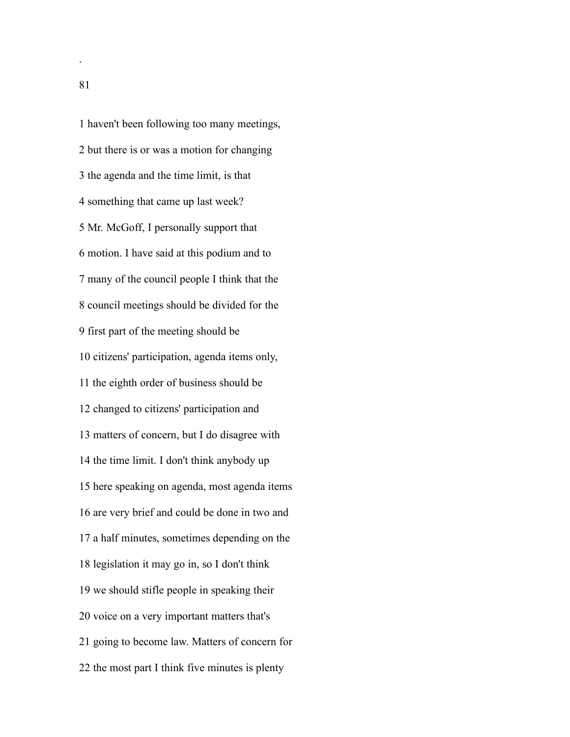1 haven't been following too many meetings,

2 but there is or was a motion for changing

3 the agenda and the time limit, is that

4 something that came up last week?

5 Mr. McGoff, I personally support that

6 motion. I have said at this podium and to

7 many of the council people I think that the

8 council meetings should be divided for the

9 first part of the meeting should be

10 citizens' participation, agenda items only,

11 the eighth order of business should be

12 changed to citizens' participation and

13 matters of concern, but I do disagree with

14 the time limit. I don't think anybody up

15 here speaking on agenda, most agenda items

16 are very brief and could be done in two and

17 a half minutes, sometimes depending on the

18 legislation it may go in, so I don't think

19 we should stifle people in speaking their

20 voice on a very important matters that's

21 going to become law. Matters of concern for

22 the most part I think five minutes is plenty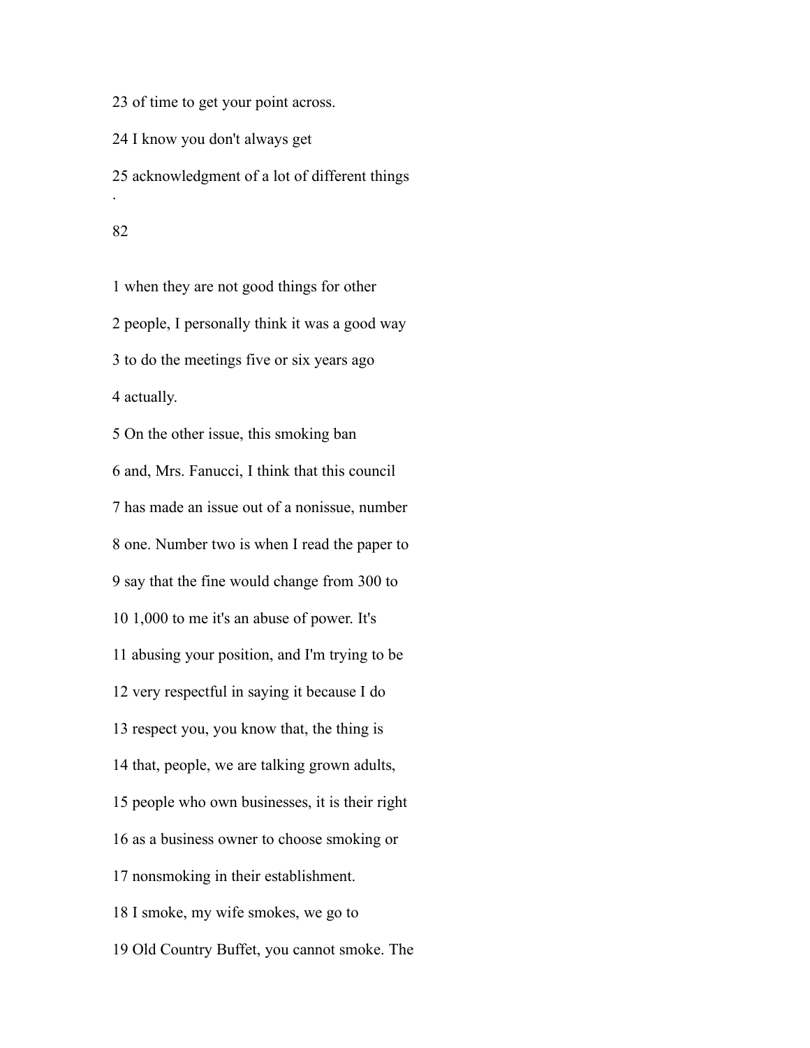23 of time to get your point across.

24 I know you don't always get

25 acknowledgment of a lot of different things

.

1 when they are not good things for other

2 people, I personally think it was a good way

3 to do the meetings five or six years ago

4 actually.

5 On the other issue, this smoking ban

6 and, Mrs. Fanucci, I think that this council

7 has made an issue out of a nonissue, number

8 one. Number two is when I read the paper to

9 say that the fine would change from 300 to

10 1,000 to me it's an abuse of power. It's

11 abusing your position, and I'm trying to be

12 very respectful in saying it because I do

13 respect you, you know that, the thing is

14 that, people, we are talking grown adults,

15 people who own businesses, it is their right

16 as a business owner to choose smoking or

17 nonsmoking in their establishment.

18 I smoke, my wife smokes, we go to

19 Old Country Buffet, you cannot smoke. The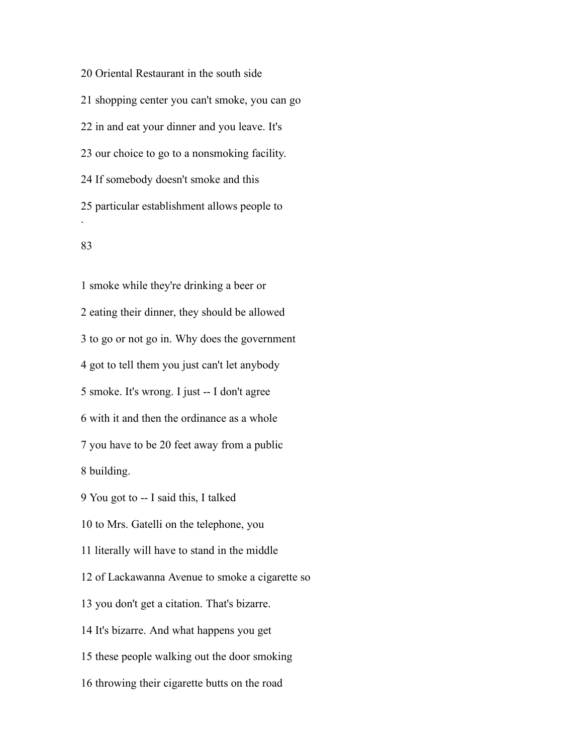20 Oriental Restaurant in the south side

21 shopping center you can't smoke, you can go

22 in and eat your dinner and you leave. It's

23 our choice to go to a nonsmoking facility.

24 If somebody doesn't smoke and this

25 particular establishment allows people to

.

83

1 smoke while they're drinking a beer or

2 eating their dinner, they should be allowed

3 to go or not go in. Why does the government

4 got to tell them you just can't let anybody

5 smoke. It's wrong. I just -- I don't agree

6 with it and then the ordinance as a whole

7 you have to be 20 feet away from a public

8 building.

9 You got to -- I said this, I talked

10 to Mrs. Gatelli on the telephone, you

11 literally will have to stand in the middle

12 of Lackawanna Avenue to smoke a cigarette so

13 you don't get a citation. That's bizarre.

14 It's bizarre. And what happens you get

15 these people walking out the door smoking

16 throwing their cigarette butts on the road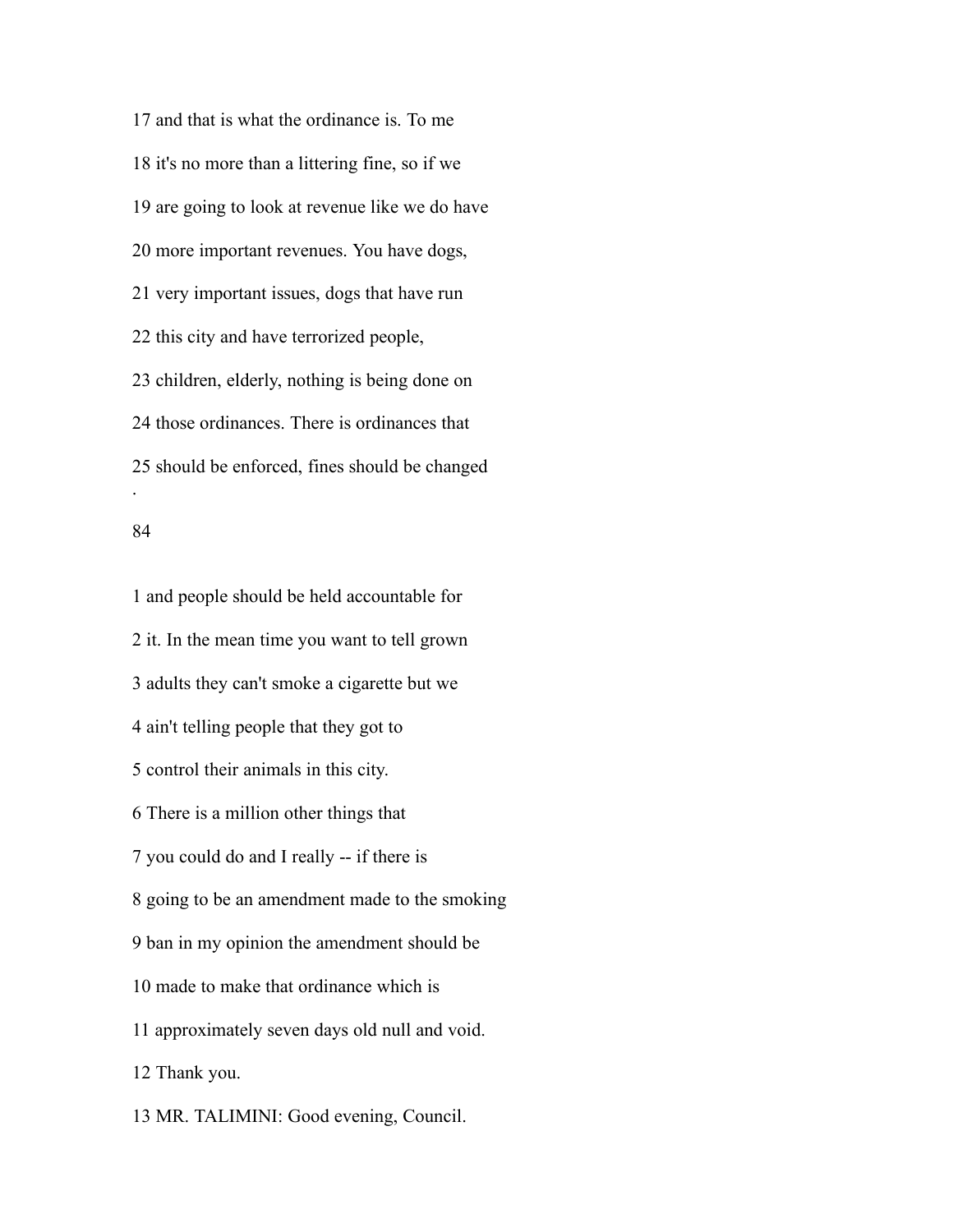17 and that is what the ordinance is. To me

18 it's no more than a littering fine, so if we

19 are going to look at revenue like we do have

20 more important revenues. You have dogs,

21 very important issues, dogs that have run

22 this city and have terrorized people,

23 children, elderly, nothing is being done on

24 those ordinances. There is ordinances that

25 should be enforced, fines should be changed

.

84

1 and people should be held accountable for

2 it. In the mean time you want to tell grown

3 adults they can't smoke a cigarette but we

4 ain't telling people that they got to

5 control their animals in this city.

6 There is a million other things that

7 you could do and I really -- if there is

8 going to be an amendment made to the smoking

9 ban in my opinion the amendment should be

10 made to make that ordinance which is

11 approximately seven days old null and void.

12 Thank you.

13 MR. TALIMINI: Good evening, Council.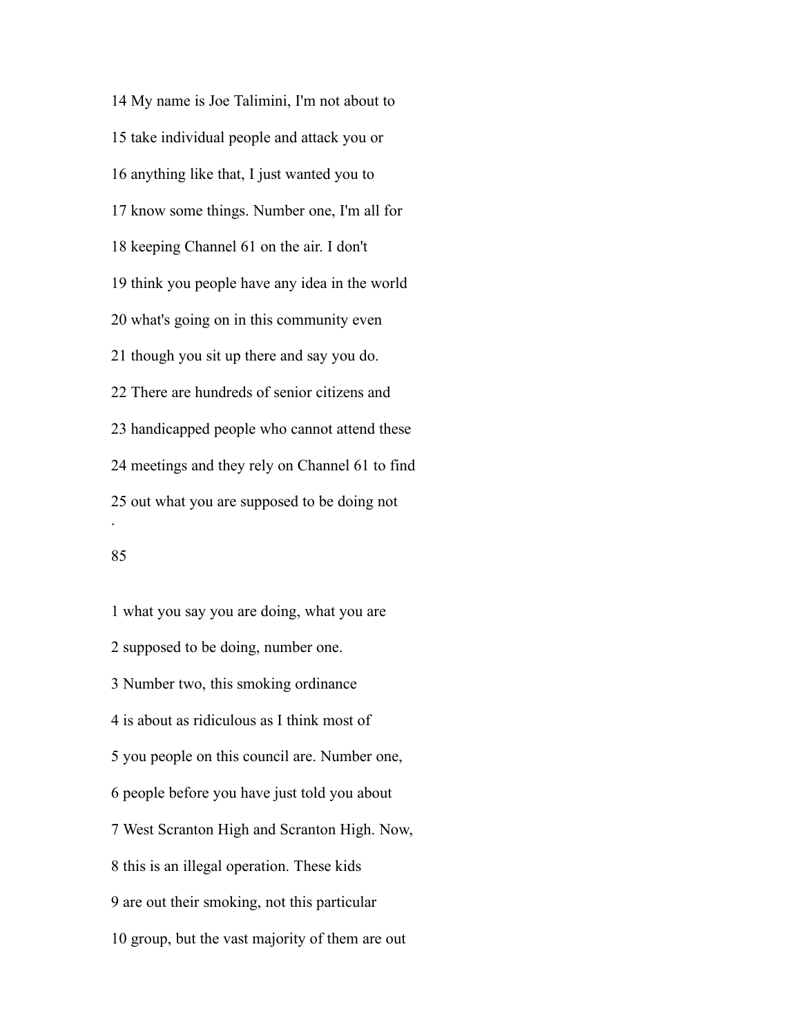14 My name is Joe Talimini, I'm not about to

15 take individual people and attack you or

16 anything like that, I just wanted you to

17 know some things. Number one, I'm all for

18 keeping Channel 61 on the air. I don't

19 think you people have any idea in the world

20 what's going on in this community even

21 though you sit up there and say you do.

22 There are hundreds of senior citizens and

23 handicapped people who cannot attend these

24 meetings and they rely on Channel 61 to find

25 out what you are supposed to be doing not

1 what you say you are doing, what you are

2 supposed to be doing, number one.

3 Number two, this smoking ordinance

4 is about as ridiculous as I think most of

5 you people on this council are. Number one,

6 people before you have just told you about

7 West Scranton High and Scranton High. Now,

8 this is an illegal operation. These kids

9 are out their smoking, not this particular

10 group, but the vast majority of them are out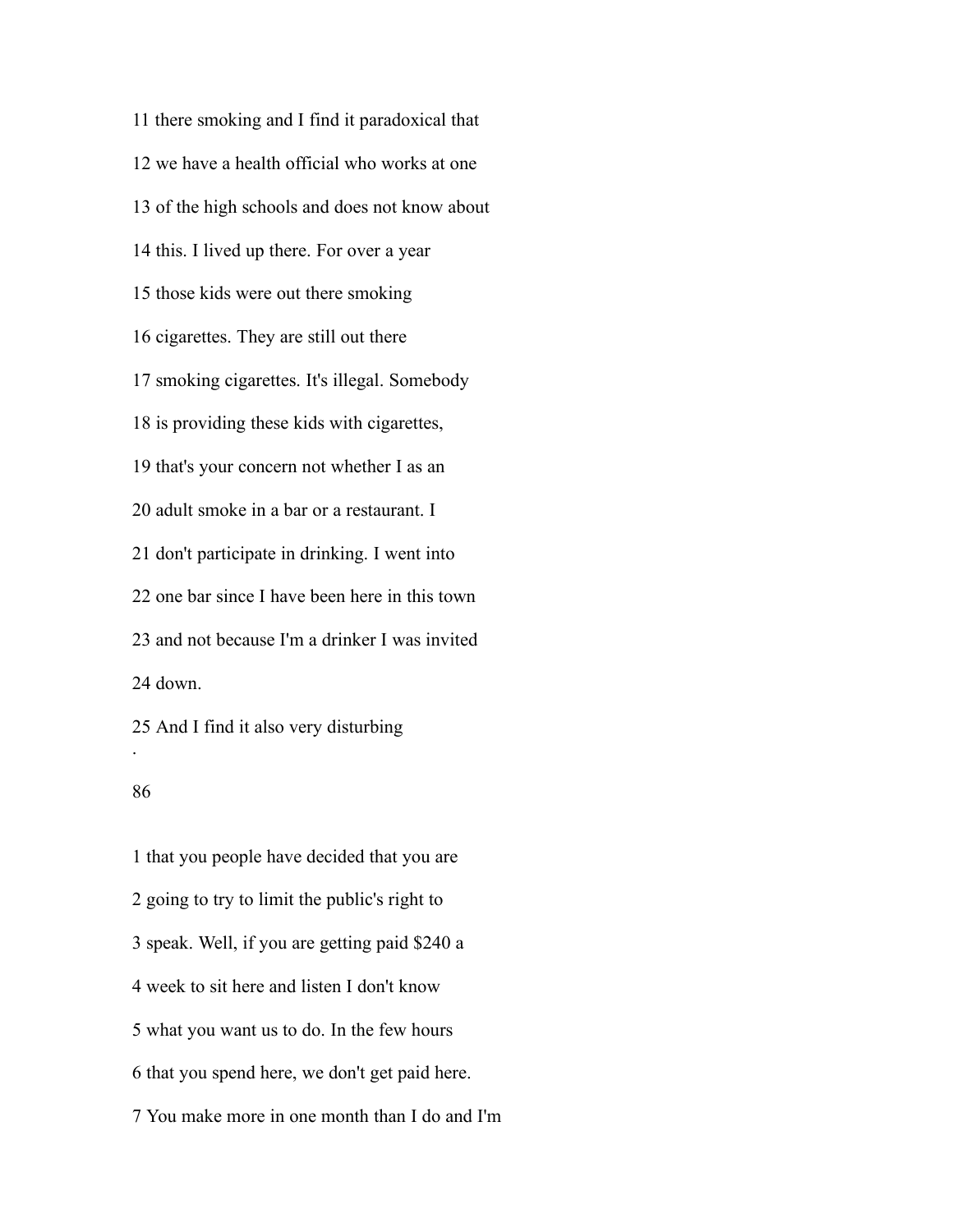11 there smoking and I find it paradoxical that

12 we have a health official who works at one

13 of the high schools and does not know about

14 this. I lived up there. For over a year

15 those kids were out there smoking

16 cigarettes. They are still out there

17 smoking cigarettes. It's illegal. Somebody

18 is providing these kids with cigarettes,

19 that's your concern not whether I as an

20 adult smoke in a bar or a restaurant. I

21 don't participate in drinking. I went into

22 one bar since I have been here in this town

23 and not because I'm a drinker I was invited

24 down.

25 And I find it also very disturbing

1 that you people have decided that you are

2 going to try to limit the public's right to

3 speak. Well, if you are getting paid $240 a

4 week to sit here and listen I don't know

5 what you want us to do. In the few hours

6 that you spend here, we don't get paid here.

7 You make more in one month than I do and I'm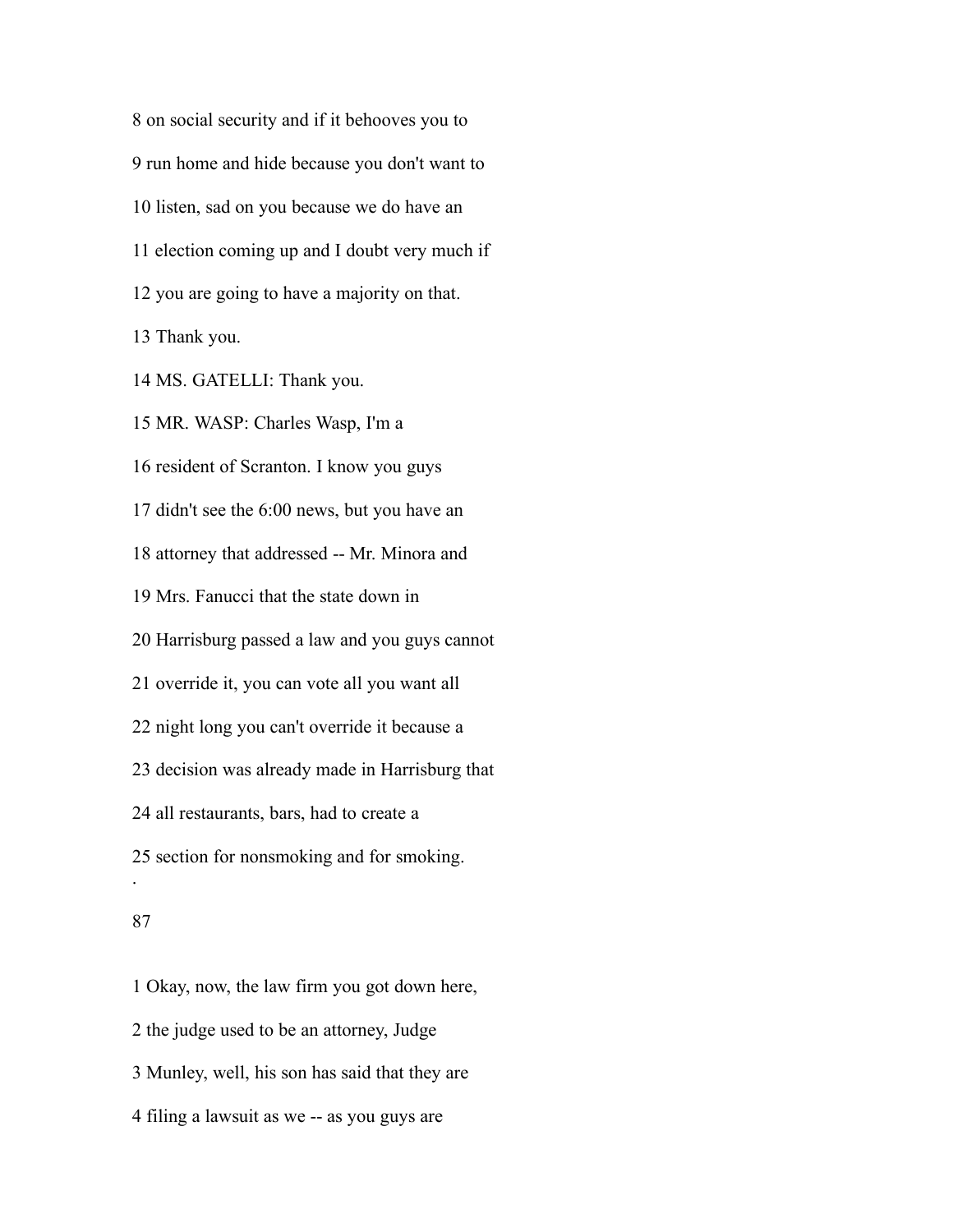8 on social security and if it behooves you to

9 run home and hide because you don't want to

10 listen, sad on you because we do have an

11 election coming up and I doubt very much if

12 you are going to have a majority on that.

13 Thank you.

14 MS. GATELLI: Thank you.

15 MR. WASP: Charles Wasp, I'm a

16 resident of Scranton. I know you guys

17 didn't see the 6:00 news, but you have an

18 attorney that addressed -- Mr. Minora and

19 Mrs. Fanucci that the state down in

20 Harrisburg passed a law and you guys cannot

21 override it, you can vote all you want all

22 night long you can't override it because a

23 decision was already made in Harrisburg that

24 all restaurants, bars, had to create a

25 section for nonsmoking and for smoking.

.

1 Okay, now, the law firm you got down here,

2 the judge used to be an attorney, Judge

3 Munley, well, his son has said that they are

4 filing a lawsuit as we -- as you guys are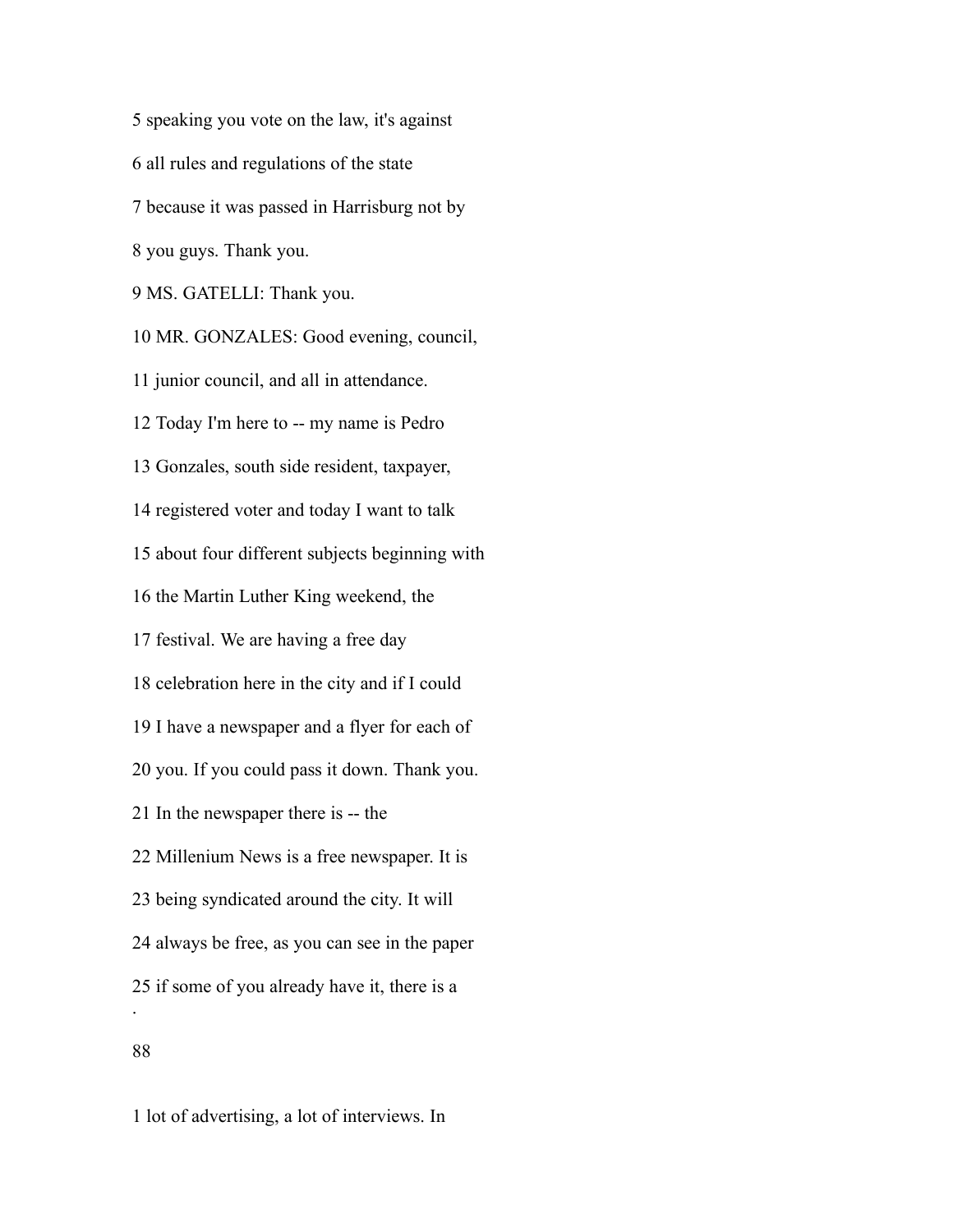5 speaking you vote on the law, it's against

6 all rules and regulations of the state

7 because it was passed in Harrisburg not by

8 you guys. Thank you.

9 MS. GATELLI: Thank you.

10 MR. GONZALES: Good evening, council,

11 junior council, and all in attendance.

12 Today I'm here to -- my name is Pedro

13 Gonzales, south side resident, taxpayer,

14 registered voter and today I want to talk

15 about four different subjects beginning with

16 the Martin Luther King weekend, the

17 festival. We are having a free day

18 celebration here in the city and if I could

19 I have a newspaper and a flyer for each of

20 you. If you could pass it down. Thank you.

21 In the newspaper there is -- the

22 Millenium News is a free newspaper. It is

23 being syndicated around the city. It will

24 always be free, as you can see in the paper

25 if some of you already have it, there is a

1 lot of advertising, a lot of interviews. In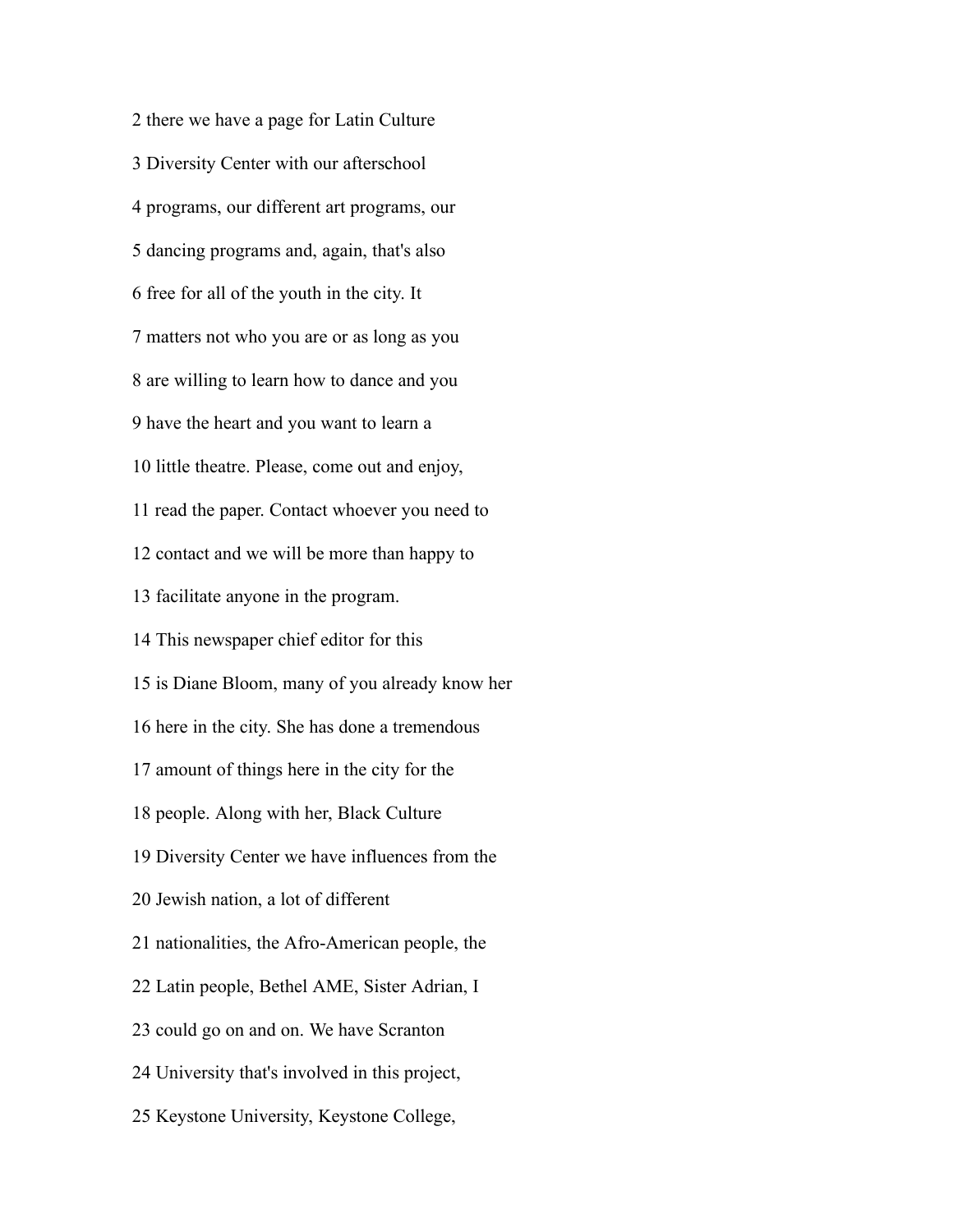2 there we have a page for Latin Culture

3 Diversity Center with our afterschool

4 programs, our different art programs, our

5 dancing programs and, again, that's also

6 free for all of the youth in the city. It

7 matters not who you are or as long as you

8 are willing to learn how to dance and you

9 have the heart and you want to learn a

10 little theatre. Please, come out and enjoy,

11 read the paper. Contact whoever you need to

12 contact and we will be more than happy to

13 facilitate anyone in the program.

14 This newspaper chief editor for this

15 is Diane Bloom, many of you already know her

16 here in the city. She has done a tremendous

17 amount of things here in the city for the

18 people. Along with her, Black Culture

19 Diversity Center we have influences from the

20 Jewish nation, a lot of different

21 nationalities, the Afro-American people, the

22 Latin people, Bethel AME, Sister Adrian, I

23 could go on and on. We have Scranton

24 University that's involved in this project,

25 Keystone University, Keystone College,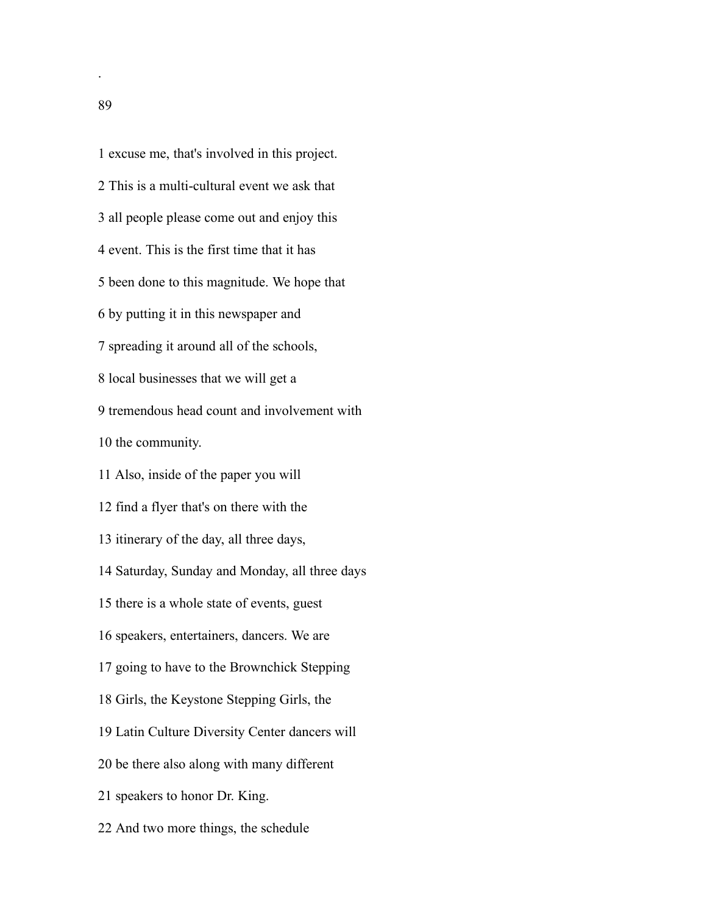1 excuse me, that's involved in this project.

2 This is a multi-cultural event we ask that

3 all people please come out and enjoy this

4 event. This is the first time that it has

5 been done to this magnitude. We hope that

6 by putting it in this newspaper and

7 spreading it around all of the schools,

8 local businesses that we will get a

9 tremendous head count and involvement with

10 the community.

11 Also, inside of the paper you will

12 find a flyer that's on there with the

13 itinerary of the day, all three days,

14 Saturday, Sunday and Monday, all three days

15 there is a whole state of events, guest

16 speakers, entertainers, dancers. We are

17 going to have to the Brownchick Stepping

18 Girls, the Keystone Stepping Girls, the

19 Latin Culture Diversity Center dancers will

20 be there also along with many different

21 speakers to honor Dr. King.

22 And two more things, the schedule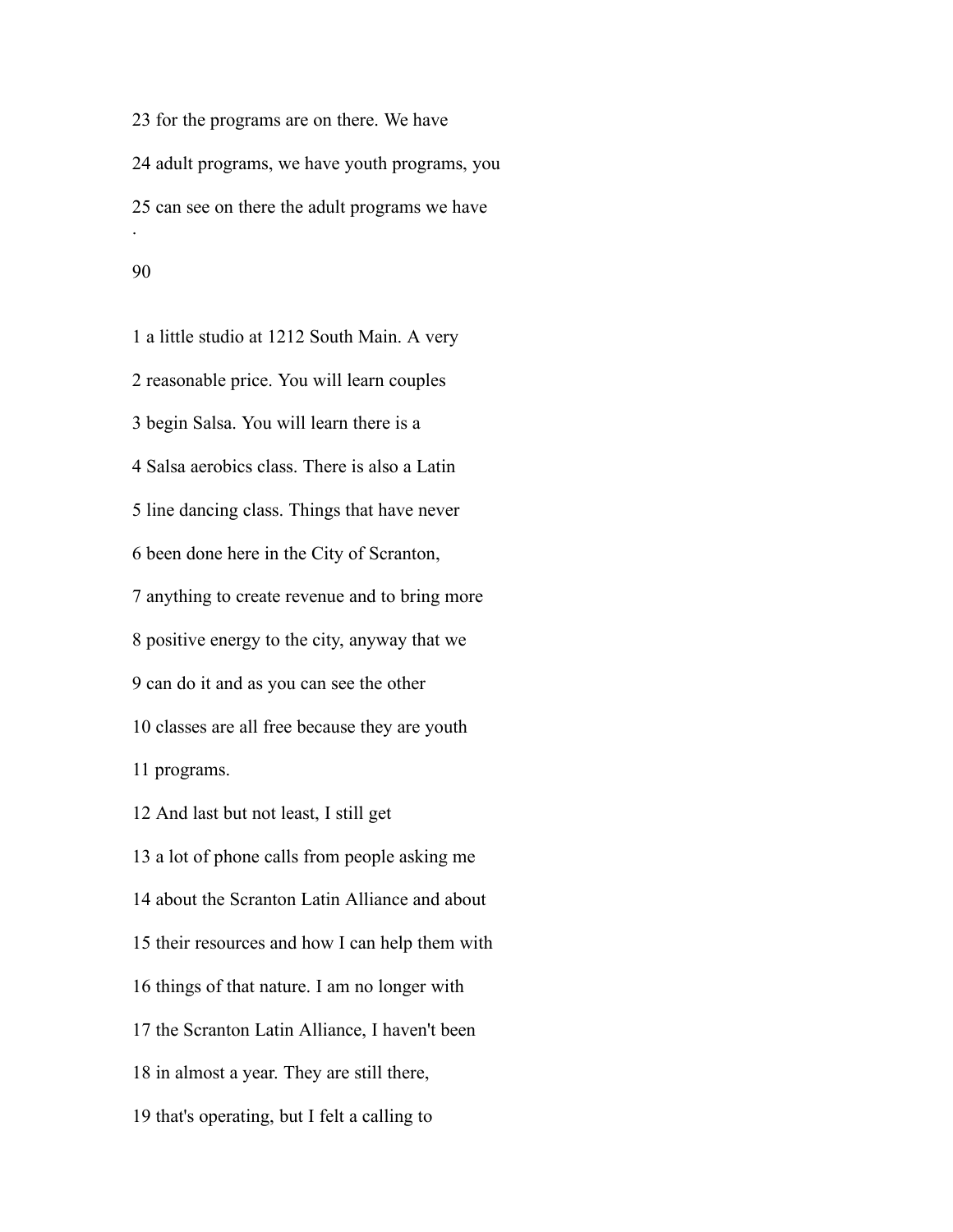23 for the programs are on there. We have

24 adult programs, we have youth programs, you

25 can see on there the adult programs we have

1 a little studio at 1212 South Main. A very

2 reasonable price. You will learn couples

3 begin Salsa. You will learn there is a

4 Salsa aerobics class. There is also a Latin

5 line dancing class. Things that have never

6 been done here in the City of Scranton,

7 anything to create revenue and to bring more

8 positive energy to the city, anyway that we

9 can do it and as you can see the other

10 classes are all free because they are youth

11 programs.

12 And last but not least, I still get

13 a lot of phone calls from people asking me

14 about the Scranton Latin Alliance and about

15 their resources and how I can help them with

16 things of that nature. I am no longer with

17 the Scranton Latin Alliance, I haven't been

18 in almost a year. They are still there,

19 that's operating, but I felt a calling to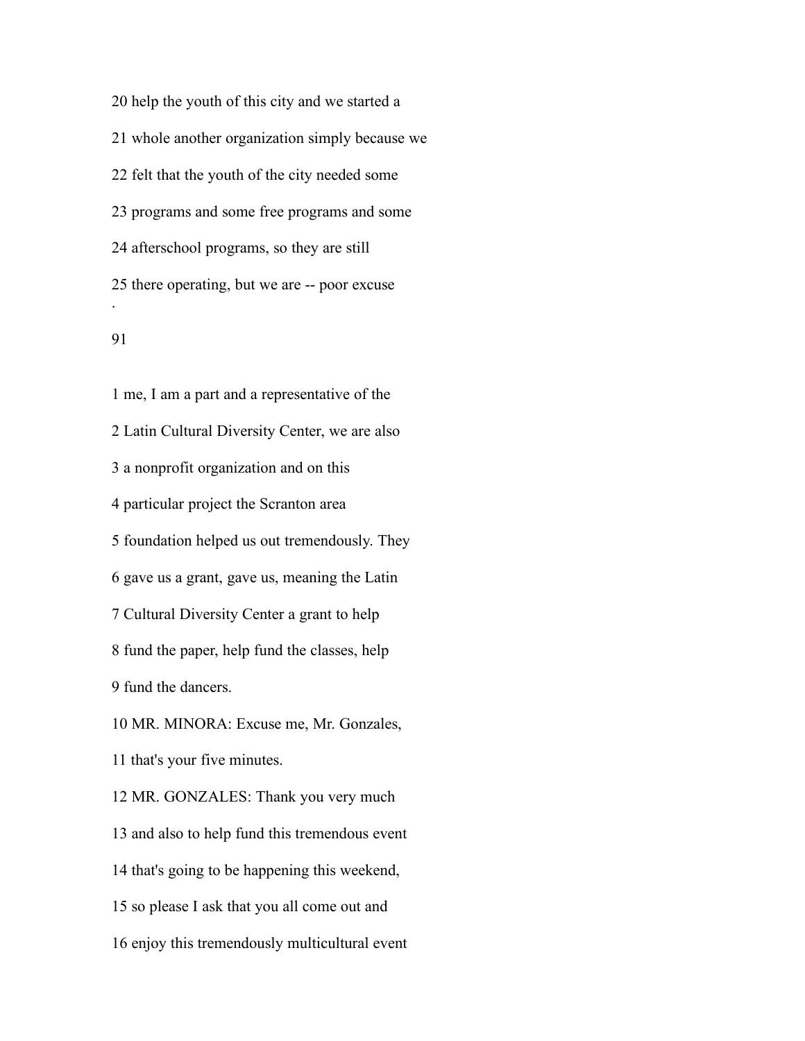20 help the youth of this city and we started a

21 whole another organization simply because we

22 felt that the youth of the city needed some

23 programs and some free programs and some

24 afterschool programs, so they are still

25 there operating, but we are -- poor excuse

1 me, I am a part and a representative of the

2 Latin Cultural Diversity Center, we are also

3 a nonprofit organization and on this

4 particular project the Scranton area

5 foundation helped us out tremendously. They

6 gave us a grant, gave us, meaning the Latin

7 Cultural Diversity Center a grant to help

8 fund the paper, help fund the classes, help

9 fund the dancers.

10 MR. MINORA: Excuse me, Mr. Gonzales,

11 that's your five minutes.

12 MR. GONZALES: Thank you very much

13 and also to help fund this tremendous event

14 that's going to be happening this weekend,

15 so please I ask that you all come out and

16 enjoy this tremendously multicultural event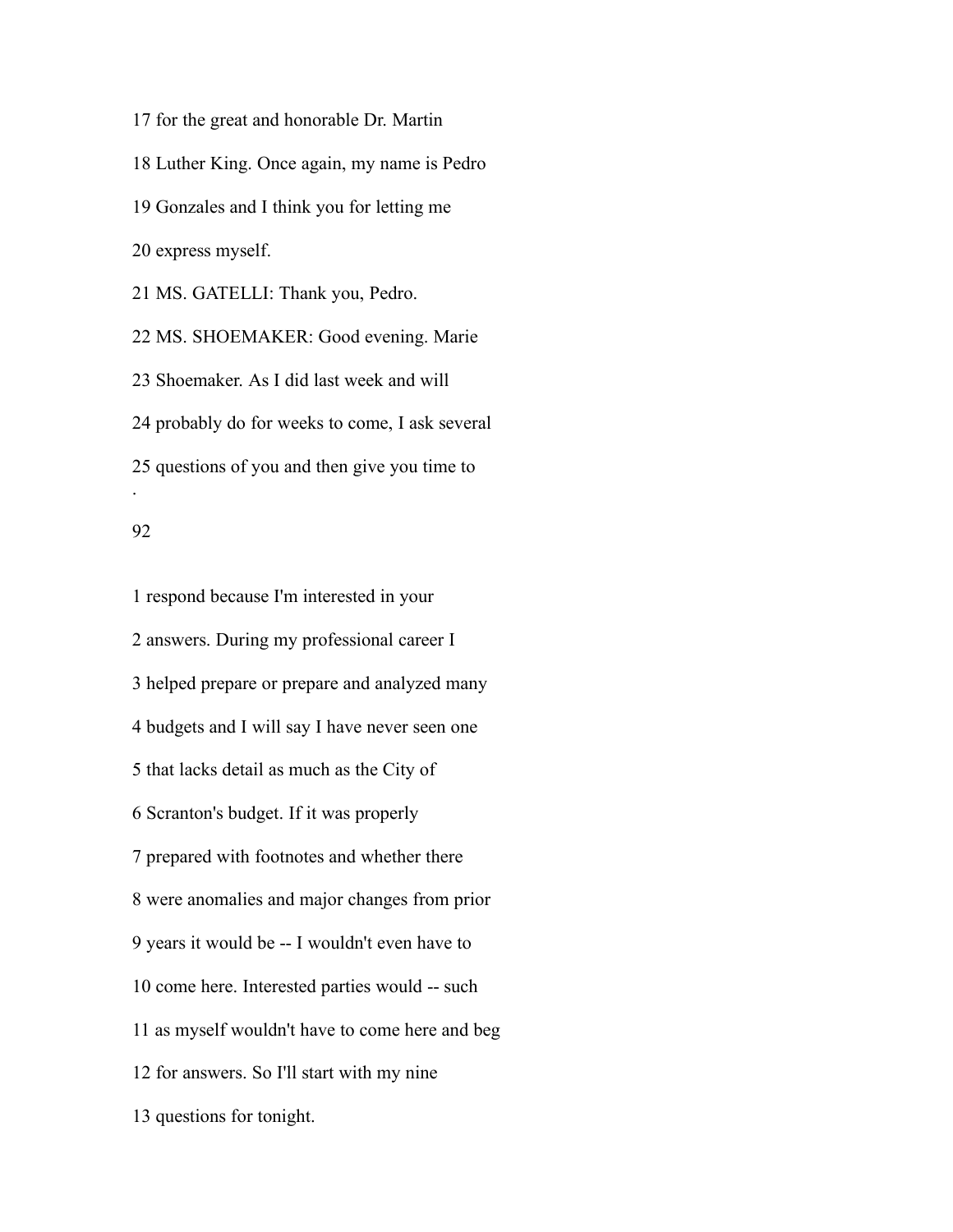17 for the great and honorable Dr. Martin

18 Luther King. Once again, my name is Pedro

19 Gonzales and I think you for letting me

20 express myself.

21 MS. GATELLI: Thank you, Pedro.

22 MS. SHOEMAKER: Good evening. Marie

23 Shoemaker. As I did last week and will

24 probably do for weeks to come, I ask several

25 questions of you and then give you time to

1 respond because I'm interested in your

2 answers. During my professional career I

3 helped prepare or prepare and analyzed many

4 budgets and I will say I have never seen one

5 that lacks detail as much as the City of

6 Scranton's budget. If it was properly

7 prepared with footnotes and whether there

8 were anomalies and major changes from prior

9 years it would be -- I wouldn't even have to

10 come here. Interested parties would -- such

11 as myself wouldn't have to come here and beg

12 for answers. So I'll start with my nine

13 questions for tonight.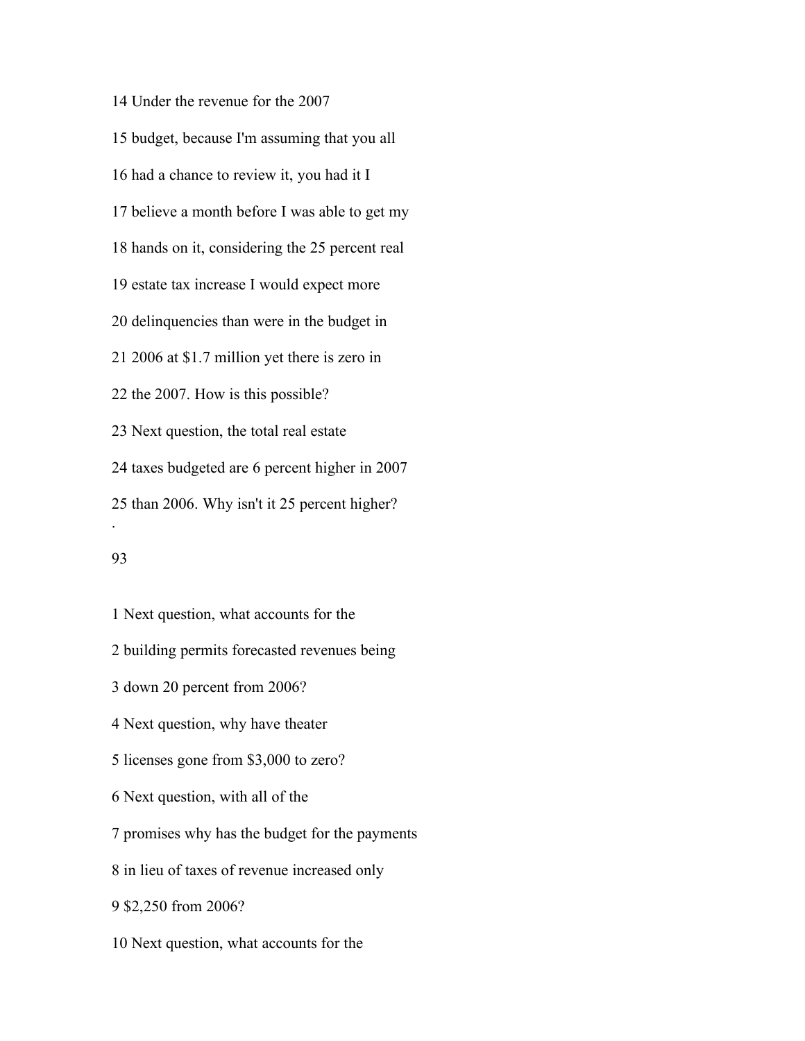14 Under the revenue for the 2007

15 budget, because I'm assuming that you all

16 had a chance to review it, you had it I

17 believe a month before I was able to get my

18 hands on it, considering the 25 percent real

19 estate tax increase I would expect more

20 delinquencies than were in the budget in

21 2006 at $1.7 million yet there is zero in

22 the 2007. How is this possible?

23 Next question, the total real estate

24 taxes budgeted are 6 percent higher in 2007

25 than 2006. Why isn't it 25 percent higher?

1 Next question, what accounts for the

2 building permits forecasted revenues being

3 down 20 percent from 2006?

4 Next question, why have theater

5 licenses gone from $3,000 to zero?

6 Next question, with all of the

7 promises why has the budget for the payments

8 in lieu of taxes of revenue increased only

9 $2,250 from 2006?

10 Next question, what accounts for the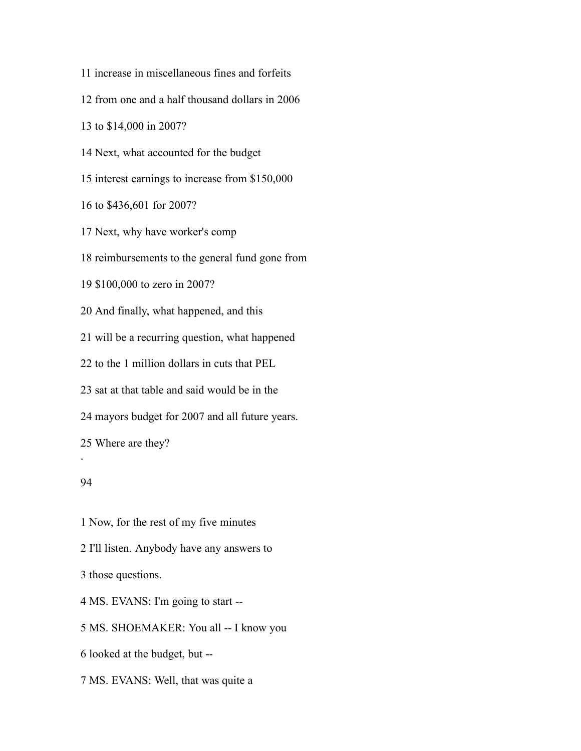11 increase in miscellaneous fines and forfeits

12 from one and a half thousand dollars in 2006

13 to $14,000 in 2007?

14 Next, what accounted for the budget

15 interest earnings to increase from $150,000

16 to $436,601 for 2007?

17 Next, why have worker's comp

18 reimbursements to the general fund gone from

19 $100,000 to zero in 2007?

20 And finally, what happened, and this

21 will be a recurring question, what happened

22 to the 1 million dollars in cuts that PEL

23 sat at that table and said would be in the

24 mayors budget for 2007 and all future years.

25 Where are they?

1 Now, for the rest of my five minutes

2 I'll listen. Anybody have any answers to

3 those questions.

4 MS. EVANS: I'm going to start --

5 MS. SHOEMAKER: You all -- I know you

6 looked at the budget, but --

7 MS. EVANS: Well, that was quite a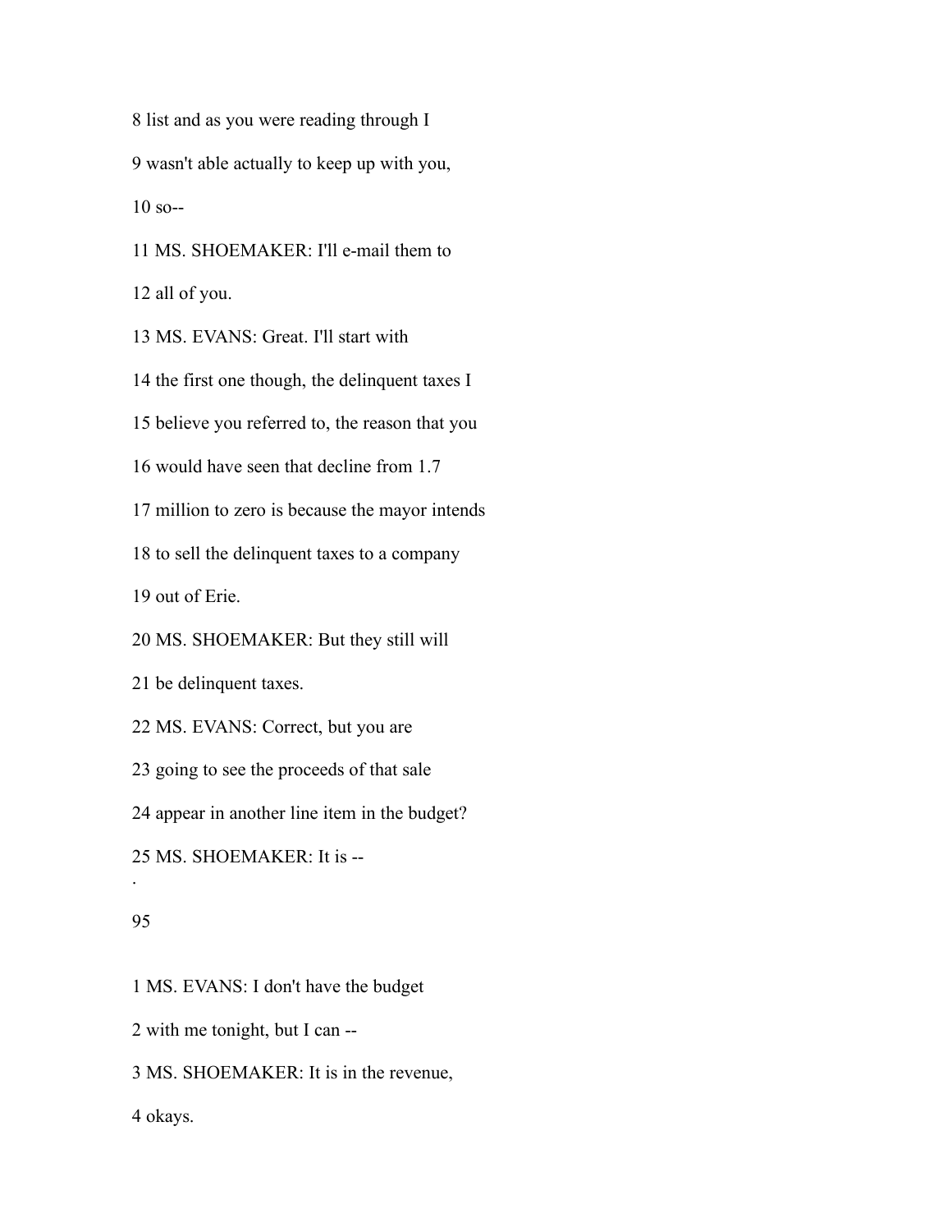8 list and as you were reading through I

9 wasn't able actually to keep up with you,

10 so--

11 MS. SHOEMAKER: I'll e-mail them to

12 all of you.

13 MS. EVANS: Great. I'll start with

14 the first one though, the delinquent taxes I

15 believe you referred to, the reason that you

16 would have seen that decline from 1.7

17 million to zero is because the mayor intends

18 to sell the delinquent taxes to a company

19 out of Erie.

20 MS. SHOEMAKER: But they still will

21 be delinquent taxes.

22 MS. EVANS: Correct, but you are

23 going to see the proceeds of that sale

24 appear in another line item in the budget?

25 MS. SHOEMAKER: It is --

1 MS. EVANS: I don't have the budget

2 with me tonight, but I can --

3 MS. SHOEMAKER: It is in the revenue,

4 okays.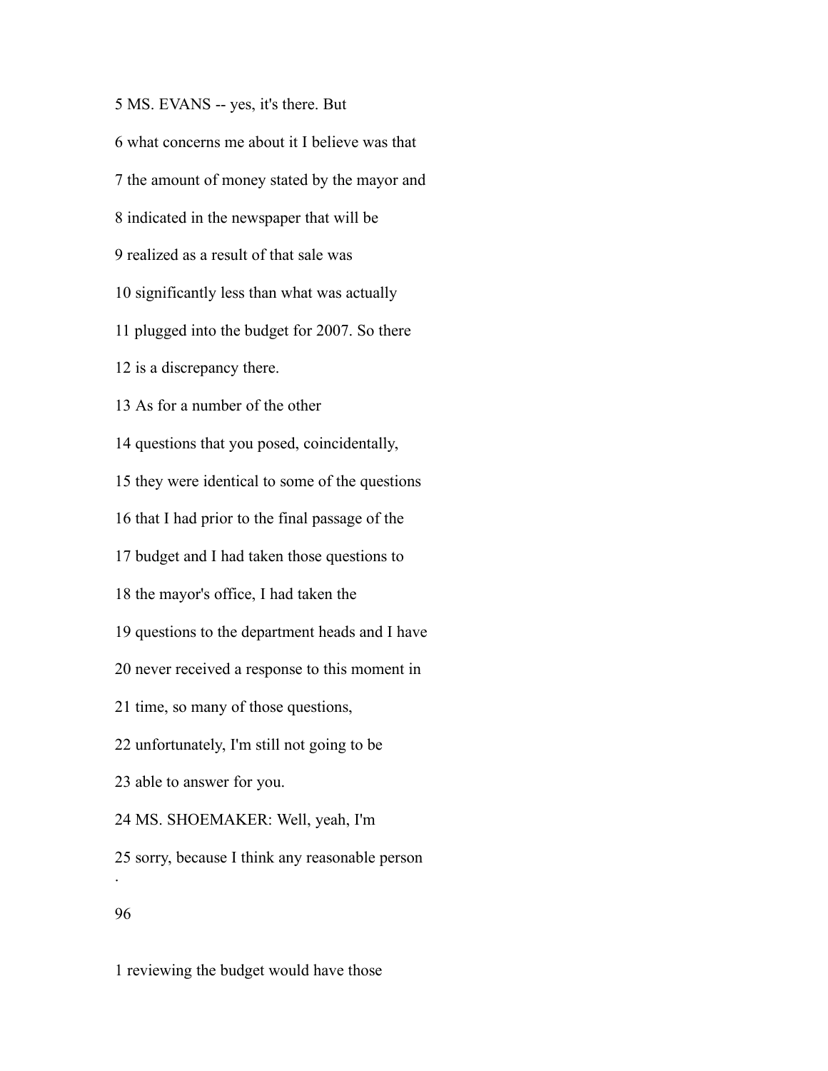5 MS. EVANS -- yes, it's there. But

6 what concerns me about it I believe was that

7 the amount of money stated by the mayor and

8 indicated in the newspaper that will be

9 realized as a result of that sale was

10 significantly less than what was actually

11 plugged into the budget for 2007. So there

12 is a discrepancy there.

13 As for a number of the other

14 questions that you posed, coincidentally,

15 they were identical to some of the questions

16 that I had prior to the final passage of the

17 budget and I had taken those questions to

18 the mayor's office, I had taken the

19 questions to the department heads and I have

20 never received a response to this moment in

21 time, so many of those questions,

22 unfortunately, I'm still not going to be

23 able to answer for you.

24 MS. SHOEMAKER: Well, yeah, I'm

25 sorry, because I think any reasonable person

.

96

1 reviewing the budget would have those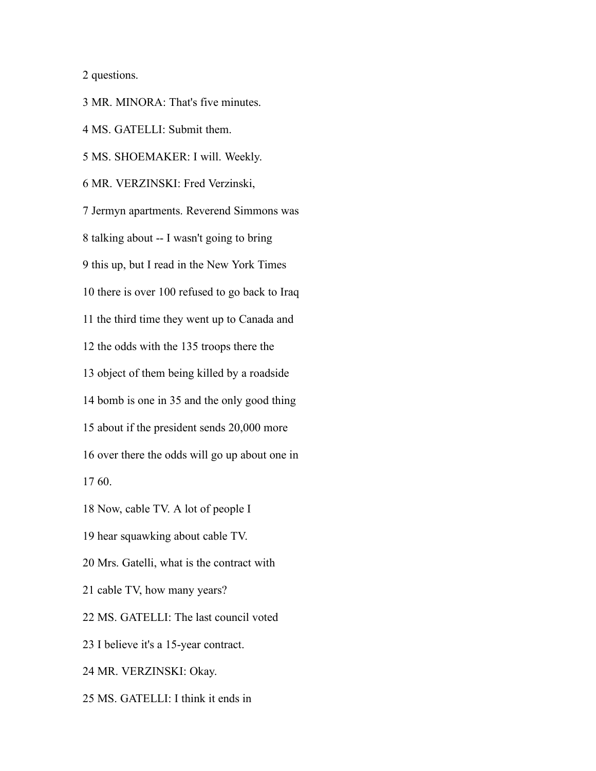2 questions.

3 MR. MINORA: That's five minutes.

4 MS. GATELLI: Submit them.

5 MS. SHOEMAKER: I will. Weekly.

6 MR. VERZINSKI: Fred Verzinski,

7 Jermyn apartments. Reverend Simmons was

8 talking about -- I wasn't going to bring

9 this up, but I read in the New York Times

10 there is over 100 refused to go back to Iraq

11 the third time they went up to Canada and

12 the odds with the 135 troops there the

13 object of them being killed by a roadside

14 bomb is one in 35 and the only good thing

15 about if the president sends 20,000 more

16 over there the odds will go up about one in

17 60.

18 Now, cable TV. A lot of people I

19 hear squawking about cable TV.

20 Mrs. Gatelli, what is the contract with

21 cable TV, how many years?

22 MS. GATELLI: The last council voted

23 I believe it's a 15-year contract.

24 MR. VERZINSKI: Okay.

25 MS. GATELLI: I think it ends in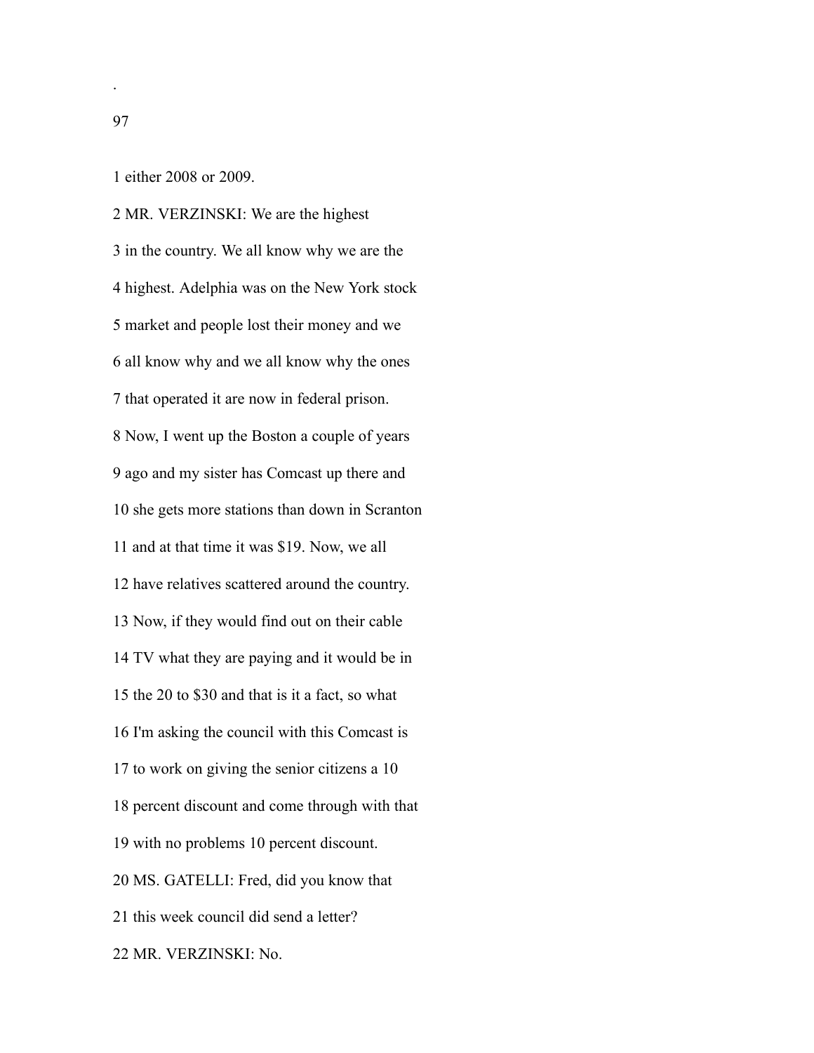1 either 2008 or 2009.

2 MR. VERZINSKI: We are the highest

3 in the country. We all know why we are the

4 highest. Adelphia was on the New York stock

5 market and people lost their money and we

6 all know why and we all know why the ones

7 that operated it are now in federal prison.

8 Now, I went up the Boston a couple of years

9 ago and my sister has Comcast up there and

10 she gets more stations than down in Scranton

11 and at that time it was $19. Now, we all

12 have relatives scattered around the country.

13 Now, if they would find out on their cable

14 TV what they are paying and it would be in

15 the 20 to $30 and that is it a fact, so what

16 I'm asking the council with this Comcast is

17 to work on giving the senior citizens a 10

18 percent discount and come through with that

19 with no problems 10 percent discount.

20 MS. GATELLI: Fred, did you know that

21 this week council did send a letter?

22 MR. VERZINSKI: No.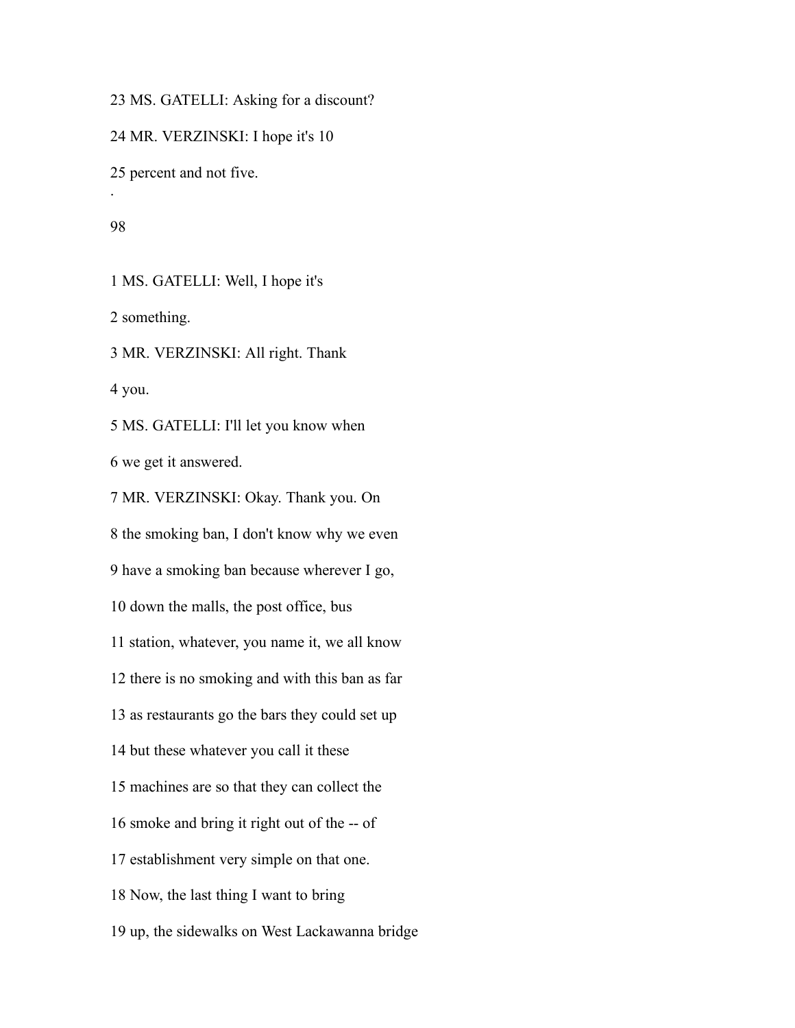23 MS. GATELLI: Asking for a discount?

24 MR. VERZINSKI: I hope it's 10

25 percent and not five.

1 MS. GATELLI: Well, I hope it's

2 something.

3 MR. VERZINSKI: All right. Thank

4 you.

5 MS. GATELLI: I'll let you know when

6 we get it answered.

7 MR. VERZINSKI: Okay. Thank you. On

8 the smoking ban, I don't know why we even

9 have a smoking ban because wherever I go,

10 down the malls, the post office, bus

11 station, whatever, you name it, we all know

12 there is no smoking and with this ban as far

13 as restaurants go the bars they could set up

14 but these whatever you call it these

15 machines are so that they can collect the

16 smoke and bring it right out of the -- of

17 establishment very simple on that one.

18 Now, the last thing I want to bring

19 up, the sidewalks on West Lackawanna bridge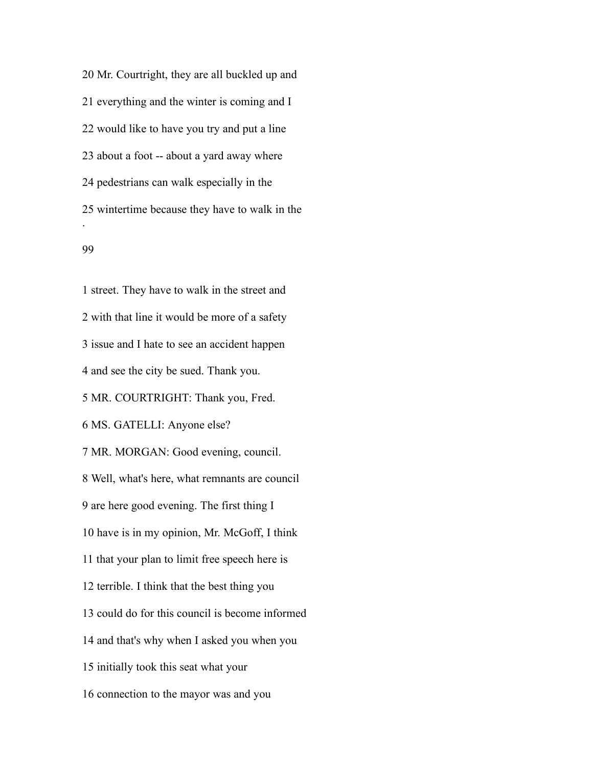20 Mr. Courtright, they are all buckled up and

21 everything and the winter is coming and I

22 would like to have you try and put a line

23 about a foot -- about a yard away where

24 pedestrians can walk especially in the

25 wintertime because they have to walk in the

1 street. They have to walk in the street and

2 with that line it would be more of a safety

3 issue and I hate to see an accident happen

4 and see the city be sued. Thank you.

5 MR. COURTRIGHT: Thank you, Fred.

6 MS. GATELLI: Anyone else?

7 MR. MORGAN: Good evening, council.

8 Well, what's here, what remnants are council

9 are here good evening. The first thing I

10 have is in my opinion, Mr. McGoff, I think

11 that your plan to limit free speech here is

12 terrible. I think that the best thing you

13 could do for this council is become informed

14 and that's why when I asked you when you

15 initially took this seat what your

16 connection to the mayor was and you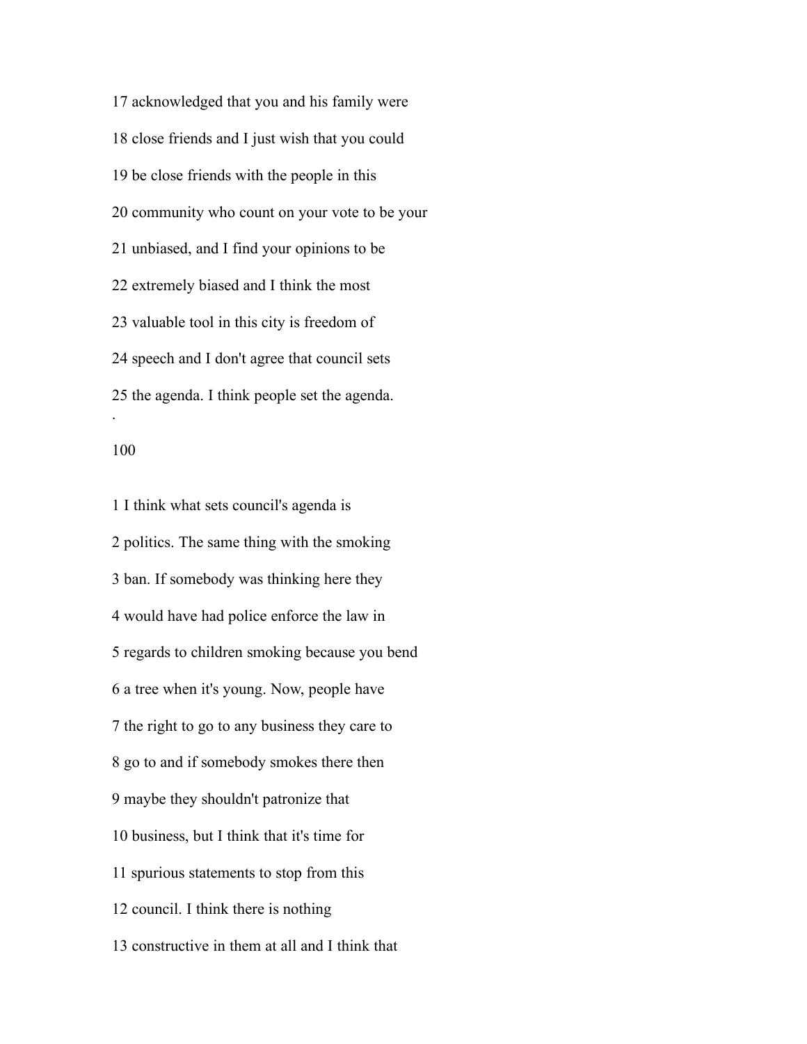17 acknowledged that you and his family were

18 close friends and I just wish that you could

19 be close friends with the people in this

20 community who count on your vote to be your

21 unbiased, and I find your opinions to be

22 extremely biased and I think the most

23 valuable tool in this city is freedom of

24 speech and I don't agree that council sets

25 the agenda. I think people set the agenda.

1 I think what sets council's agenda is

2 politics. The same thing with the smoking

3 ban. If somebody was thinking here they

4 would have had police enforce the law in

5 regards to children smoking because you bend

6 a tree when it's young. Now, people have

7 the right to go to any business they care to

8 go to and if somebody smokes there then

9 maybe they shouldn't patronize that

10 business, but I think that it's time for

11 spurious statements to stop from this

12 council. I think there is nothing

13 constructive in them at all and I think that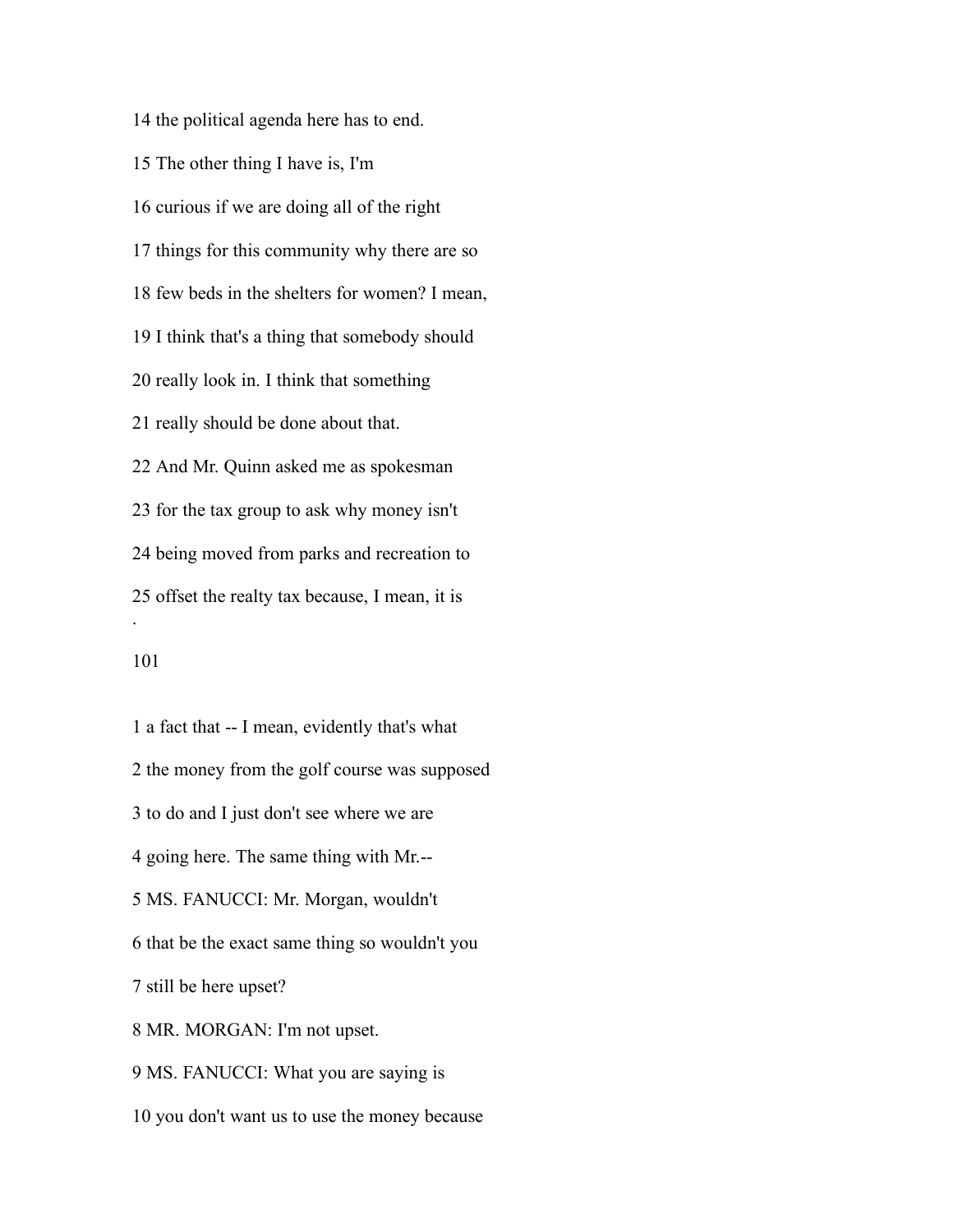14 the political agenda here has to end.

15 The other thing I have is, I'm

16 curious if we are doing all of the right

17 things for this community why there are so

18 few beds in the shelters for women? I mean,

19 I think that's a thing that somebody should

20 really look in. I think that something

21 really should be done about that.

22 And Mr. Quinn asked me as spokesman

23 for the tax group to ask why money isn't

24 being moved from parks and recreation to

25 offset the realty tax because, I mean, it is

.

101

1 a fact that -- I mean, evidently that's what

2 the money from the golf course was supposed

3 to do and I just don't see where we are

4 going here. The same thing with Mr.--

5 MS. FANUCCI: Mr. Morgan, wouldn't

6 that be the exact same thing so wouldn't you

7 still be here upset?

8 MR. MORGAN: I'm not upset.

9 MS. FANUCCI: What you are saying is

10 you don't want us to use the money because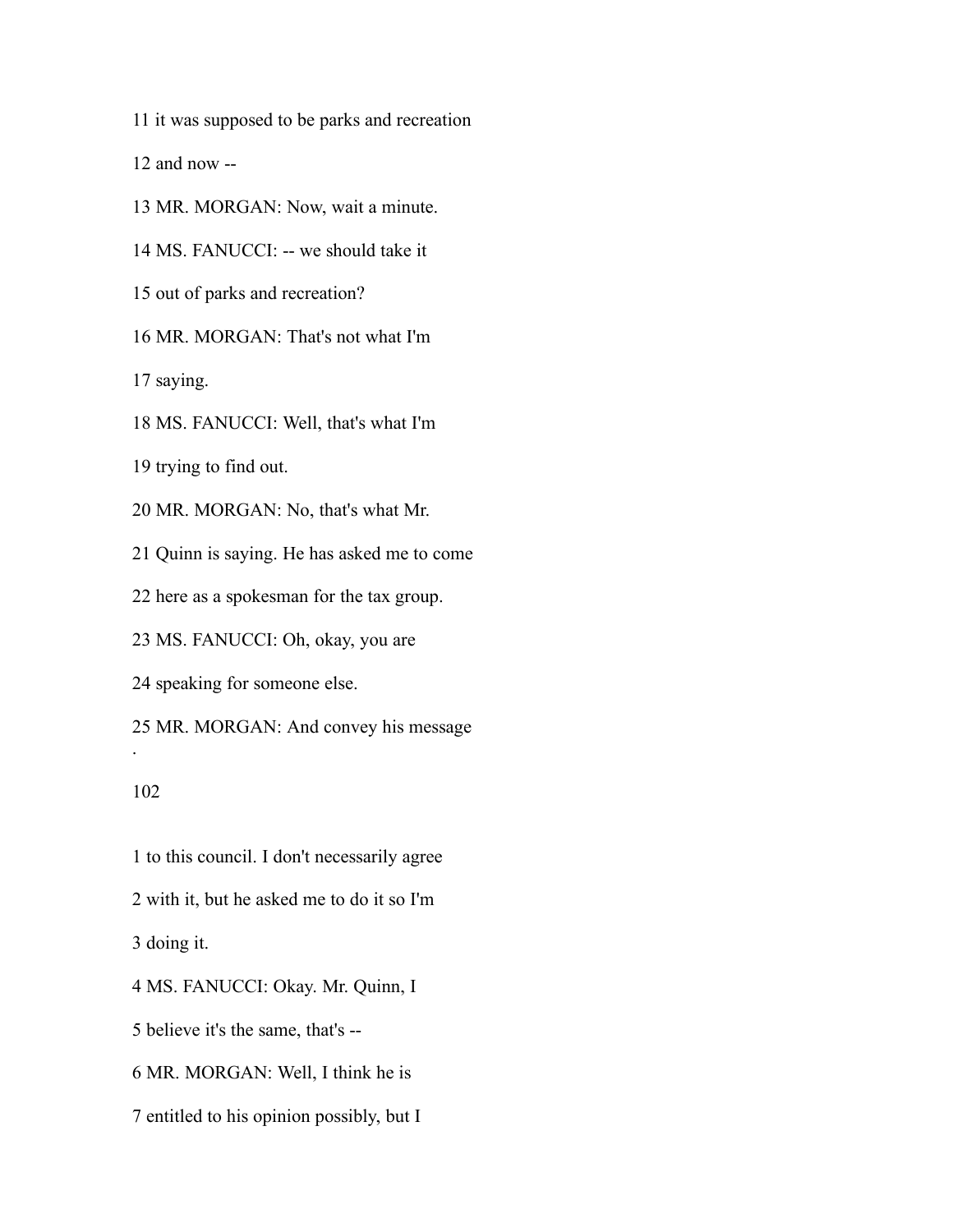11 it was supposed to be parks and recreation

12 and now --

13 MR. MORGAN: Now, wait a minute.

14 MS. FANUCCI: -- we should take it

15 out of parks and recreation?

16 MR. MORGAN: That's not what I'm

17 saying.

18 MS. FANUCCI: Well, that's what I'm

19 trying to find out.

20 MR. MORGAN: No, that's what Mr.

21 Quinn is saying. He has asked me to come

22 here as a spokesman for the tax group.

23 MS. FANUCCI: Oh, okay, you are

24 speaking for someone else.

25 MR. MORGAN: And convey his message

.

1 to this council. I don't necessarily agree

2 with it, but he asked me to do it so I'm

3 doing it.

4 MS. FANUCCI: Okay. Mr. Quinn, I

5 believe it's the same, that's --

6 MR. MORGAN: Well, I think he is

7 entitled to his opinion possibly, but I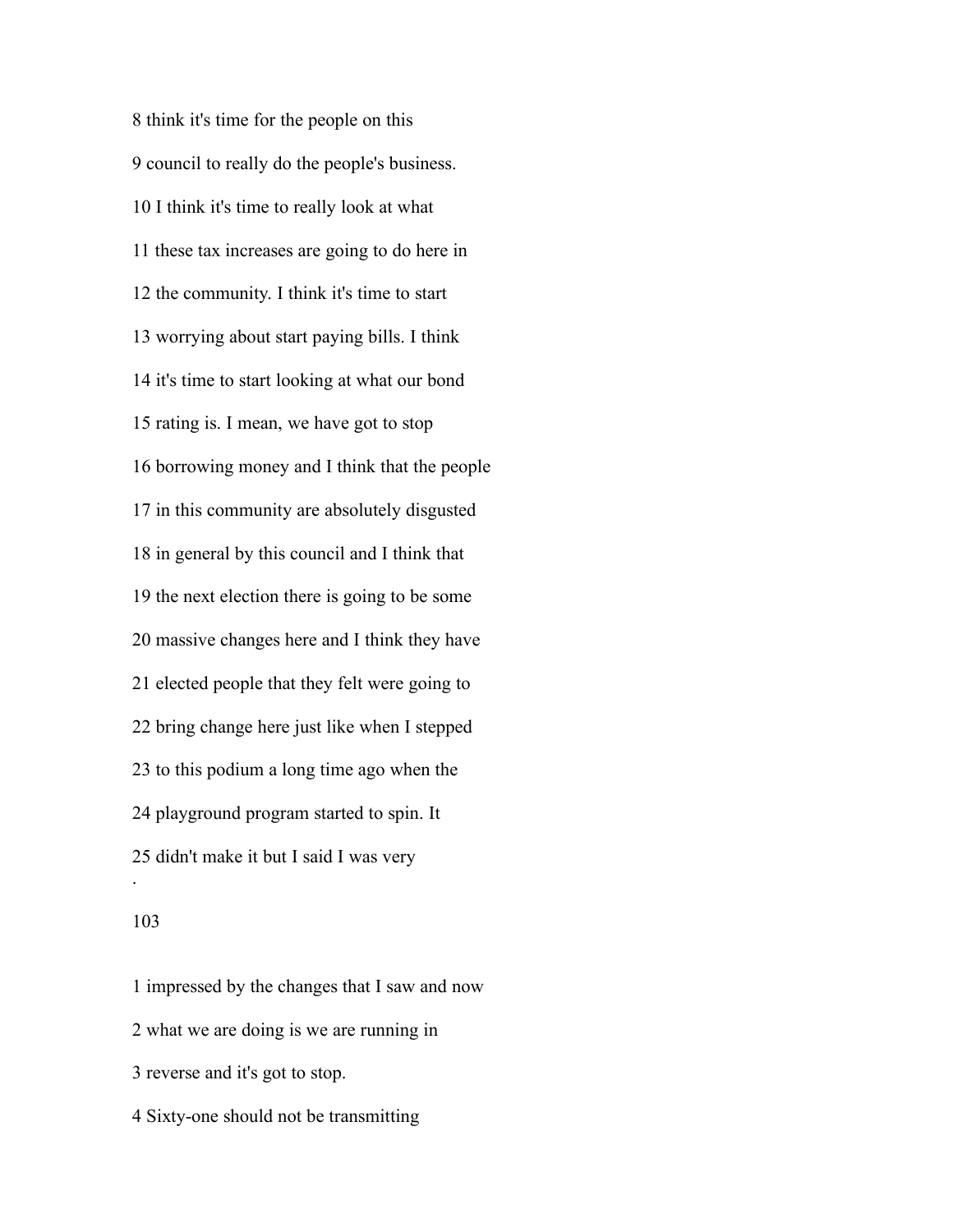8 think it's time for the people on this

9 council to really do the people's business.

10 I think it's time to really look at what

11 these tax increases are going to do here in

12 the community. I think it's time to start

13 worrying about start paying bills. I think

14 it's time to start looking at what our bond

15 rating is. I mean, we have got to stop

16 borrowing money and I think that the people

17 in this community are absolutely disgusted

18 in general by this council and I think that

19 the next election there is going to be some

20 massive changes here and I think they have

21 elected people that they felt were going to

22 bring change here just like when I stepped

23 to this podium a long time ago when the

24 playground program started to spin. It

25 didn't make it but I said I was very

1 impressed by the changes that I saw and now

2 what we are doing is we are running in

3 reverse and it's got to stop.

4 Sixty-one should not be transmitting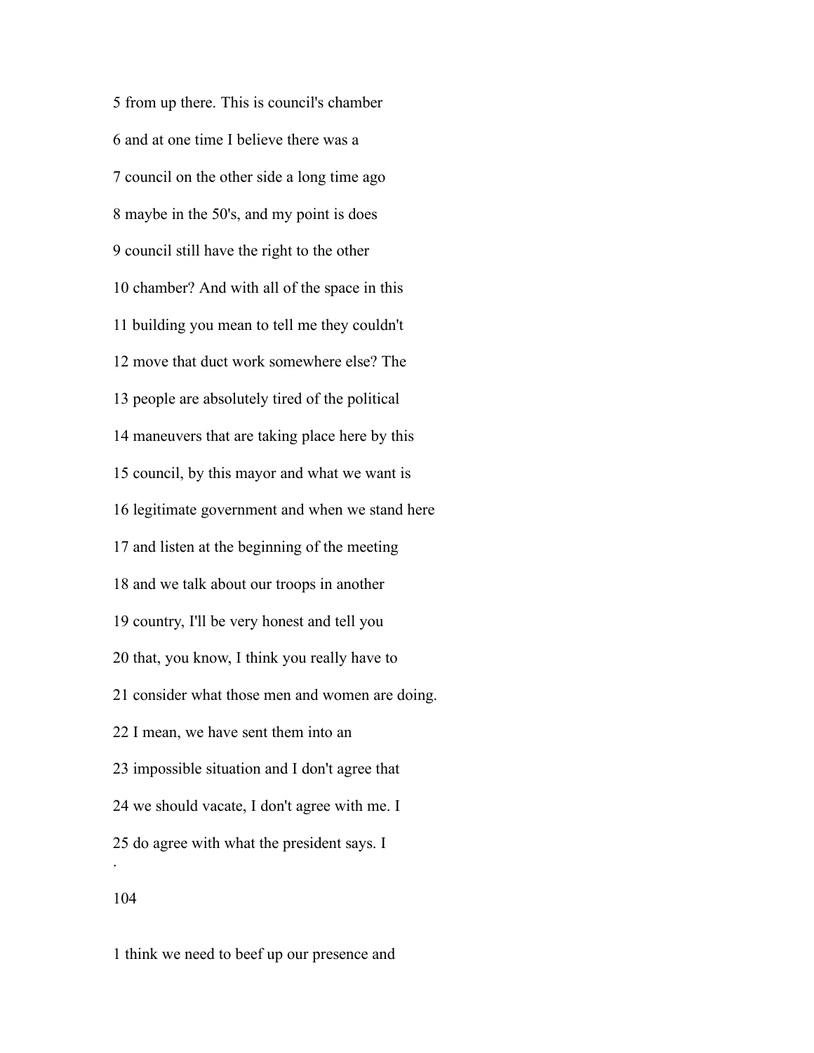5 from up there. This is council's chamber

6 and at one time I believe there was a

7 council on the other side a long time ago

8 maybe in the 50's, and my point is does

9 council still have the right to the other

10 chamber? And with all of the space in this

11 building you mean to tell me they couldn't

12 move that duct work somewhere else? The

13 people are absolutely tired of the political

14 maneuvers that are taking place here by this

15 council, by this mayor and what we want is

16 legitimate government and when we stand here

17 and listen at the beginning of the meeting

18 and we talk about our troops in another

19 country, I'll be very honest and tell you

20 that, you know, I think you really have to

21 consider what those men and women are doing.

22 I mean, we have sent them into an

23 impossible situation and I don't agree that

24 we should vacate, I don't agree with me. I

25 do agree with what the president says. I

1 think we need to beef up our presence and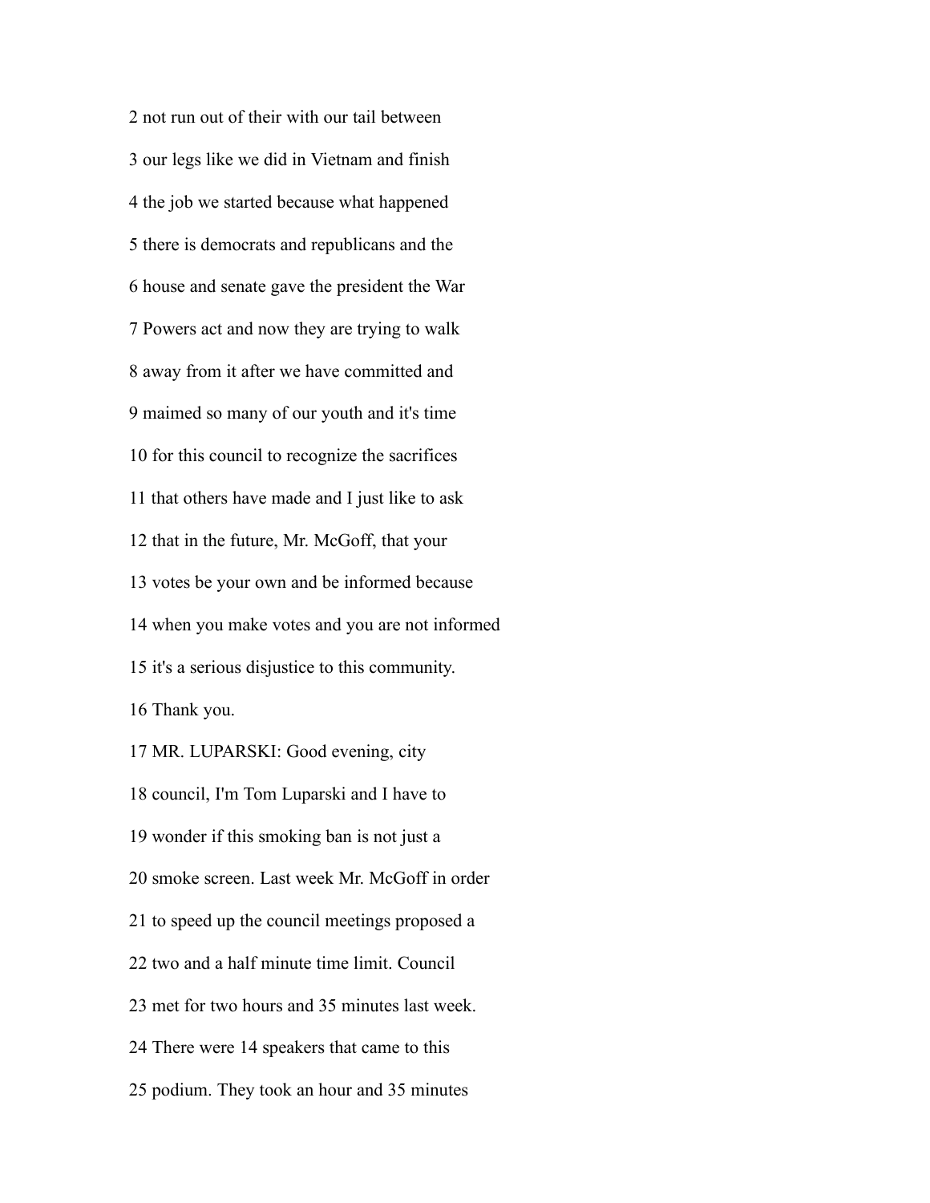2 not run out of their with our tail between

3 our legs like we did in Vietnam and finish

4 the job we started because what happened

5 there is democrats and republicans and the

6 house and senate gave the president the War

7 Powers act and now they are trying to walk

8 away from it after we have committed and

9 maimed so many of our youth and it's time

10 for this council to recognize the sacrifices

11 that others have made and I just like to ask

12 that in the future, Mr. McGoff, that your

13 votes be your own and be informed because

14 when you make votes and you are not informed

15 it's a serious disjustice to this community.

16 Thank you.

17 MR. LUPARSKI: Good evening, city

18 council, I'm Tom Luparski and I have to

19 wonder if this smoking ban is not just a

20 smoke screen. Last week Mr. McGoff in order

21 to speed up the council meetings proposed a

22 two and a half minute time limit. Council

23 met for two hours and 35 minutes last week.

24 There were 14 speakers that came to this

25 podium. They took an hour and 35 minutes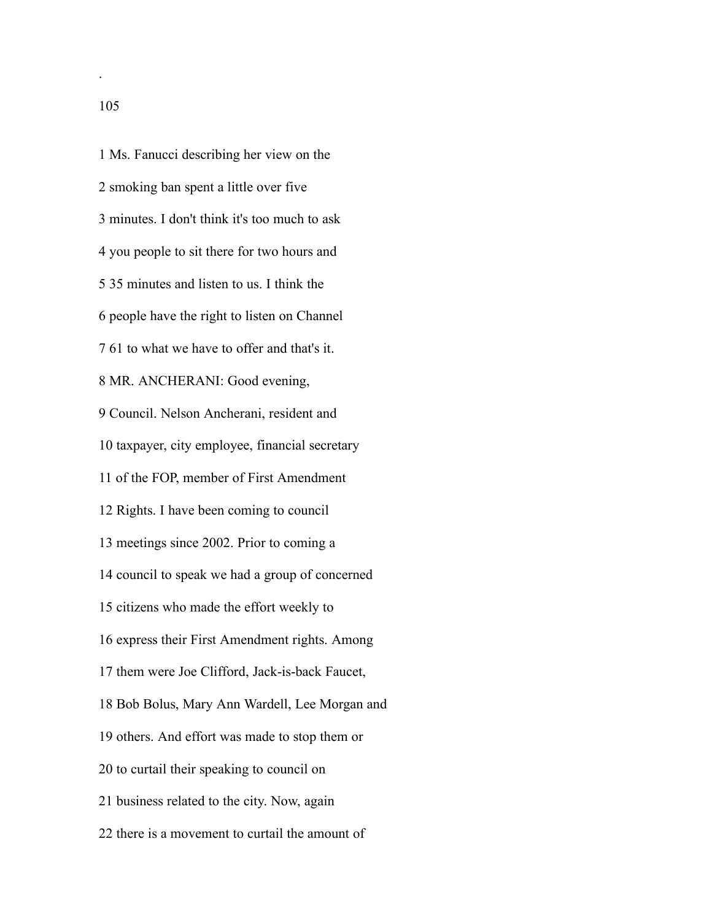1 Ms. Fanucci describing her view on the

2 smoking ban spent a little over five

3 minutes. I don't think it's too much to ask

4 you people to sit there for two hours and

5 35 minutes and listen to us. I think the

6 people have the right to listen on Channel

7 61 to what we have to offer and that's it.

8 MR. ANCHERANI: Good evening,

9 Council. Nelson Ancherani, resident and

10 taxpayer, city employee, financial secretary

11 of the FOP, member of First Amendment

12 Rights. I have been coming to council

13 meetings since 2002. Prior to coming a

14 council to speak we had a group of concerned

15 citizens who made the effort weekly to

16 express their First Amendment rights. Among

17 them were Joe Clifford, Jack-is-back Faucet,

18 Bob Bolus, Mary Ann Wardell, Lee Morgan and

19 others. And effort was made to stop them or

20 to curtail their speaking to council on

21 business related to the city. Now, again

22 there is a movement to curtail the amount of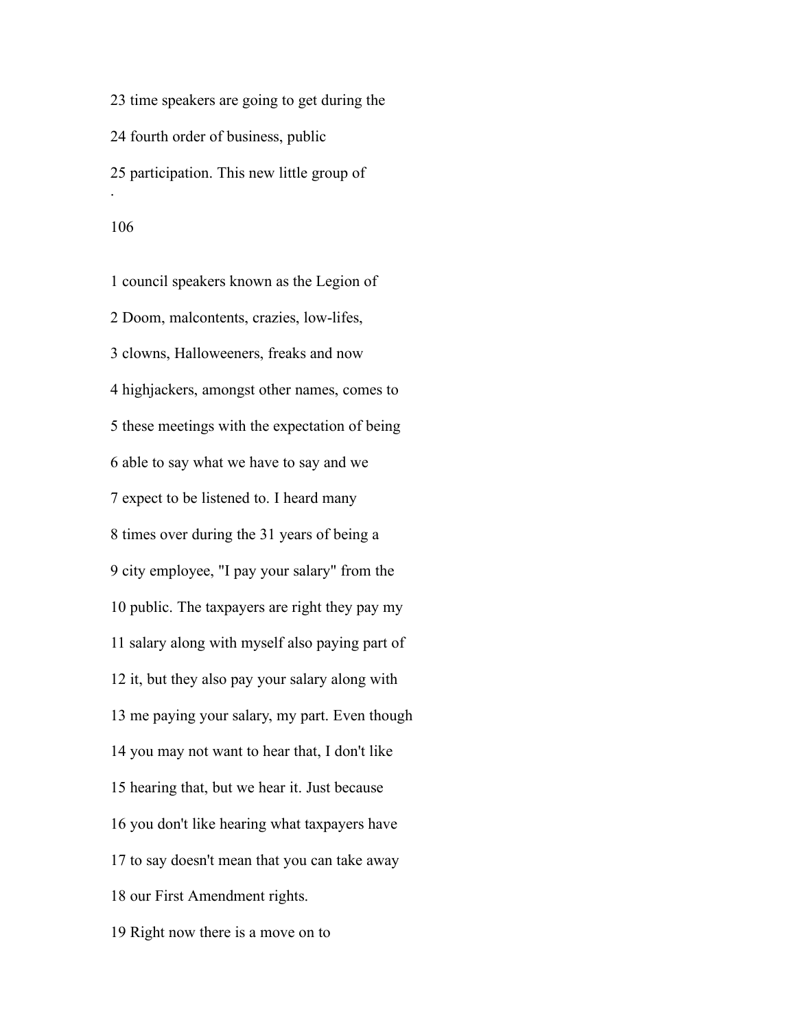23 time speakers are going to get during the

24 fourth order of business, public

25 participation. This new little group of

.

1 council speakers known as the Legion of

2 Doom, malcontents, crazies, low-lifes,

3 clowns, Halloweeners, freaks and now

4 highjackers, amongst other names, comes to

5 these meetings with the expectation of being

6 able to say what we have to say and we

7 expect to be listened to. I heard many

8 times over during the 31 years of being a

9 city employee, "I pay your salary" from the

10 public. The taxpayers are right they pay my

11 salary along with myself also paying part of

12 it, but they also pay your salary along with

13 me paying your salary, my part. Even though

14 you may not want to hear that, I don't like

15 hearing that, but we hear it. Just because

16 you don't like hearing what taxpayers have

17 to say doesn't mean that you can take away

18 our First Amendment rights.

19 Right now there is a move on to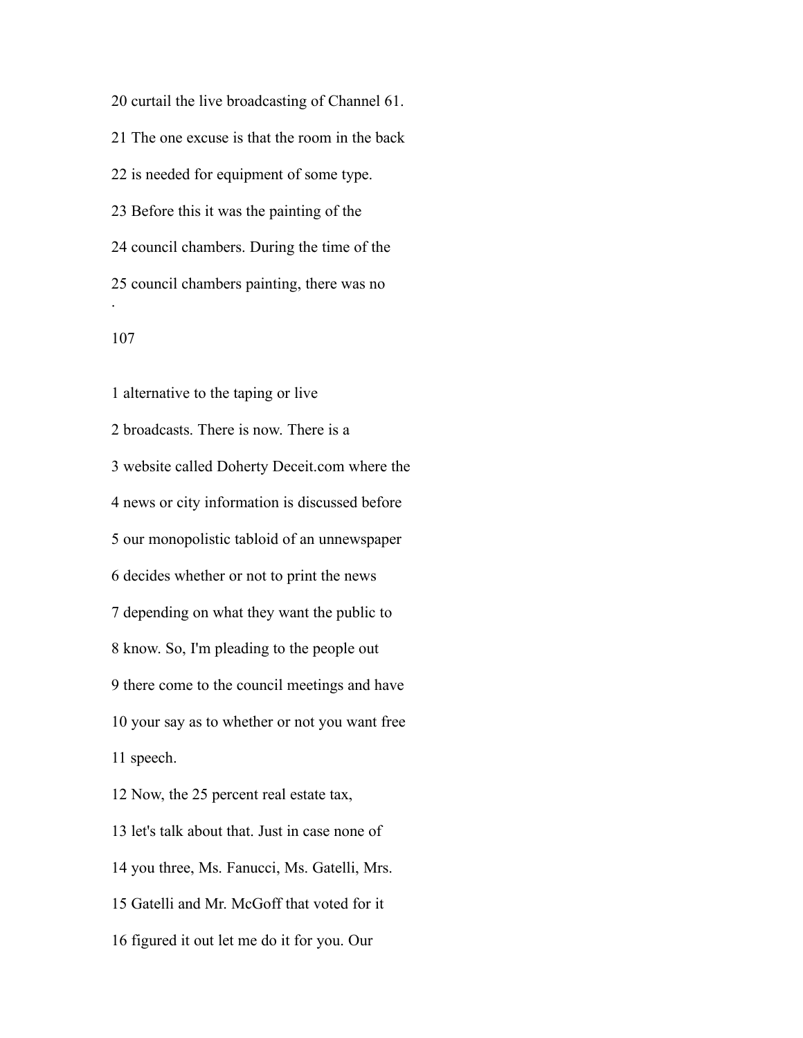20 curtail the live broadcasting of Channel 61.

21 The one excuse is that the room in the back

22 is needed for equipment of some type.

23 Before this it was the painting of the

24 council chambers. During the time of the

25 council chambers painting, there was no

1 alternative to the taping or live

2 broadcasts. There is now. There is a

3 website called Doherty Deceit.com where the

4 news or city information is discussed before

5 our monopolistic tabloid of an unnewspaper

6 decides whether or not to print the news

7 depending on what they want the public to

8 know. So, I'm pleading to the people out

9 there come to the council meetings and have

10 your say as to whether or not you want free

11 speech.

12 Now, the 25 percent real estate tax,

13 let's talk about that. Just in case none of

14 you three, Ms. Fanucci, Ms. Gatelli, Mrs.

15 Gatelli and Mr. McGoff that voted for it

16 figured it out let me do it for you. Our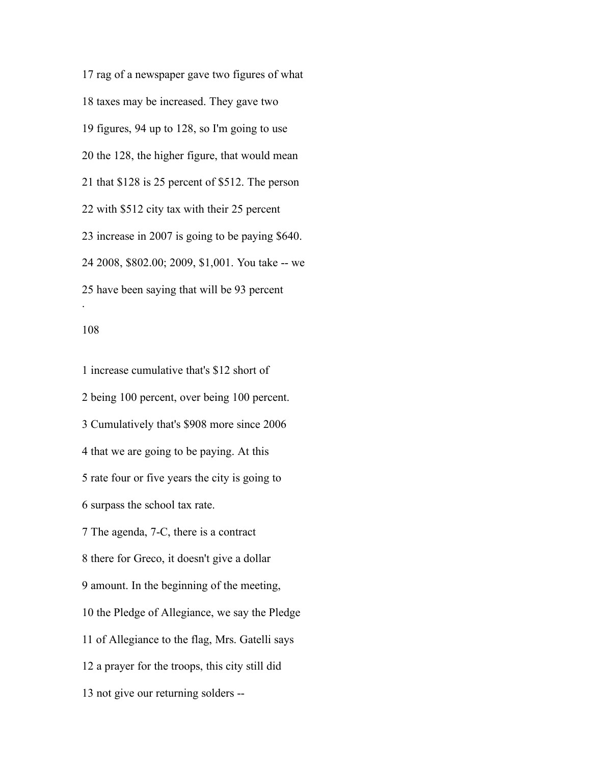17 rag of a newspaper gave two figures of what

18 taxes may be increased. They gave two

19 figures, 94 up to 128, so I'm going to use

20 the 128, the higher figure, that would mean

21 that $128 is 25 percent of $512. The person

22 with $512 city tax with their 25 percent

23 increase in 2007 is going to be paying $640.

24 2008, $802.00; 2009, $1,001. You take -- we

25 have been saying that will be 93 percent

1 increase cumulative that's $12 short of

2 being 100 percent, over being 100 percent.

3 Cumulatively that's $908 more since 2006

4 that we are going to be paying. At this

5 rate four or five years the city is going to

6 surpass the school tax rate.

7 The agenda, 7-C, there is a contract

8 there for Greco, it doesn't give a dollar

9 amount. In the beginning of the meeting,

10 the Pledge of Allegiance, we say the Pledge

11 of Allegiance to the flag, Mrs. Gatelli says

12 a prayer for the troops, this city still did

13 not give our returning solders --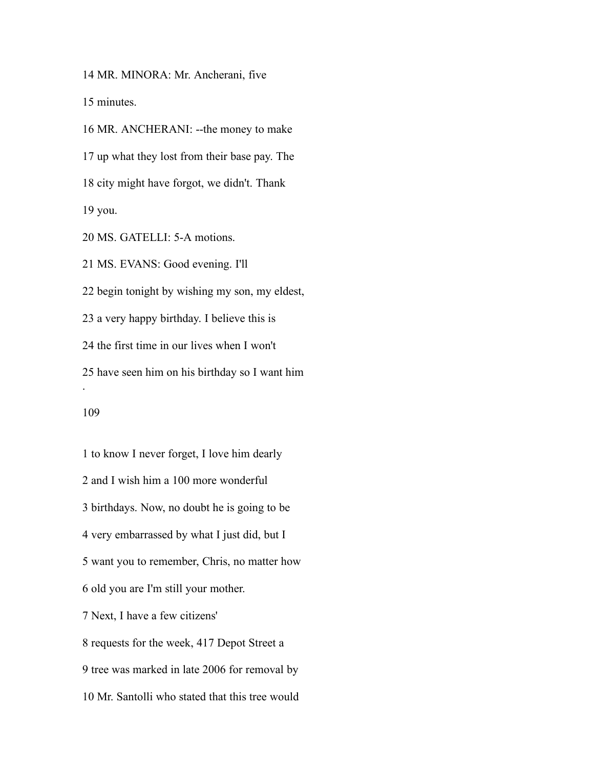14 MR. MINORA: Mr. Ancherani, five

15 minutes.

16 MR. ANCHERANI: --the money to make

17 up what they lost from their base pay. The

18 city might have forgot, we didn't. Thank

19 you.

20 MS. GATELLI: 5-A motions.

21 MS. EVANS: Good evening. I'll

22 begin tonight by wishing my son, my eldest,

23 a very happy birthday. I believe this is

24 the first time in our lives when I won't

25 have seen him on his birthday so I want him

1 to know I never forget, I love him dearly

2 and I wish him a 100 more wonderful

3 birthdays. Now, no doubt he is going to be

4 very embarrassed by what I just did, but I

5 want you to remember, Chris, no matter how

6 old you are I'm still your mother.

7 Next, I have a few citizens'

8 requests for the week, 417 Depot Street a

9 tree was marked in late 2006 for removal by

10 Mr. Santolli who stated that this tree would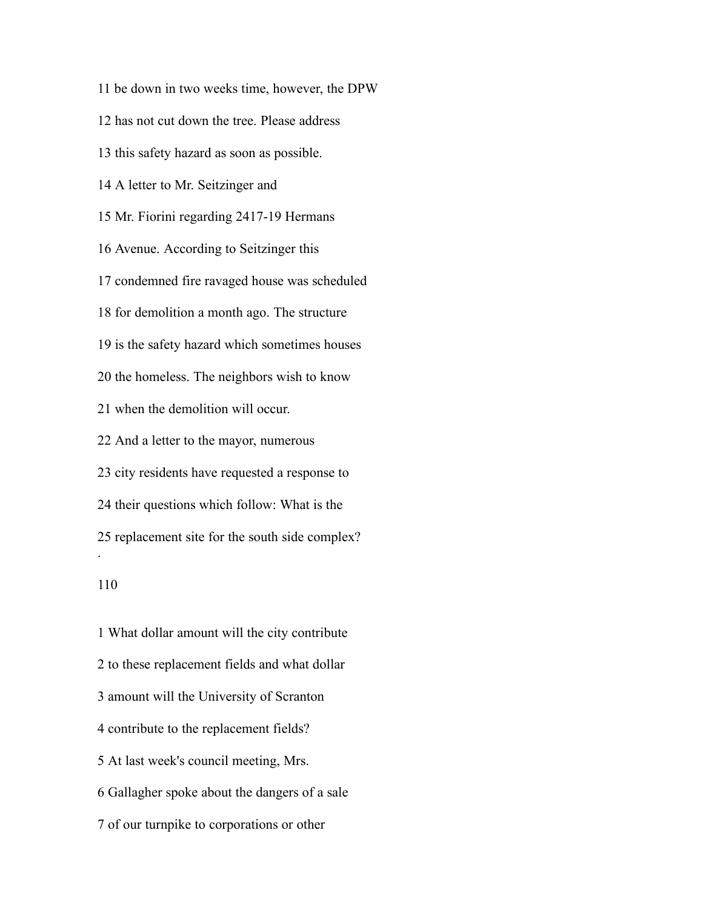11 be down in two weeks time, however, the DPW

12 has not cut down the tree. Please address

13 this safety hazard as soon as possible.

14 A letter to Mr. Seitzinger and

15 Mr. Fiorini regarding 2417-19 Hermans

16 Avenue. According to Seitzinger this

17 condemned fire ravaged house was scheduled

18 for demolition a month ago. The structure

19 is the safety hazard which sometimes houses

20 the homeless. The neighbors wish to know

21 when the demolition will occur.

22 And a letter to the mayor, numerous

23 city residents have requested a response to

24 their questions which follow: What is the

25 replacement site for the south side complex?

1 What dollar amount will the city contribute

2 to these replacement fields and what dollar

3 amount will the University of Scranton

4 contribute to the replacement fields?

5 At last week's council meeting, Mrs.

6 Gallagher spoke about the dangers of a sale

7 of our turnpike to corporations or other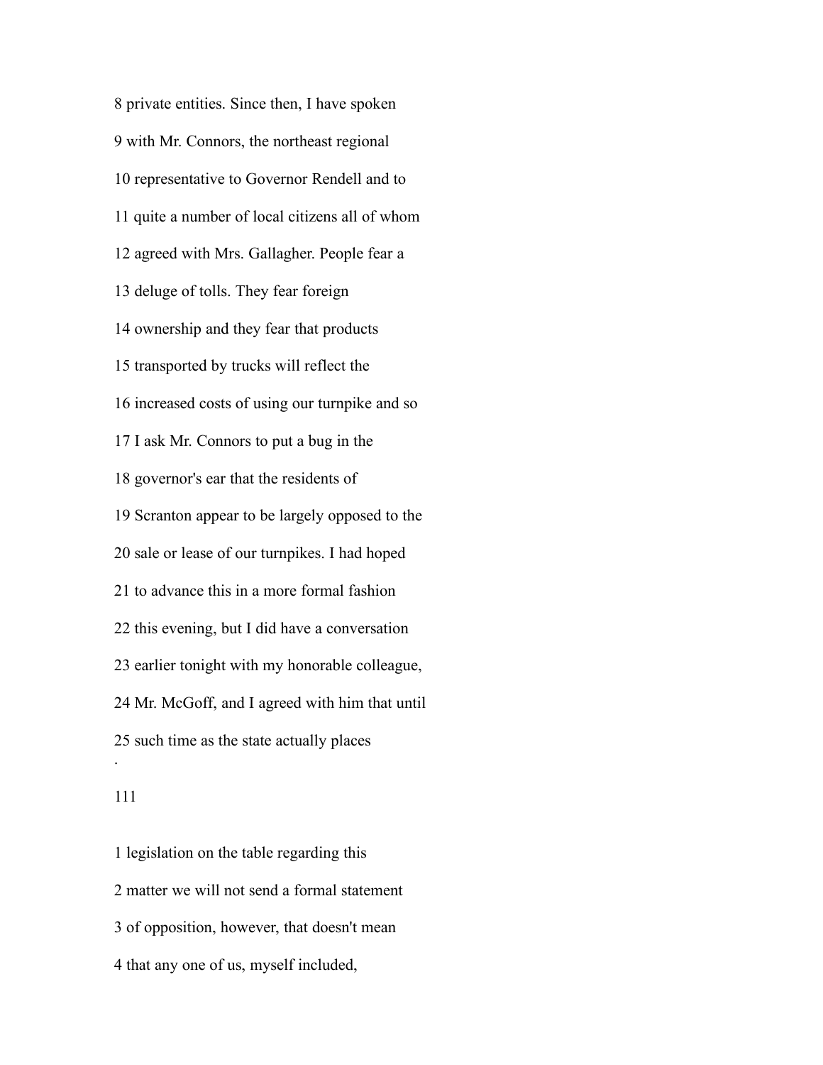8 private entities. Since then, I have spoken

9 with Mr. Connors, the northeast regional

10 representative to Governor Rendell and to

11 quite a number of local citizens all of whom

12 agreed with Mrs. Gallagher. People fear a

13 deluge of tolls. They fear foreign

14 ownership and they fear that products

15 transported by trucks will reflect the

16 increased costs of using our turnpike and so

17 I ask Mr. Connors to put a bug in the

18 governor's ear that the residents of

19 Scranton appear to be largely opposed to the

20 sale or lease of our turnpikes. I had hoped

21 to advance this in a more formal fashion

22 this evening, but I did have a conversation

23 earlier tonight with my honorable colleague,

24 Mr. McGoff, and I agreed with him that until

25 such time as the state actually places

111

1 legislation on the table regarding this

2 matter we will not send a formal statement

3 of opposition, however, that doesn't mean

4 that any one of us, myself included,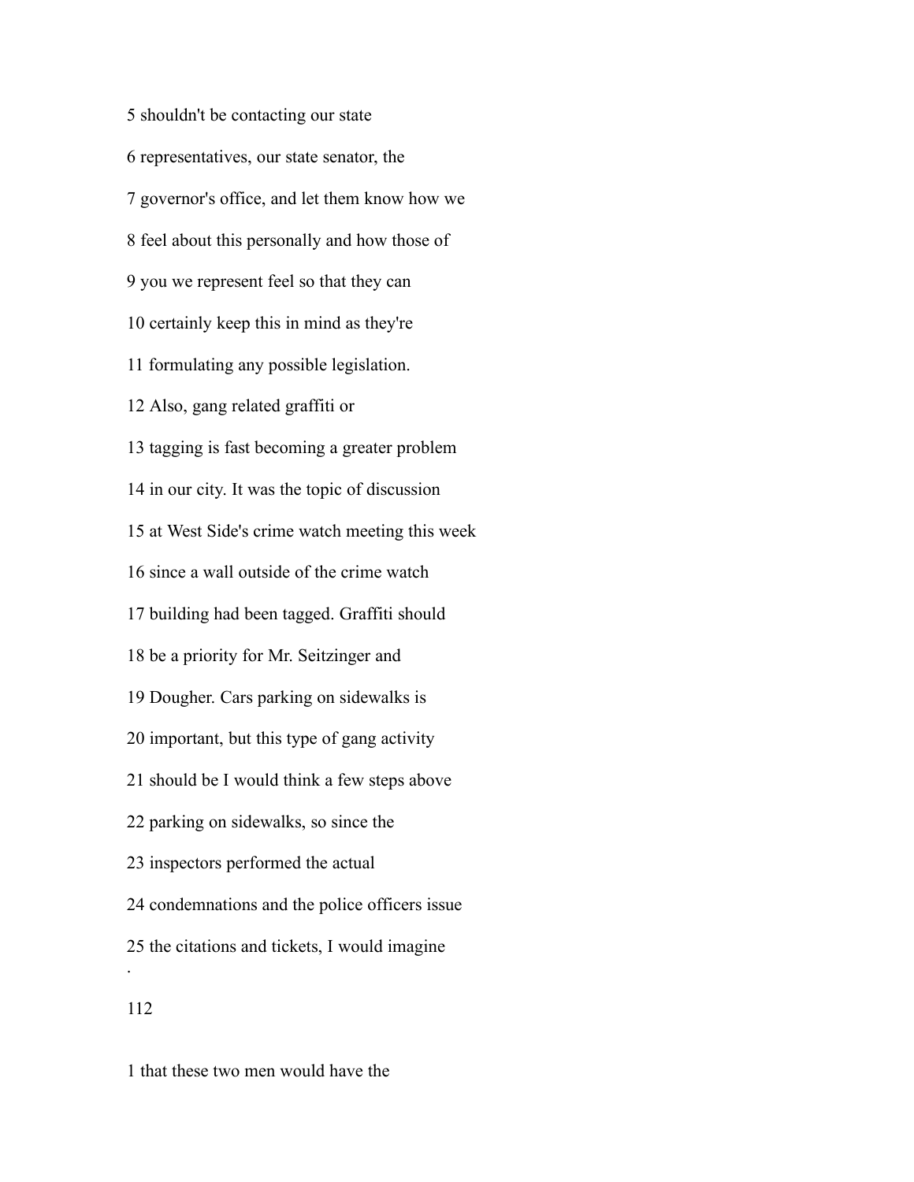5 shouldn't be contacting our state

6 representatives, our state senator, the

7 governor's office, and let them know how we

8 feel about this personally and how those of

9 you we represent feel so that they can

10 certainly keep this in mind as they're

11 formulating any possible legislation.

12 Also, gang related graffiti or

13 tagging is fast becoming a greater problem

14 in our city. It was the topic of discussion

15 at West Side's crime watch meeting this week

16 since a wall outside of the crime watch

17 building had been tagged. Graffiti should

18 be a priority for Mr. Seitzinger and

19 Dougher. Cars parking on sidewalks is

20 important, but this type of gang activity

21 should be I would think a few steps above

22 parking on sidewalks, so since the

23 inspectors performed the actual

24 condemnations and the police officers issue

25 the citations and tickets, I would imagine

1 that these two men would have the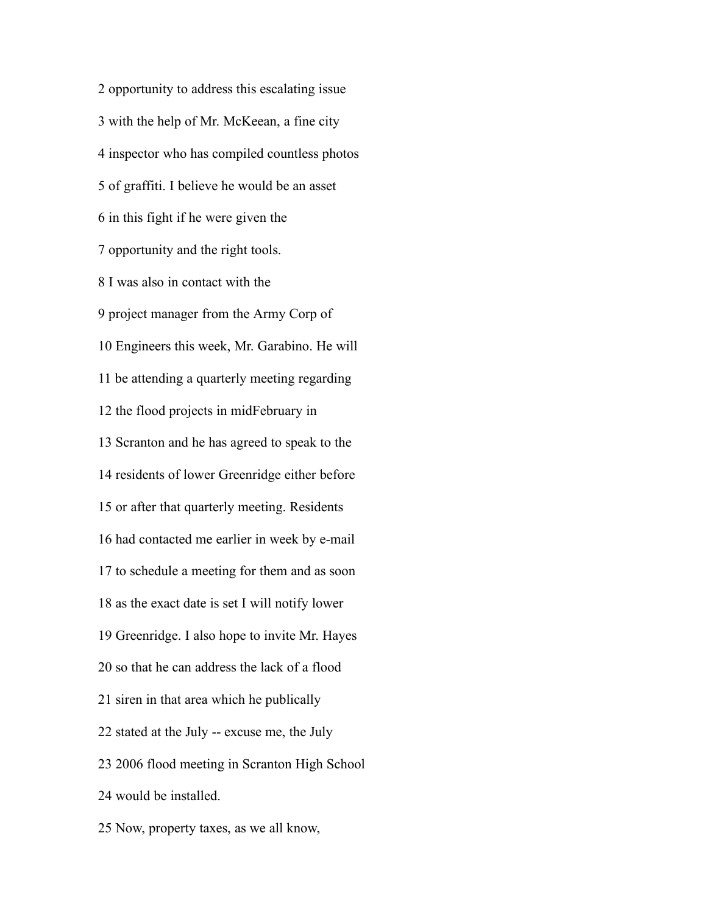2 opportunity to address this escalating issue

3 with the help of Mr. McKeean, a fine city

4 inspector who has compiled countless photos

5 of graffiti. I believe he would be an asset

6 in this fight if he were given the

7 opportunity and the right tools.

8 I was also in contact with the

9 project manager from the Army Corp of

10 Engineers this week, Mr. Garabino. He will

11 be attending a quarterly meeting regarding

12 the flood projects in midFebruary in

13 Scranton and he has agreed to speak to the

14 residents of lower Greenridge either before

15 or after that quarterly meeting. Residents

16 had contacted me earlier in week by e-mail

17 to schedule a meeting for them and as soon

18 as the exact date is set I will notify lower

19 Greenridge. I also hope to invite Mr. Hayes

20 so that he can address the lack of a flood

21 siren in that area which he publically

22 stated at the July -- excuse me, the July

23 2006 flood meeting in Scranton High School

24 would be installed.

25 Now, property taxes, as we all know,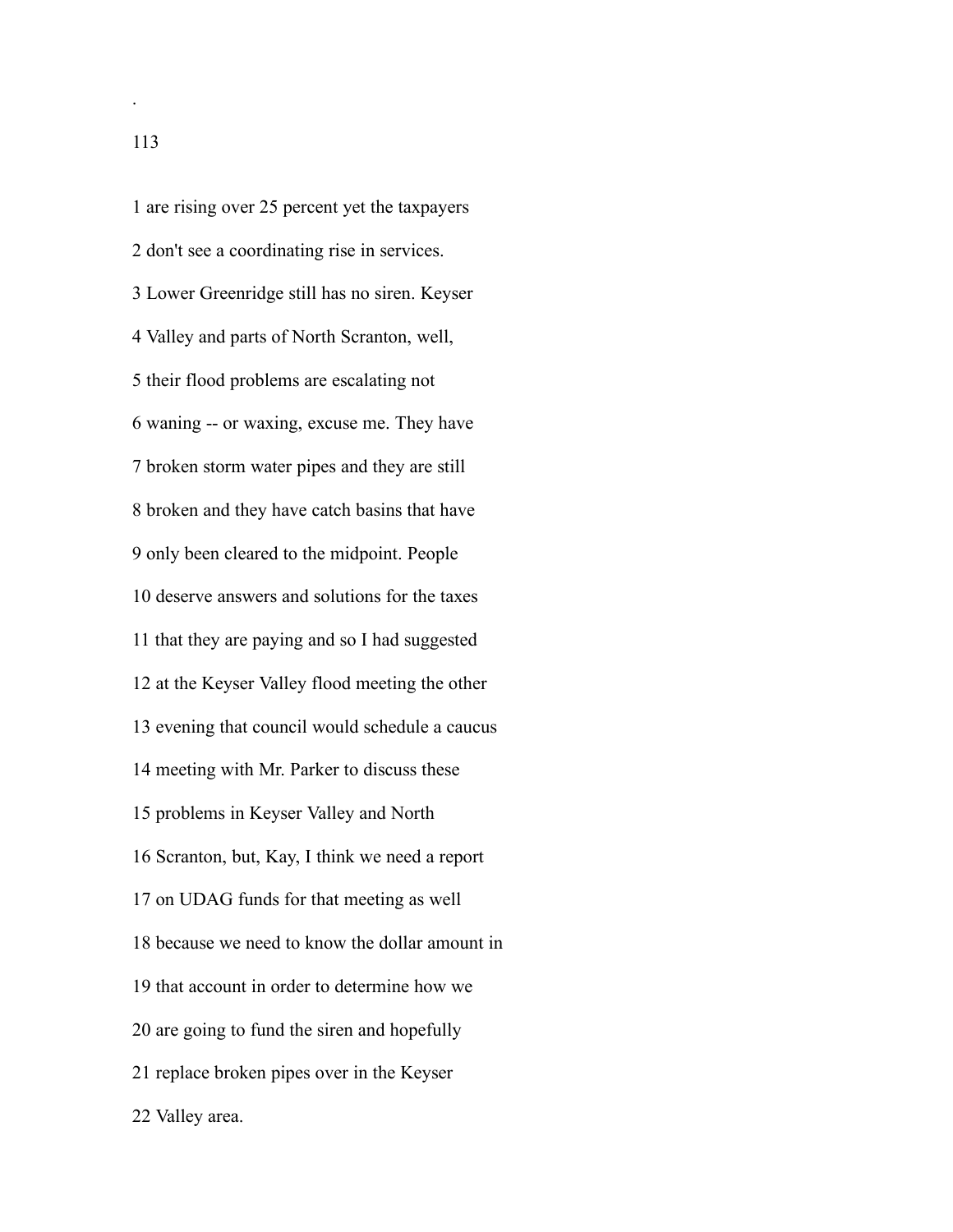1 are rising over 25 percent yet the taxpayers

2 don't see a coordinating rise in services.

3 Lower Greenridge still has no siren. Keyser

4 Valley and parts of North Scranton, well,

5 their flood problems are escalating not

6 waning -- or waxing, excuse me. They have

7 broken storm water pipes and they are still

8 broken and they have catch basins that have

9 only been cleared to the midpoint. People

10 deserve answers and solutions for the taxes

11 that they are paying and so I had suggested

12 at the Keyser Valley flood meeting the other

13 evening that council would schedule a caucus

14 meeting with Mr. Parker to discuss these

15 problems in Keyser Valley and North

16 Scranton, but, Kay, I think we need a report

17 on UDAG funds for that meeting as well

18 because we need to know the dollar amount in

19 that account in order to determine how we

20 are going to fund the siren and hopefully

21 replace broken pipes over in the Keyser

22 Valley area.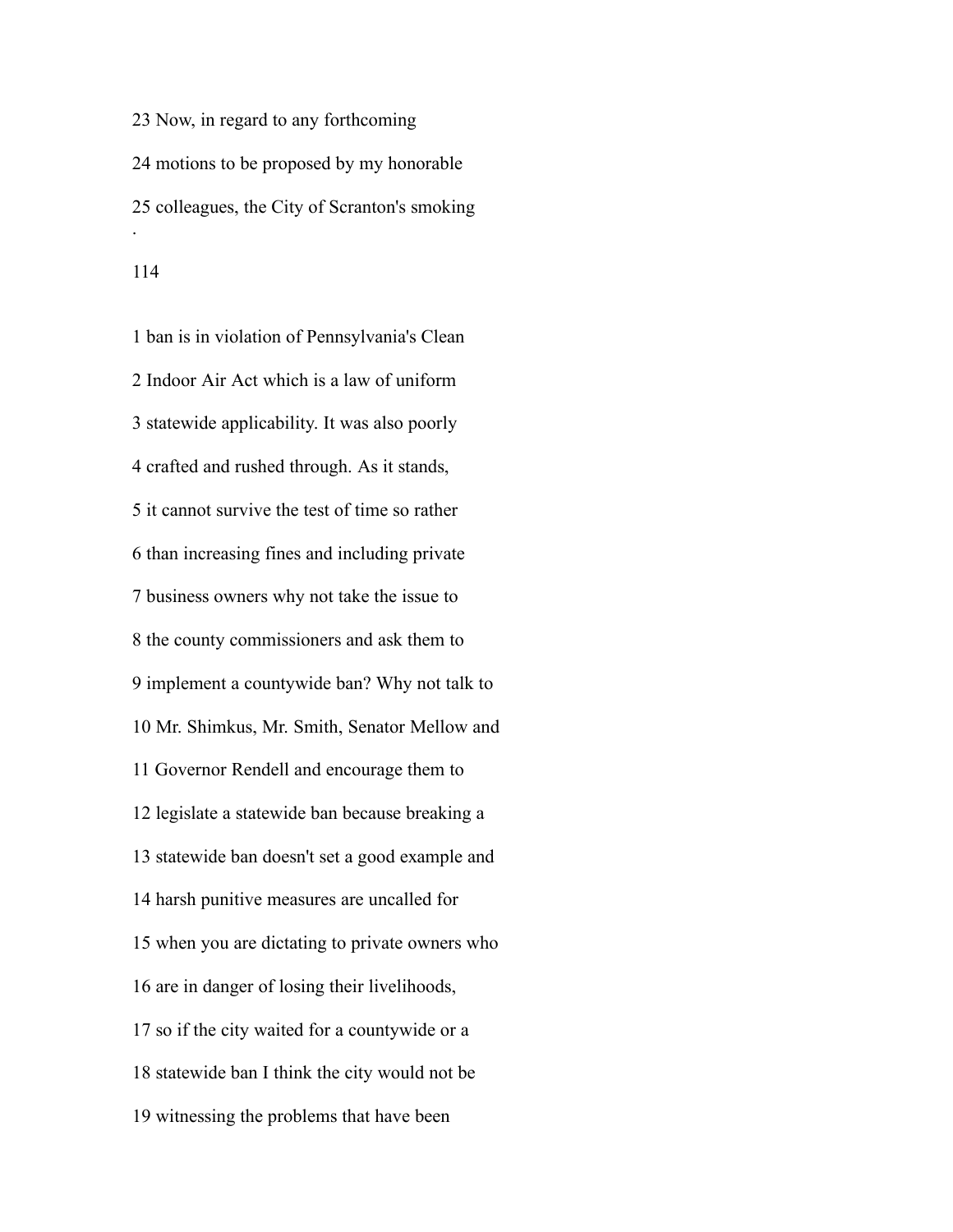23 Now, in regard to any forthcoming

24 motions to be proposed by my honorable

25 colleagues, the City of Scranton's smoking

1 ban is in violation of Pennsylvania's Clean

2 Indoor Air Act which is a law of uniform

3 statewide applicability. It was also poorly

4 crafted and rushed through. As it stands,

5 it cannot survive the test of time so rather

6 than increasing fines and including private

7 business owners why not take the issue to

8 the county commissioners and ask them to

9 implement a countywide ban? Why not talk to

10 Mr. Shimkus, Mr. Smith, Senator Mellow and

11 Governor Rendell and encourage them to

12 legislate a statewide ban because breaking a

13 statewide ban doesn't set a good example and

14 harsh punitive measures are uncalled for

15 when you are dictating to private owners who

16 are in danger of losing their livelihoods,

17 so if the city waited for a countywide or a

18 statewide ban I think the city would not be

19 witnessing the problems that have been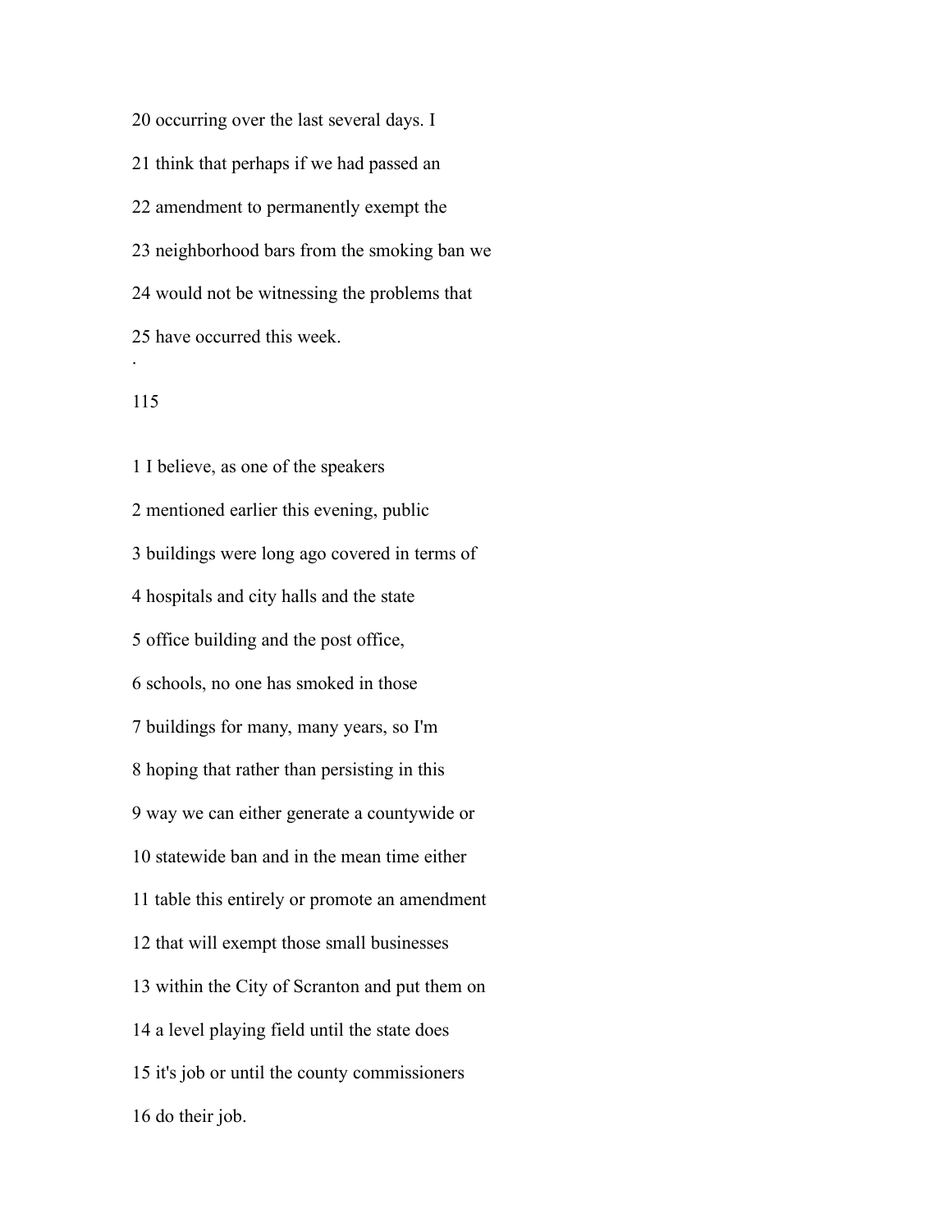20 occurring over the last several days. I

21 think that perhaps if we had passed an

22 amendment to permanently exempt the

23 neighborhood bars from the smoking ban we

24 would not be witnessing the problems that

25 have occurred this week.

1 I believe, as one of the speakers

2 mentioned earlier this evening, public

3 buildings were long ago covered in terms of

4 hospitals and city halls and the state

5 office building and the post office,

6 schools, no one has smoked in those

7 buildings for many, many years, so I'm

8 hoping that rather than persisting in this

9 way we can either generate a countywide or

10 statewide ban and in the mean time either

11 table this entirely or promote an amendment

12 that will exempt those small businesses

13 within the City of Scranton and put them on

14 a level playing field until the state does

15 it's job or until the county commissioners

16 do their job.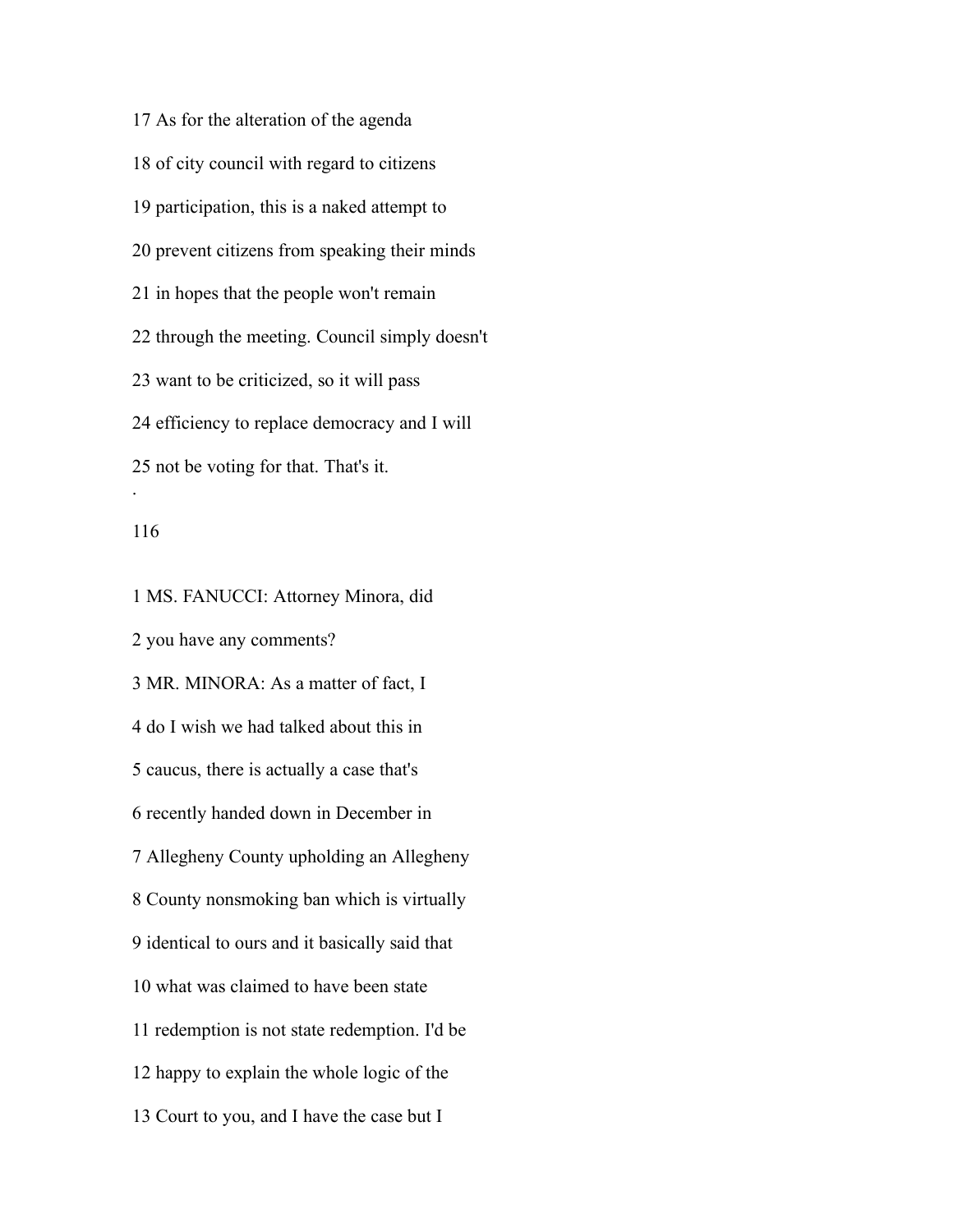17 As for the alteration of the agenda

18 of city council with regard to citizens

19 participation, this is a naked attempt to

20 prevent citizens from speaking their minds

21 in hopes that the people won't remain

22 through the meeting. Council simply doesn't

23 want to be criticized, so it will pass

24 efficiency to replace democracy and I will

25 not be voting for that. That's it.

.

1 MS. FANUCCI: Attorney Minora, did

2 you have any comments?

3 MR. MINORA: As a matter of fact, I

4 do I wish we had talked about this in

5 caucus, there is actually a case that's

6 recently handed down in December in

7 Allegheny County upholding an Allegheny

8 County nonsmoking ban which is virtually

9 identical to ours and it basically said that

10 what was claimed to have been state

11 redemption is not state redemption. I'd be

12 happy to explain the whole logic of the

13 Court to you, and I have the case but I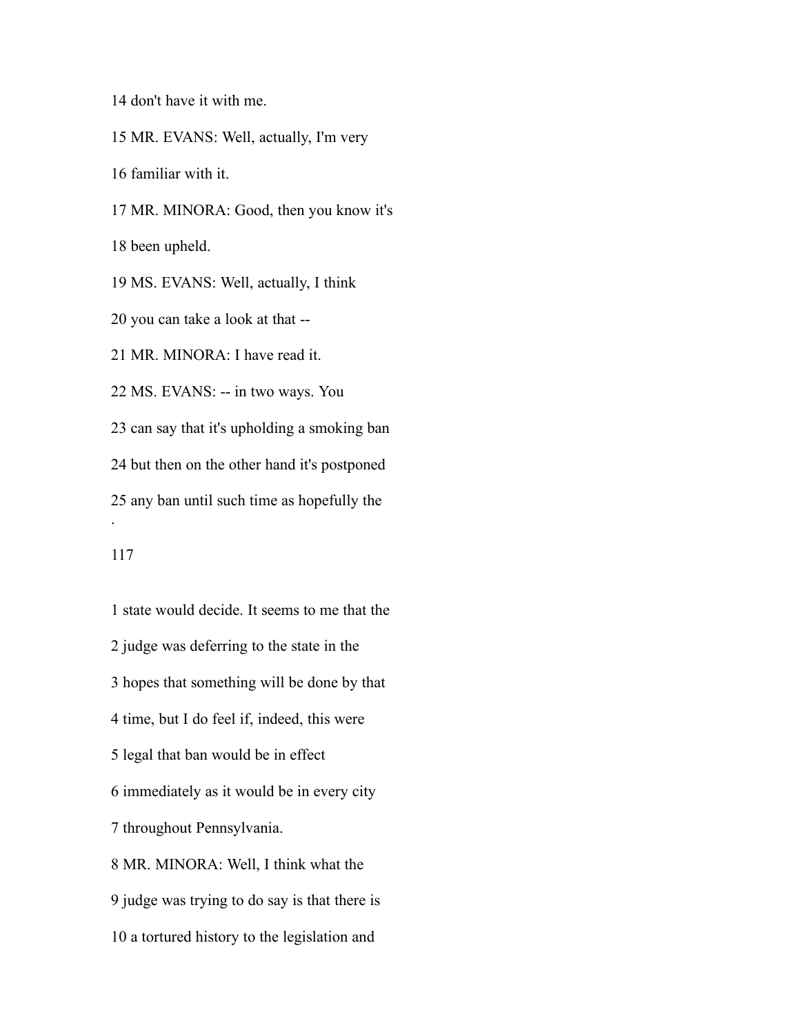14 don't have it with me.

15 MR. EVANS: Well, actually, I'm very

16 familiar with it.

17 MR. MINORA: Good, then you know it's

18 been upheld.

19 MS. EVANS: Well, actually, I think

20 you can take a look at that --

21 MR. MINORA: I have read it.

22 MS. EVANS: -- in two ways. You

23 can say that it's upholding a smoking ban

24 but then on the other hand it's postponed

25 any ban until such time as hopefully the

.

117

1 state would decide. It seems to me that the

2 judge was deferring to the state in the

3 hopes that something will be done by that

4 time, but I do feel if, indeed, this were

5 legal that ban would be in effect

6 immediately as it would be in every city

7 throughout Pennsylvania.

8 MR. MINORA: Well, I think what the

9 judge was trying to do say is that there is

10 a tortured history to the legislation and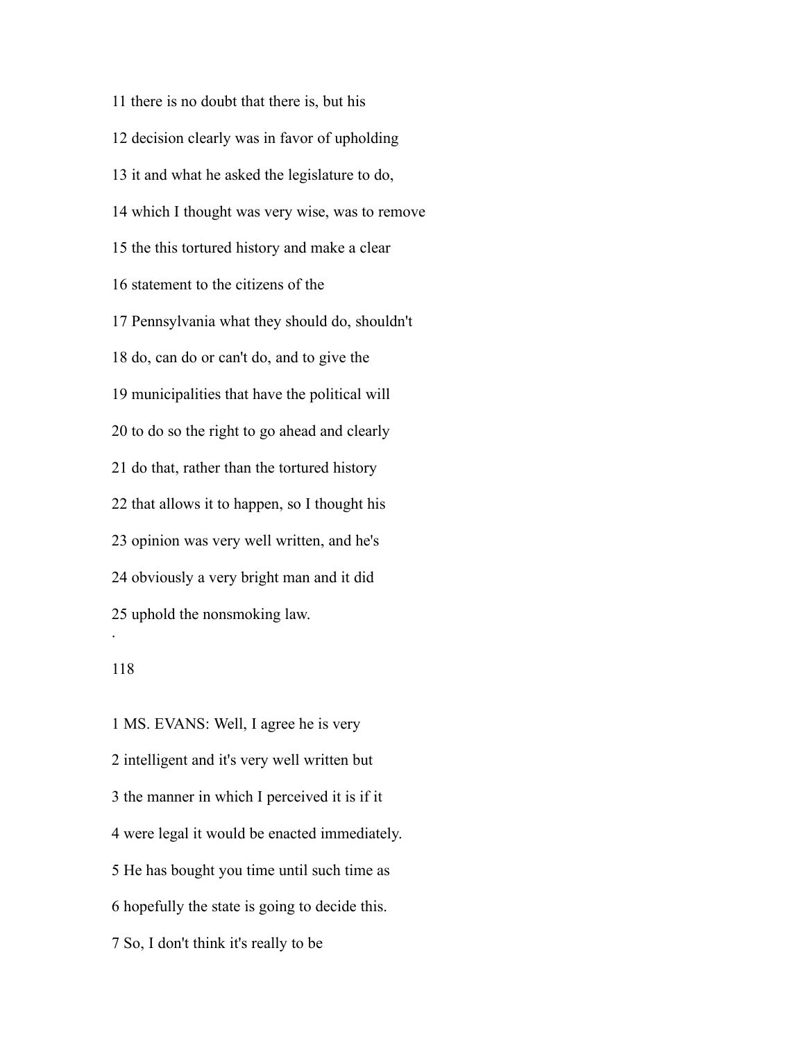11 there is no doubt that there is, but his

12 decision clearly was in favor of upholding

13 it and what he asked the legislature to do,

14 which I thought was very wise, was to remove

15 the this tortured history and make a clear

16 statement to the citizens of the

17 Pennsylvania what they should do, shouldn't

18 do, can do or can't do, and to give the

19 municipalities that have the political will

20 to do so the right to go ahead and clearly

21 do that, rather than the tortured history

22 that allows it to happen, so I thought his

23 opinion was very well written, and he's

24 obviously a very bright man and it did

25 uphold the nonsmoking law.

1 MS. EVANS: Well, I agree he is very

2 intelligent and it's very well written but

3 the manner in which I perceived it is if it

4 were legal it would be enacted immediately.

5 He has bought you time until such time as

6 hopefully the state is going to decide this.

7 So, I don't think it's really to be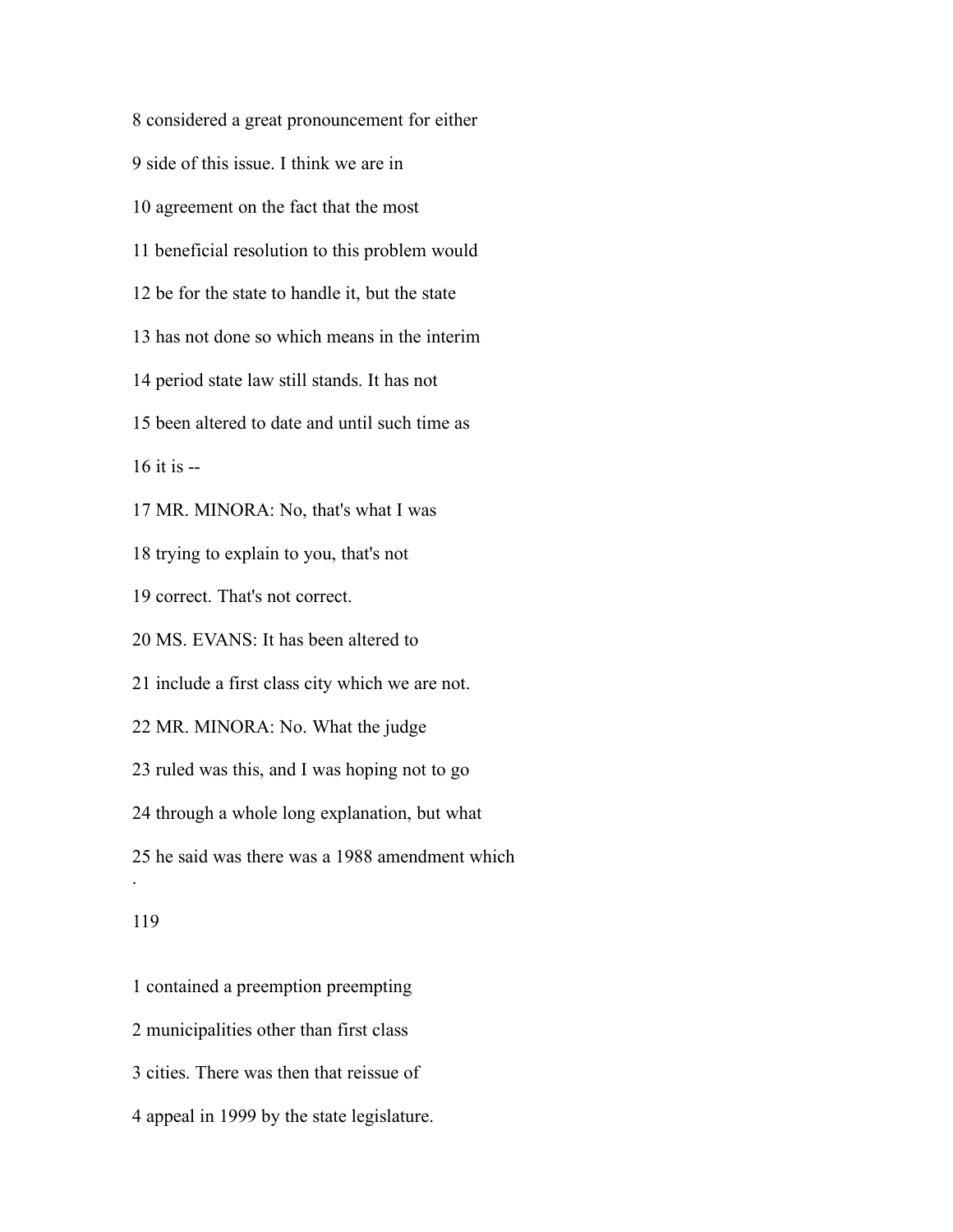8 considered a great pronouncement for either

9 side of this issue. I think we are in

10 agreement on the fact that the most

11 beneficial resolution to this problem would

12 be for the state to handle it, but the state

13 has not done so which means in the interim

14 period state law still stands. It has not

15 been altered to date and until such time as

16 it is --

17 MR. MINORA: No, that's what I was

18 trying to explain to you, that's not

19 correct. That's not correct.

20 MS. EVANS: It has been altered to

21 include a first class city which we are not.

22 MR. MINORA: No. What the judge

23 ruled was this, and I was hoping not to go

24 through a whole long explanation, but what

25 he said was there was a 1988 amendment which

1 contained a preemption preempting

2 municipalities other than first class

3 cities. There was then that reissue of

4 appeal in 1999 by the state legislature.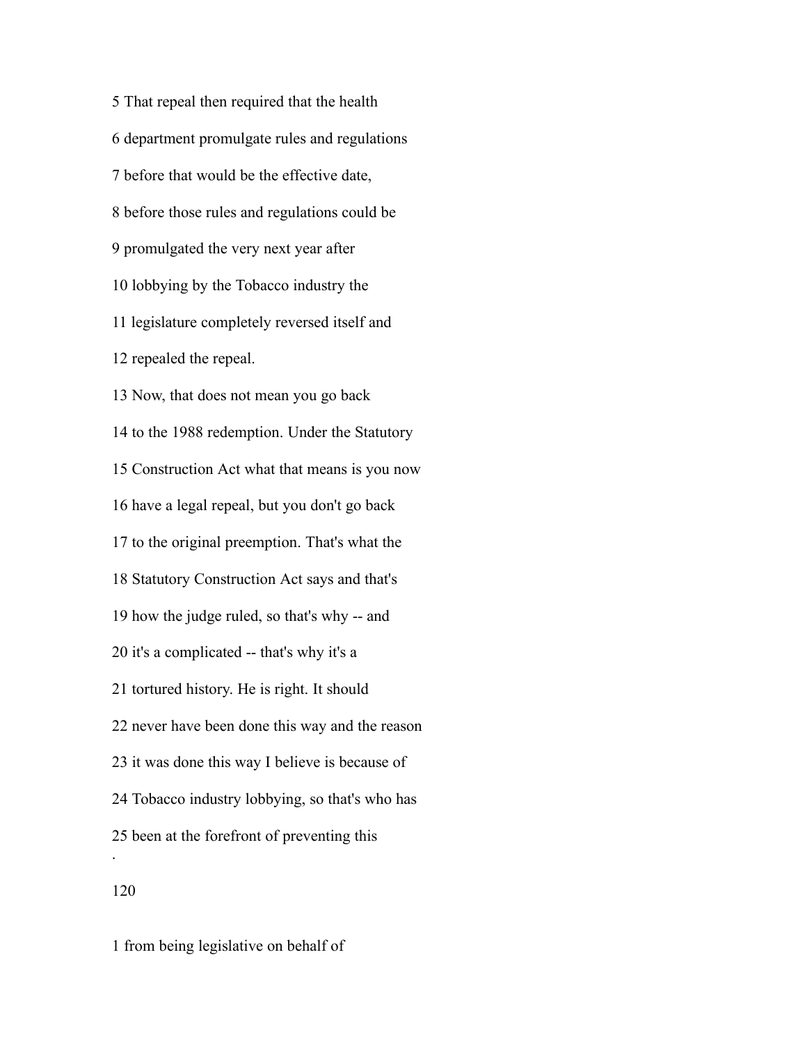5 That repeal then required that the health

6 department promulgate rules and regulations

7 before that would be the effective date,

8 before those rules and regulations could be

9 promulgated the very next year after

10 lobbying by the Tobacco industry the

11 legislature completely reversed itself and

12 repealed the repeal.

13 Now, that does not mean you go back

14 to the 1988 redemption. Under the Statutory

15 Construction Act what that means is you now

16 have a legal repeal, but you don't go back

17 to the original preemption. That's what the

18 Statutory Construction Act says and that's

19 how the judge ruled, so that's why -- and

20 it's a complicated -- that's why it's a

21 tortured history. He is right. It should

22 never have been done this way and the reason

23 it was done this way I believe is because of

24 Tobacco industry lobbying, so that's who has

25 been at the forefront of preventing this

1 from being legislative on behalf of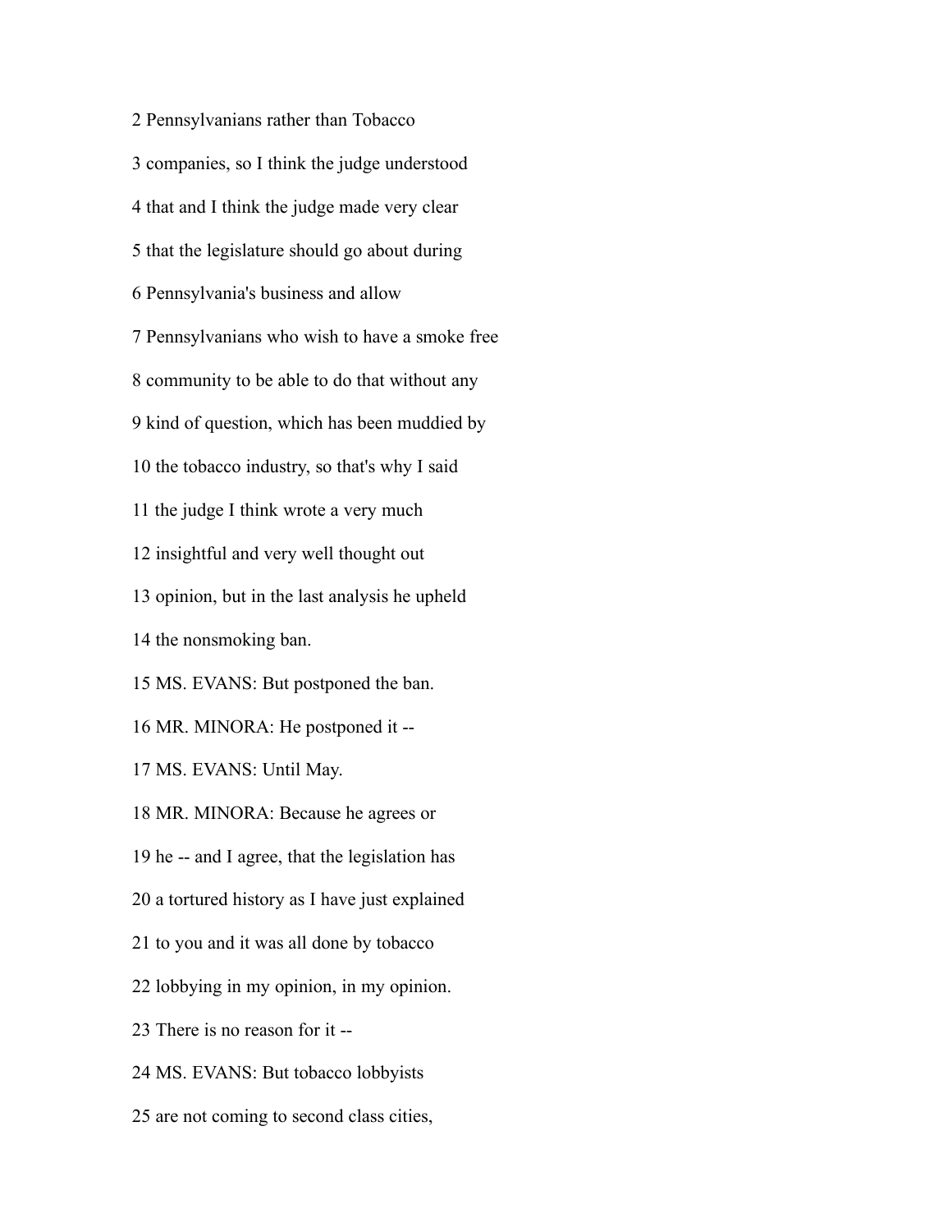2 Pennsylvanians rather than Tobacco

3 companies, so I think the judge understood

4 that and I think the judge made very clear

5 that the legislature should go about during

6 Pennsylvania's business and allow

7 Pennsylvanians who wish to have a smoke free

8 community to be able to do that without any

9 kind of question, which has been muddied by

10 the tobacco industry, so that's why I said

11 the judge I think wrote a very much

12 insightful and very well thought out

13 opinion, but in the last analysis he upheld

14 the nonsmoking ban.

15 MS. EVANS: But postponed the ban.

16 MR. MINORA: He postponed it --

17 MS. EVANS: Until May.

18 MR. MINORA: Because he agrees or

19 he -- and I agree, that the legislation has

20 a tortured history as I have just explained

21 to you and it was all done by tobacco

22 lobbying in my opinion, in my opinion.

23 There is no reason for it --

24 MS. EVANS: But tobacco lobbyists

25 are not coming to second class cities,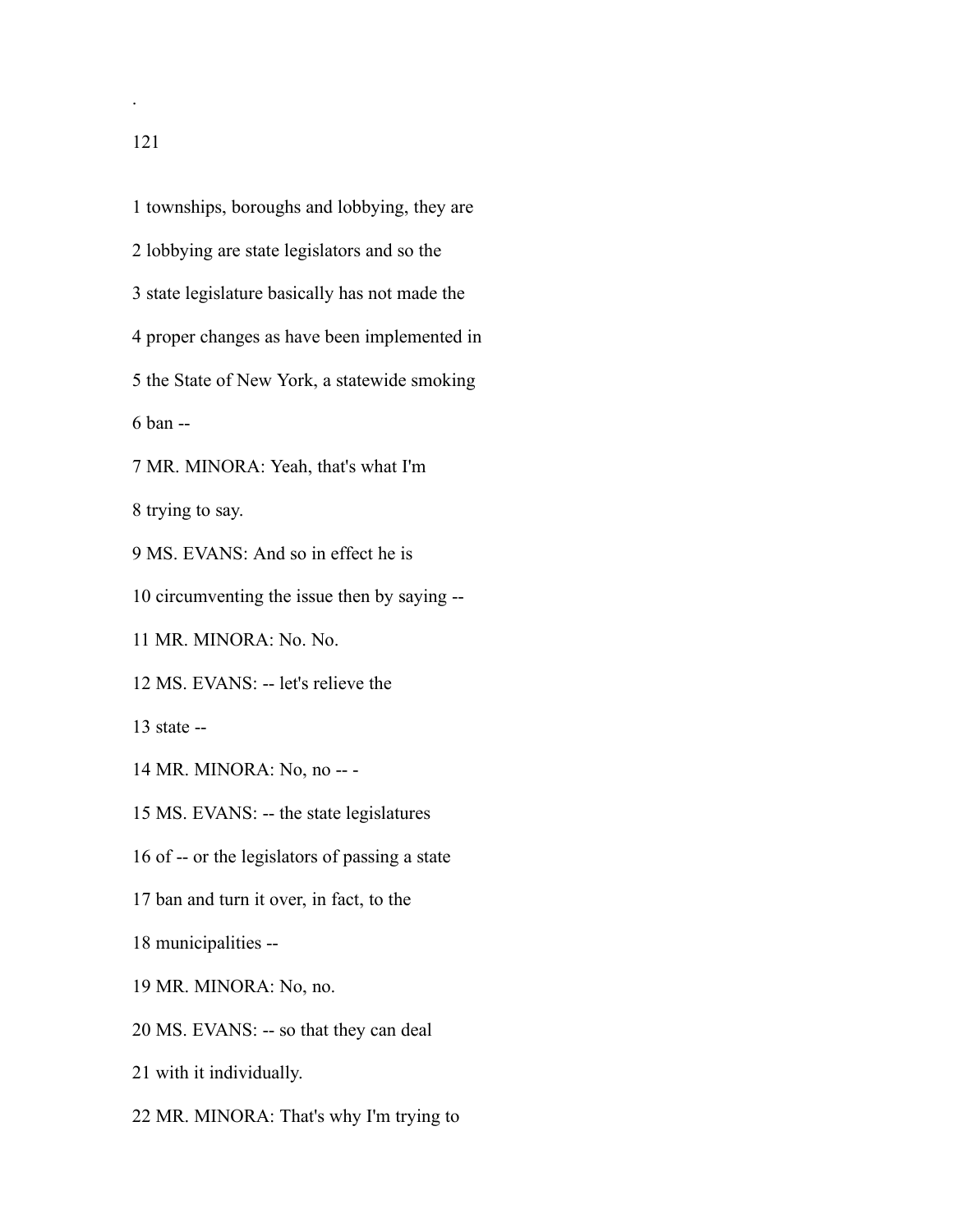1 townships, boroughs and lobbying, they are

2 lobbying are state legislators and so the

3 state legislature basically has not made the

4 proper changes as have been implemented in

5 the State of New York, a statewide smoking

6 ban --

7 MR. MINORA: Yeah, that's what I'm

8 trying to say.

9 MS. EVANS: And so in effect he is

10 circumventing the issue then by saying --

11 MR. MINORA: No. No.

12 MS. EVANS: -- let's relieve the

13 state --

14 MR. MINORA: No, no -- -

15 MS. EVANS: -- the state legislatures

16 of -- or the legislators of passing a state

17 ban and turn it over, in fact, to the

18 municipalities --

19 MR. MINORA: No, no.

20 MS. EVANS: -- so that they can deal

21 with it individually.

22 MR. MINORA: That's why I'm trying to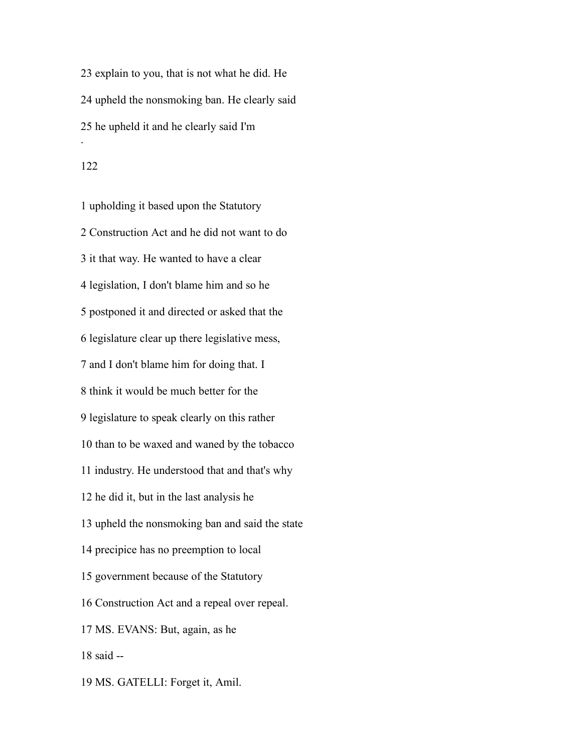23 explain to you, that is not what he did. He

24 upheld the nonsmoking ban. He clearly said

25 he upheld it and he clearly said I'm

·

1 upholding it based upon the Statutory

2 Construction Act and he did not want to do

3 it that way. He wanted to have a clear

4 legislation, I don't blame him and so he

5 postponed it and directed or asked that the

6 legislature clear up there legislative mess,

7 and I don't blame him for doing that. I

8 think it would be much better for the

9 legislature to speak clearly on this rather

10 than to be waxed and waned by the tobacco

11 industry. He understood that and that's why

12 he did it, but in the last analysis he

13 upheld the nonsmoking ban and said the state

14 precipice has no preemption to local

15 government because of the Statutory

16 Construction Act and a repeal over repeal.

17 MS. EVANS: But, again, as he

18 said --

19 MS. GATELLI: Forget it, Amil.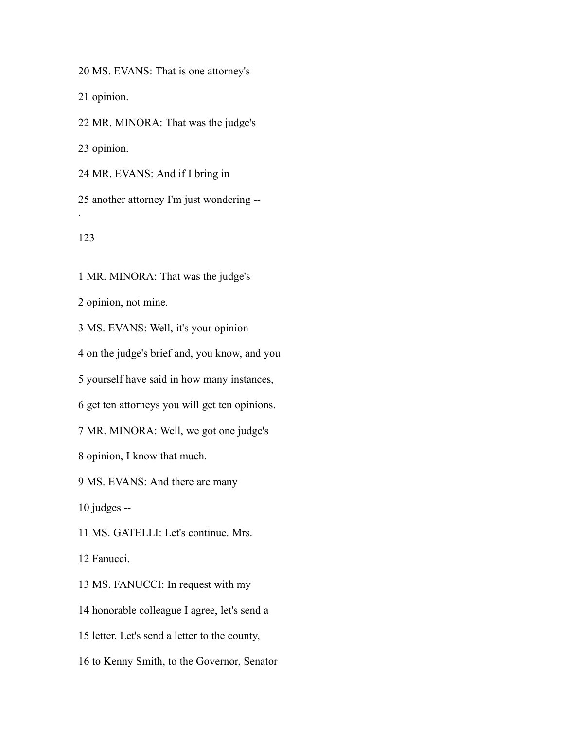20 MS. EVANS: That is one attorney's

21 opinion.

22 MR. MINORA: That was the judge's

23 opinion.

24 MR. EVANS: And if I bring in

25 another attorney I'm just wondering --

1 MR. MINORA: That was the judge's

2 opinion, not mine.

3 MS. EVANS: Well, it's your opinion

4 on the judge's brief and, you know, and you

5 yourself have said in how many instances,

6 get ten attorneys you will get ten opinions.

7 MR. MINORA: Well, we got one judge's

8 opinion, I know that much.

9 MS. EVANS: And there are many

10 judges --

11 MS. GATELLI: Let's continue. Mrs.

12 Fanucci.

13 MS. FANUCCI: In request with my

14 honorable colleague I agree, let's send a

15 letter. Let's send a letter to the county,

16 to Kenny Smith, to the Governor, Senator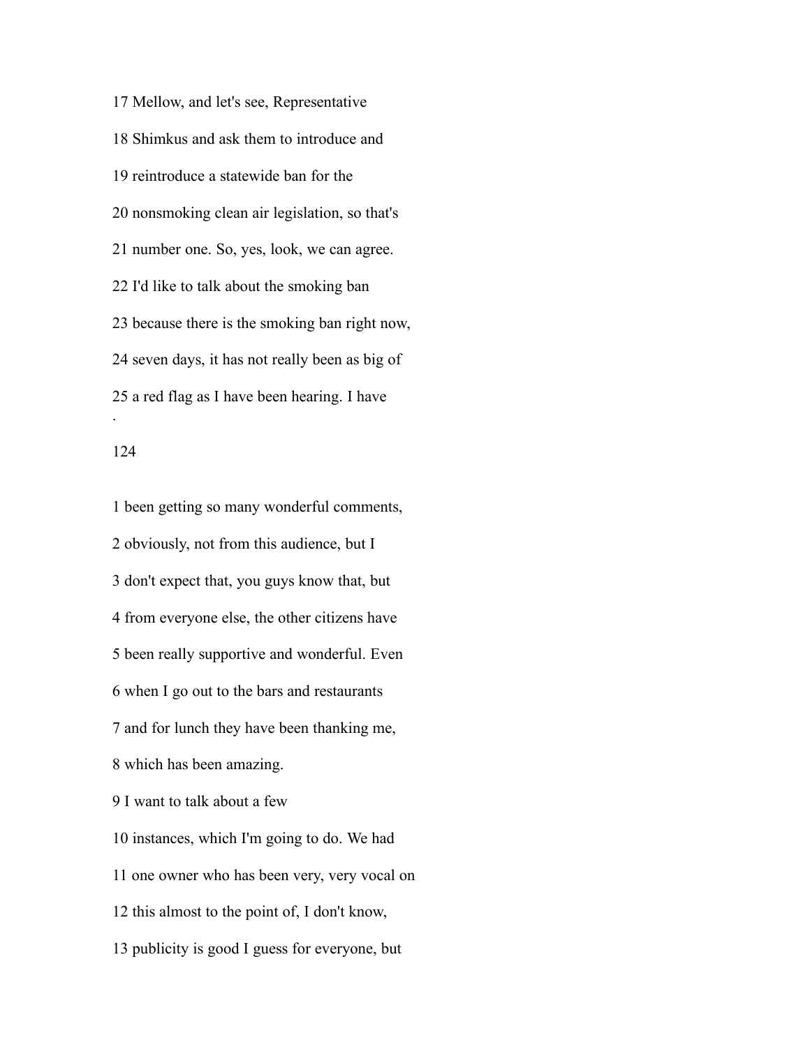17 Mellow, and let's see, Representative

18 Shimkus and ask them to introduce and

19 reintroduce a statewide ban for the

20 nonsmoking clean air legislation, so that's

21 number one. So, yes, look, we can agree.

22 I'd like to talk about the smoking ban

23 because there is the smoking ban right now,

24 seven days, it has not really been as big of

25 a red flag as I have been hearing. I have

1 been getting so many wonderful comments,

2 obviously, not from this audience, but I

3 don't expect that, you guys know that, but

4 from everyone else, the other citizens have

5 been really supportive and wonderful. Even

6 when I go out to the bars and restaurants

7 and for lunch they have been thanking me,

8 which has been amazing.

9 I want to talk about a few

10 instances, which I'm going to do. We had

11 one owner who has been very, very vocal on

12 this almost to the point of, I don't know,

13 publicity is good I guess for everyone, but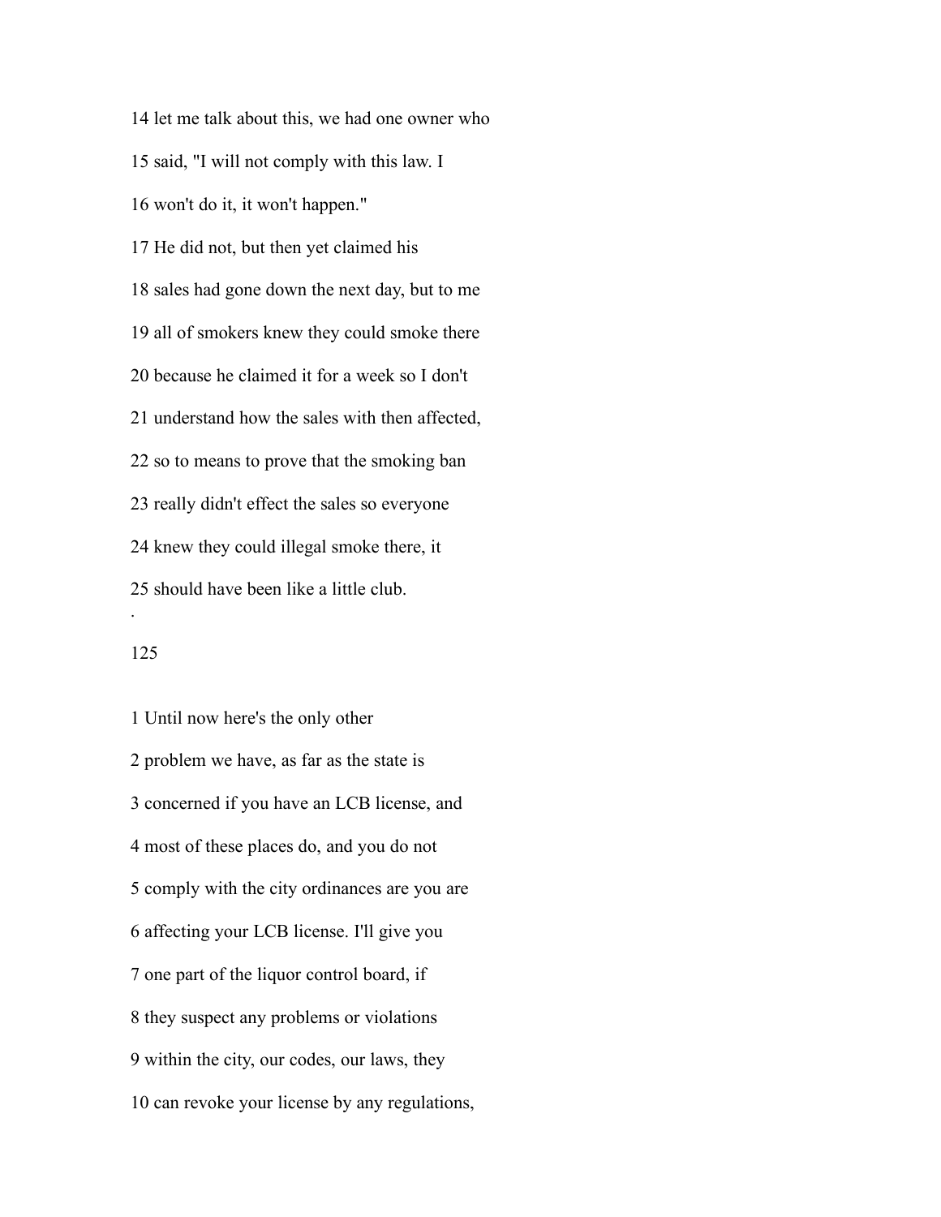14 let me talk about this, we had one owner who

15 said, "I will not comply with this law. I

16 won't do it, it won't happen."

17 He did not, but then yet claimed his

18 sales had gone down the next day, but to me

19 all of smokers knew they could smoke there

20 because he claimed it for a week so I don't

21 understand how the sales with then affected,

22 so to means to prove that the smoking ban

23 really didn't effect the sales so everyone

24 knew they could illegal smoke there, it

25 should have been like a little club.

.

1 Until now here's the only other

2 problem we have, as far as the state is

3 concerned if you have an LCB license, and

4 most of these places do, and you do not

5 comply with the city ordinances are you are

6 affecting your LCB license. I'll give you

7 one part of the liquor control board, if

8 they suspect any problems or violations

9 within the city, our codes, our laws, they

10 can revoke your license by any regulations,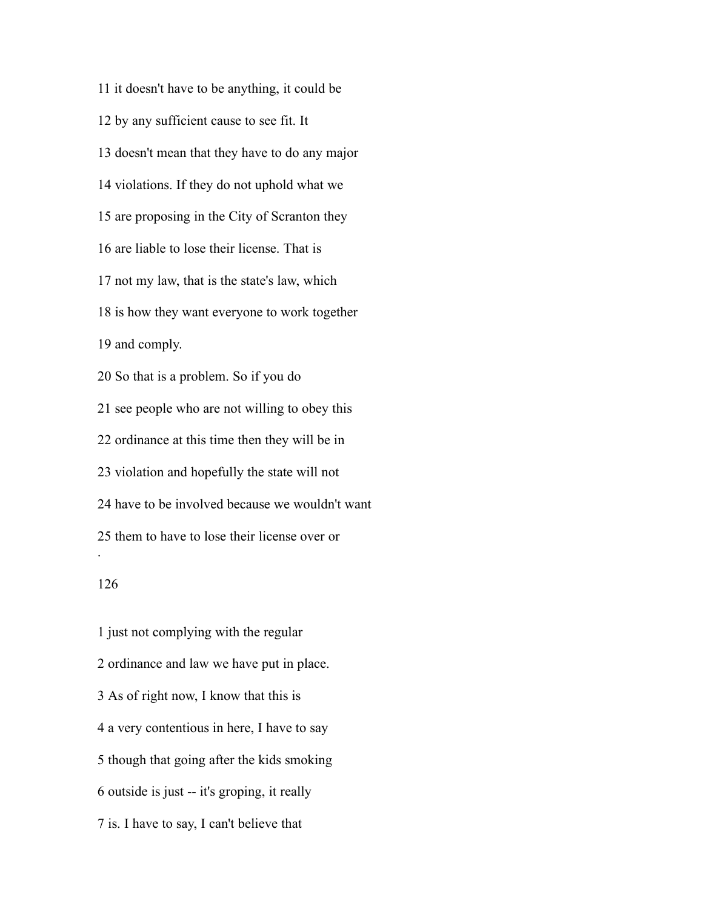11 it doesn't have to be anything, it could be

12 by any sufficient cause to see fit. It

13 doesn't mean that they have to do any major

14 violations. If they do not uphold what we

15 are proposing in the City of Scranton they

16 are liable to lose their license. That is

17 not my law, that is the state's law, which

18 is how they want everyone to work together

19 and comply.

20 So that is a problem. So if you do

21 see people who are not willing to obey this

22 ordinance at this time then they will be in

23 violation and hopefully the state will not

24 have to be involved because we wouldn't want

25 them to have to lose their license over or

1 just not complying with the regular

2 ordinance and law we have put in place.

3 As of right now, I know that this is

4 a very contentious in here, I have to say

5 though that going after the kids smoking

6 outside is just -- it's groping, it really

7 is. I have to say, I can't believe that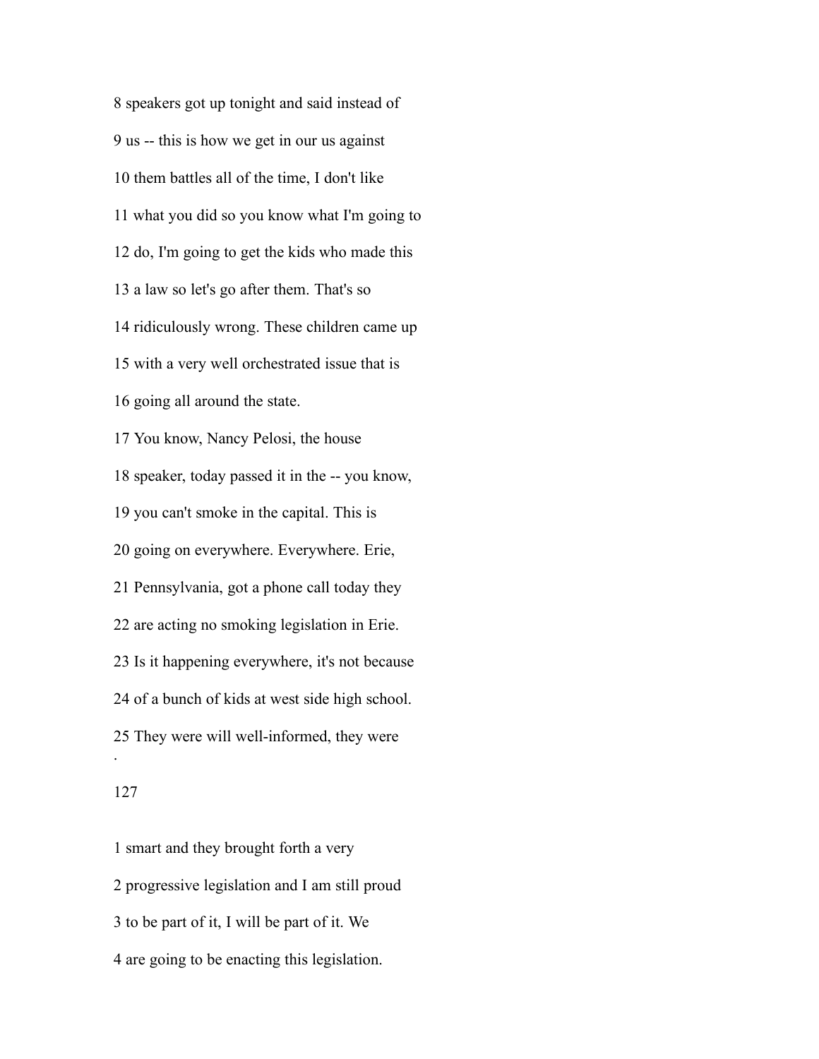8 speakers got up tonight and said instead of

9 us -- this is how we get in our us against

10 them battles all of the time, I don't like

11 what you did so you know what I'm going to

12 do, I'm going to get the kids who made this

13 a law so let's go after them. That's so

14 ridiculously wrong. These children came up

15 with a very well orchestrated issue that is

16 going all around the state.

17 You know, Nancy Pelosi, the house

18 speaker, today passed it in the -- you know,

19 you can't smoke in the capital. This is

20 going on everywhere. Everywhere. Erie,

21 Pennsylvania, got a phone call today they

22 are acting no smoking legislation in Erie.

23 Is it happening everywhere, it's not because

24 of a bunch of kids at west side high school.

25 They were will well-informed, they were

1 smart and they brought forth a very

2 progressive legislation and I am still proud

3 to be part of it, I will be part of it. We

4 are going to be enacting this legislation.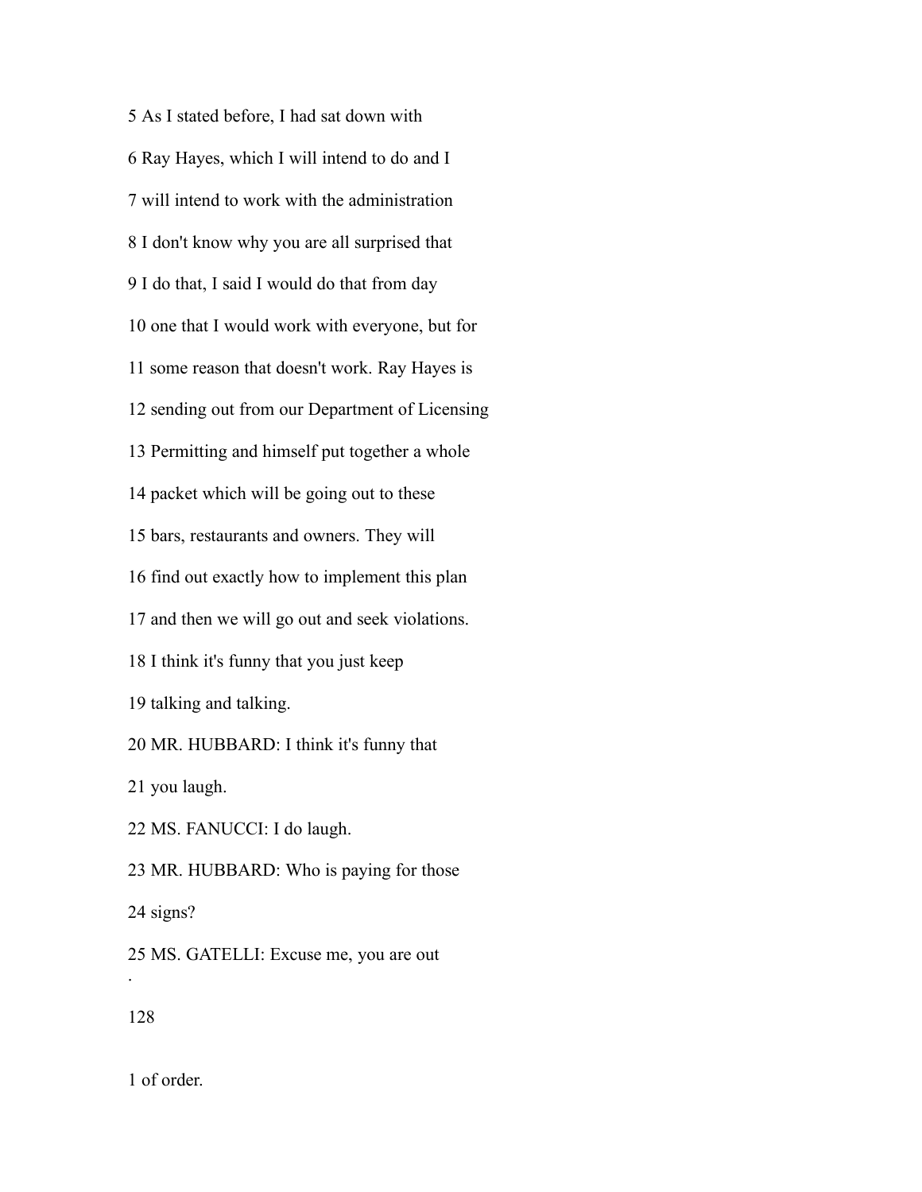5 As I stated before, I had sat down with

6 Ray Hayes, which I will intend to do and I

7 will intend to work with the administration

8 I don't know why you are all surprised that

9 I do that, I said I would do that from day

10 one that I would work with everyone, but for

11 some reason that doesn't work. Ray Hayes is

12 sending out from our Department of Licensing

13 Permitting and himself put together a whole

14 packet which will be going out to these

15 bars, restaurants and owners. They will

16 find out exactly how to implement this plan

17 and then we will go out and seek violations.

18 I think it's funny that you just keep

19 talking and talking.

20 MR. HUBBARD: I think it's funny that

21 you laugh.

22 MS. FANUCCI: I do laugh.

23 MR. HUBBARD: Who is paying for those

24 signs?

25 MS. GATELLI: Excuse me, you are out

1 of order.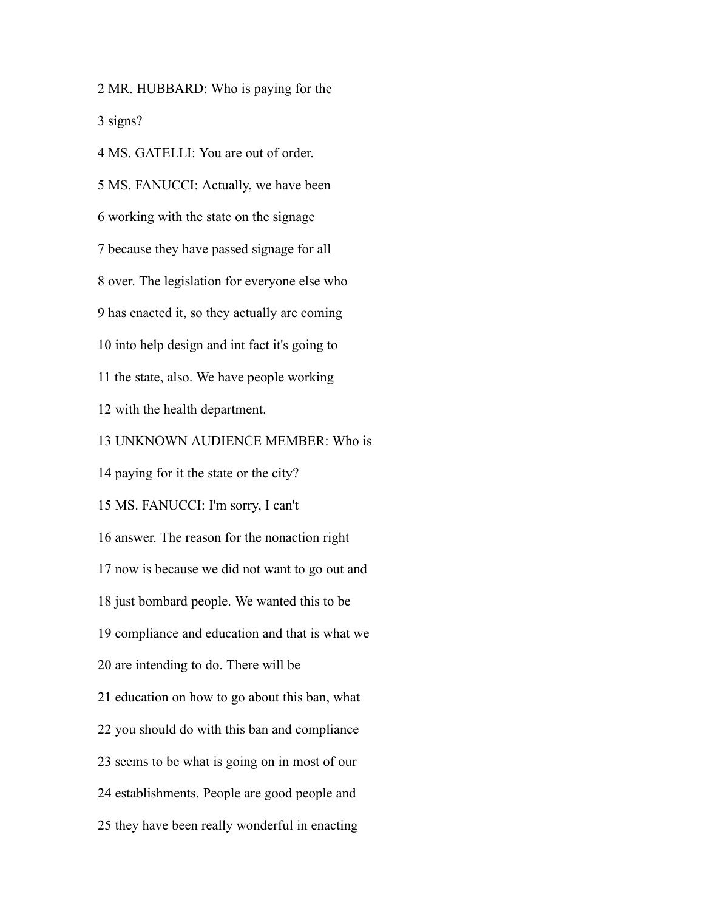2 MR. HUBBARD: Who is paying for the

3 signs?

4 MS. GATELLI: You are out of order.

5 MS. FANUCCI: Actually, we have been

6 working with the state on the signage

7 because they have passed signage for all

8 over. The legislation for everyone else who

9 has enacted it, so they actually are coming

10 into help design and int fact it's going to

11 the state, also. We have people working

12 with the health department.

13 UNKNOWN AUDIENCE MEMBER: Who is

14 paying for it the state or the city?

15 MS. FANUCCI: I'm sorry, I can't

16 answer. The reason for the nonaction right

17 now is because we did not want to go out and

18 just bombard people. We wanted this to be

19 compliance and education and that is what we

20 are intending to do. There will be

21 education on how to go about this ban, what

22 you should do with this ban and compliance

23 seems to be what is going on in most of our

24 establishments. People are good people and

25 they have been really wonderful in enacting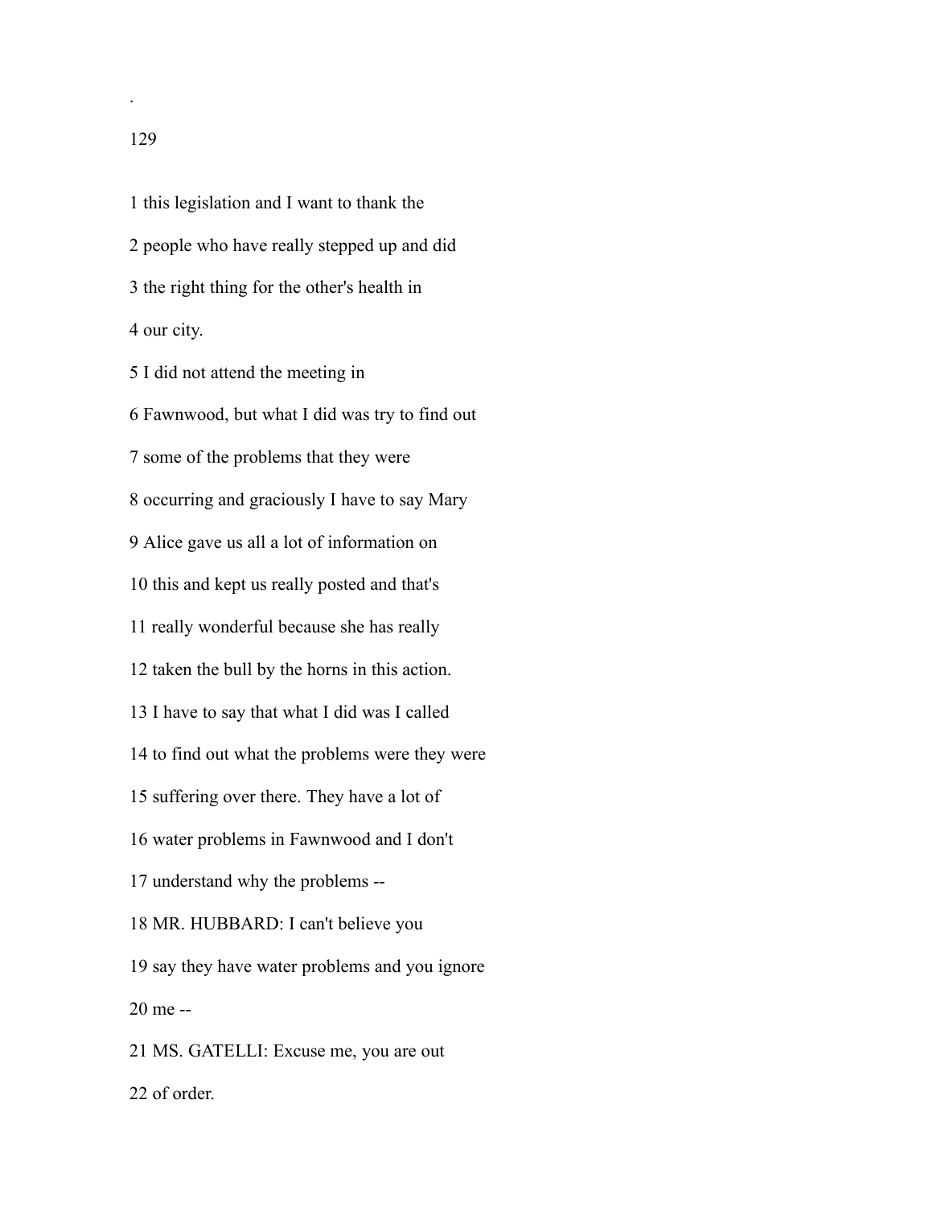1 this legislation and I want to thank the

2 people who have really stepped up and did

3 the right thing for the other's health in

4 our city.

5 I did not attend the meeting in

6 Fawnwood, but what I did was try to find out

7 some of the problems that they were

8 occurring and graciously I have to say Mary

9 Alice gave us all a lot of information on

10 this and kept us really posted and that's

11 really wonderful because she has really

12 taken the bull by the horns in this action.

13 I have to say that what I did was I called

14 to find out what the problems were they were

15 suffering over there. They have a lot of

16 water problems in Fawnwood and I don't

17 understand why the problems --

18 MR. HUBBARD: I can't believe you

19 say they have water problems and you ignore

20 me --

21 MS. GATELLI: Excuse me, you are out

22 of order.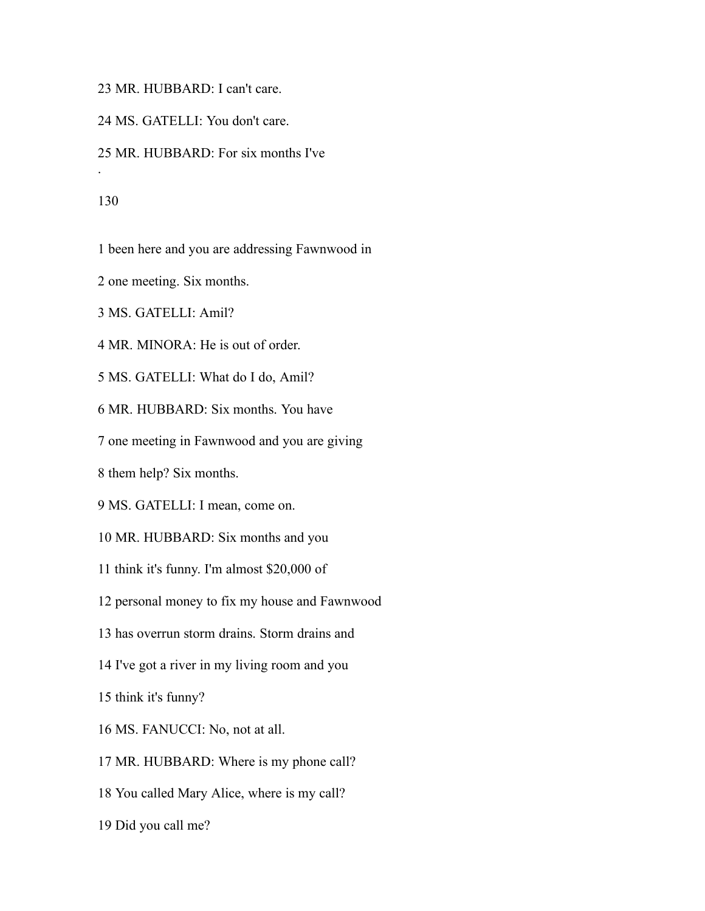23 MR. HUBBARD: I can't care.

24 MS. GATELLI: You don't care.

25 MR. HUBBARD: For six months I've

.

1 been here and you are addressing Fawnwood in

2 one meeting. Six months.

3 MS. GATELLI: Amil?

4 MR. MINORA: He is out of order.

5 MS. GATELLI: What do I do, Amil?

6 MR. HUBBARD: Six months. You have

7 one meeting in Fawnwood and you are giving

8 them help? Six months.

9 MS. GATELLI: I mean, come on.

10 MR. HUBBARD: Six months and you

11 think it's funny. I'm almost $20,000 of

12 personal money to fix my house and Fawnwood

13 has overrun storm drains. Storm drains and

14 I've got a river in my living room and you

15 think it's funny?

16 MS. FANUCCI: No, not at all.

17 MR. HUBBARD: Where is my phone call?

18 You called Mary Alice, where is my call?

19 Did you call me?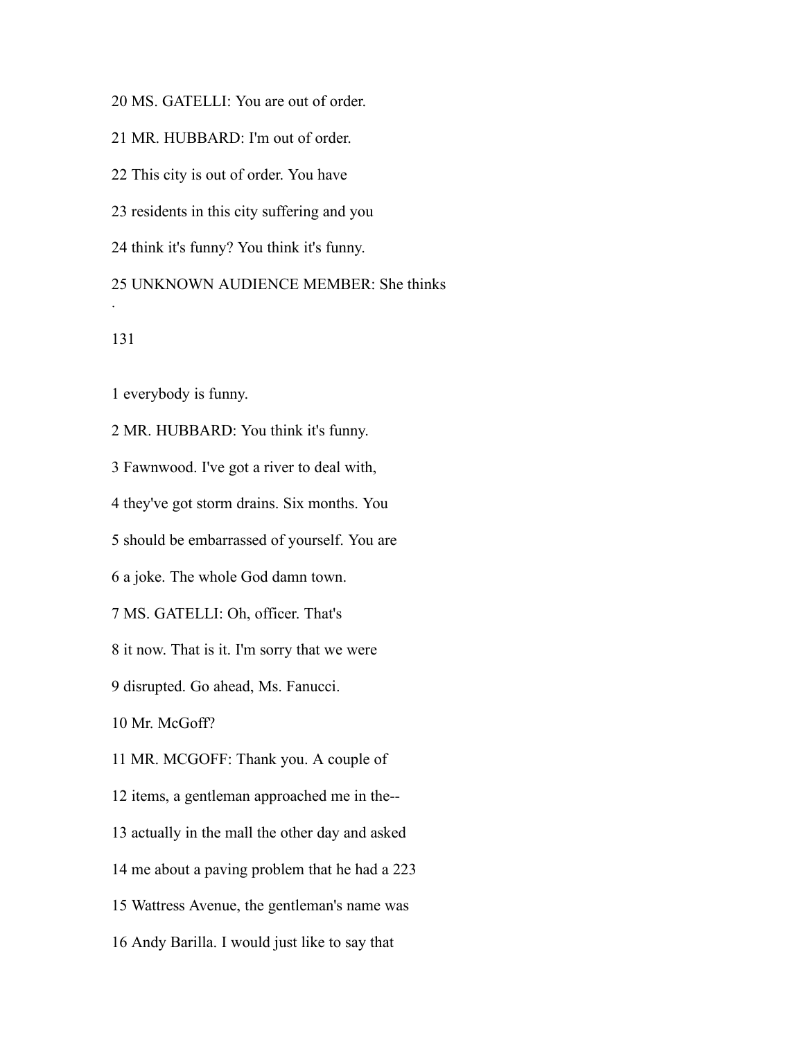20 MS. GATELLI: You are out of order.

21 MR. HUBBARD: I'm out of order.

22 This city is out of order. You have

23 residents in this city suffering and you

24 think it's funny? You think it's funny.

25 UNKNOWN AUDIENCE MEMBER: She thinks

1 everybody is funny.

2 MR. HUBBARD: You think it's funny.

3 Fawnwood. I've got a river to deal with,

4 they've got storm drains. Six months. You

5 should be embarrassed of yourself. You are

6 a joke. The whole God damn town.

7 MS. GATELLI: Oh, officer. That's

8 it now. That is it. I'm sorry that we were

9 disrupted. Go ahead, Ms. Fanucci.

10 Mr. McGoff?

11 MR. MCGOFF: Thank you. A couple of

12 items, a gentleman approached me in the--

13 actually in the mall the other day and asked

14 me about a paving problem that he had a 223

15 Wattress Avenue, the gentleman's name was

16 Andy Barilla. I would just like to say that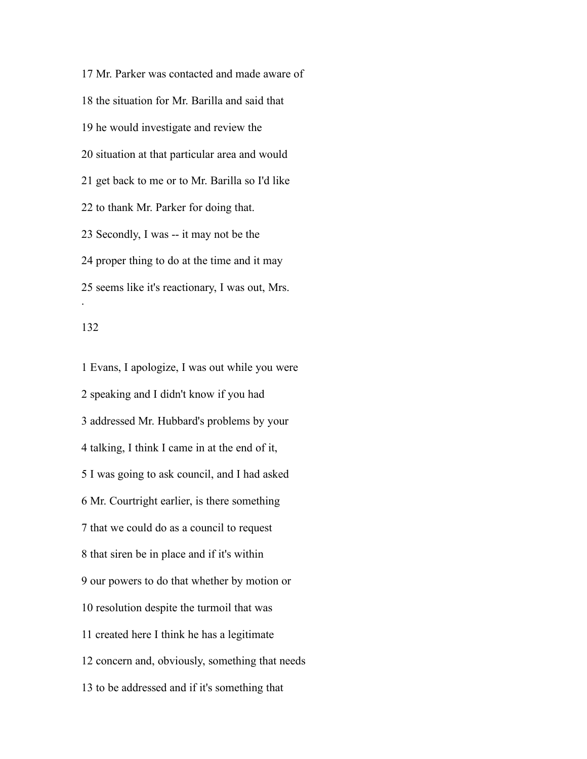17 Mr. Parker was contacted and made aware of

18 the situation for Mr. Barilla and said that

19 he would investigate and review the

20 situation at that particular area and would

21 get back to me or to Mr. Barilla so I'd like

22 to thank Mr. Parker for doing that.

23 Secondly, I was -- it may not be the

24 proper thing to do at the time and it may

25 seems like it's reactionary, I was out, Mrs.

1 Evans, I apologize, I was out while you were

2 speaking and I didn't know if you had

3 addressed Mr. Hubbard's problems by your

4 talking, I think I came in at the end of it,

5 I was going to ask council, and I had asked

6 Mr. Courtright earlier, is there something

7 that we could do as a council to request

8 that siren be in place and if it's within

9 our powers to do that whether by motion or

10 resolution despite the turmoil that was

11 created here I think he has a legitimate

12 concern and, obviously, something that needs

13 to be addressed and if it's something that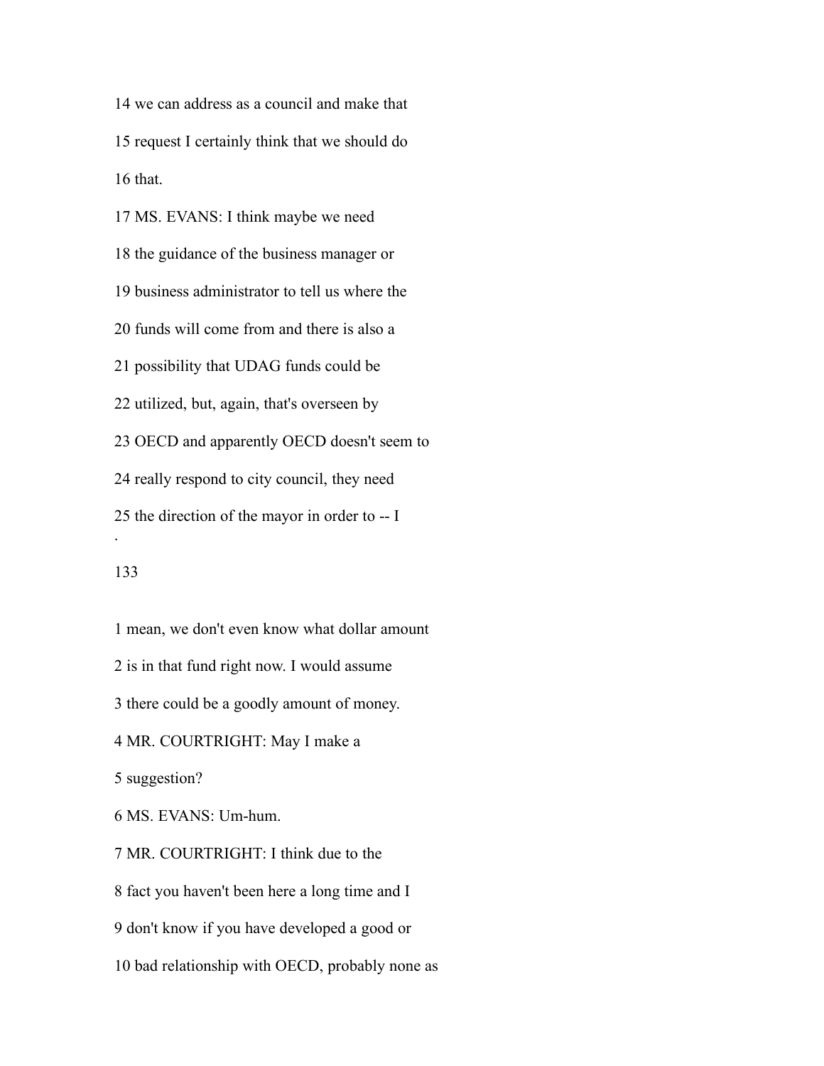14 we can address as a council and make that

15 request I certainly think that we should do

16 that.

17 MS. EVANS: I think maybe we need

18 the guidance of the business manager or

19 business administrator to tell us where the

20 funds will come from and there is also a

21 possibility that UDAG funds could be

22 utilized, but, again, that's overseen by

23 OECD and apparently OECD doesn't seem to

24 really respond to city council, they need

25 the direction of the mayor in order to -- I

1 mean, we don't even know what dollar amount

2 is in that fund right now. I would assume

3 there could be a goodly amount of money.

4 MR. COURTRIGHT: May I make a

5 suggestion?

6 MS. EVANS: Um-hum.

7 MR. COURTRIGHT: I think due to the

8 fact you haven't been here a long time and I

9 don't know if you have developed a good or

10 bad relationship with OECD, probably none as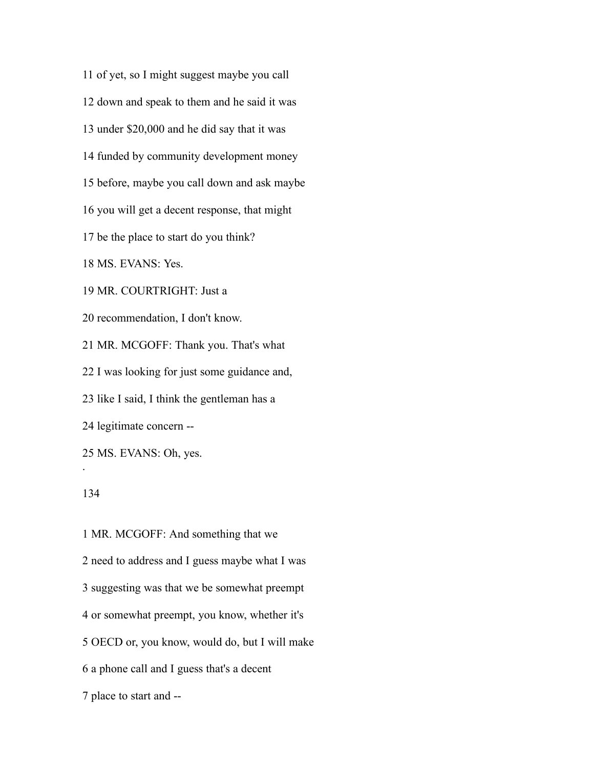11 of yet, so I might suggest maybe you call

12 down and speak to them and he said it was

13 under $20,000 and he did say that it was

14 funded by community development money

15 before, maybe you call down and ask maybe

16 you will get a decent response, that might

17 be the place to start do you think?

18 MS. EVANS: Yes.

19 MR. COURTRIGHT: Just a

20 recommendation, I don't know.

21 MR. MCGOFF: Thank you. That's what

22 I was looking for just some guidance and,

23 like I said, I think the gentleman has a

24 legitimate concern --

25 MS. EVANS: Oh, yes.

1 MR. MCGOFF: And something that we

2 need to address and I guess maybe what I was

3 suggesting was that we be somewhat preempt

4 or somewhat preempt, you know, whether it's

5 OECD or, you know, would do, but I will make

6 a phone call and I guess that's a decent

7 place to start and --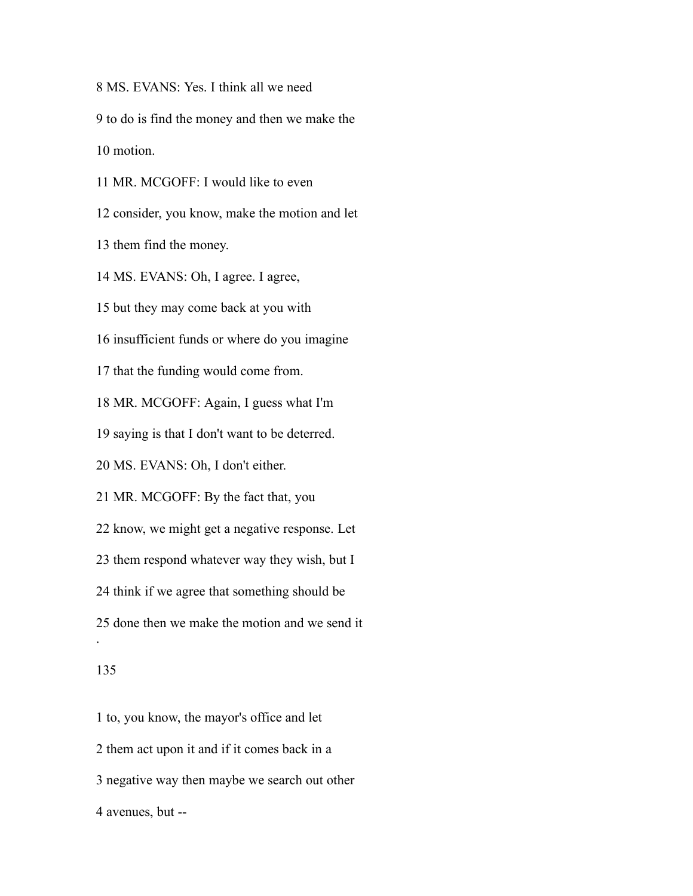8 MS. EVANS: Yes. I think all we need

9 to do is find the money and then we make the

10 motion.

11 MR. MCGOFF: I would like to even

12 consider, you know, make the motion and let

13 them find the money.

14 MS. EVANS: Oh, I agree. I agree,

15 but they may come back at you with

16 insufficient funds or where do you imagine

17 that the funding would come from.

18 MR. MCGOFF: Again, I guess what I'm

19 saying is that I don't want to be deterred.

20 MS. EVANS: Oh, I don't either.

21 MR. MCGOFF: By the fact that, you

22 know, we might get a negative response. Let

23 them respond whatever way they wish, but I

24 think if we agree that something should be

25 done then we make the motion and we send it

1 to, you know, the mayor's office and let

2 them act upon it and if it comes back in a

3 negative way then maybe we search out other

4 avenues, but --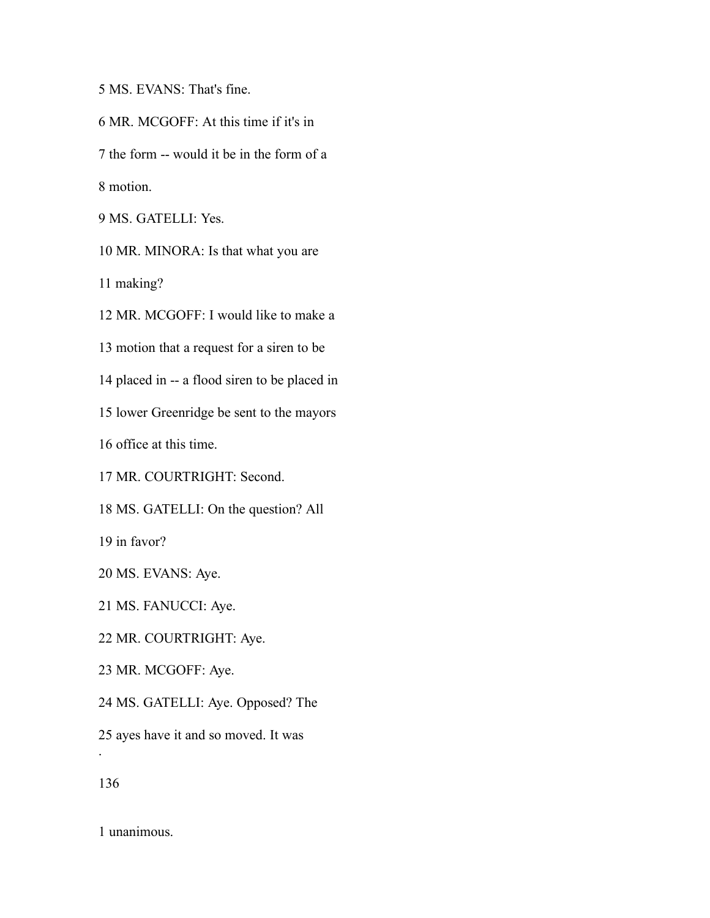5 MS. EVANS: That's fine.

6 MR. MCGOFF: At this time if it's in

7 the form -- would it be in the form of a

8 motion.

9 MS. GATELLI: Yes.

10 MR. MINORA: Is that what you are

11 making?

12 MR. MCGOFF: I would like to make a

13 motion that a request for a siren to be

14 placed in -- a flood siren to be placed in

15 lower Greenridge be sent to the mayors

16 office at this time.

17 MR. COURTRIGHT: Second.

18 MS. GATELLI: On the question? All

19 in favor?

20 MS. EVANS: Aye.

21 MS. FANUCCI: Aye.

22 MR. COURTRIGHT: Aye.

23 MR. MCGOFF: Aye.

24 MS. GATELLI: Aye. Opposed? The

25 ayes have it and so moved. It was

1 unanimous.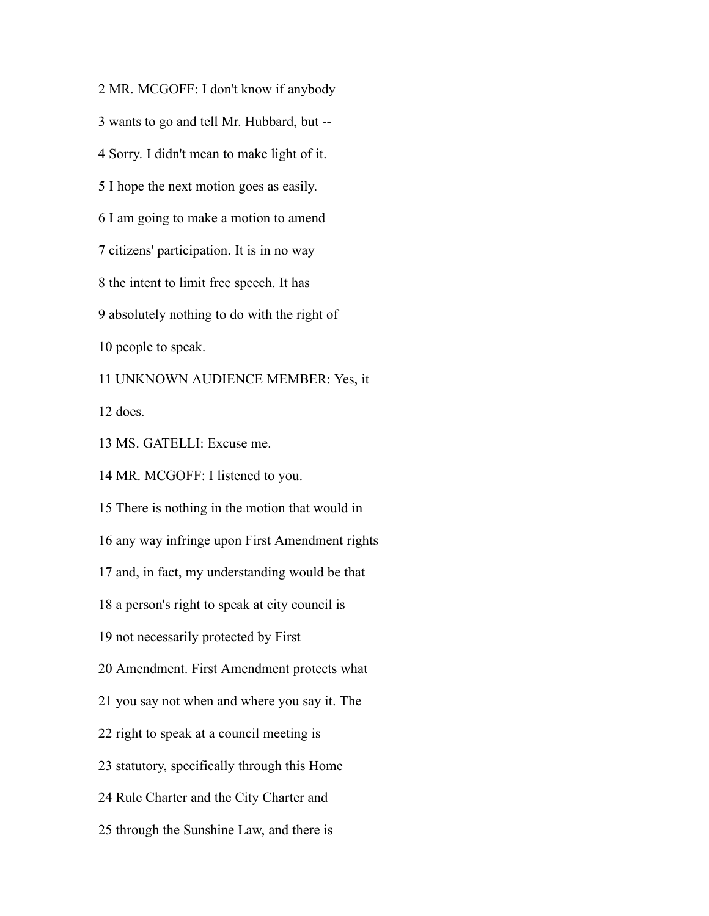2 MR. MCGOFF: I don't know if anybody

3 wants to go and tell Mr. Hubbard, but --

4 Sorry. I didn't mean to make light of it.

5 I hope the next motion goes as easily.

6 I am going to make a motion to amend

7 citizens' participation. It is in no way

8 the intent to limit free speech. It has

9 absolutely nothing to do with the right of

10 people to speak.

11 UNKNOWN AUDIENCE MEMBER: Yes, it

12 does.

13 MS. GATELLI: Excuse me.

14 MR. MCGOFF: I listened to you.

15 There is nothing in the motion that would in

16 any way infringe upon First Amendment rights

17 and, in fact, my understanding would be that

18 a person's right to speak at city council is

19 not necessarily protected by First

20 Amendment. First Amendment protects what

21 you say not when and where you say it. The

22 right to speak at a council meeting is

23 statutory, specifically through this Home

24 Rule Charter and the City Charter and

25 through the Sunshine Law, and there is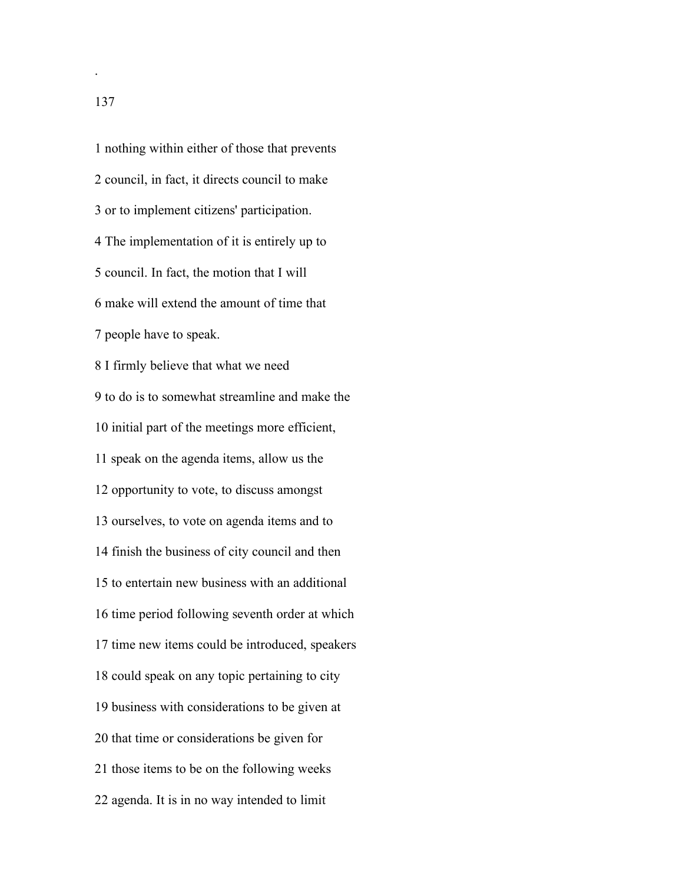1 nothing within either of those that prevents

2 council, in fact, it directs council to make

3 or to implement citizens' participation.

4 The implementation of it is entirely up to

5 council. In fact, the motion that I will

6 make will extend the amount of time that

7 people have to speak.

8 I firmly believe that what we need

9 to do is to somewhat streamline and make the

10 initial part of the meetings more efficient,

11 speak on the agenda items, allow us the

12 opportunity to vote, to discuss amongst

13 ourselves, to vote on agenda items and to

14 finish the business of city council and then

15 to entertain new business with an additional

16 time period following seventh order at which

17 time new items could be introduced, speakers

18 could speak on any topic pertaining to city

19 business with considerations to be given at

20 that time or considerations be given for

21 those items to be on the following weeks

22 agenda. It is in no way intended to limit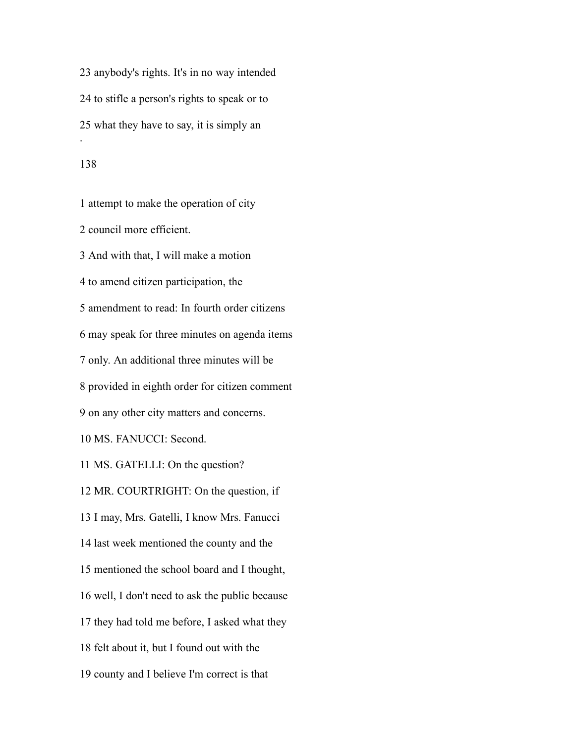23 anybody's rights. It's in no way intended

24 to stifle a person's rights to speak or to

25 what they have to say, it is simply an

1 attempt to make the operation of city

2 council more efficient.

3 And with that, I will make a motion

4 to amend citizen participation, the

5 amendment to read: In fourth order citizens

6 may speak for three minutes on agenda items

7 only. An additional three minutes will be

8 provided in eighth order for citizen comment

9 on any other city matters and concerns.

10 MS. FANUCCI: Second.

11 MS. GATELLI: On the question?

12 MR. COURTRIGHT: On the question, if

13 I may, Mrs. Gatelli, I know Mrs. Fanucci

14 last week mentioned the county and the

15 mentioned the school board and I thought,

16 well, I don't need to ask the public because

17 they had told me before, I asked what they

18 felt about it, but I found out with the

19 county and I believe I'm correct is that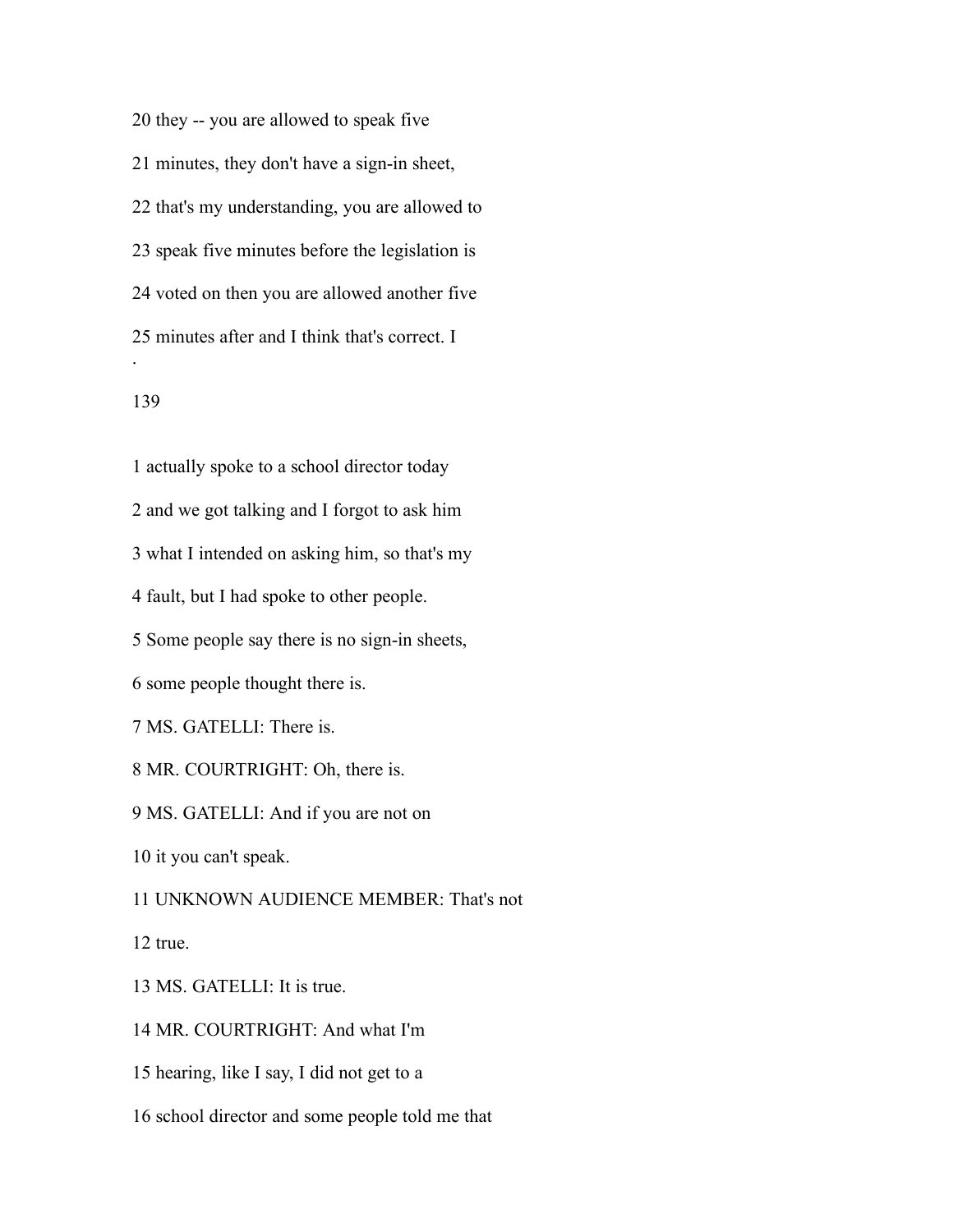20 they -- you are allowed to speak five

21 minutes, they don't have a sign-in sheet,

22 that's my understanding, you are allowed to

23 speak five minutes before the legislation is

24 voted on then you are allowed another five

25 minutes after and I think that's correct. I

1 actually spoke to a school director today

2 and we got talking and I forgot to ask him

3 what I intended on asking him, so that's my

4 fault, but I had spoke to other people.

5 Some people say there is no sign-in sheets,

6 some people thought there is.

7 MS. GATELLI: There is.

8 MR. COURTRIGHT: Oh, there is.

9 MS. GATELLI: And if you are not on

10 it you can't speak.

11 UNKNOWN AUDIENCE MEMBER: That's not

12 true.

13 MS. GATELLI: It is true.

14 MR. COURTRIGHT: And what I'm

15 hearing, like I say, I did not get to a

16 school director and some people told me that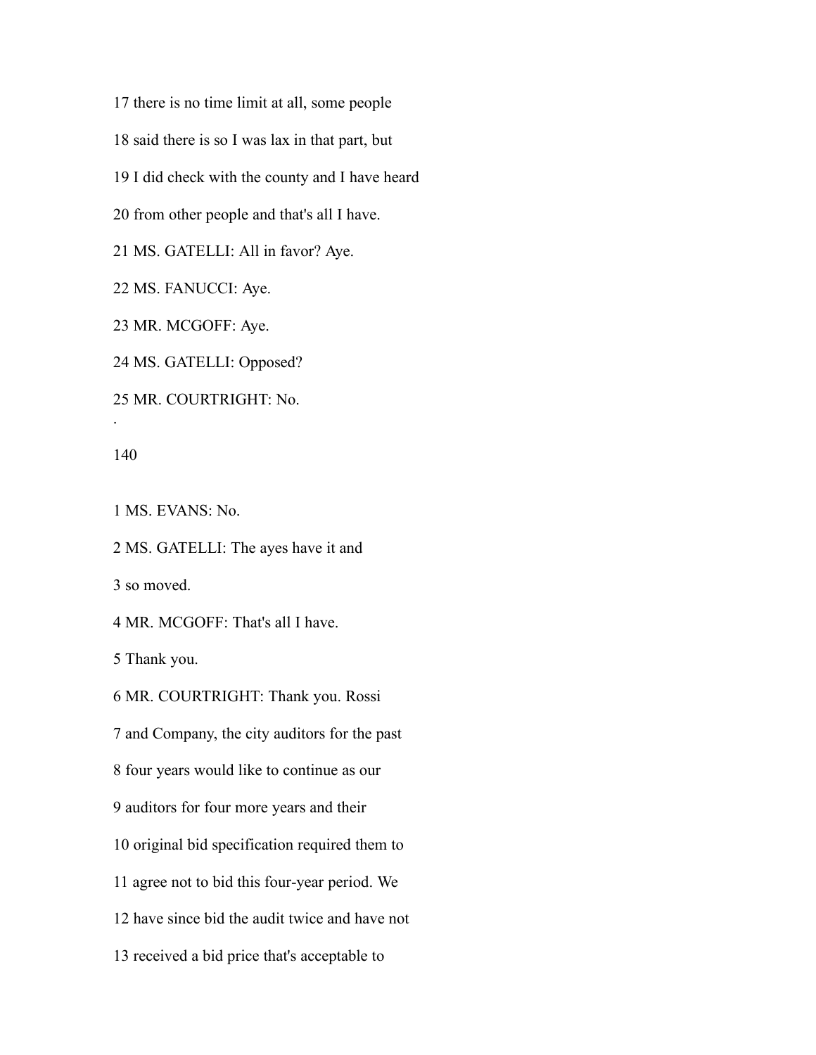17 there is no time limit at all, some people

18 said there is so I was lax in that part, but

19 I did check with the county and I have heard

20 from other people and that's all I have.

21 MS. GATELLI: All in favor? Aye.

22 MS. FANUCCI: Aye.

23 MR. MCGOFF: Aye.

24 MS. GATELLI: Opposed?

25 MR. COURTRIGHT: No.

1 MS. EVANS: No.

2 MS. GATELLI: The ayes have it and

3 so moved.

4 MR. MCGOFF: That's all I have.

5 Thank you.

6 MR. COURTRIGHT: Thank you. Rossi

7 and Company, the city auditors for the past

8 four years would like to continue as our

9 auditors for four more years and their

10 original bid specification required them to

11 agree not to bid this four-year period. We

12 have since bid the audit twice and have not

13 received a bid price that's acceptable to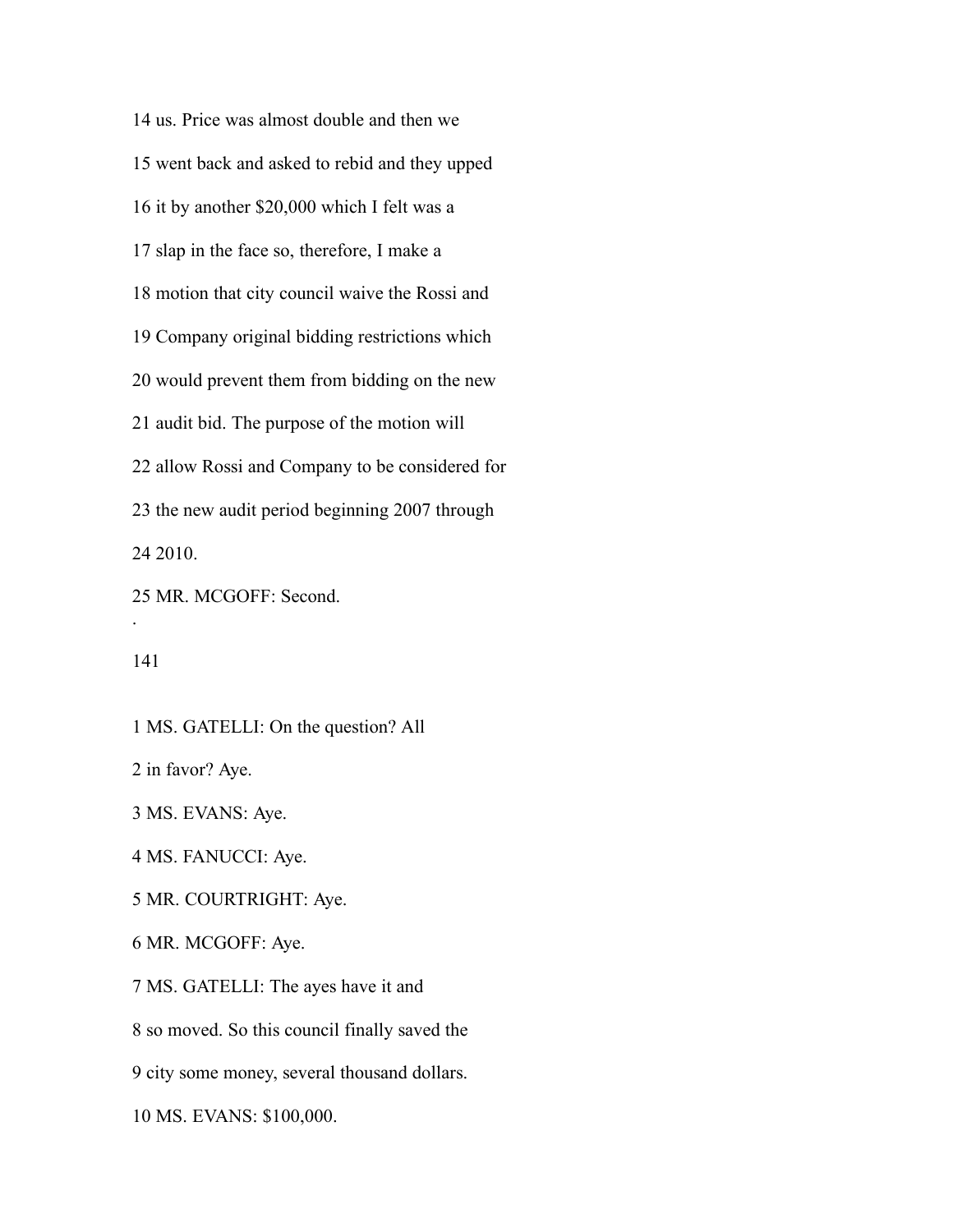14 us. Price was almost double and then we

15 went back and asked to rebid and they upped

16 it by another $20,000 which I felt was a

17 slap in the face so, therefore, I make a

18 motion that city council waive the Rossi and

19 Company original bidding restrictions which

20 would prevent them from bidding on the new

21 audit bid. The purpose of the motion will

22 allow Rossi and Company to be considered for

23 the new audit period beginning 2007 through

24 2010.

25 MR. MCGOFF: Second.

.

141

1 MS. GATELLI: On the question? All

2 in favor? Aye.

3 MS. EVANS: Aye.

4 MS. FANUCCI: Aye.

5 MR. COURTRIGHT: Aye.

6 MR. MCGOFF: Aye.

7 MS. GATELLI: The ayes have it and

8 so moved. So this council finally saved the

9 city some money, several thousand dollars.

10 MS. EVANS: $100,000.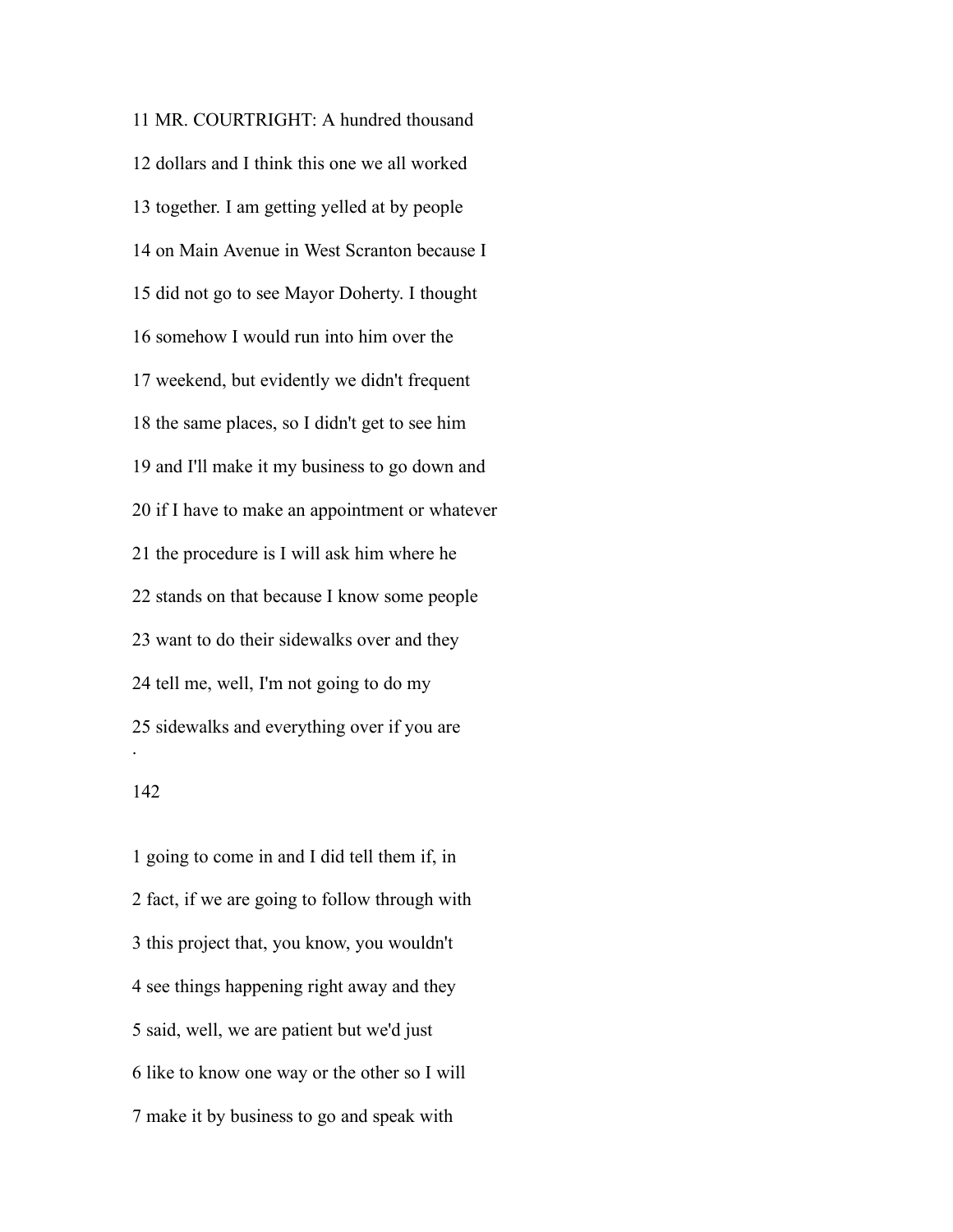11 MR. COURTRIGHT: A hundred thousand

12 dollars and I think this one we all worked

13 together. I am getting yelled at by people

14 on Main Avenue in West Scranton because I

15 did not go to see Mayor Doherty. I thought

16 somehow I would run into him over the

17 weekend, but evidently we didn't frequent

18 the same places, so I didn't get to see him

19 and I'll make it my business to go down and

20 if I have to make an appointment or whatever

21 the procedure is I will ask him where he

22 stands on that because I know some people

23 want to do their sidewalks over and they

24 tell me, well, I'm not going to do my

25 sidewalks and everything over if you are

1 going to come in and I did tell them if, in

2 fact, if we are going to follow through with

3 this project that, you know, you wouldn't

4 see things happening right away and they

5 said, well, we are patient but we'd just

6 like to know one way or the other so I will

7 make it by business to go and speak with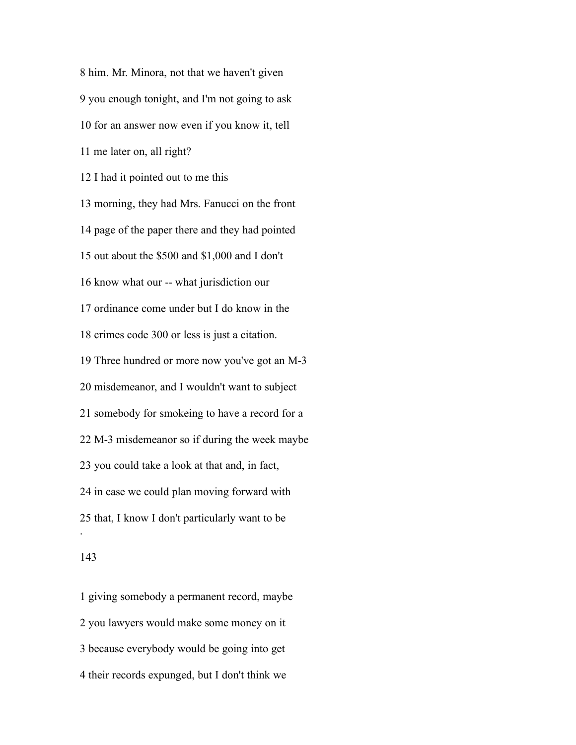8 him. Mr. Minora, not that we haven't given

9 you enough tonight, and I'm not going to ask

10 for an answer now even if you know it, tell

11 me later on, all right?

12 I had it pointed out to me this

13 morning, they had Mrs. Fanucci on the front

14 page of the paper there and they had pointed

15 out about the $500 and $1,000 and I don't

16 know what our -- what jurisdiction our

17 ordinance come under but I do know in the

18 crimes code 300 or less is just a citation.

19 Three hundred or more now you've got an M-3

20 misdemeanor, and I wouldn't want to subject

21 somebody for smokeing to have a record for a

22 M-3 misdemeanor so if during the week maybe

23 you could take a look at that and, in fact,

24 in case we could plan moving forward with

25 that, I know I don't particularly want to be

.

143

1 giving somebody a permanent record, maybe

2 you lawyers would make some money on it

3 because everybody would be going into get

4 their records expunged, but I don't think we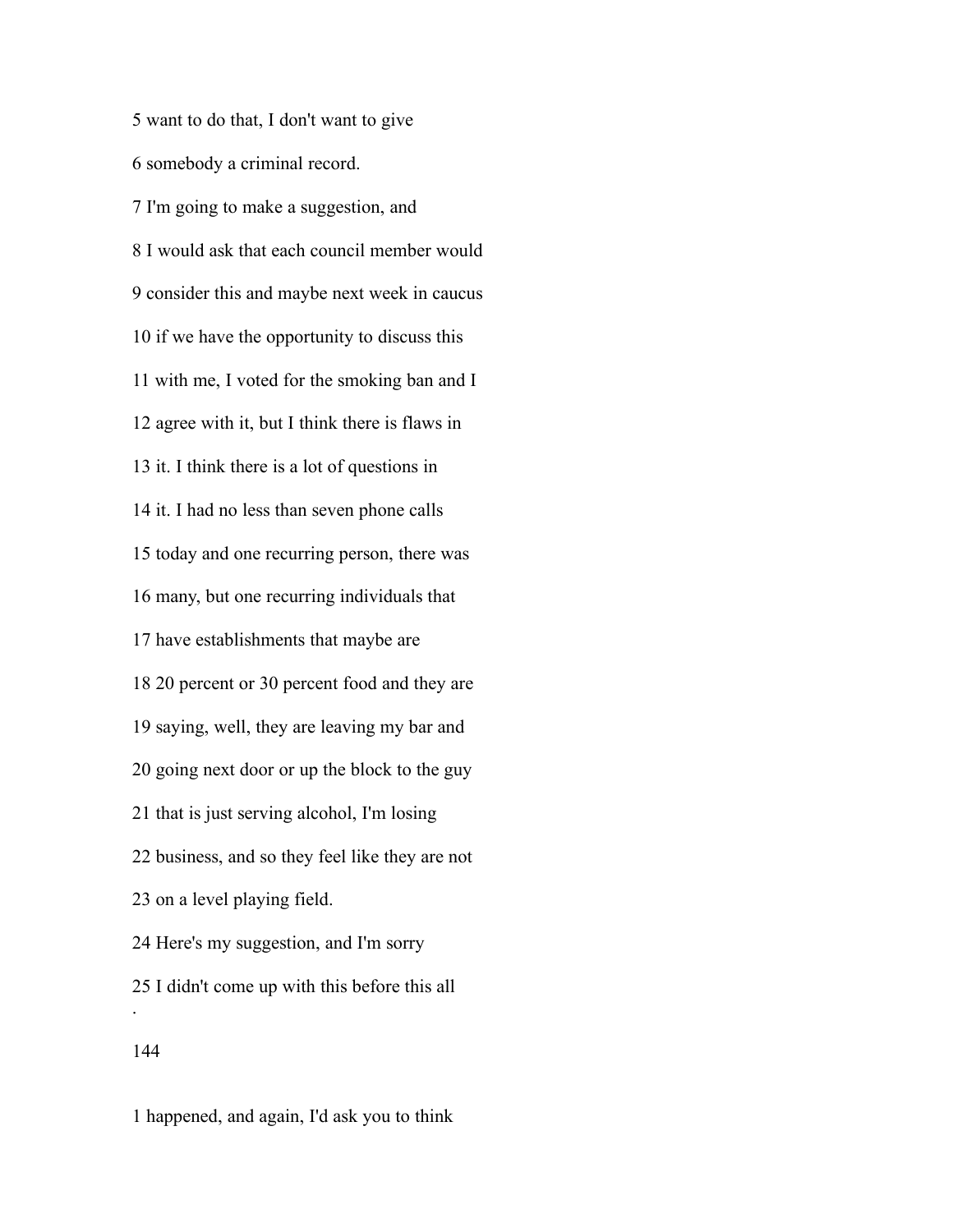5 want to do that, I don't want to give

6 somebody a criminal record.

7 I'm going to make a suggestion, and

8 I would ask that each council member would

9 consider this and maybe next week in caucus

10 if we have the opportunity to discuss this

11 with me, I voted for the smoking ban and I

12 agree with it, but I think there is flaws in

13 it. I think there is a lot of questions in

14 it. I had no less than seven phone calls

15 today and one recurring person, there was

16 many, but one recurring individuals that

17 have establishments that maybe are

18 20 percent or 30 percent food and they are

19 saying, well, they are leaving my bar and

20 going next door or up the block to the guy

21 that is just serving alcohol, I'm losing

22 business, and so they feel like they are not

23 on a level playing field.

24 Here's my suggestion, and I'm sorry

25 I didn't come up with this before this all

1 happened, and again, I'd ask you to think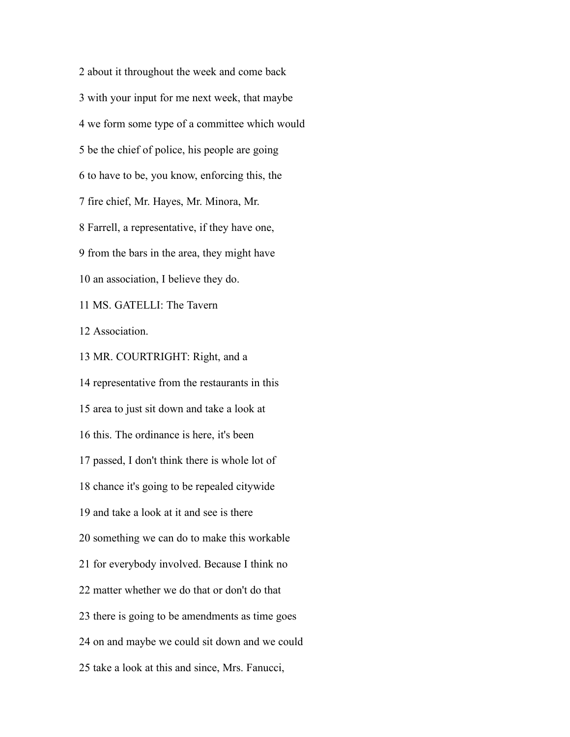2 about it throughout the week and come back

3 with your input for me next week, that maybe

4 we form some type of a committee which would

5 be the chief of police, his people are going

6 to have to be, you know, enforcing this, the

7 fire chief, Mr. Hayes, Mr. Minora, Mr.

8 Farrell, a representative, if they have one,

9 from the bars in the area, they might have

10 an association, I believe they do.

11 MS. GATELLI: The Tavern

12 Association.

13 MR. COURTRIGHT: Right, and a

14 representative from the restaurants in this

15 area to just sit down and take a look at

16 this. The ordinance is here, it's been

17 passed, I don't think there is whole lot of

18 chance it's going to be repealed citywide

19 and take a look at it and see is there

20 something we can do to make this workable

21 for everybody involved. Because I think no

22 matter whether we do that or don't do that

23 there is going to be amendments as time goes

24 on and maybe we could sit down and we could

25 take a look at this and since, Mrs. Fanucci,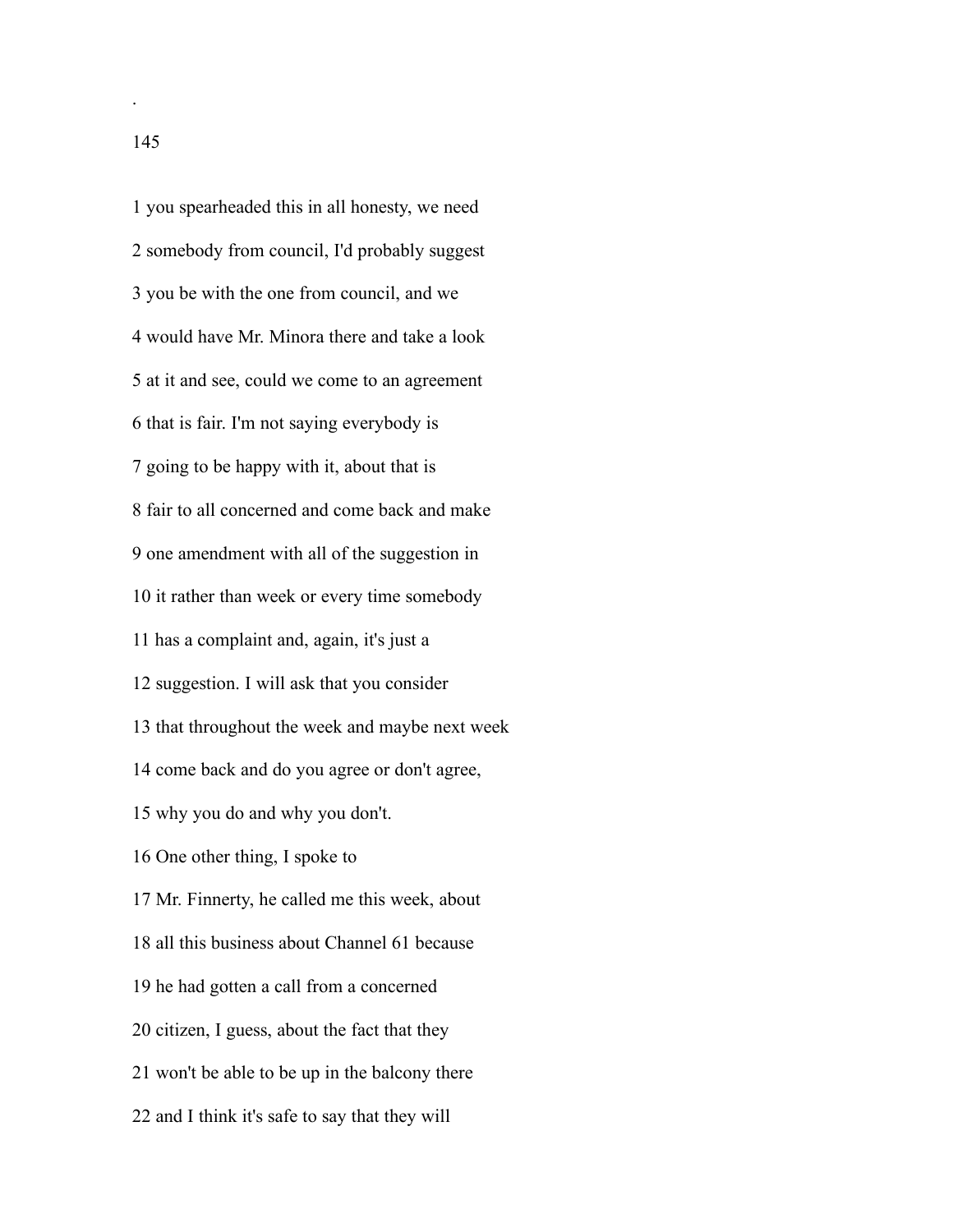1 you spearheaded this in all honesty, we need

2 somebody from council, I'd probably suggest

3 you be with the one from council, and we

4 would have Mr. Minora there and take a look

5 at it and see, could we come to an agreement

6 that is fair. I'm not saying everybody is

7 going to be happy with it, about that is

8 fair to all concerned and come back and make

9 one amendment with all of the suggestion in

10 it rather than week or every time somebody

11 has a complaint and, again, it's just a

12 suggestion. I will ask that you consider

13 that throughout the week and maybe next week

14 come back and do you agree or don't agree,

15 why you do and why you don't.

16 One other thing, I spoke to

17 Mr. Finnerty, he called me this week, about

18 all this business about Channel 61 because

19 he had gotten a call from a concerned

20 citizen, I guess, about the fact that they

21 won't be able to be up in the balcony there

22 and I think it's safe to say that they will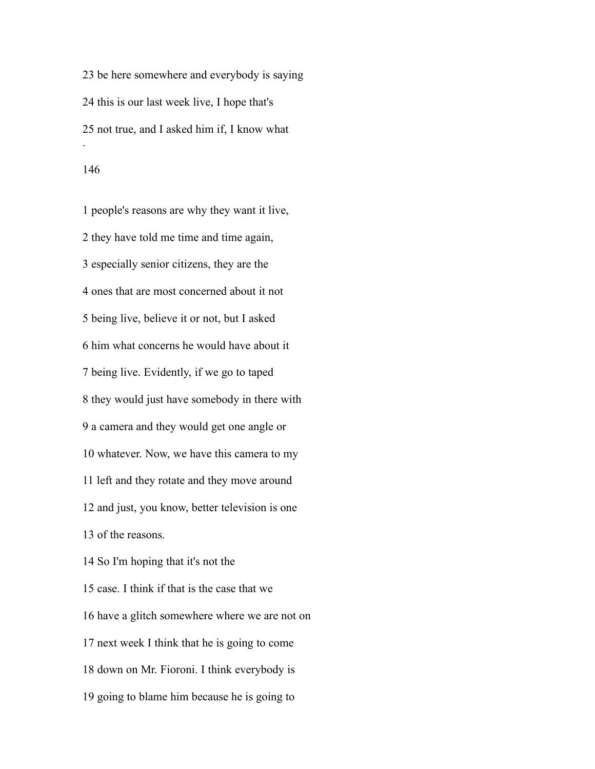23 be here somewhere and everybody is saying

24 this is our last week live, I hope that's

25 not true, and I asked him if, I know what

1 people's reasons are why they want it live,

2 they have told me time and time again,

3 especially senior citizens, they are the

4 ones that are most concerned about it not

5 being live, believe it or not, but I asked

6 him what concerns he would have about it

7 being live. Evidently, if we go to taped

8 they would just have somebody in there with

9 a camera and they would get one angle or

10 whatever. Now, we have this camera to my

11 left and they rotate and they move around

12 and just, you know, better television is one

13 of the reasons.

14 So I'm hoping that it's not the

15 case. I think if that is the case that we

16 have a glitch somewhere where we are not on

17 next week I think that he is going to come

18 down on Mr. Fioroni. I think everybody is

19 going to blame him because he is going to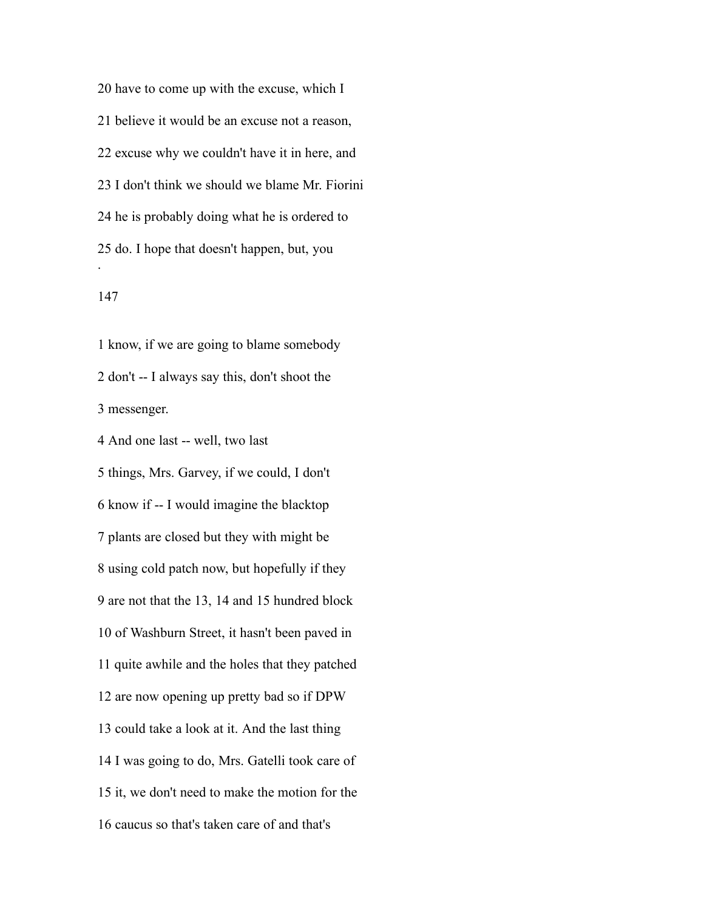20 have to come up with the excuse, which I

21 believe it would be an excuse not a reason,

22 excuse why we couldn't have it in here, and

23 I don't think we should we blame Mr. Fiorini

24 he is probably doing what he is ordered to

25 do. I hope that doesn't happen, but, you

.

147

1 know, if we are going to blame somebody

2 don't -- I always say this, don't shoot the

3 messenger.

4 And one last -- well, two last

5 things, Mrs. Garvey, if we could, I don't

6 know if -- I would imagine the blacktop

7 plants are closed but they with might be

8 using cold patch now, but hopefully if they

9 are not that the 13, 14 and 15 hundred block

10 of Washburn Street, it hasn't been paved in

11 quite awhile and the holes that they patched

12 are now opening up pretty bad so if DPW

13 could take a look at it. And the last thing

14 I was going to do, Mrs. Gatelli took care of

15 it, we don't need to make the motion for the

16 caucus so that's taken care of and that's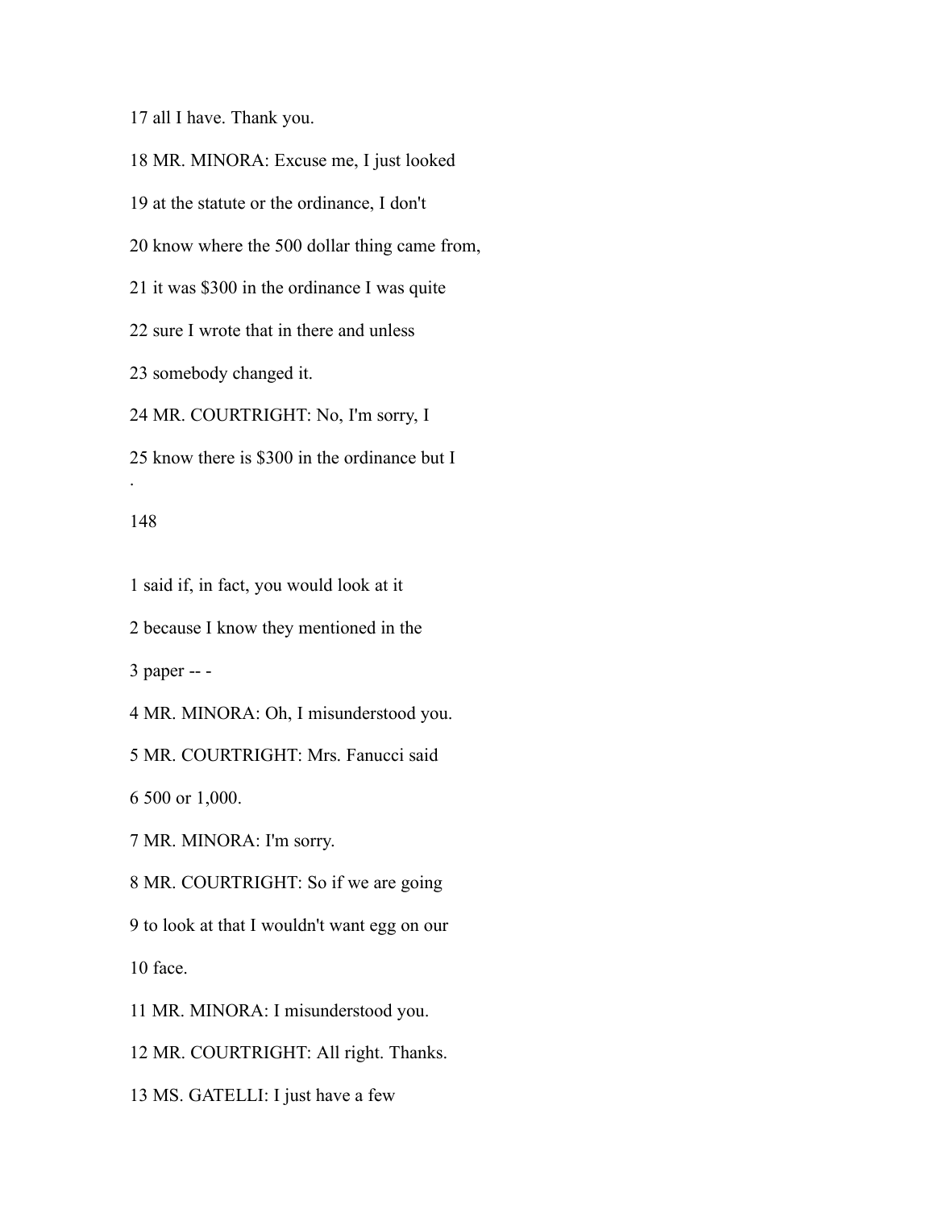17 all I have. Thank you.

18 MR. MINORA: Excuse me, I just looked

19 at the statute or the ordinance, I don't

20 know where the 500 dollar thing came from,

21 it was $300 in the ordinance I was quite

22 sure I wrote that in there and unless

23 somebody changed it.

24 MR. COURTRIGHT: No, I'm sorry, I

25 know there is $300 in the ordinance but I

1 said if, in fact, you would look at it

2 because I know they mentioned in the

3 paper -- -

4 MR. MINORA: Oh, I misunderstood you.

5 MR. COURTRIGHT: Mrs. Fanucci said

6 500 or 1,000.

7 MR. MINORA: I'm sorry.

8 MR. COURTRIGHT: So if we are going

9 to look at that I wouldn't want egg on our

10 face.

11 MR. MINORA: I misunderstood you.

12 MR. COURTRIGHT: All right. Thanks.

13 MS. GATELLI: I just have a few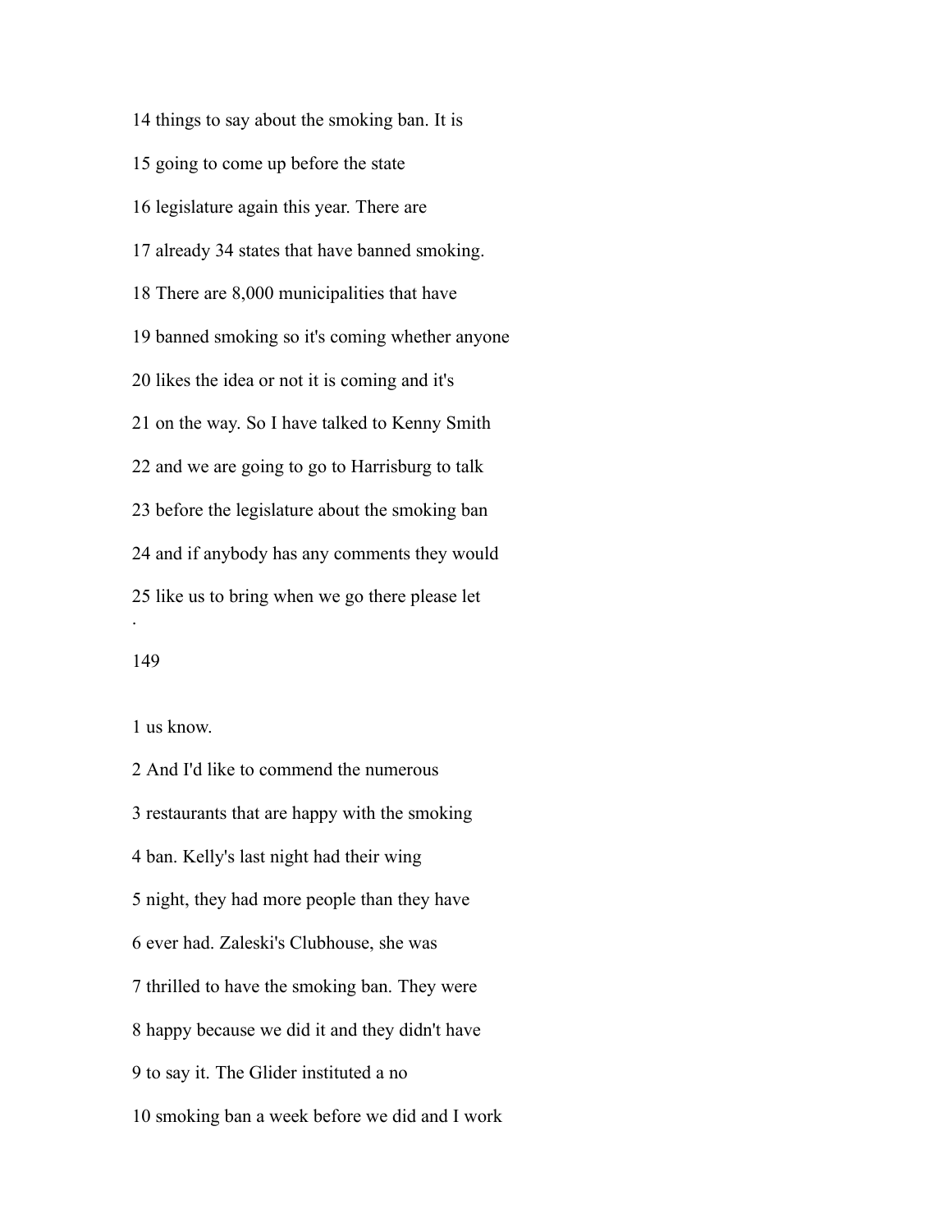14 things to say about the smoking ban. It is

15 going to come up before the state

16 legislature again this year. There are

17 already 34 states that have banned smoking.

18 There are 8,000 municipalities that have

19 banned smoking so it's coming whether anyone

20 likes the idea or not it is coming and it's

21 on the way. So I have talked to Kenny Smith

22 and we are going to go to Harrisburg to talk

23 before the legislature about the smoking ban

24 and if anybody has any comments they would

25 like us to bring when we go there please let

1 us know.

2 And I'd like to commend the numerous

3 restaurants that are happy with the smoking

4 ban. Kelly's last night had their wing

5 night, they had more people than they have

6 ever had. Zaleski's Clubhouse, she was

7 thrilled to have the smoking ban. They were

8 happy because we did it and they didn't have

9 to say it. The Glider instituted a no

10 smoking ban a week before we did and I work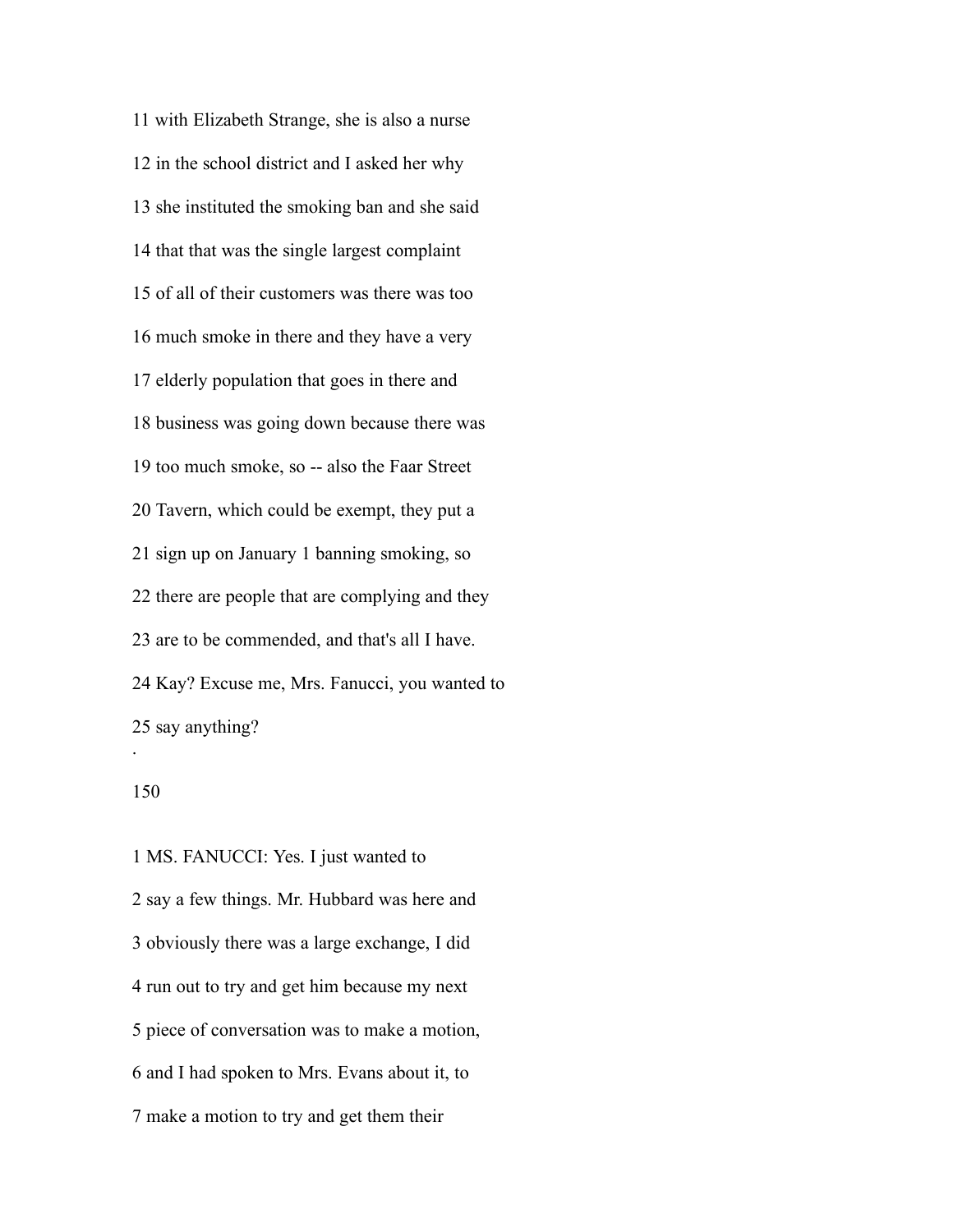11 with Elizabeth Strange, she is also a nurse

12 in the school district and I asked her why

13 she instituted the smoking ban and she said

14 that that was the single largest complaint

15 of all of their customers was there was too

16 much smoke in there and they have a very

17 elderly population that goes in there and

18 business was going down because there was

19 too much smoke, so -- also the Faar Street

20 Tavern, which could be exempt, they put a

21 sign up on January 1 banning smoking, so

22 there are people that are complying and they

23 are to be commended, and that's all I have.

24 Kay? Excuse me, Mrs. Fanucci, you wanted to

25 say anything?

1 MS. FANUCCI: Yes. I just wanted to

2 say a few things. Mr. Hubbard was here and

3 obviously there was a large exchange, I did

4 run out to try and get him because my next

5 piece of conversation was to make a motion,

6 and I had spoken to Mrs. Evans about it, to

7 make a motion to try and get them their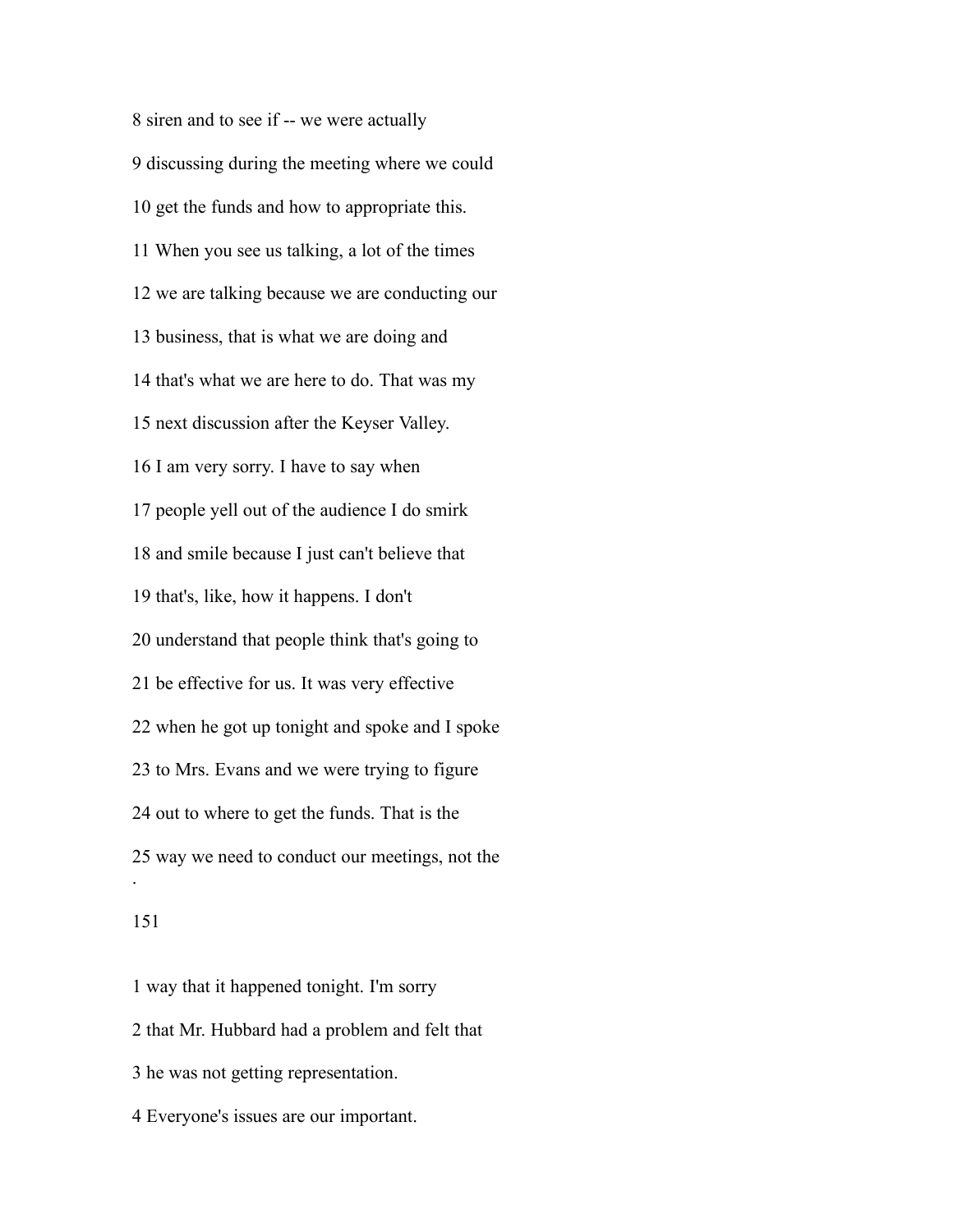8 siren and to see if -- we were actually

9 discussing during the meeting where we could

10 get the funds and how to appropriate this.

11 When you see us talking, a lot of the times

12 we are talking because we are conducting our

13 business, that is what we are doing and

14 that's what we are here to do. That was my

15 next discussion after the Keyser Valley.

16 I am very sorry. I have to say when

17 people yell out of the audience I do smirk

18 and smile because I just can't believe that

19 that's, like, how it happens. I don't

20 understand that people think that's going to

21 be effective for us. It was very effective

22 when he got up tonight and spoke and I spoke

23 to Mrs. Evans and we were trying to figure

24 out to where to get the funds. That is the

25 way we need to conduct our meetings, not the

1 way that it happened tonight. I'm sorry

2 that Mr. Hubbard had a problem and felt that

3 he was not getting representation.

4 Everyone's issues are our important.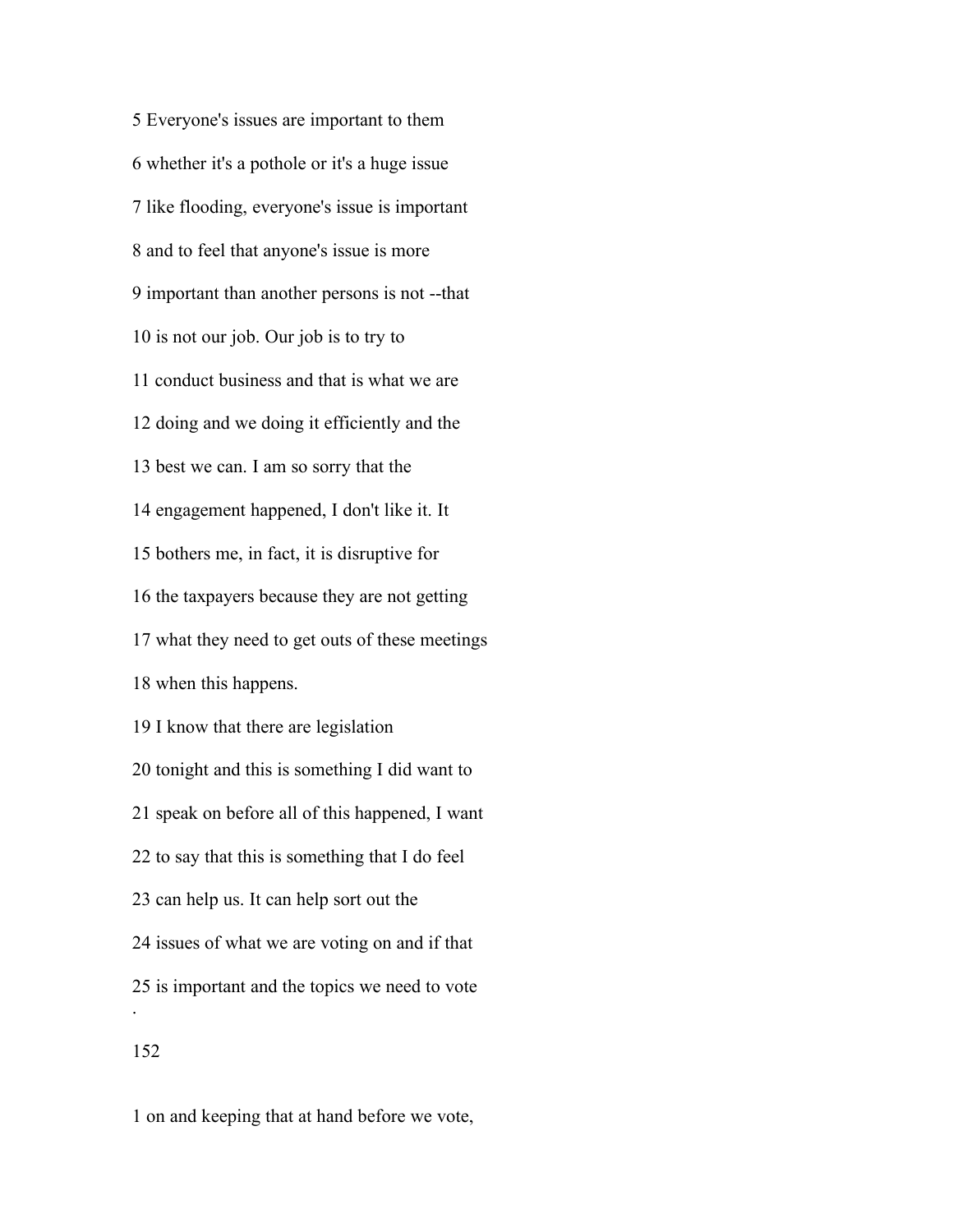5 Everyone's issues are important to them

6 whether it's a pothole or it's a huge issue

7 like flooding, everyone's issue is important

8 and to feel that anyone's issue is more

9 important than another persons is not --that

10 is not our job. Our job is to try to

11 conduct business and that is what we are

12 doing and we doing it efficiently and the

13 best we can. I am so sorry that the

14 engagement happened, I don't like it. It

15 bothers me, in fact, it is disruptive for

16 the taxpayers because they are not getting

17 what they need to get outs of these meetings

18 when this happens.

19 I know that there are legislation

20 tonight and this is something I did want to

21 speak on before all of this happened, I want

22 to say that this is something that I do feel

23 can help us. It can help sort out the

24 issues of what we are voting on and if that

25 is important and the topics we need to vote

1 on and keeping that at hand before we vote,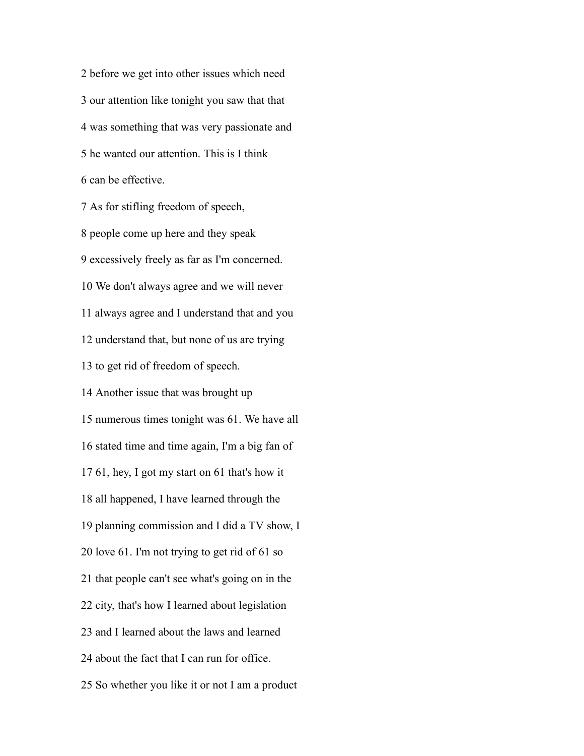2 before we get into other issues which need

3 our attention like tonight you saw that that

4 was something that was very passionate and

5 he wanted our attention. This is I think

6 can be effective.

7 As for stifling freedom of speech,

8 people come up here and they speak

9 excessively freely as far as I'm concerned.

10 We don't always agree and we will never

11 always agree and I understand that and you

12 understand that, but none of us are trying

13 to get rid of freedom of speech.

14 Another issue that was brought up

15 numerous times tonight was 61. We have all

16 stated time and time again, I'm a big fan of

17 61, hey, I got my start on 61 that's how it

18 all happened, I have learned through the

19 planning commission and I did a TV show, I

20 love 61. I'm not trying to get rid of 61 so

21 that people can't see what's going on in the

22 city, that's how I learned about legislation

23 and I learned about the laws and learned

24 about the fact that I can run for office.

25 So whether you like it or not I am a product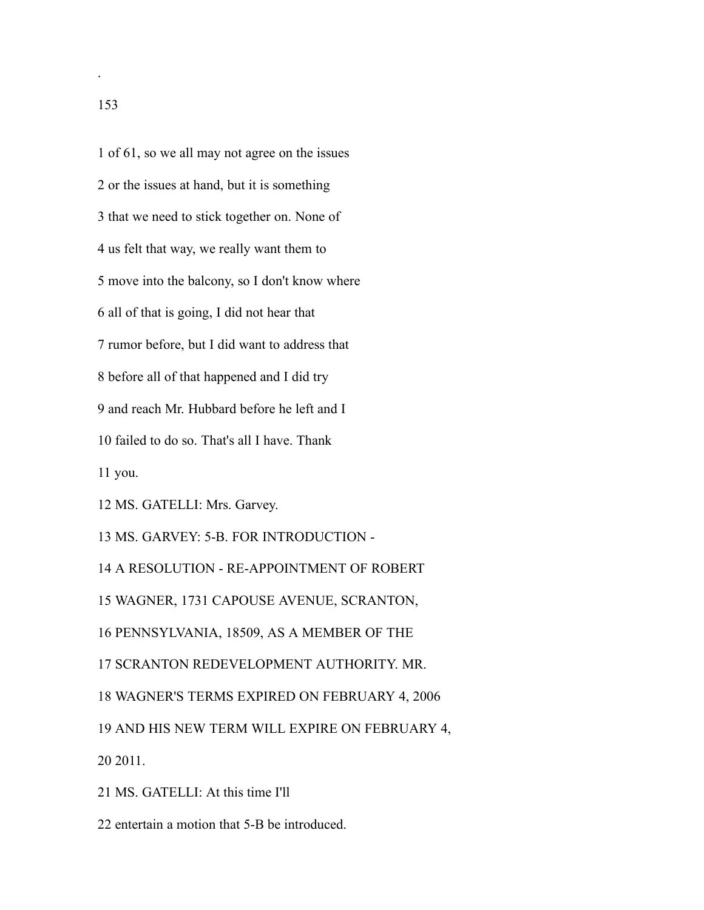1 of 61, so we all may not agree on the issues

2 or the issues at hand, but it is something

3 that we need to stick together on. None of

4 us felt that way, we really want them to

5 move into the balcony, so I don't know where

6 all of that is going, I did not hear that

7 rumor before, but I did want to address that

8 before all of that happened and I did try

9 and reach Mr. Hubbard before he left and I

10 failed to do so. That's all I have. Thank

11 you.

12 MS. GATELLI: Mrs. Garvey.

13 MS. GARVEY: 5-B. FOR INTRODUCTION -

14 A RESOLUTION - RE-APPOINTMENT OF ROBERT

15 WAGNER, 1731 CAPOUSE AVENUE, SCRANTON,

16 PENNSYLVANIA, 18509, AS A MEMBER OF THE

17 SCRANTON REDEVELOPMENT AUTHORITY. MR.

18 WAGNER'S TERMS EXPIRED ON FEBRUARY 4, 2006

19 AND HIS NEW TERM WILL EXPIRE ON FEBRUARY 4,

20 2011.

21 MS. GATELLI: At this time I'll

22 entertain a motion that 5-B be introduced.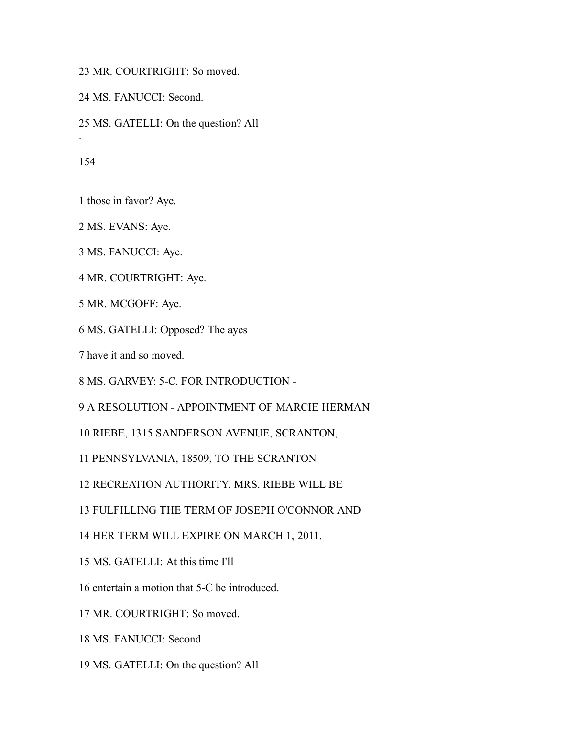23 MR. COURTRIGHT: So moved.

24 MS. FANUCCI: Second.

25 MS. GATELLI: On the question? All

1 those in favor? Aye.

2 MS. EVANS: Aye.

3 MS. FANUCCI: Aye.

4 MR. COURTRIGHT: Aye.

5 MR. MCGOFF: Aye.

6 MS. GATELLI: Opposed? The ayes

7 have it and so moved.

8 MS. GARVEY: 5-C. FOR INTRODUCTION -

9 A RESOLUTION - APPOINTMENT OF MARCIE HERMAN

10 RIEBE, 1315 SANDERSON AVENUE, SCRANTON,

11 PENNSYLVANIA, 18509, TO THE SCRANTON

12 RECREATION AUTHORITY. MRS. RIEBE WILL BE

13 FULFILLING THE TERM OF JOSEPH O'CONNOR AND

14 HER TERM WILL EXPIRE ON MARCH 1, 2011.

15 MS. GATELLI: At this time I'll

16 entertain a motion that 5-C be introduced.

17 MR. COURTRIGHT: So moved.

18 MS. FANUCCI: Second.

19 MS. GATELLI: On the question? All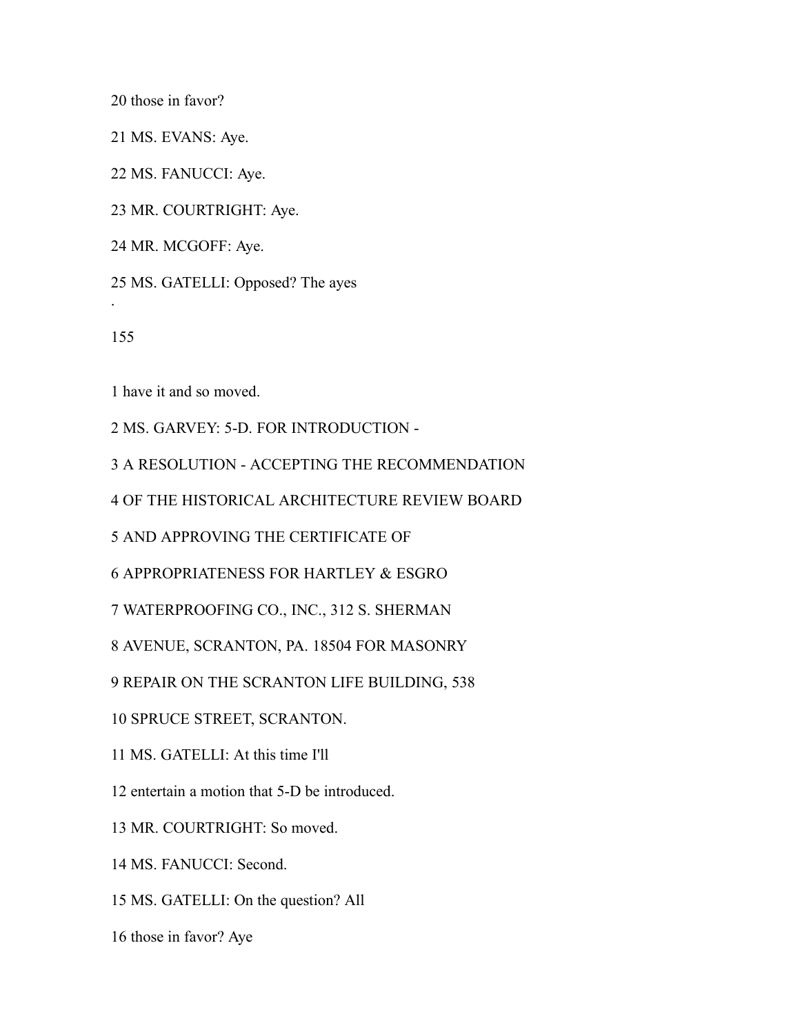20 those in favor?

21 MS. EVANS: Aye.

22 MS. FANUCCI: Aye.

23 MR. COURTRIGHT: Aye.

24 MR. MCGOFF: Aye.

25 MS. GATELLI: Opposed? The ayes

.

155

1 have it and so moved.

2 MS. GARVEY: 5-D. FOR INTRODUCTION -

3 A RESOLUTION - ACCEPTING THE RECOMMENDATION

4 OF THE HISTORICAL ARCHITECTURE REVIEW BOARD

5 AND APPROVING THE CERTIFICATE OF

6 APPROPRIATENESS FOR HARTLEY & ESGRO

7 WATERPROOFING CO., INC., 312 S. SHERMAN

8 AVENUE, SCRANTON, PA. 18504 FOR MASONRY

9 REPAIR ON THE SCRANTON LIFE BUILDING, 538

10 SPRUCE STREET, SCRANTON.

11 MS. GATELLI: At this time I'll

12 entertain a motion that 5-D be introduced.

13 MR. COURTRIGHT: So moved.

14 MS. FANUCCI: Second.

15 MS. GATELLI: On the question? All

16 those in favor? Aye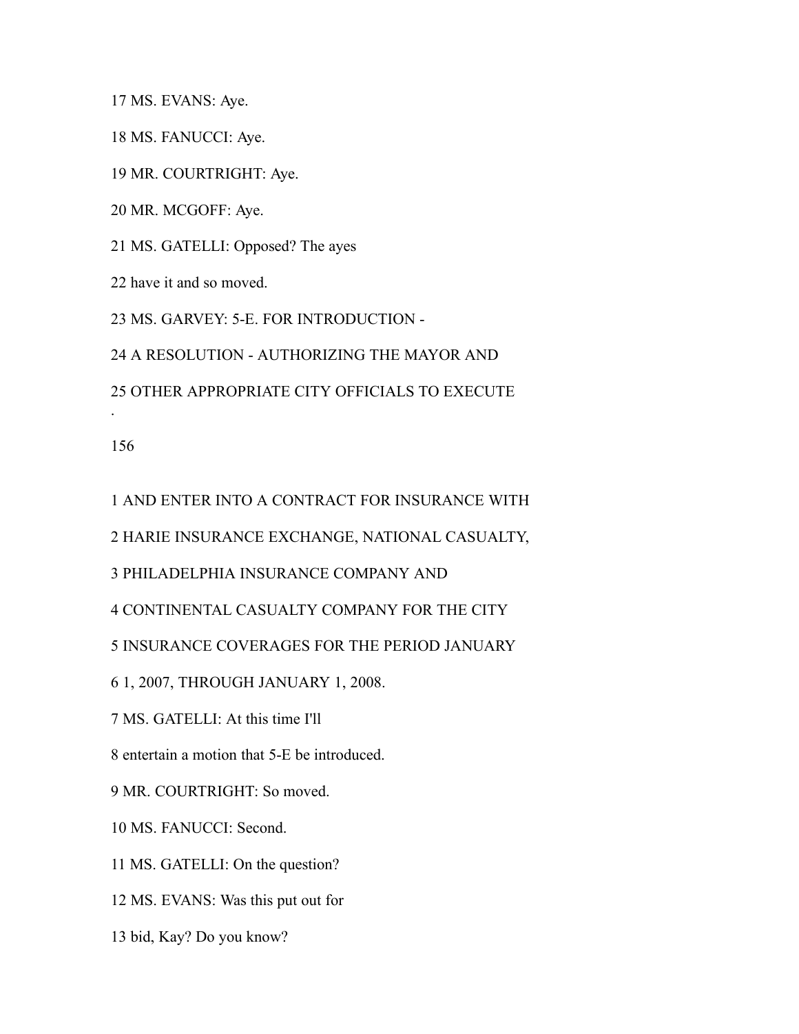17 MS. EVANS: Aye.

18 MS. FANUCCI: Aye.

19 MR. COURTRIGHT: Aye.

20 MR. MCGOFF: Aye.

21 MS. GATELLI: Opposed? The ayes

22 have it and so moved.

23 MS. GARVEY: 5-E. FOR INTRODUCTION -

24 A RESOLUTION - AUTHORIZING THE MAYOR AND

25 OTHER APPROPRIATE CITY OFFICIALS TO EXECUTE

1 AND ENTER INTO A CONTRACT FOR INSURANCE WITH

2 HARIE INSURANCE EXCHANGE, NATIONAL CASUALTY,

3 PHILADELPHIA INSURANCE COMPANY AND

4 CONTINENTAL CASUALTY COMPANY FOR THE CITY

5 INSURANCE COVERAGES FOR THE PERIOD JANUARY

6 1, 2007, THROUGH JANUARY 1, 2008.

7 MS. GATELLI: At this time I'll

8 entertain a motion that 5-E be introduced.

9 MR. COURTRIGHT: So moved.

10 MS. FANUCCI: Second.

11 MS. GATELLI: On the question?

12 MS. EVANS: Was this put out for

13 bid, Kay? Do you know?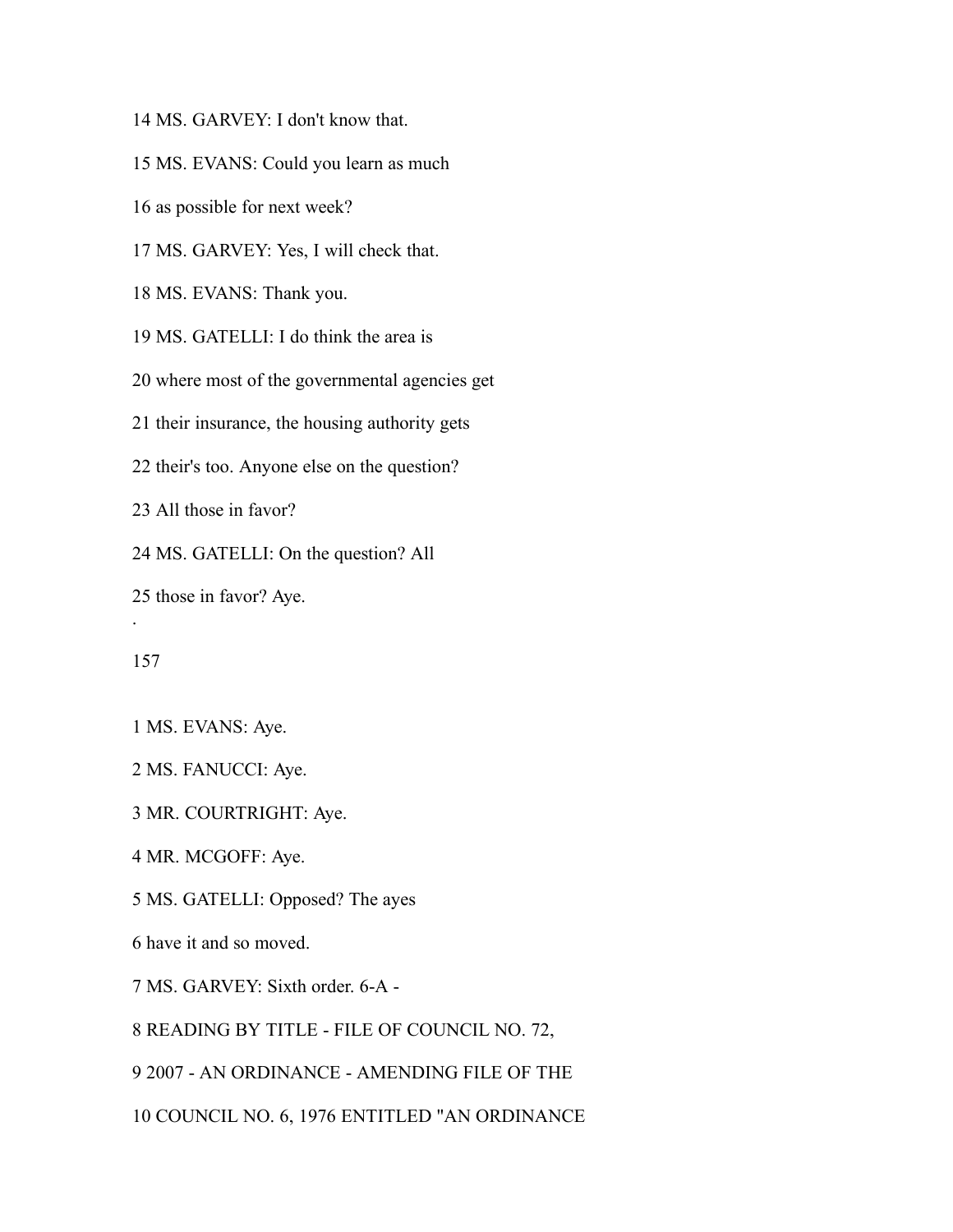14 MS. GARVEY: I don't know that.

15 MS. EVANS: Could you learn as much

16 as possible for next week?

17 MS. GARVEY: Yes, I will check that.

18 MS. EVANS: Thank you.

19 MS. GATELLI: I do think the area is

20 where most of the governmental agencies get

21 their insurance, the housing authority gets

22 their's too. Anyone else on the question?

23 All those in favor?

24 MS. GATELLI: On the question? All

25 those in favor? Aye.

1 MS. EVANS: Aye.

2 MS. FANUCCI: Aye.

3 MR. COURTRIGHT: Aye.

4 MR. MCGOFF: Aye.

5 MS. GATELLI: Opposed? The ayes

6 have it and so moved.

7 MS. GARVEY: Sixth order. 6-A -

8 READING BY TITLE - FILE OF COUNCIL NO. 72,

9 2007 - AN ORDINANCE - AMENDING FILE OF THE

10 COUNCIL NO. 6, 1976 ENTITLED "AN ORDINANCE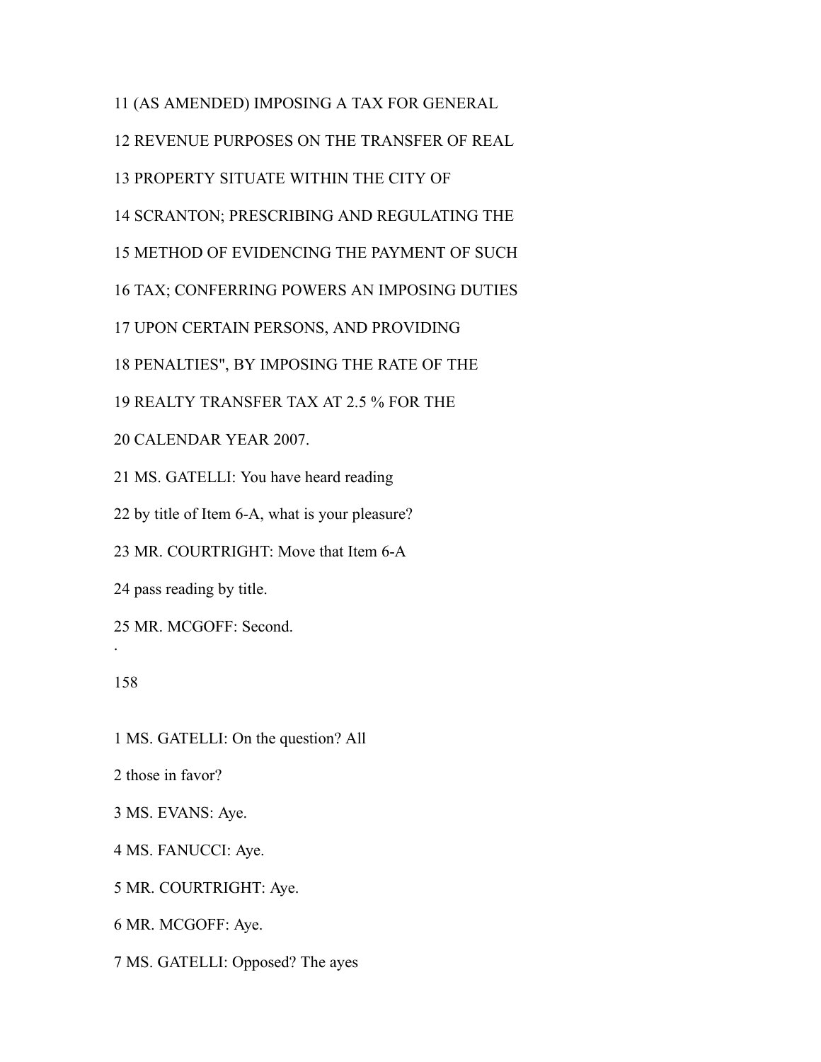11 (AS AMENDED) IMPOSING A TAX FOR GENERAL

12 REVENUE PURPOSES ON THE TRANSFER OF REAL

13 PROPERTY SITUATE WITHIN THE CITY OF

14 SCRANTON; PRESCRIBING AND REGULATING THE

15 METHOD OF EVIDENCING THE PAYMENT OF SUCH

16 TAX; CONFERRING POWERS AN IMPOSING DUTIES

17 UPON CERTAIN PERSONS, AND PROVIDING

18 PENALTIES", BY IMPOSING THE RATE OF THE

19 REALTY TRANSFER TAX AT 2.5 % FOR THE

20 CALENDAR YEAR 2007.

21 MS. GATELLI: You have heard reading

22 by title of Item 6-A, what is your pleasure?

23 MR. COURTRIGHT: Move that Item 6-A

24 pass reading by title.

25 MR. MCGOFF: Second.

1 MS. GATELLI: On the question? All

2 those in favor?

3 MS. EVANS: Aye.

4 MS. FANUCCI: Aye.

5 MR. COURTRIGHT: Aye.

6 MR. MCGOFF: Aye.

7 MS. GATELLI: Opposed? The ayes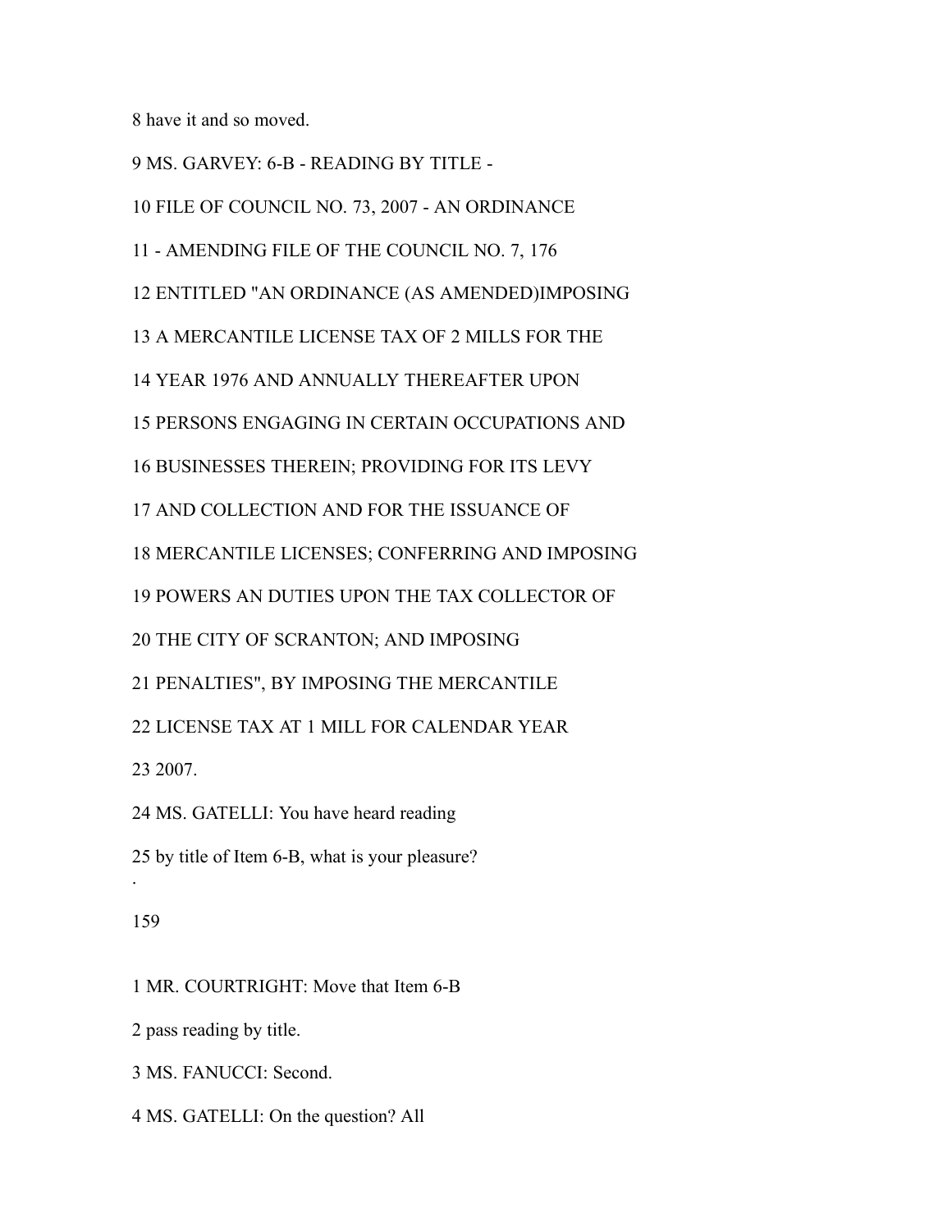8 have it and so moved.

9 MS. GARVEY: 6-B - READING BY TITLE -

10 FILE OF COUNCIL NO. 73, 2007 - AN ORDINANCE

11 - AMENDING FILE OF THE COUNCIL NO. 7, 176

12 ENTITLED "AN ORDINANCE (AS AMENDED)IMPOSING

13 A MERCANTILE LICENSE TAX OF 2 MILLS FOR THE

14 YEAR 1976 AND ANNUALLY THEREAFTER UPON

15 PERSONS ENGAGING IN CERTAIN OCCUPATIONS AND

16 BUSINESSES THEREIN; PROVIDING FOR ITS LEVY

17 AND COLLECTION AND FOR THE ISSUANCE OF

18 MERCANTILE LICENSES; CONFERRING AND IMPOSING

19 POWERS AN DUTIES UPON THE TAX COLLECTOR OF

20 THE CITY OF SCRANTON; AND IMPOSING

21 PENALTIES", BY IMPOSING THE MERCANTILE

22 LICENSE TAX AT 1 MILL FOR CALENDAR YEAR

23 2007.

24 MS. GATELLI: You have heard reading

25 by title of Item 6-B, what is your pleasure?

.

159

1 MR. COURTRIGHT: Move that Item 6-B

2 pass reading by title.

3 MS. FANUCCI: Second.

4 MS. GATELLI: On the question? All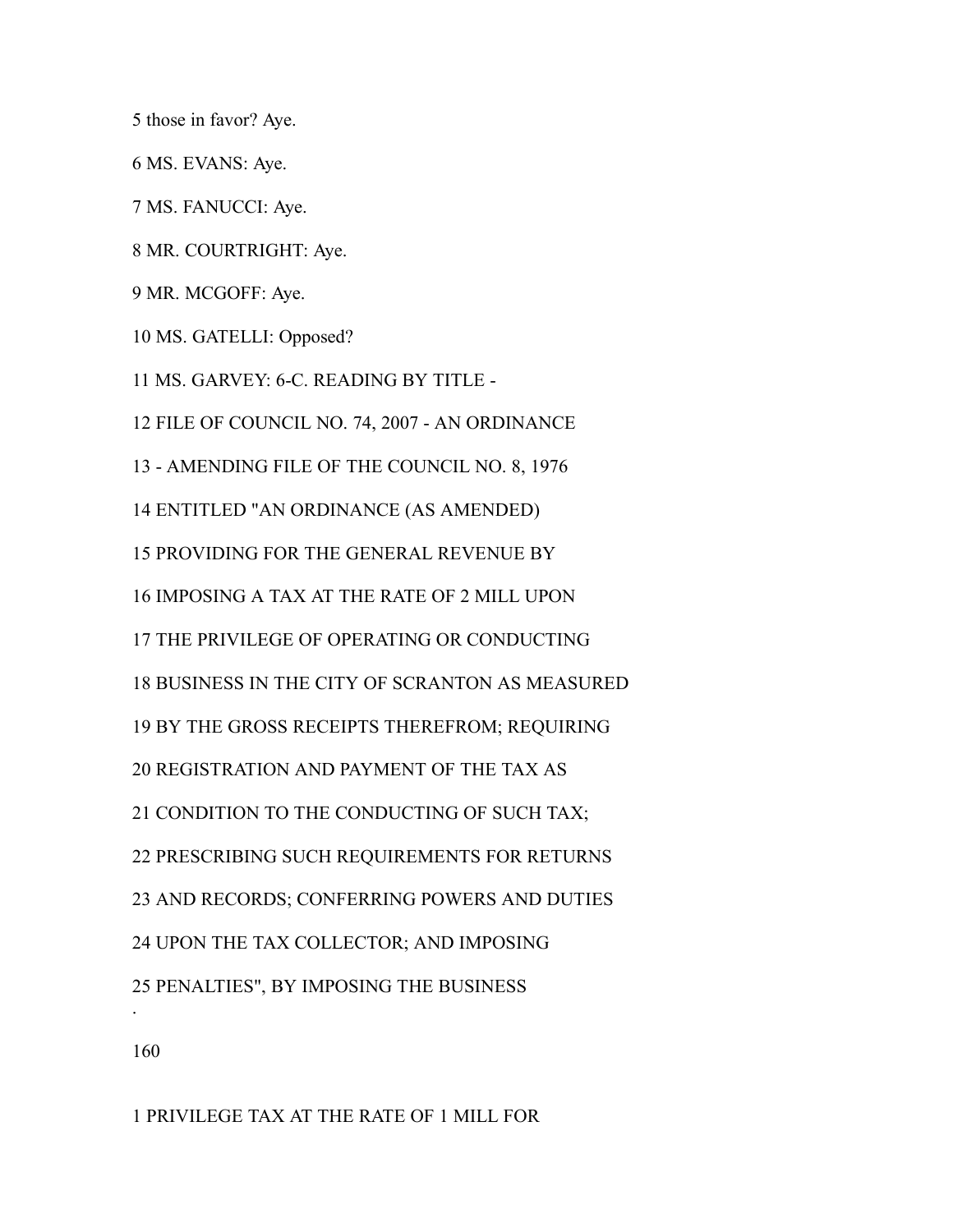5 those in favor? Aye.

6 MS. EVANS: Aye.

7 MS. FANUCCI: Aye.

8 MR. COURTRIGHT: Aye.

9 MR. MCGOFF: Aye.

10 MS. GATELLI: Opposed?

11 MS. GARVEY: 6-C. READING BY TITLE -

12 FILE OF COUNCIL NO. 74, 2007 - AN ORDINANCE

13 - AMENDING FILE OF THE COUNCIL NO. 8, 1976

14 ENTITLED "AN ORDINANCE (AS AMENDED)

15 PROVIDING FOR THE GENERAL REVENUE BY

16 IMPOSING A TAX AT THE RATE OF 2 MILL UPON

17 THE PRIVILEGE OF OPERATING OR CONDUCTING

18 BUSINESS IN THE CITY OF SCRANTON AS MEASURED

19 BY THE GROSS RECEIPTS THEREFROM; REQUIRING

20 REGISTRATION AND PAYMENT OF THE TAX AS

21 CONDITION TO THE CONDUCTING OF SUCH TAX;

22 PRESCRIBING SUCH REQUIREMENTS FOR RETURNS

23 AND RECORDS; CONFERRING POWERS AND DUTIES

24 UPON THE TAX COLLECTOR; AND IMPOSING

25 PENALTIES", BY IMPOSING THE BUSINESS

1 PRIVILEGE TAX AT THE RATE OF 1 MILL FOR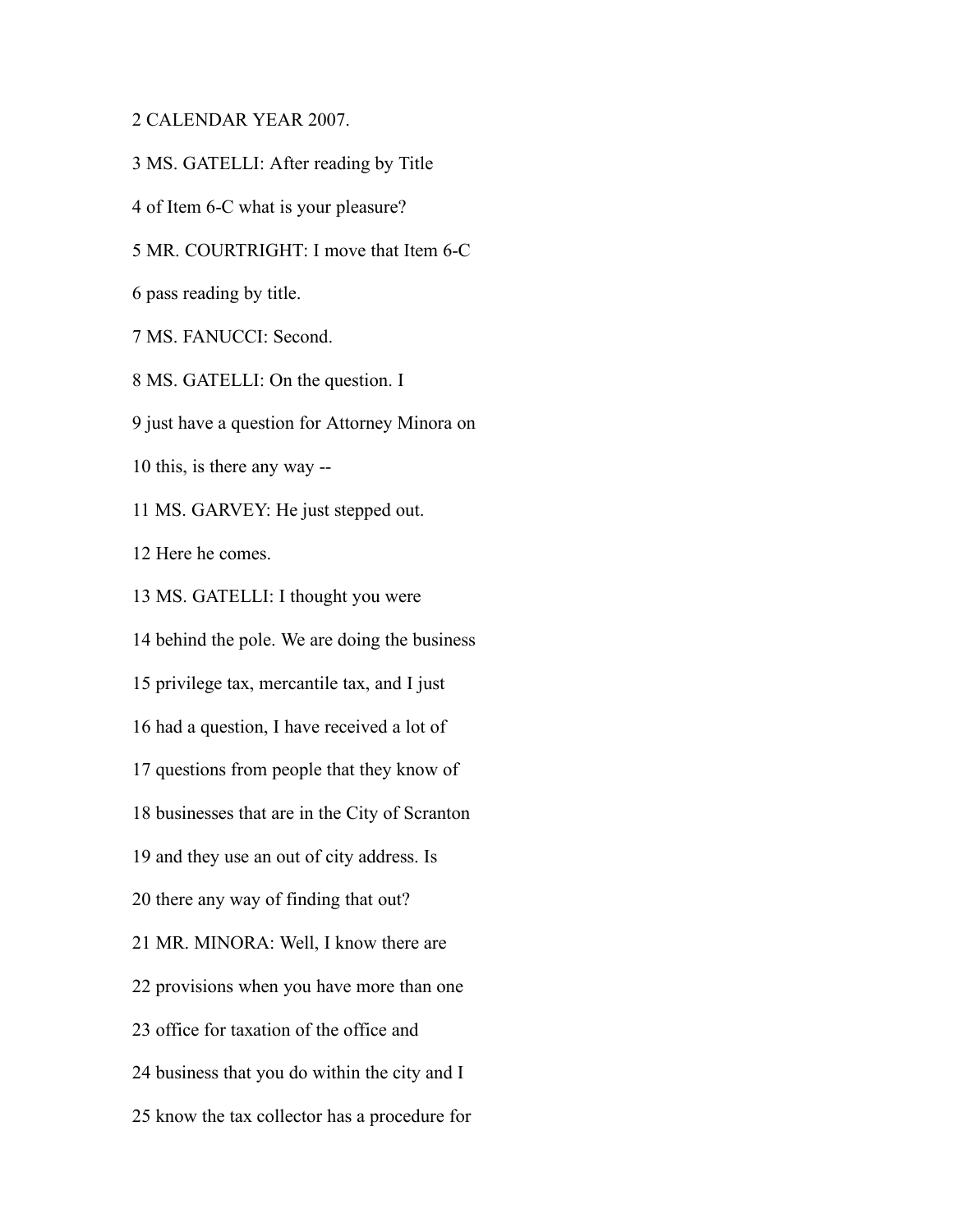2 CALENDAR YEAR 2007.

3 MS. GATELLI: After reading by Title

4 of Item 6-C what is your pleasure?

5 MR. COURTRIGHT: I move that Item 6-C

6 pass reading by title.

7 MS. FANUCCI: Second.

8 MS. GATELLI: On the question. I

9 just have a question for Attorney Minora on

10 this, is there any way --

11 MS. GARVEY: He just stepped out.

12 Here he comes.

13 MS. GATELLI: I thought you were

14 behind the pole. We are doing the business

15 privilege tax, mercantile tax, and I just

16 had a question, I have received a lot of

17 questions from people that they know of

18 businesses that are in the City of Scranton

19 and they use an out of city address. Is

20 there any way of finding that out?

21 MR. MINORA: Well, I know there are

22 provisions when you have more than one

23 office for taxation of the office and

24 business that you do within the city and I

25 know the tax collector has a procedure for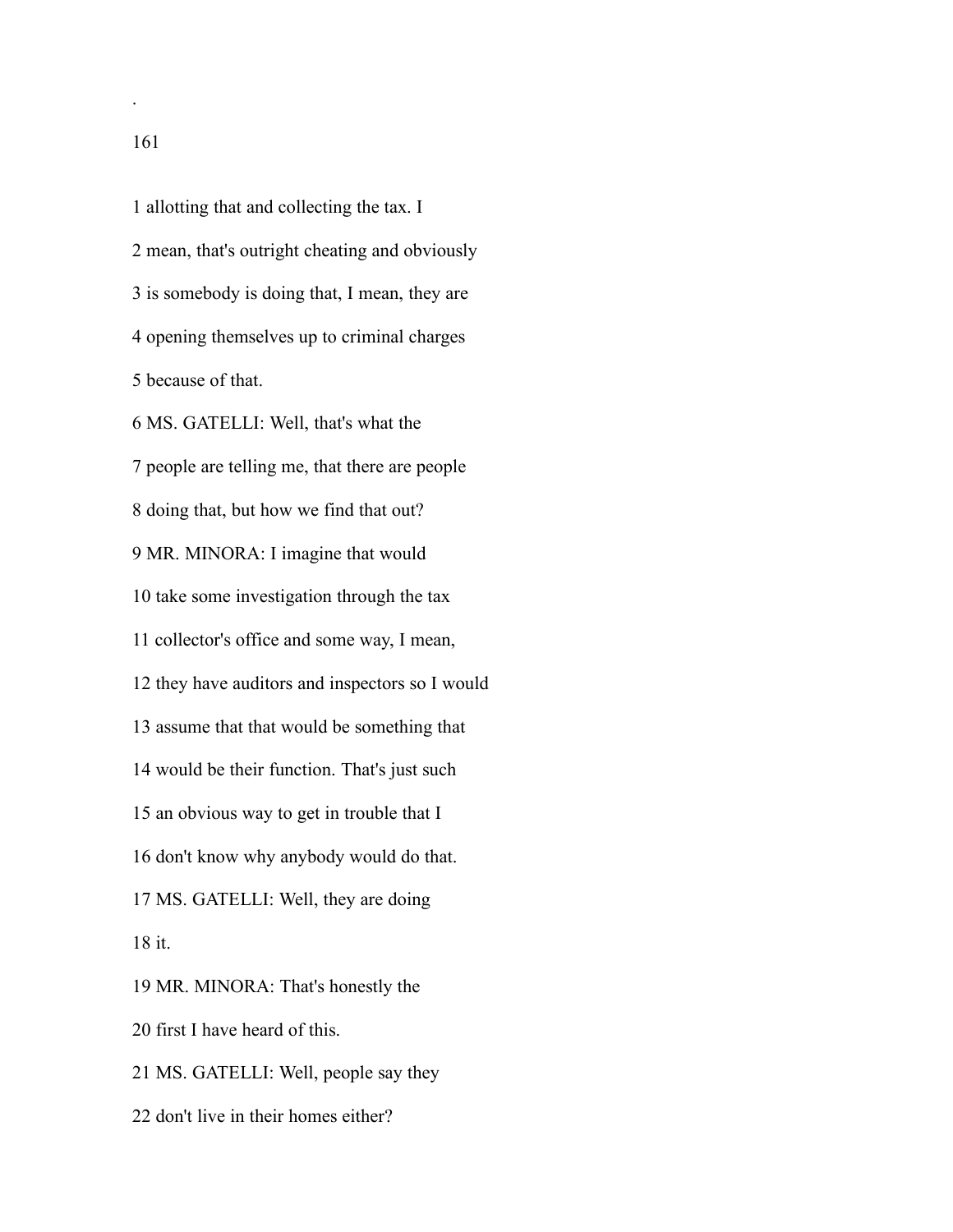1 allotting that and collecting the tax. I

2 mean, that's outright cheating and obviously

3 is somebody is doing that, I mean, they are

4 opening themselves up to criminal charges

5 because of that.

6 MS. GATELLI: Well, that's what the

7 people are telling me, that there are people

8 doing that, but how we find that out?

9 MR. MINORA: I imagine that would

10 take some investigation through the tax

11 collector's office and some way, I mean,

12 they have auditors and inspectors so I would

13 assume that that would be something that

14 would be their function. That's just such

15 an obvious way to get in trouble that I

16 don't know why anybody would do that.

17 MS. GATELLI: Well, they are doing

18 it.

19 MR. MINORA: That's honestly the

20 first I have heard of this.

21 MS. GATELLI: Well, people say they

22 don't live in their homes either?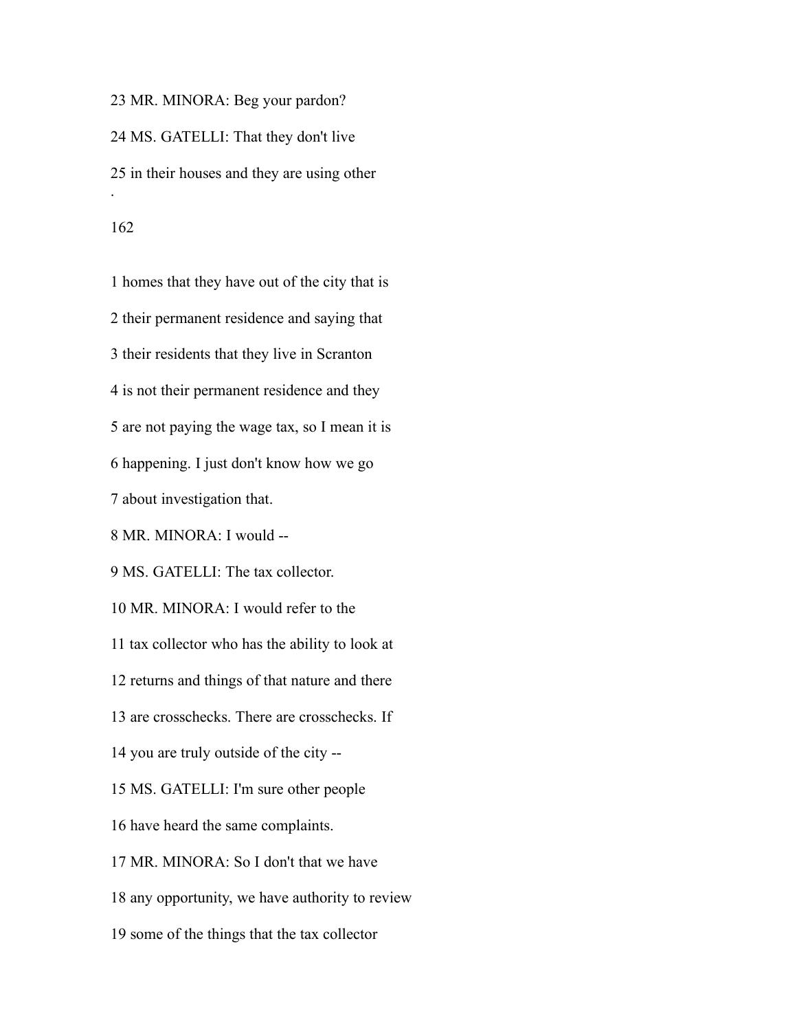23 MR. MINORA: Beg your pardon?

24 MS. GATELLI: That they don't live

25 in their houses and they are using other

1 homes that they have out of the city that is

2 their permanent residence and saying that

3 their residents that they live in Scranton

4 is not their permanent residence and they

5 are not paying the wage tax, so I mean it is

6 happening. I just don't know how we go

7 about investigation that.

8 MR. MINORA: I would --

9 MS. GATELLI: The tax collector.

10 MR. MINORA: I would refer to the

11 tax collector who has the ability to look at

12 returns and things of that nature and there

13 are crosschecks. There are crosschecks. If

14 you are truly outside of the city --

15 MS. GATELLI: I'm sure other people

16 have heard the same complaints.

17 MR. MINORA: So I don't that we have

18 any opportunity, we have authority to review

19 some of the things that the tax collector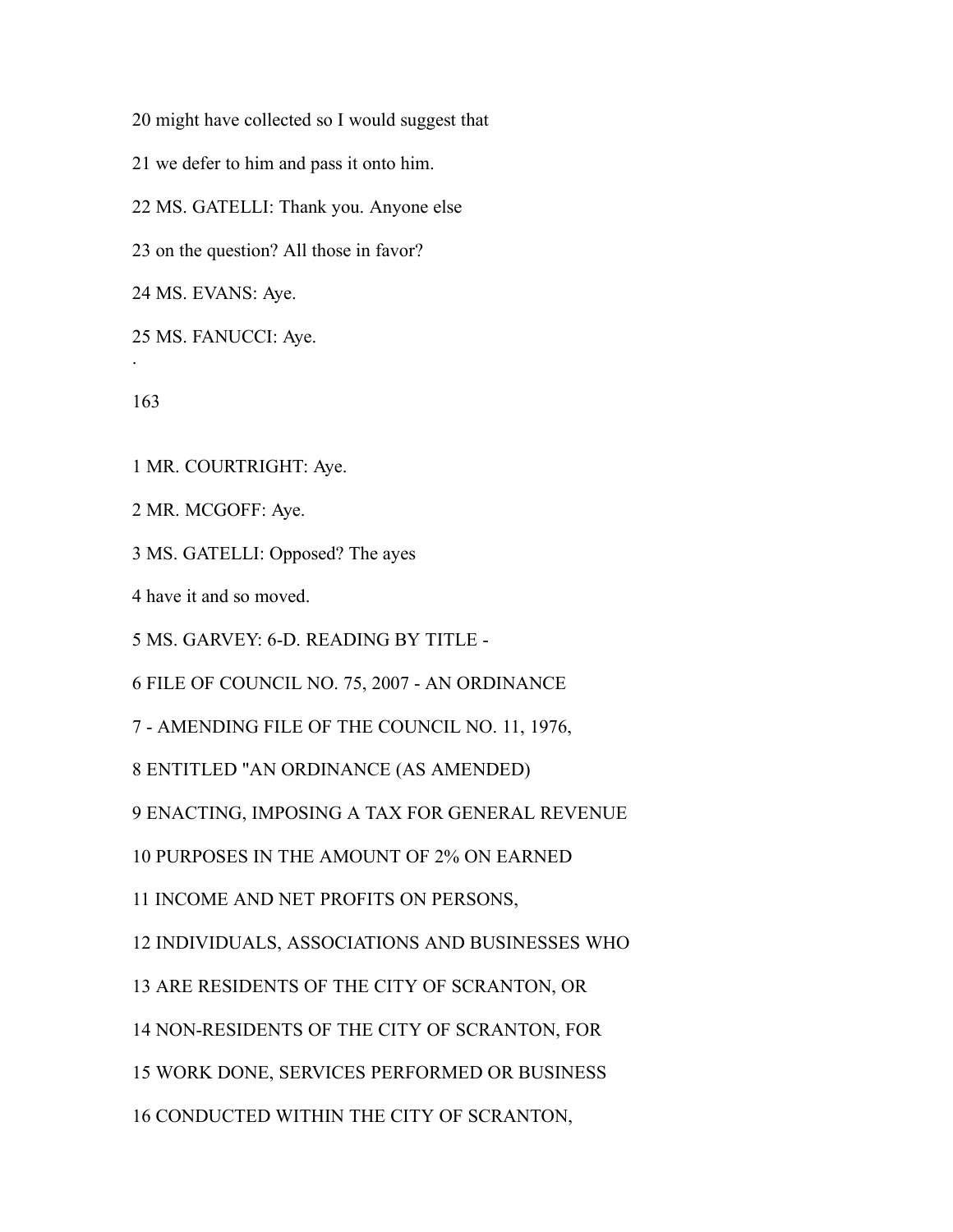20 might have collected so I would suggest that

21 we defer to him and pass it onto him.

22 MS. GATELLI: Thank you. Anyone else

23 on the question? All those in favor?

24 MS. EVANS: Aye.

25 MS. FANUCCI: Aye.

1 MR. COURTRIGHT: Aye.

2 MR. MCGOFF: Aye.

3 MS. GATELLI: Opposed? The ayes

4 have it and so moved.

5 MS. GARVEY: 6-D. READING BY TITLE -

6 FILE OF COUNCIL NO. 75, 2007 - AN ORDINANCE

7 - AMENDING FILE OF THE COUNCIL NO. 11, 1976,

8 ENTITLED "AN ORDINANCE (AS AMENDED)

9 ENACTING, IMPOSING A TAX FOR GENERAL REVENUE

10 PURPOSES IN THE AMOUNT OF 2% ON EARNED

11 INCOME AND NET PROFITS ON PERSONS,

12 INDIVIDUALS, ASSOCIATIONS AND BUSINESSES WHO

13 ARE RESIDENTS OF THE CITY OF SCRANTON, OR

14 NON-RESIDENTS OF THE CITY OF SCRANTON, FOR

15 WORK DONE, SERVICES PERFORMED OR BUSINESS

16 CONDUCTED WITHIN THE CITY OF SCRANTON,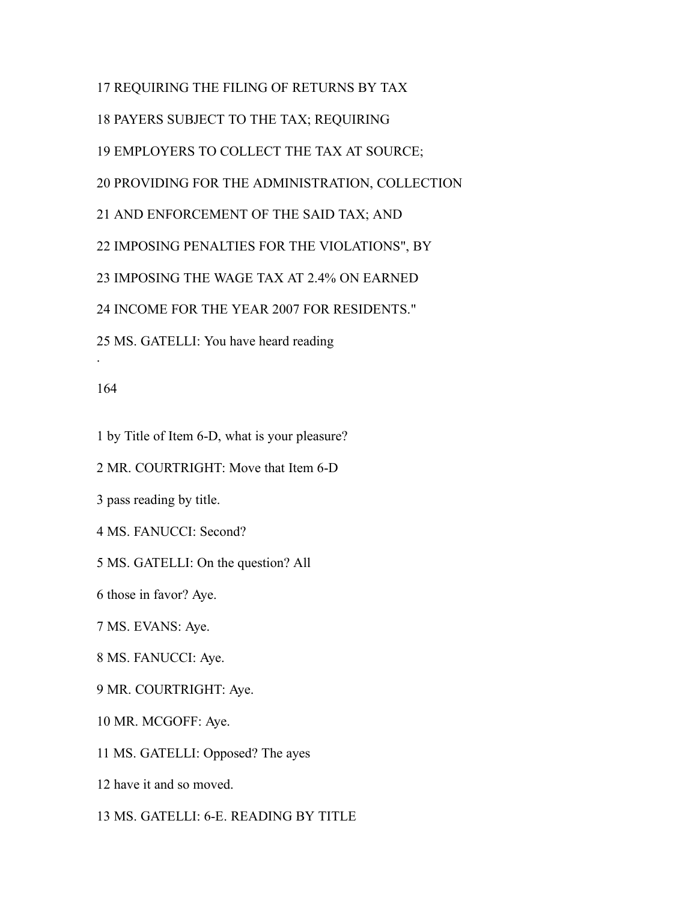17 REQUIRING THE FILING OF RETURNS BY TAX

18 PAYERS SUBJECT TO THE TAX; REQUIRING

19 EMPLOYERS TO COLLECT THE TAX AT SOURCE;

20 PROVIDING FOR THE ADMINISTRATION, COLLECTION

21 AND ENFORCEMENT OF THE SAID TAX; AND

22 IMPOSING PENALTIES FOR THE VIOLATIONS", BY

23 IMPOSING THE WAGE TAX AT 2.4% ON EARNED

24 INCOME FOR THE YEAR 2007 FOR RESIDENTS."

25 MS. GATELLI: You have heard reading

1 by Title of Item 6-D, what is your pleasure?

2 MR. COURTRIGHT: Move that Item 6-D

3 pass reading by title.

4 MS. FANUCCI: Second?

5 MS. GATELLI: On the question? All

6 those in favor? Aye.

7 MS. EVANS: Aye.

8 MS. FANUCCI: Aye.

9 MR. COURTRIGHT: Aye.

10 MR. MCGOFF: Aye.

11 MS. GATELLI: Opposed? The ayes

12 have it and so moved.

13 MS. GATELLI: 6-E. READING BY TITLE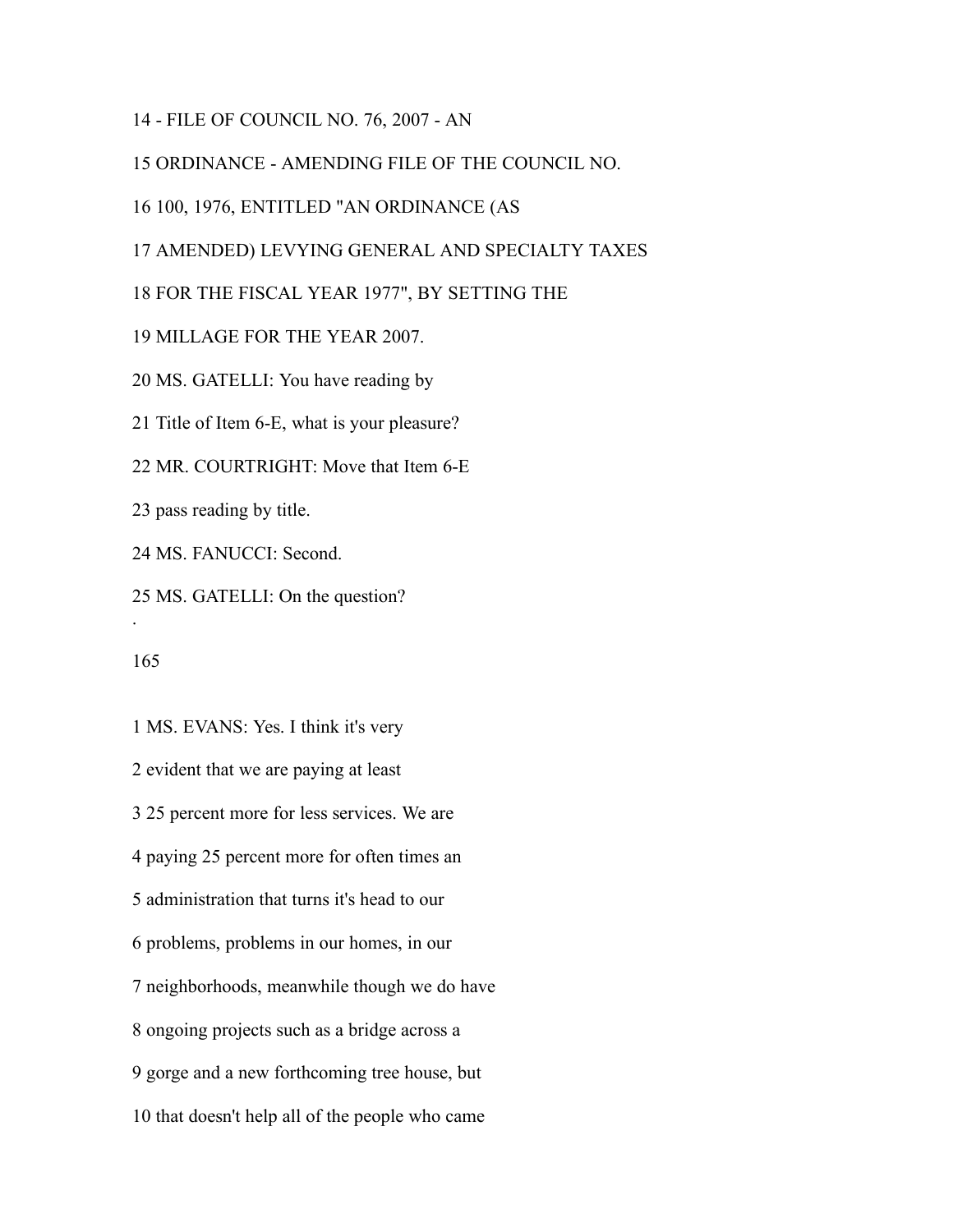14 - FILE OF COUNCIL NO. 76, 2007 - AN

15 ORDINANCE - AMENDING FILE OF THE COUNCIL NO.

16 100, 1976, ENTITLED "AN ORDINANCE (AS

17 AMENDED) LEVYING GENERAL AND SPECIALTY TAXES

18 FOR THE FISCAL YEAR 1977", BY SETTING THE

19 MILLAGE FOR THE YEAR 2007.

20 MS. GATELLI: You have reading by

21 Title of Item 6-E, what is your pleasure?

22 MR. COURTRIGHT: Move that Item 6-E

23 pass reading by title.

24 MS. FANUCCI: Second.

25 MS. GATELLI: On the question?

1 MS. EVANS: Yes. I think it's very

2 evident that we are paying at least

3 25 percent more for less services. We are

4 paying 25 percent more for often times an

5 administration that turns it's head to our

6 problems, problems in our homes, in our

7 neighborhoods, meanwhile though we do have

8 ongoing projects such as a bridge across a

9 gorge and a new forthcoming tree house, but

10 that doesn't help all of the people who came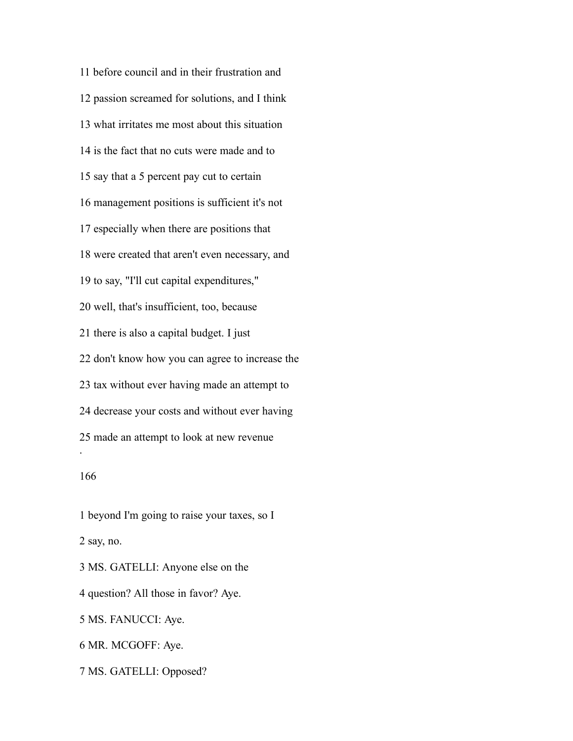11 before council and in their frustration and

12 passion screamed for solutions, and I think

13 what irritates me most about this situation

14 is the fact that no cuts were made and to

15 say that a 5 percent pay cut to certain

16 management positions is sufficient it's not

17 especially when there are positions that

18 were created that aren't even necessary, and

19 to say, "I'll cut capital expenditures,"

20 well, that's insufficient, too, because

21 there is also a capital budget. I just

22 don't know how you can agree to increase the

23 tax without ever having made an attempt to

24 decrease your costs and without ever having

25 made an attempt to look at new revenue

1 beyond I'm going to raise your taxes, so I

2 say, no.

3 MS. GATELLI: Anyone else on the

4 question? All those in favor? Aye.

5 MS. FANUCCI: Aye.

6 MR. MCGOFF: Aye.

7 MS. GATELLI: Opposed?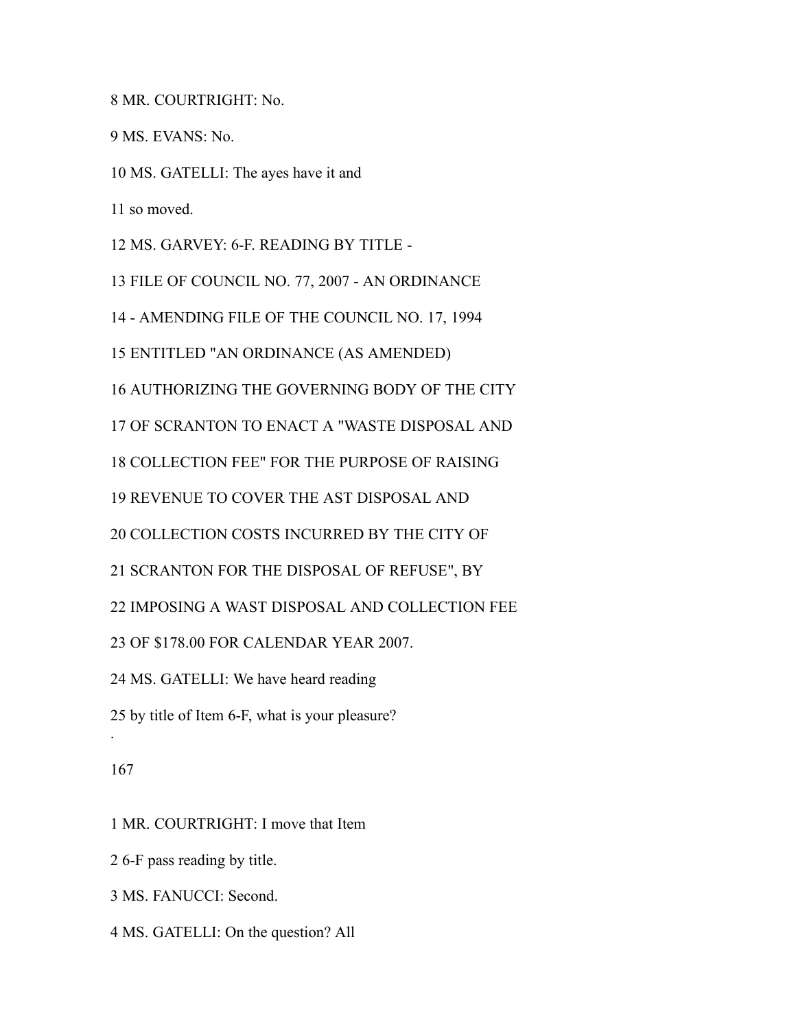8 MR. COURTRIGHT: No.

9 MS. EVANS: No.

10 MS. GATELLI: The ayes have it and

11 so moved.

12 MS. GARVEY: 6-F. READING BY TITLE -

13 FILE OF COUNCIL NO. 77, 2007 - AN ORDINANCE

14 - AMENDING FILE OF THE COUNCIL NO. 17, 1994

15 ENTITLED "AN ORDINANCE (AS AMENDED)

16 AUTHORIZING THE GOVERNING BODY OF THE CITY

17 OF SCRANTON TO ENACT A "WASTE DISPOSAL AND

18 COLLECTION FEE" FOR THE PURPOSE OF RAISING

19 REVENUE TO COVER THE AST DISPOSAL AND

20 COLLECTION COSTS INCURRED BY THE CITY OF

21 SCRANTON FOR THE DISPOSAL OF REFUSE", BY

22 IMPOSING A WAST DISPOSAL AND COLLECTION FEE

23 OF $178.00 FOR CALENDAR YEAR 2007.

24 MS. GATELLI: We have heard reading

25 by title of Item 6-F, what is your pleasure?

1 MR. COURTRIGHT: I move that Item

2 6-F pass reading by title.

3 MS. FANUCCI: Second.

4 MS. GATELLI: On the question? All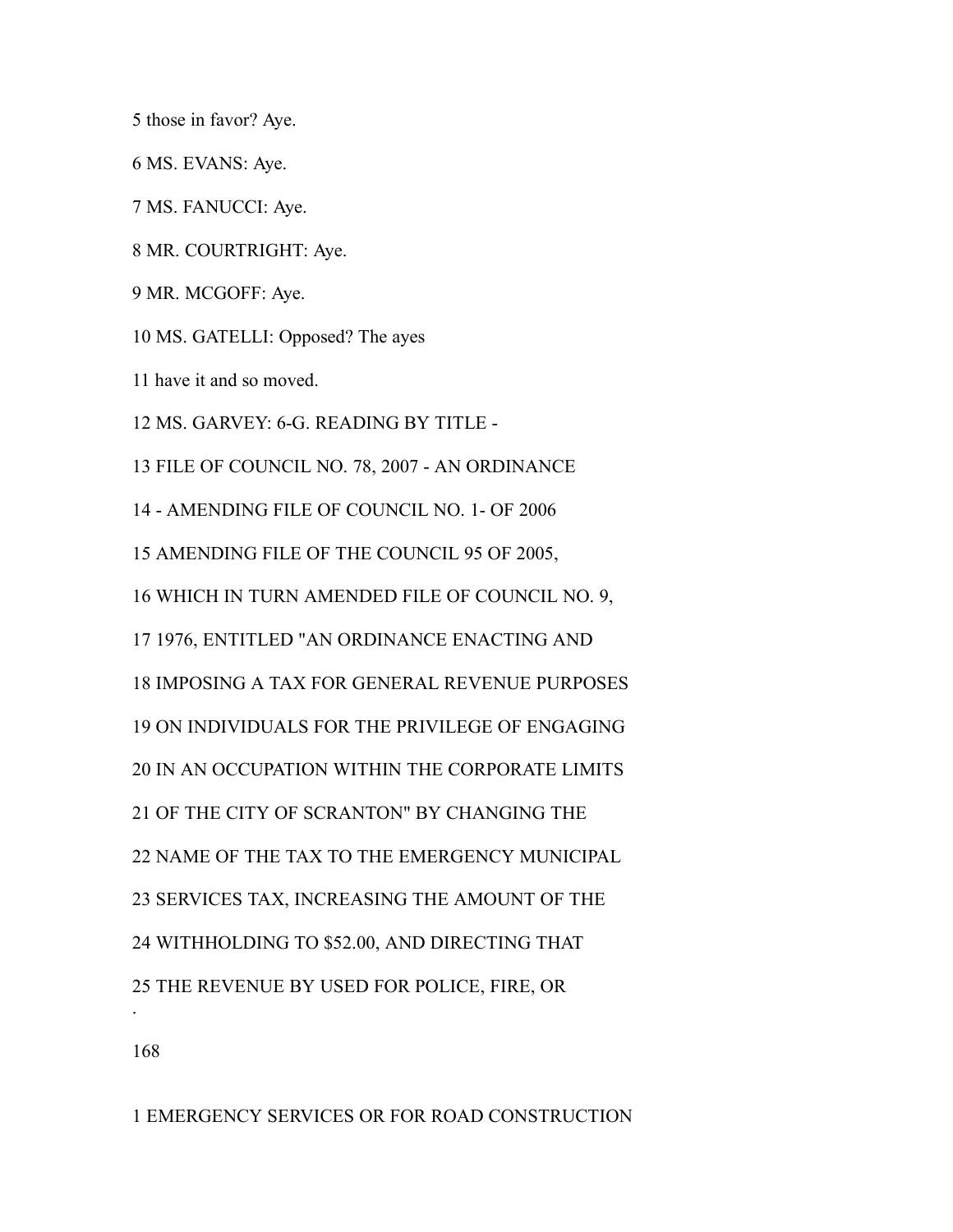5 those in favor? Aye.

6 MS. EVANS: Aye.

7 MS. FANUCCI: Aye.

8 MR. COURTRIGHT: Aye.

9 MR. MCGOFF: Aye.

10 MS. GATELLI: Opposed? The ayes

11 have it and so moved.

12 MS. GARVEY: 6-G. READING BY TITLE -

13 FILE OF COUNCIL NO. 78, 2007 - AN ORDINANCE

14 - AMENDING FILE OF COUNCIL NO. 1- OF 2006

15 AMENDING FILE OF THE COUNCIL 95 OF 2005,

16 WHICH IN TURN AMENDED FILE OF COUNCIL NO. 9,

17 1976, ENTITLED "AN ORDINANCE ENACTING AND

18 IMPOSING A TAX FOR GENERAL REVENUE PURPOSES

19 ON INDIVIDUALS FOR THE PRIVILEGE OF ENGAGING

20 IN AN OCCUPATION WITHIN THE CORPORATE LIMITS

21 OF THE CITY OF SCRANTON" BY CHANGING THE

22 NAME OF THE TAX TO THE EMERGENCY MUNICIPAL

23 SERVICES TAX, INCREASING THE AMOUNT OF THE

24 WITHHOLDING TO $52.00, AND DIRECTING THAT

25 THE REVENUE BY USED FOR POLICE, FIRE, OR

1 EMERGENCY SERVICES OR FOR ROAD CONSTRUCTION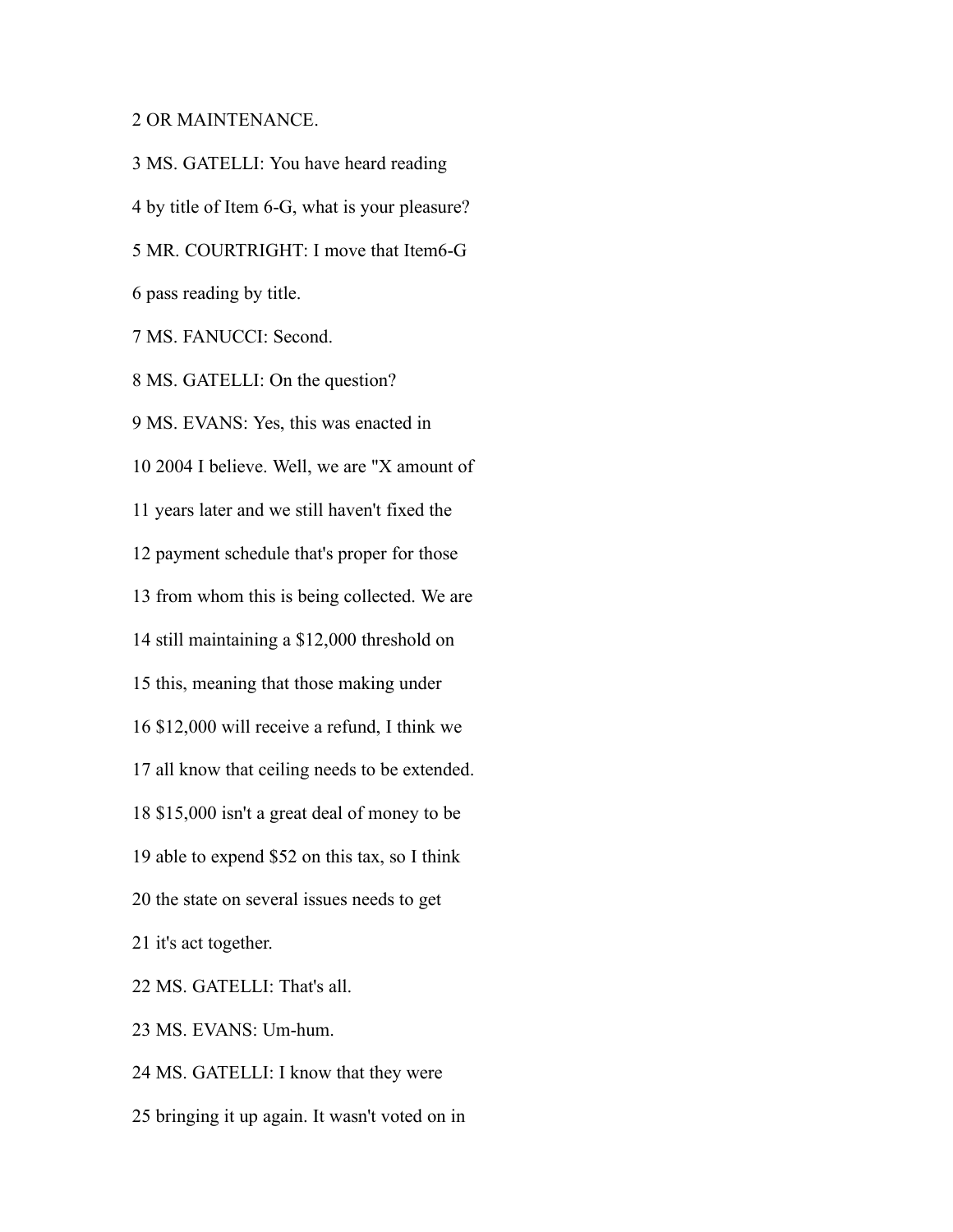2 OR MAINTENANCE.

3 MS. GATELLI: You have heard reading

4 by title of Item 6-G, what is your pleasure?

5 MR. COURTRIGHT: I move that Item6-G

6 pass reading by title.

7 MS. FANUCCI: Second.

8 MS. GATELLI: On the question?

9 MS. EVANS: Yes, this was enacted in

10 2004 I believe. Well, we are "X amount of

11 years later and we still haven't fixed the

12 payment schedule that's proper for those

13 from whom this is being collected. We are

14 still maintaining a $12,000 threshold on

15 this, meaning that those making under

16 $12,000 will receive a refund, I think we

17 all know that ceiling needs to be extended.

18 $15,000 isn't a great deal of money to be

19 able to expend $52 on this tax, so I think

20 the state on several issues needs to get

21 it's act together.

22 MS. GATELLI: That's all.

23 MS. EVANS: Um-hum.

24 MS. GATELLI: I know that they were

25 bringing it up again. It wasn't voted on in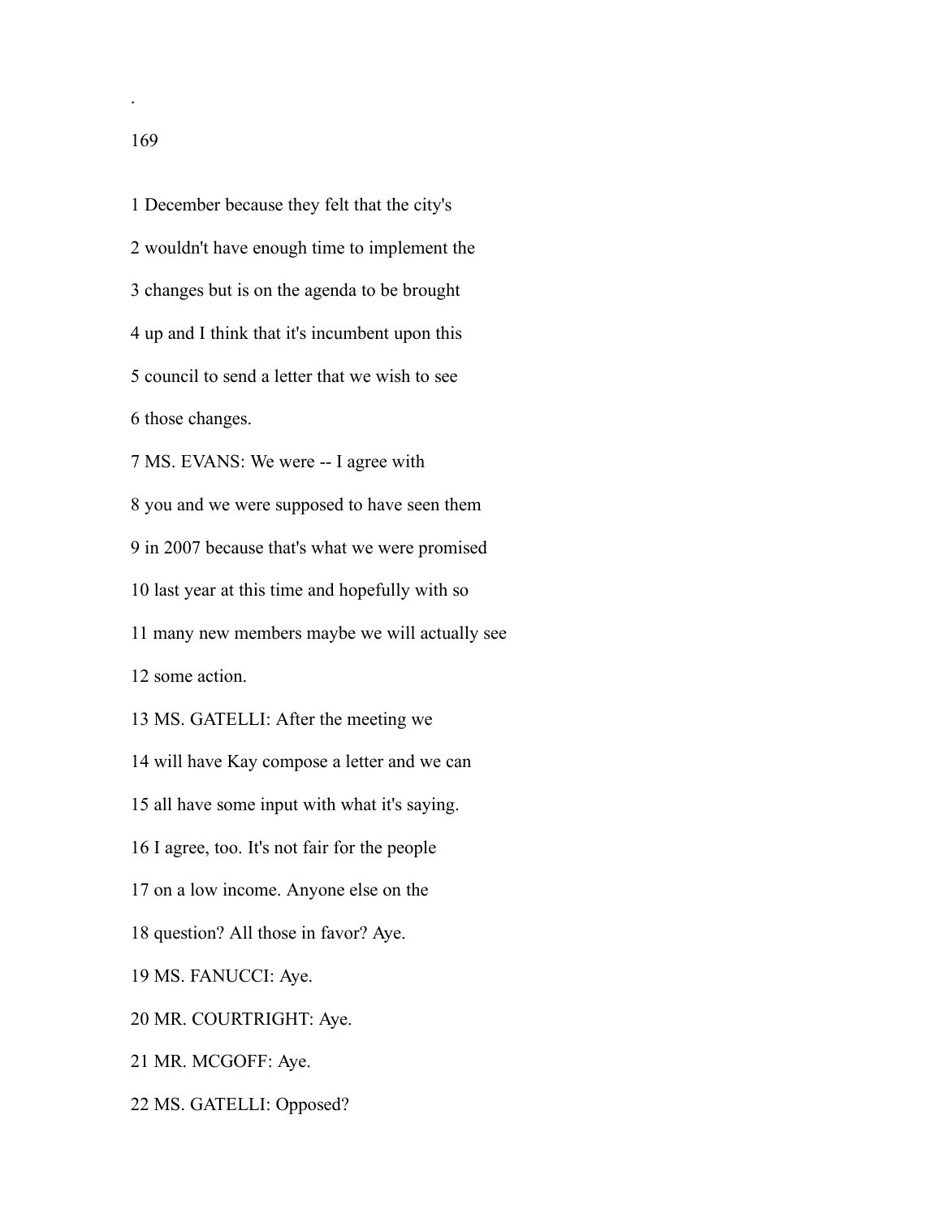1 December because they felt that the city's

2 wouldn't have enough time to implement the

3 changes but is on the agenda to be brought

4 up and I think that it's incumbent upon this

5 council to send a letter that we wish to see

6 those changes.

7 MS. EVANS: We were -- I agree with

8 you and we were supposed to have seen them

9 in 2007 because that's what we were promised

10 last year at this time and hopefully with so

11 many new members maybe we will actually see

12 some action.

13 MS. GATELLI: After the meeting we

14 will have Kay compose a letter and we can

15 all have some input with what it's saying.

16 I agree, too. It's not fair for the people

17 on a low income. Anyone else on the

18 question? All those in favor? Aye.

19 MS. FANUCCI: Aye.

20 MR. COURTRIGHT: Aye.

21 MR. MCGOFF: Aye.

22 MS. GATELLI: Opposed?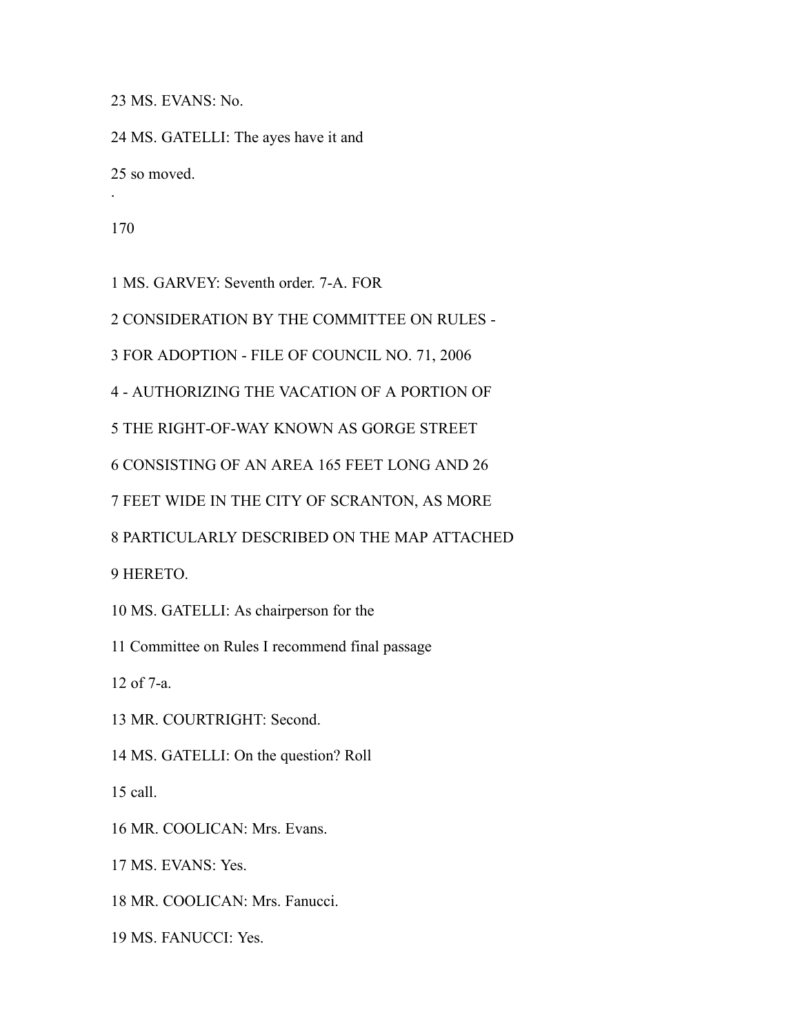23 MS. EVANS: No.

24 MS. GATELLI: The ayes have it and

25 so moved.

.

1 MS. GARVEY: Seventh order. 7-A. FOR

2 CONSIDERATION BY THE COMMITTEE ON RULES -

3 FOR ADOPTION - FILE OF COUNCIL NO. 71, 2006

4 - AUTHORIZING THE VACATION OF A PORTION OF

5 THE RIGHT-OF-WAY KNOWN AS GORGE STREET

6 CONSISTING OF AN AREA 165 FEET LONG AND 26

7 FEET WIDE IN THE CITY OF SCRANTON, AS MORE

8 PARTICULARLY DESCRIBED ON THE MAP ATTACHED

9 HERETO.

10 MS. GATELLI: As chairperson for the

11 Committee on Rules I recommend final passage

12 of 7-a.

13 MR. COURTRIGHT: Second.

14 MS. GATELLI: On the question? Roll

15 call.

16 MR. COOLICAN: Mrs. Evans.

17 MS. EVANS: Yes.

18 MR. COOLICAN: Mrs. Fanucci.

19 MS. FANUCCI: Yes.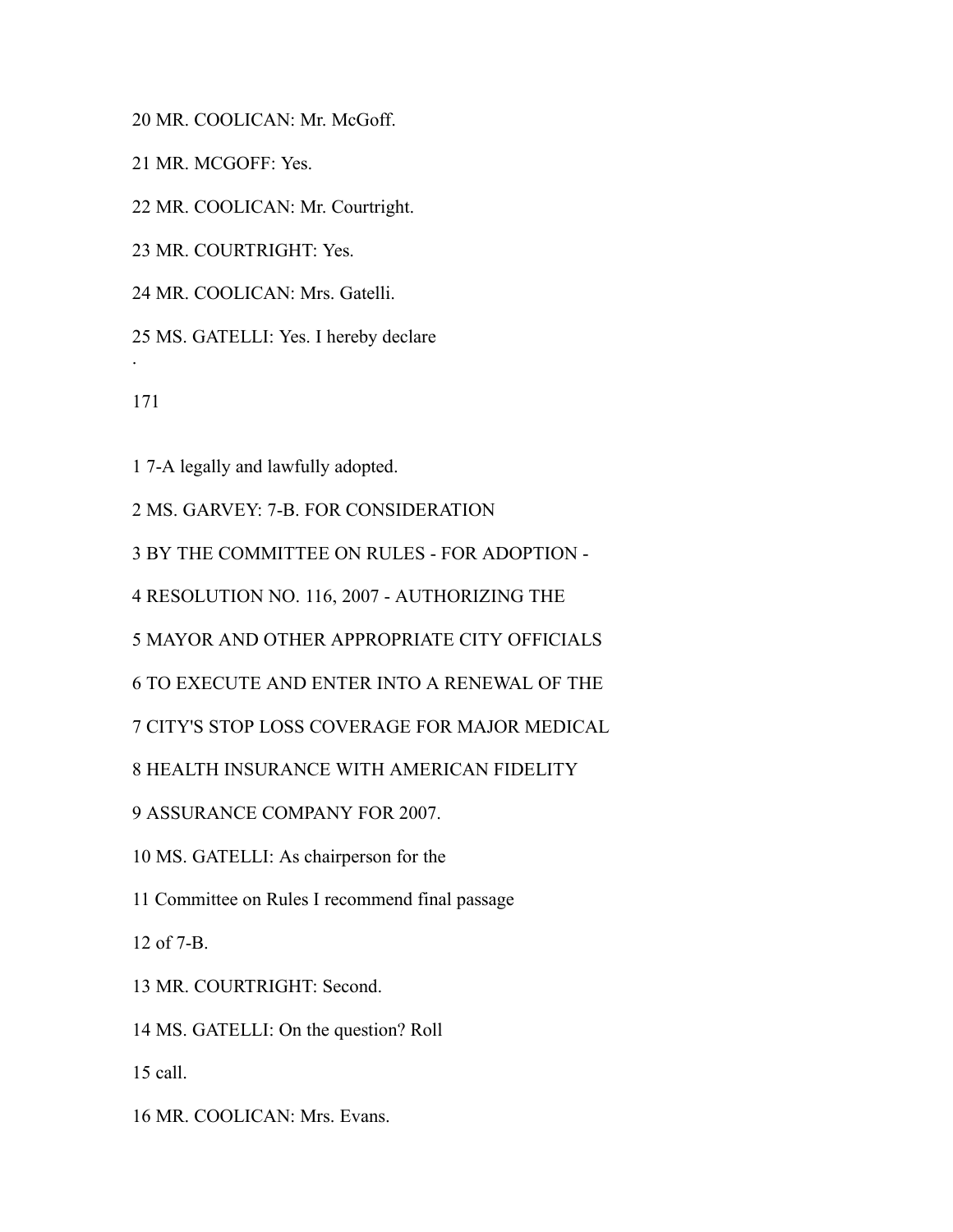20 MR. COOLICAN: Mr. McGoff.

21 MR. MCGOFF: Yes.

22 MR. COOLICAN: Mr. Courtright.

23 MR. COURTRIGHT: Yes.

24 MR. COOLICAN: Mrs. Gatelli.

25 MS. GATELLI: Yes. I hereby declare

.

171

1 7-A legally and lawfully adopted.

2 MS. GARVEY: 7-B. FOR CONSIDERATION

3 BY THE COMMITTEE ON RULES - FOR ADOPTION -

4 RESOLUTION NO. 116, 2007 - AUTHORIZING THE

5 MAYOR AND OTHER APPROPRIATE CITY OFFICIALS

6 TO EXECUTE AND ENTER INTO A RENEWAL OF THE

7 CITY'S STOP LOSS COVERAGE FOR MAJOR MEDICAL

8 HEALTH INSURANCE WITH AMERICAN FIDELITY

9 ASSURANCE COMPANY FOR 2007.

10 MS. GATELLI: As chairperson for the

11 Committee on Rules I recommend final passage

12 of 7-B.

13 MR. COURTRIGHT: Second.

14 MS. GATELLI: On the question? Roll

15 call.

16 MR. COOLICAN: Mrs. Evans.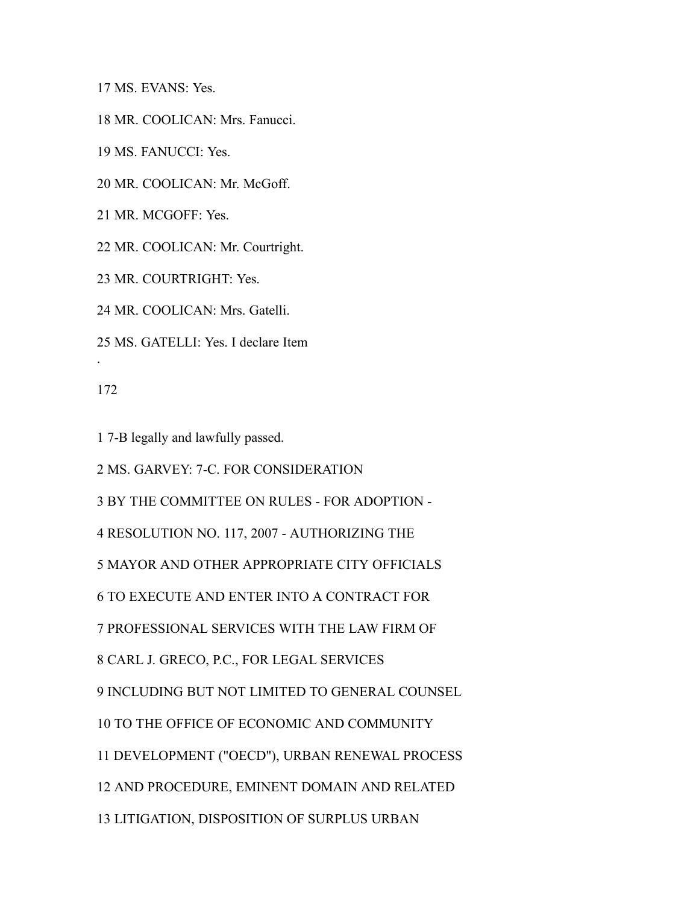17 MS. EVANS: Yes.

18 MR. COOLICAN: Mrs. Fanucci.

19 MS. FANUCCI: Yes.

20 MR. COOLICAN: Mr. McGoff.

21 MR. MCGOFF: Yes.

22 MR. COOLICAN: Mr. Courtright.

23 MR. COURTRIGHT: Yes.

24 MR. COOLICAN: Mrs. Gatelli.

25 MS. GATELLI: Yes. I declare Item

1 7-B legally and lawfully passed.

2 MS. GARVEY: 7-C. FOR CONSIDERATION

3 BY THE COMMITTEE ON RULES - FOR ADOPTION -

4 RESOLUTION NO. 117, 2007 - AUTHORIZING THE

5 MAYOR AND OTHER APPROPRIATE CITY OFFICIALS

6 TO EXECUTE AND ENTER INTO A CONTRACT FOR

7 PROFESSIONAL SERVICES WITH THE LAW FIRM OF

8 CARL J. GRECO, P.C., FOR LEGAL SERVICES

9 INCLUDING BUT NOT LIMITED TO GENERAL COUNSEL

10 TO THE OFFICE OF ECONOMIC AND COMMUNITY

11 DEVELOPMENT ("OECD"), URBAN RENEWAL PROCESS

12 AND PROCEDURE, EMINENT DOMAIN AND RELATED

13 LITIGATION, DISPOSITION OF SURPLUS URBAN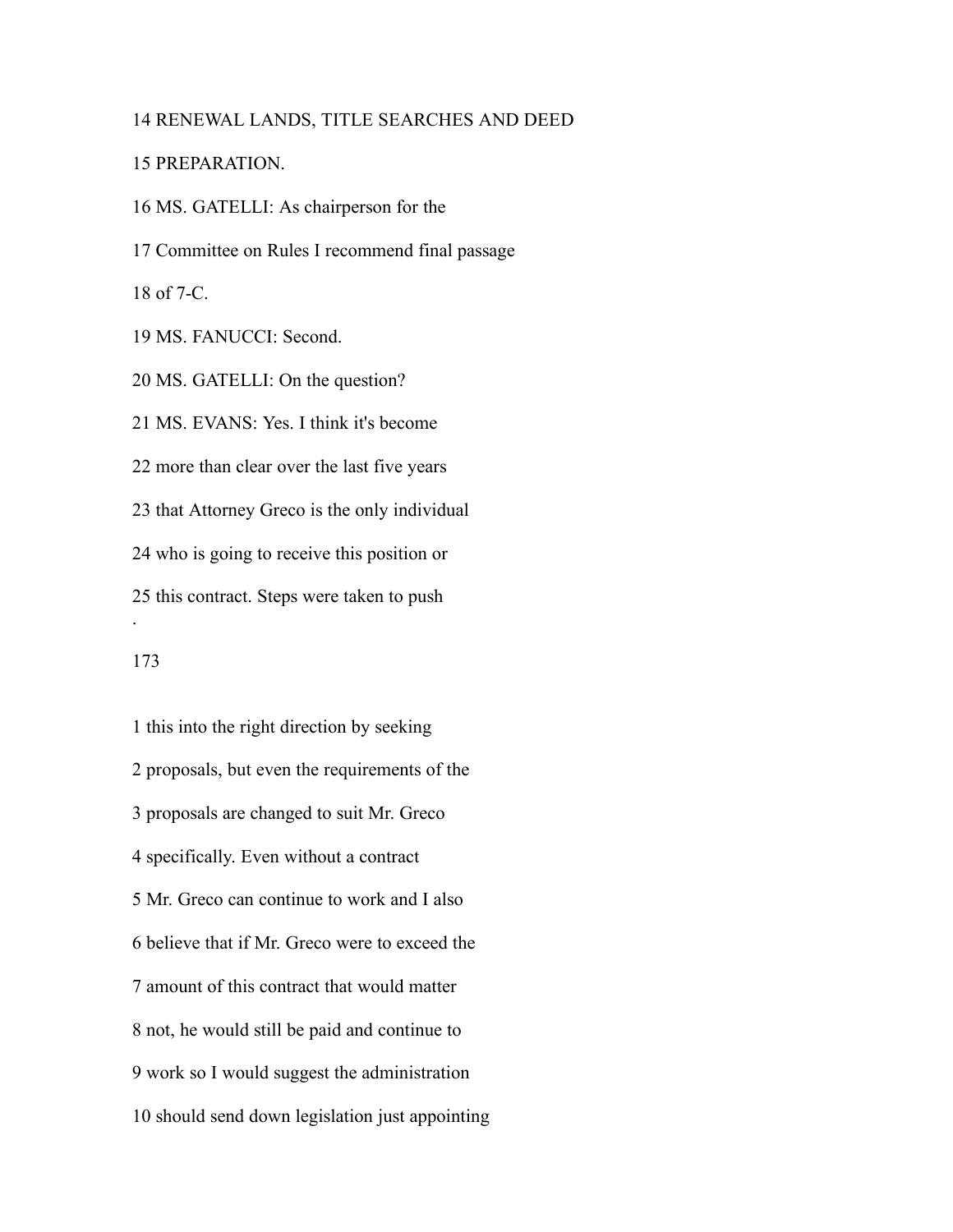14 RENEWAL LANDS, TITLE SEARCHES AND DEED

15 PREPARATION.

16 MS. GATELLI: As chairperson for the

17 Committee on Rules I recommend final passage

18 of 7-C.

19 MS. FANUCCI: Second.

20 MS. GATELLI: On the question?

21 MS. EVANS: Yes. I think it's become

22 more than clear over the last five years

23 that Attorney Greco is the only individual

24 who is going to receive this position or

25 this contract. Steps were taken to push

1 this into the right direction by seeking

2 proposals, but even the requirements of the

3 proposals are changed to suit Mr. Greco

4 specifically. Even without a contract

5 Mr. Greco can continue to work and I also

6 believe that if Mr. Greco were to exceed the

7 amount of this contract that would matter

8 not, he would still be paid and continue to

9 work so I would suggest the administration

10 should send down legislation just appointing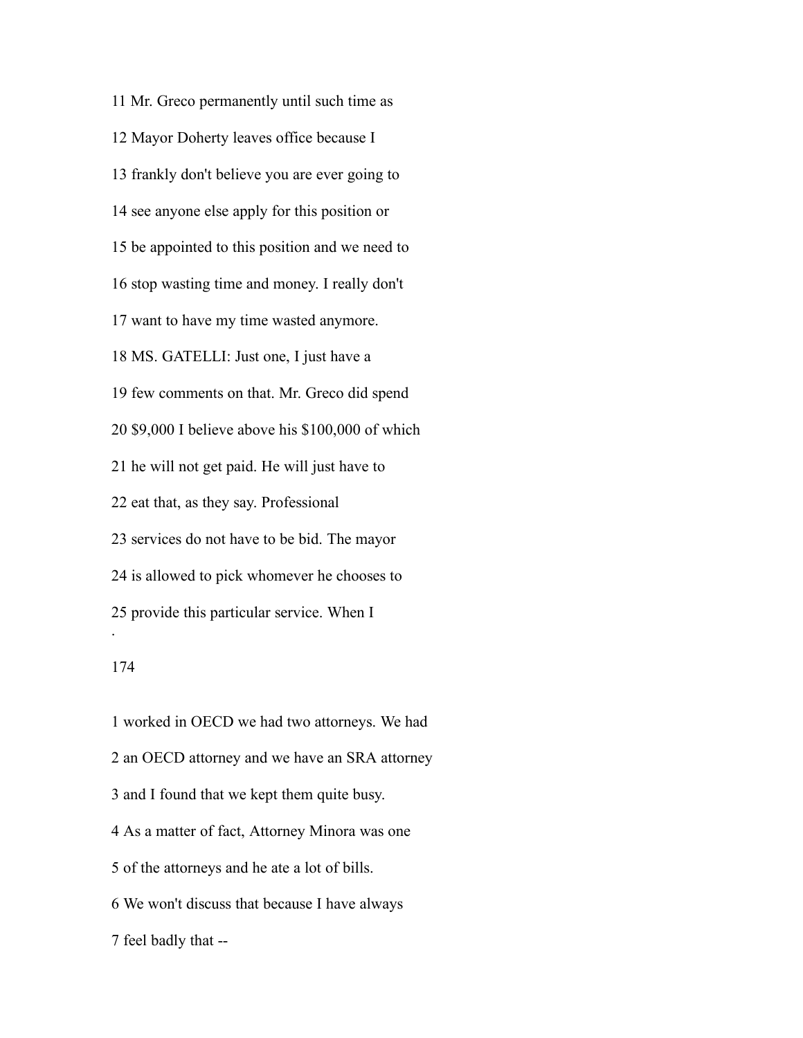11 Mr. Greco permanently until such time as

12 Mayor Doherty leaves office because I

13 frankly don't believe you are ever going to

14 see anyone else apply for this position or

15 be appointed to this position and we need to

16 stop wasting time and money. I really don't

17 want to have my time wasted anymore.

18 MS. GATELLI: Just one, I just have a

19 few comments on that. Mr. Greco did spend

20 $9,000 I believe above his $100,000 of which

21 he will not get paid. He will just have to

22 eat that, as they say. Professional

23 services do not have to be bid. The mayor

24 is allowed to pick whomever he chooses to

25 provide this particular service. When I

1 worked in OECD we had two attorneys. We had

2 an OECD attorney and we have an SRA attorney

3 and I found that we kept them quite busy.

4 As a matter of fact, Attorney Minora was one

5 of the attorneys and he ate a lot of bills.

6 We won't discuss that because I have always

7 feel badly that --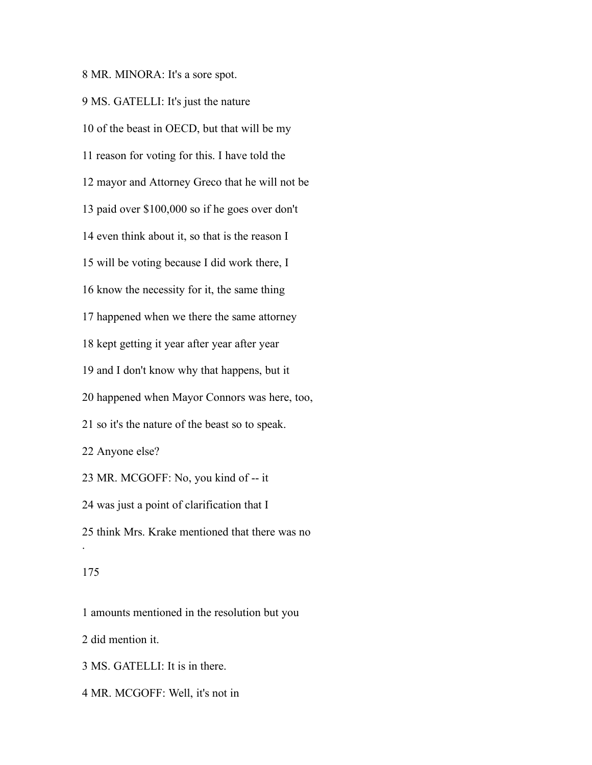8 MR. MINORA: It's a sore spot.

9 MS. GATELLI: It's just the nature

10 of the beast in OECD, but that will be my

11 reason for voting for this. I have told the

12 mayor and Attorney Greco that he will not be

13 paid over $100,000 so if he goes over don't

14 even think about it, so that is the reason I

15 will be voting because I did work there, I

16 know the necessity for it, the same thing

17 happened when we there the same attorney

18 kept getting it year after year after year

19 and I don't know why that happens, but it

20 happened when Mayor Connors was here, too,

21 so it's the nature of the beast so to speak.

22 Anyone else?

23 MR. MCGOFF: No, you kind of -- it

24 was just a point of clarification that I

25 think Mrs. Krake mentioned that there was no

1 amounts mentioned in the resolution but you

2 did mention it.

3 MS. GATELLI: It is in there.

4 MR. MCGOFF: Well, it's not in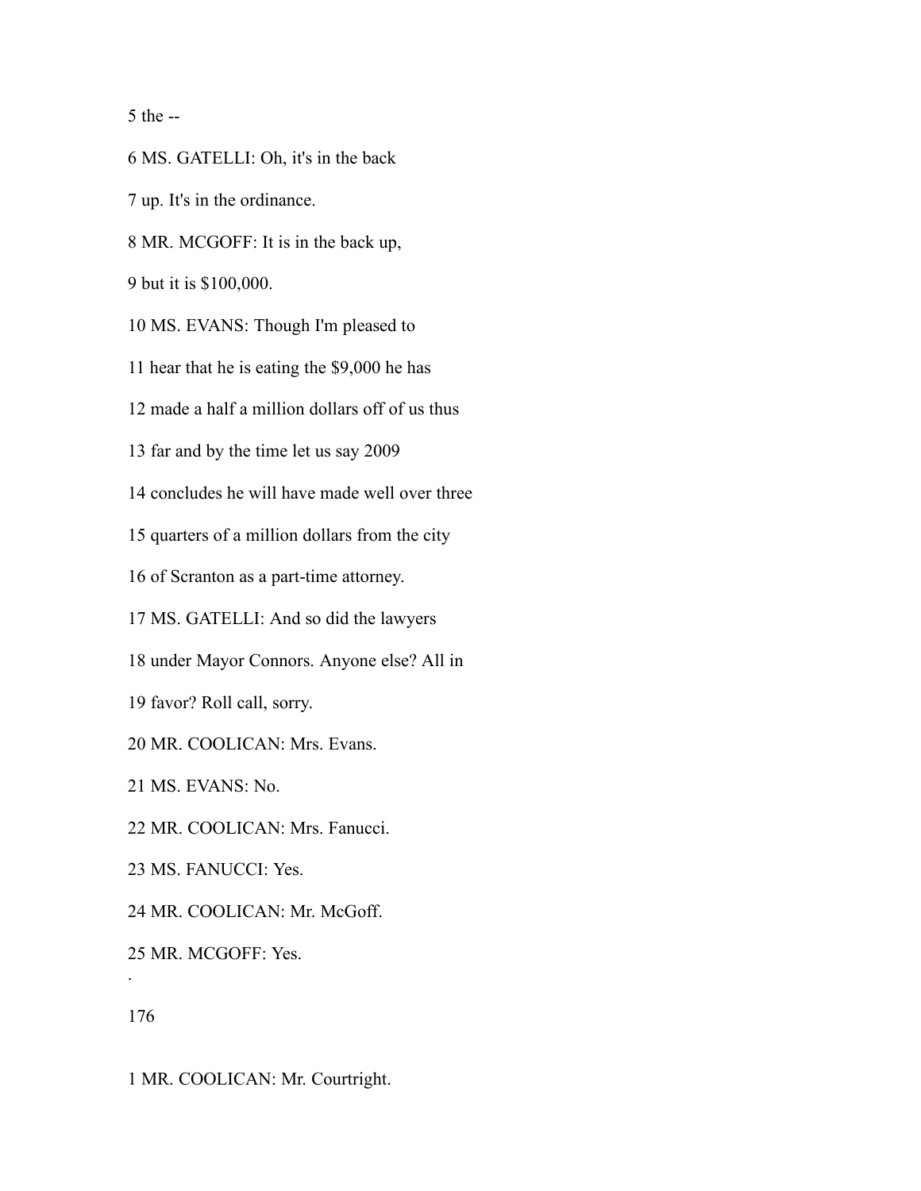5 the --

6 MS. GATELLI: Oh, it's in the back

7 up. It's in the ordinance.

8 MR. MCGOFF: It is in the back up,

9 but it is $100,000.

10 MS. EVANS: Though I'm pleased to

11 hear that he is eating the $9,000 he has

12 made a half a million dollars off of us thus

13 far and by the time let us say 2009

14 concludes he will have made well over three

15 quarters of a million dollars from the city

16 of Scranton as a part-time attorney.

17 MS. GATELLI: And so did the lawyers

18 under Mayor Connors. Anyone else? All in

19 favor? Roll call, sorry.

20 MR. COOLICAN: Mrs. Evans.

21 MS. EVANS: No.

22 MR. COOLICAN: Mrs. Fanucci.

23 MS. FANUCCI: Yes.

24 MR. COOLICAN: Mr. McGoff.

25 MR. MCGOFF: Yes.

.

176

1 MR. COOLICAN: Mr. Courtright.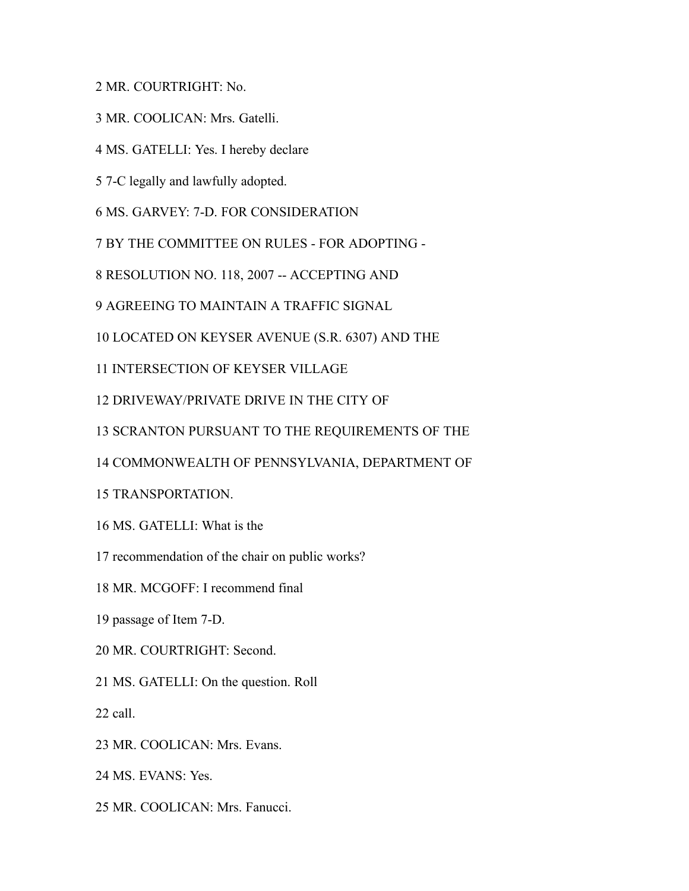2 MR. COURTRIGHT: No.

3 MR. COOLICAN: Mrs. Gatelli.

4 MS. GATELLI: Yes. I hereby declare

5 7-C legally and lawfully adopted.

6 MS. GARVEY: 7-D. FOR CONSIDERATION

7 BY THE COMMITTEE ON RULES - FOR ADOPTING -

8 RESOLUTION NO. 118, 2007 -- ACCEPTING AND

9 AGREEING TO MAINTAIN A TRAFFIC SIGNAL

10 LOCATED ON KEYSER AVENUE (S.R. 6307) AND THE

11 INTERSECTION OF KEYSER VILLAGE

12 DRIVEWAY/PRIVATE DRIVE IN THE CITY OF

13 SCRANTON PURSUANT TO THE REQUIREMENTS OF THE

14 COMMONWEALTH OF PENNSYLVANIA, DEPARTMENT OF

15 TRANSPORTATION.

16 MS. GATELLI: What is the

17 recommendation of the chair on public works?

18 MR. MCGOFF: I recommend final

19 passage of Item 7-D.

20 MR. COURTRIGHT: Second.

21 MS. GATELLI: On the question. Roll

22 call.

23 MR. COOLICAN: Mrs. Evans.

24 MS. EVANS: Yes.

25 MR. COOLICAN: Mrs. Fanucci.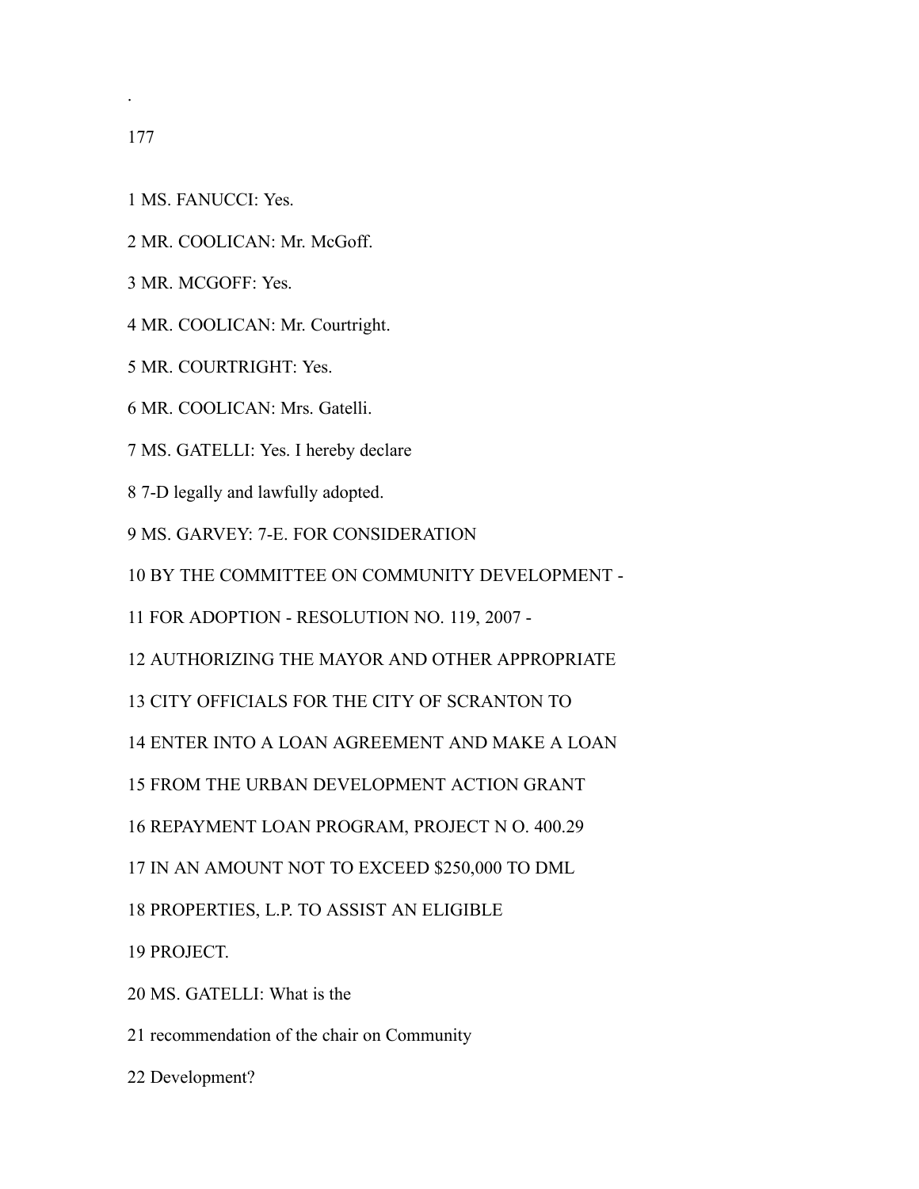1 MS. FANUCCI: Yes.

2 MR. COOLICAN: Mr. McGoff.

3 MR. MCGOFF: Yes.

4 MR. COOLICAN: Mr. Courtright.

5 MR. COURTRIGHT: Yes.

6 MR. COOLICAN: Mrs. Gatelli.

7 MS. GATELLI: Yes. I hereby declare

8 7-D legally and lawfully adopted.

9 MS. GARVEY: 7-E. FOR CONSIDERATION

10 BY THE COMMITTEE ON COMMUNITY DEVELOPMENT -

11 FOR ADOPTION - RESOLUTION NO. 119, 2007 -

12 AUTHORIZING THE MAYOR AND OTHER APPROPRIATE

13 CITY OFFICIALS FOR THE CITY OF SCRANTON TO

14 ENTER INTO A LOAN AGREEMENT AND MAKE A LOAN

15 FROM THE URBAN DEVELOPMENT ACTION GRANT

16 REPAYMENT LOAN PROGRAM, PROJECT N O. 400.29

17 IN AN AMOUNT NOT TO EXCEED $250,000 TO DML

18 PROPERTIES, L.P. TO ASSIST AN ELIGIBLE

19 PROJECT.

20 MS. GATELLI: What is the

21 recommendation of the chair on Community

22 Development?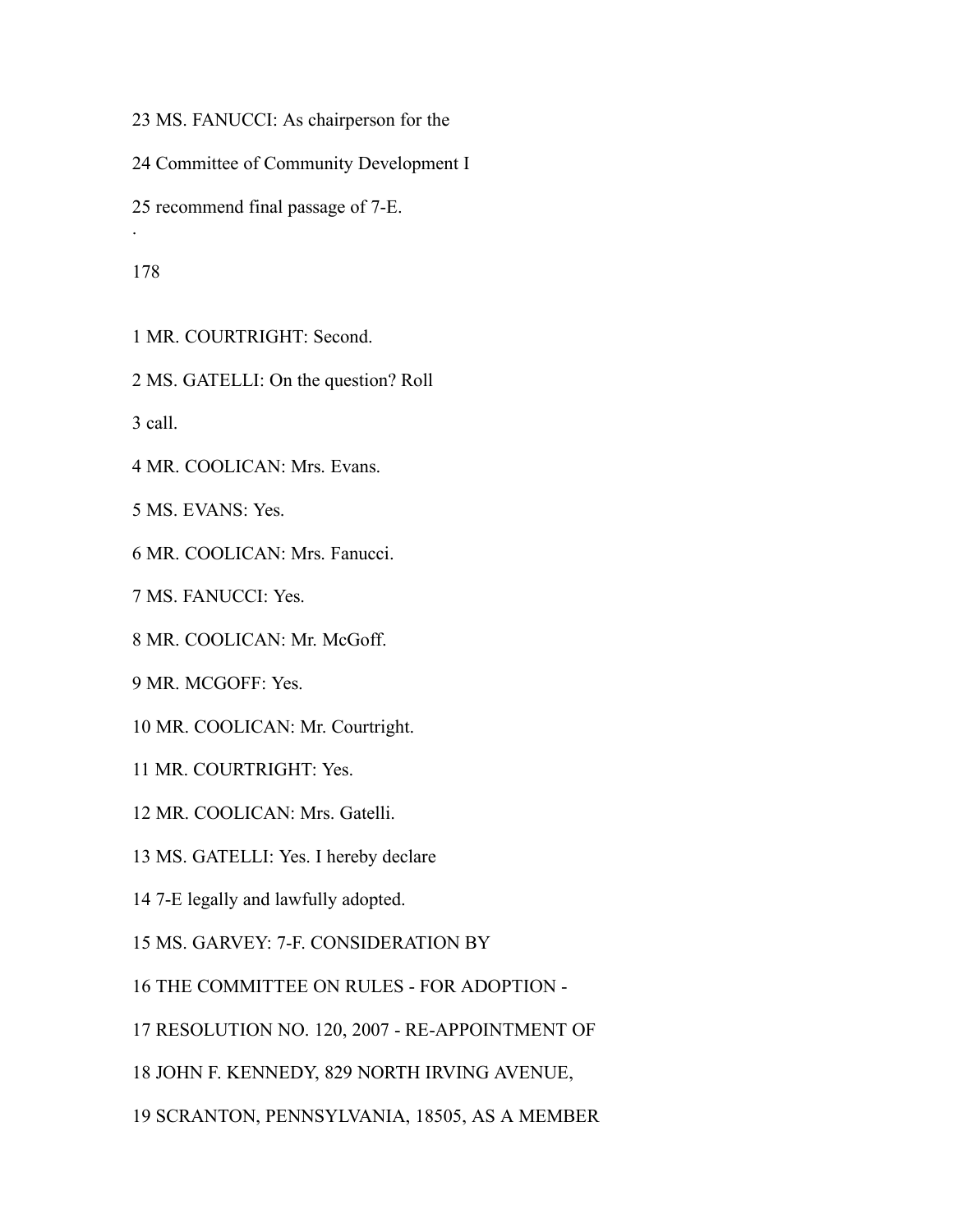23 MS. FANUCCI: As chairperson for the

24 Committee of Community Development I

25 recommend final passage of 7-E.

1 MR. COURTRIGHT: Second.

2 MS. GATELLI: On the question? Roll

3 call.

4 MR. COOLICAN: Mrs. Evans.

5 MS. EVANS: Yes.

6 MR. COOLICAN: Mrs. Fanucci.

7 MS. FANUCCI: Yes.

8 MR. COOLICAN: Mr. McGoff.

9 MR. MCGOFF: Yes.

10 MR. COOLICAN: Mr. Courtright.

11 MR. COURTRIGHT: Yes.

12 MR. COOLICAN: Mrs. Gatelli.

13 MS. GATELLI: Yes. I hereby declare

14 7-E legally and lawfully adopted.

15 MS. GARVEY: 7-F. CONSIDERATION BY

16 THE COMMITTEE ON RULES - FOR ADOPTION -

17 RESOLUTION NO. 120, 2007 - RE-APPOINTMENT OF

18 JOHN F. KENNEDY, 829 NORTH IRVING AVENUE,

19 SCRANTON, PENNSYLVANIA, 18505, AS A MEMBER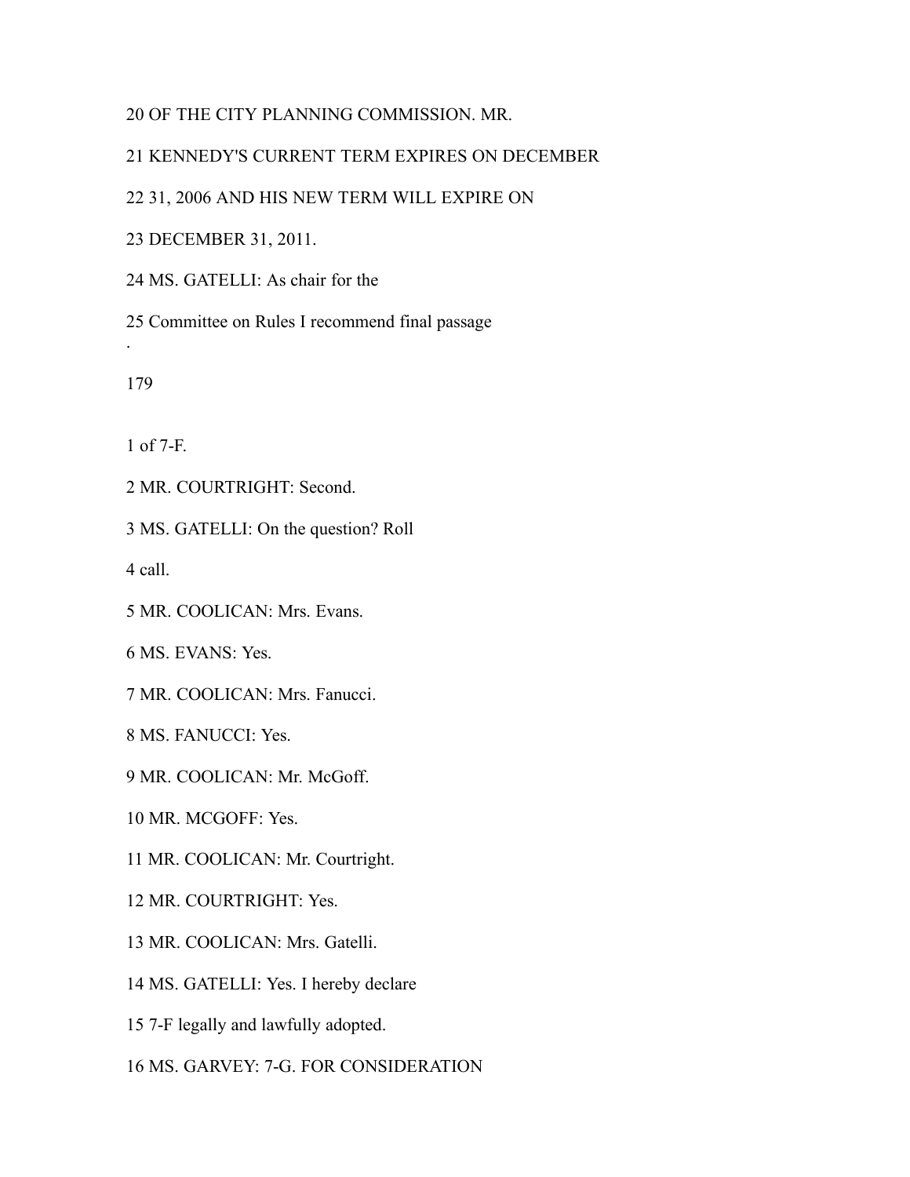20 OF THE CITY PLANNING COMMISSION. MR.

21 KENNEDY'S CURRENT TERM EXPIRES ON DECEMBER

22 31, 2006 AND HIS NEW TERM WILL EXPIRE ON

23 DECEMBER 31, 2011.

24 MS. GATELLI: As chair for the

25 Committee on Rules I recommend final passage

179

1 of 7-F.

2 MR. COURTRIGHT: Second.

3 MS. GATELLI: On the question? Roll

4 call.

5 MR. COOLICAN: Mrs. Evans.

6 MS. EVANS: Yes.

7 MR. COOLICAN: Mrs. Fanucci.

8 MS. FANUCCI: Yes.

9 MR. COOLICAN: Mr. McGoff.

10 MR. MCGOFF: Yes.

11 MR. COOLICAN: Mr. Courtright.

12 MR. COURTRIGHT: Yes.

13 MR. COOLICAN: Mrs. Gatelli.

14 MS. GATELLI: Yes. I hereby declare

15 7-F legally and lawfully adopted.

16 MS. GARVEY: 7-G. FOR CONSIDERATION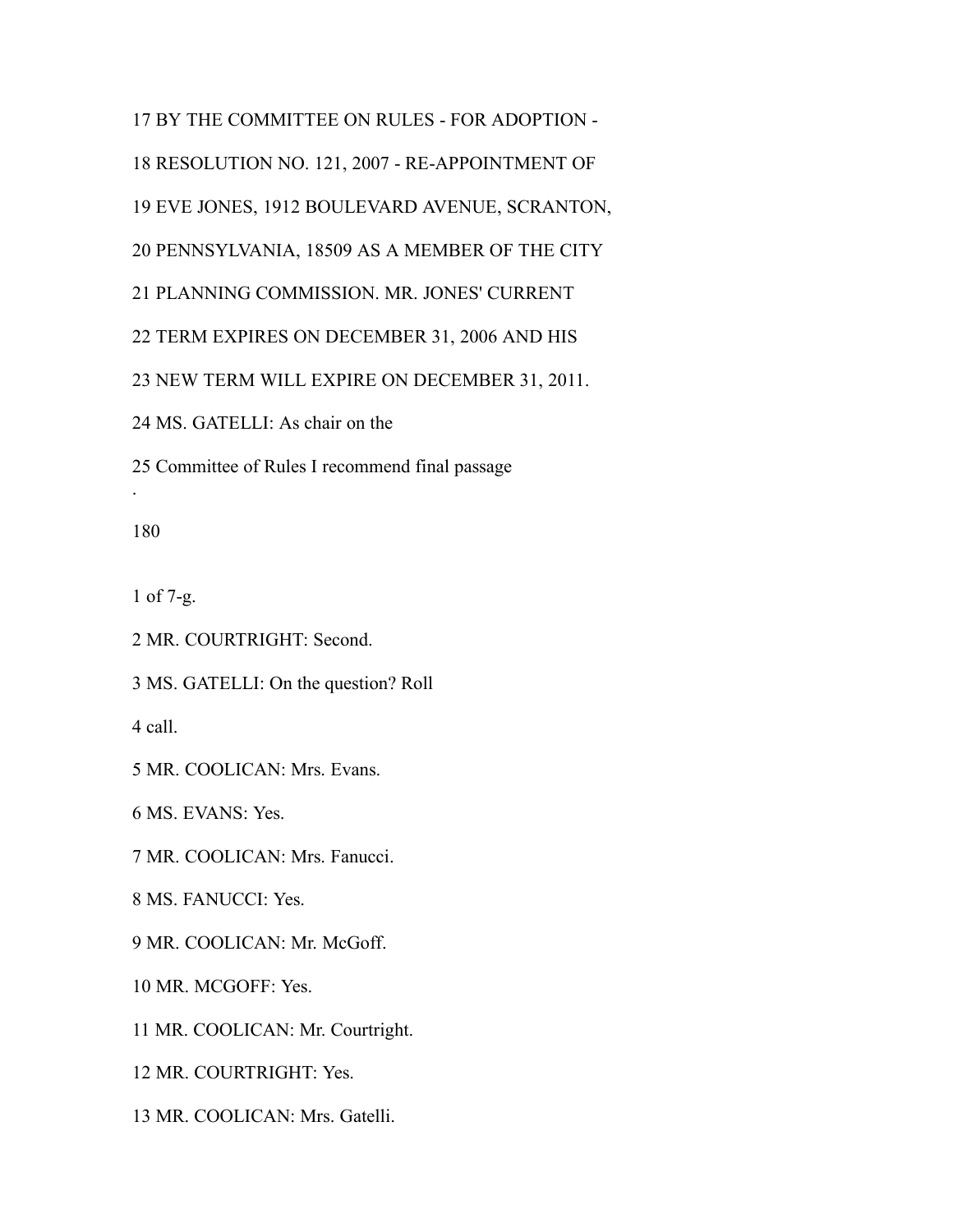17 BY THE COMMITTEE ON RULES - FOR ADOPTION -

18 RESOLUTION NO. 121, 2007 - RE-APPOINTMENT OF

19 EVE JONES, 1912 BOULEVARD AVENUE, SCRANTON,

20 PENNSYLVANIA, 18509 AS A MEMBER OF THE CITY

21 PLANNING COMMISSION. MR. JONES' CURRENT

22 TERM EXPIRES ON DECEMBER 31, 2006 AND HIS

23 NEW TERM WILL EXPIRE ON DECEMBER 31, 2011.

24 MS. GATELLI: As chair on the

25 Committee of Rules I recommend final passage

1 of 7-g.

2 MR. COURTRIGHT: Second.

3 MS. GATELLI: On the question? Roll

4 call.

5 MR. COOLICAN: Mrs. Evans.

6 MS. EVANS: Yes.

7 MR. COOLICAN: Mrs. Fanucci.

8 MS. FANUCCI: Yes.

9 MR. COOLICAN: Mr. McGoff.

10 MR. MCGOFF: Yes.

11 MR. COOLICAN: Mr. Courtright.

12 MR. COURTRIGHT: Yes.

13 MR. COOLICAN: Mrs. Gatelli.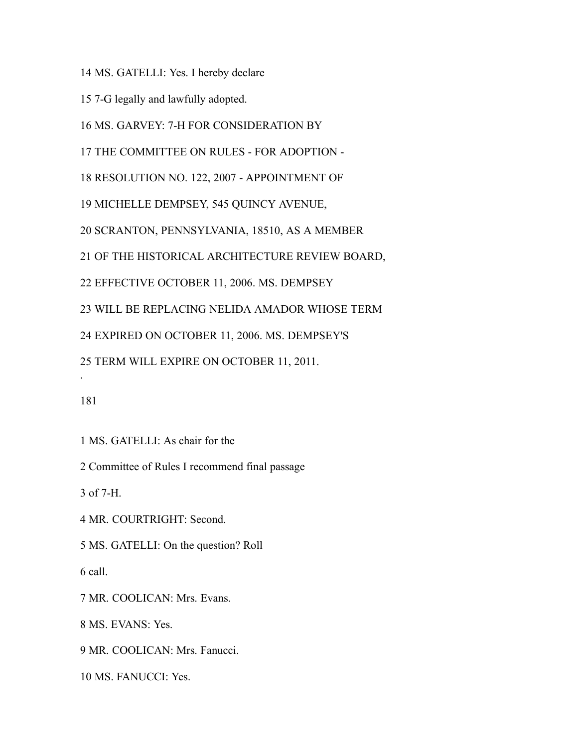14 MS. GATELLI: Yes. I hereby declare

15 7-G legally and lawfully adopted.

16 MS. GARVEY: 7-H FOR CONSIDERATION BY

17 THE COMMITTEE ON RULES - FOR ADOPTION -

18 RESOLUTION NO. 122, 2007 - APPOINTMENT OF

19 MICHELLE DEMPSEY, 545 QUINCY AVENUE,

20 SCRANTON, PENNSYLVANIA, 18510, AS A MEMBER

21 OF THE HISTORICAL ARCHITECTURE REVIEW BOARD,

22 EFFECTIVE OCTOBER 11, 2006. MS. DEMPSEY

23 WILL BE REPLACING NELIDA AMADOR WHOSE TERM

24 EXPIRED ON OCTOBER 11, 2006. MS. DEMPSEY'S

25 TERM WILL EXPIRE ON OCTOBER 11, 2011.

1 MS. GATELLI: As chair for the

2 Committee of Rules I recommend final passage

3 of 7-H.

4 MR. COURTRIGHT: Second.

5 MS. GATELLI: On the question? Roll

6 call.

7 MR. COOLICAN: Mrs. Evans.

8 MS. EVANS: Yes.

9 MR. COOLICAN: Mrs. Fanucci.

10 MS. FANUCCI: Yes.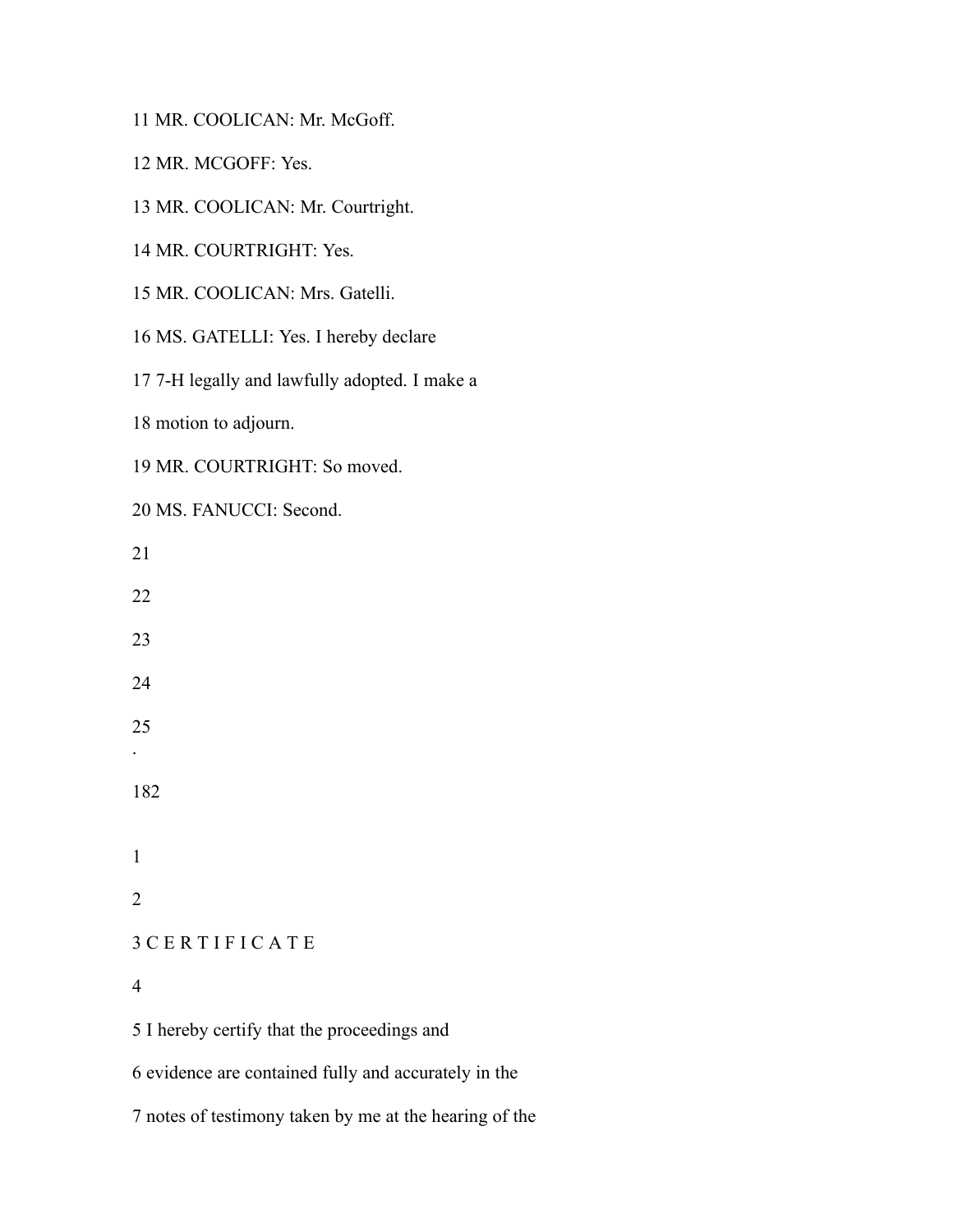11 MR. COOLICAN: Mr. McGoff.

12 MR. MCGOFF: Yes.

13 MR. COOLICAN: Mr. Courtright.

14 MR. COURTRIGHT: Yes.

15 MR. COOLICAN: Mrs. Gatelli.

16 MS. GATELLI: Yes. I hereby declare

17 7-H legally and lawfully adopted. I make a

18 motion to adjourn.

19 MR. COURTRIGHT: So moved.

20 MS. FANUCCI: Second.

21

22

23

24

25

1

2

3 C E R T I F I C A T E

4

5 I hereby certify that the proceedings and

6 evidence are contained fully and accurately in the

7 notes of testimony taken by me at the hearing of the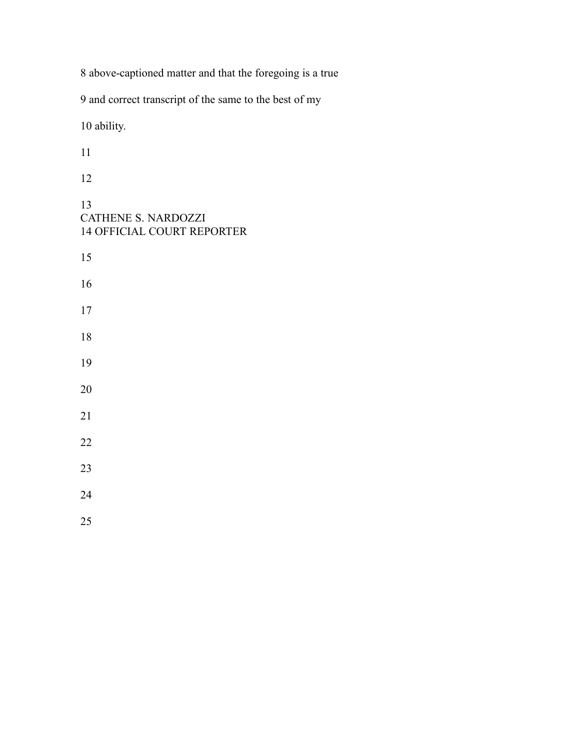8 above-captioned matter and that the foregoing is a true

9 and correct transcript of the same to the best of my

10 ability.

11

12

13
CATHENE S. NARDOZZI
14 OFFICIAL COURT REPORTER

15

16

17

18

19

20

21

22

23

24

25